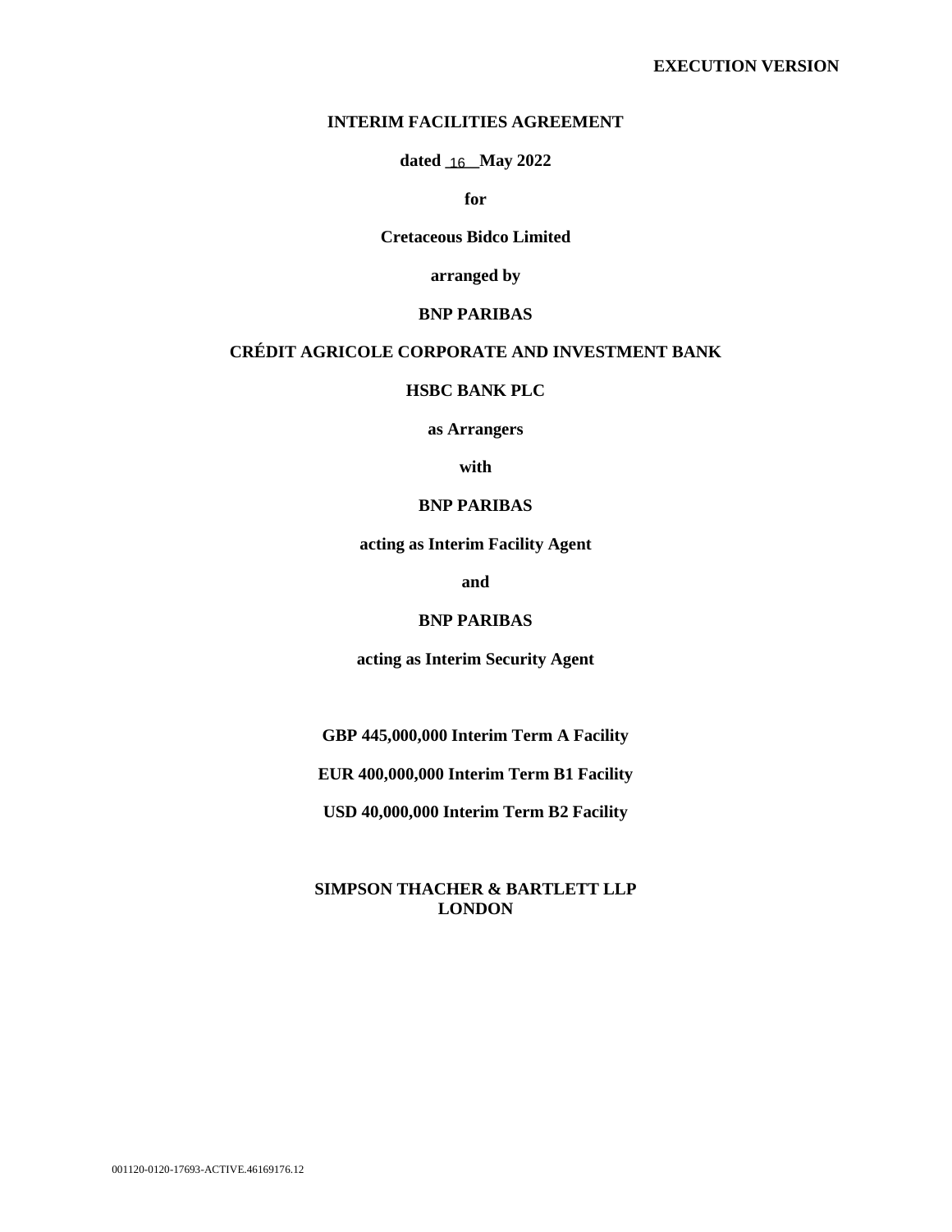**EXECUTION VERSION**

**INTERIM FACILITIES AGREEMENT**

**dated 16 May 2022**

**for**

**Cretaceous Bidco Limited**

**arranged by**

**BNP PARIBAS**

**CRÉDIT AGRICOLE CORPORATE AND INVESTMENT BANK**

**HSBC BANK PLC**

**as Arrangers**

**with**

**BNP PARIBAS**

**acting as Interim Facility Agent**

**and**

**BNP PARIBAS**

**acting as Interim Security Agent**

**GBP 445,000,000 Interim Term A Facility**

**EUR 400,000,000 Interim Term B1 Facility**

**USD 40,000,000 Interim Term B2 Facility**

**SIMPSON THACHER & BARTLETT LLP**
**LONDON**

001120-0120-17693-ACTIVE.46169176.12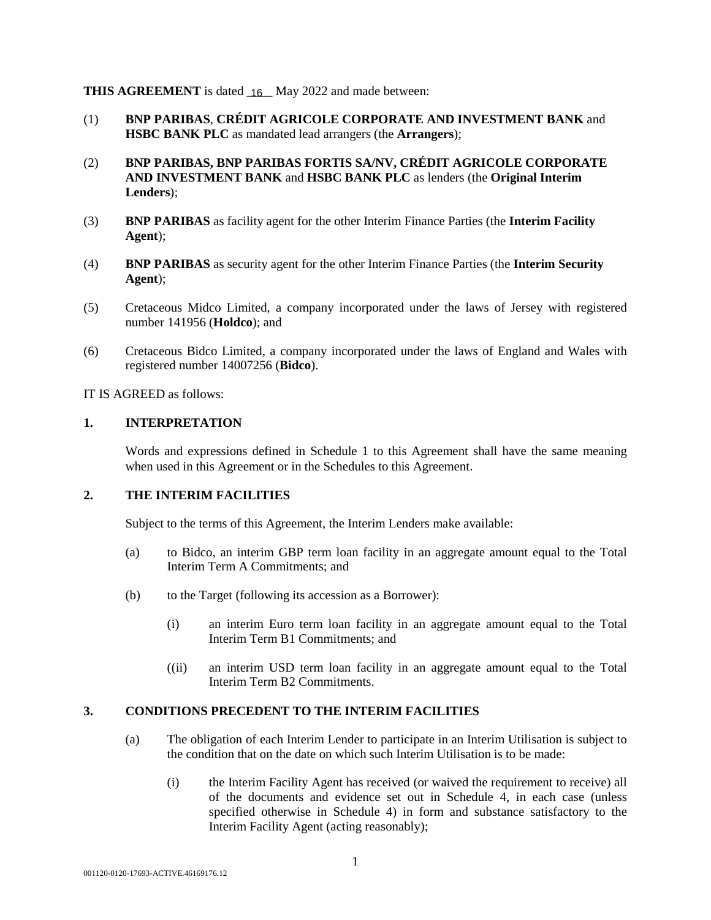**THIS AGREEMENT** is dated 16 May 2022 and made between:

(1) **BNP PARIBAS**, **CRÉDIT AGRICOLE CORPORATE AND INVESTMENT BANK** and **HSBC BANK PLC** as mandated lead arrangers (the **Arrangers**);

(2) **BNP PARIBAS, BNP PARIBAS FORTIS SA/NV, CRÉDIT AGRICOLE CORPORATE AND INVESTMENT BANK** and **HSBC BANK PLC** as lenders (the **Original Interim Lenders**);

(3) **BNP PARIBAS** as facility agent for the other Interim Finance Parties (the **Interim Facility Agent**);

(4) **BNP PARIBAS** as security agent for the other Interim Finance Parties (the **Interim Security Agent**);

(5) Cretaceous Midco Limited, a company incorporated under the laws of Jersey with registered number 141956 (**Holdco**); and

(6) Cretaceous Bidco Limited, a company incorporated under the laws of England and Wales with registered number 14007256 (**Bidco**).

IT IS AGREED as follows:

## 1. INTERPRETATION

Words and expressions defined in Schedule 1 to this Agreement shall have the same meaning when used in this Agreement or in the Schedules to this Agreement.

## 2. THE INTERIM FACILITIES

Subject to the terms of this Agreement, the Interim Lenders make available:

(a) to Bidco, an interim GBP term loan facility in an aggregate amount equal to the Total Interim Term A Commitments; and

(b) to the Target (following its accession as a Borrower):

(i) an interim Euro term loan facility in an aggregate amount equal to the Total Interim Term B1 Commitments; and

((ii) an interim USD term loan facility in an aggregate amount equal to the Total Interim Term B2 Commitments.

## 3. CONDITIONS PRECEDENT TO THE INTERIM FACILITIES

(a) The obligation of each Interim Lender to participate in an Interim Utilisation is subject to the condition that on the date on which such Interim Utilisation is to be made:

(i) the Interim Facility Agent has received (or waived the requirement to receive) all of the documents and evidence set out in Schedule 4, in each case (unless specified otherwise in Schedule 4) in form and substance satisfactory to the Interim Facility Agent (acting reasonably);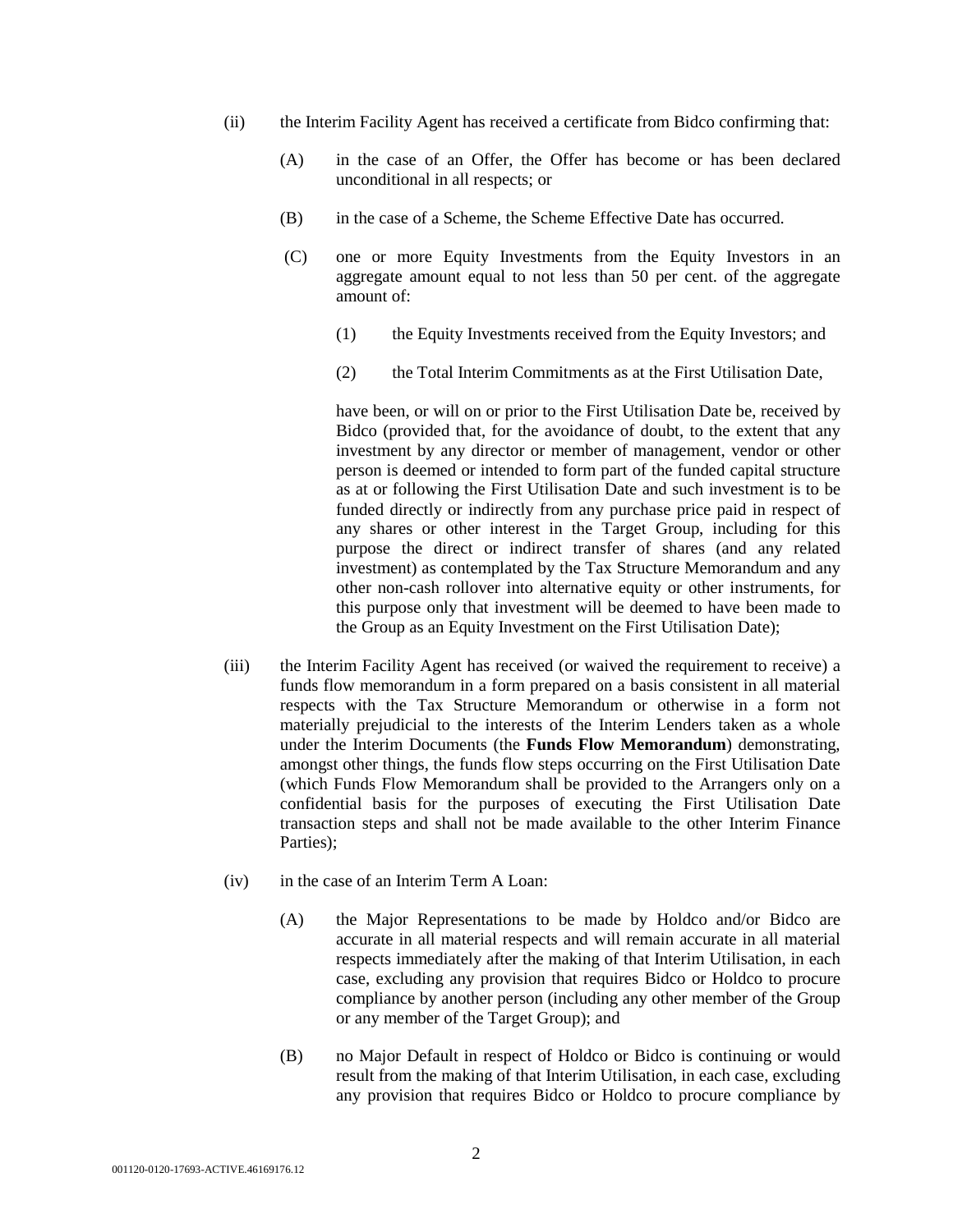(ii) the Interim Facility Agent has received a certificate from Bidco confirming that:

  (A) in the case of an Offer, the Offer has become or has been declared unconditional in all respects; or

  (B) in the case of a Scheme, the Scheme Effective Date has occurred.

  (C) one or more Equity Investments from the Equity Investors in an aggregate amount equal to not less than 50 per cent. of the aggregate amount of:

    (1) the Equity Investments received from the Equity Investors; and

    (2) the Total Interim Commitments as at the First Utilisation Date,

  have been, or will on or prior to the First Utilisation Date be, received by Bidco (provided that, for the avoidance of doubt, to the extent that any investment by any director or member of management, vendor or other person is deemed or intended to form part of the funded capital structure as at or following the First Utilisation Date and such investment is to be funded directly or indirectly from any purchase price paid in respect of any shares or other interest in the Target Group, including for this purpose the direct or indirect transfer of shares (and any related investment) as contemplated by the Tax Structure Memorandum and any other non-cash rollover into alternative equity or other instruments, for this purpose only that investment will be deemed to have been made to the Group as an Equity Investment on the First Utilisation Date);

(iii) the Interim Facility Agent has received (or waived the requirement to receive) a funds flow memorandum in a form prepared on a basis consistent in all material respects with the Tax Structure Memorandum or otherwise in a form not materially prejudicial to the interests of the Interim Lenders taken as a whole under the Interim Documents (the **Funds Flow Memorandum**) demonstrating, amongst other things, the funds flow steps occurring on the First Utilisation Date (which Funds Flow Memorandum shall be provided to the Arrangers only on a confidential basis for the purposes of executing the First Utilisation Date transaction steps and shall not be made available to the other Interim Finance Parties);

(iv) in the case of an Interim Term A Loan:

  (A) the Major Representations to be made by Holdco and/or Bidco are accurate in all material respects and will remain accurate in all material respects immediately after the making of that Interim Utilisation, in each case, excluding any provision that requires Bidco or Holdco to procure compliance by another person (including any other member of the Group or any member of the Target Group); and

  (B) no Major Default in respect of Holdco or Bidco is continuing or would result from the making of that Interim Utilisation, in each case, excluding any provision that requires Bidco or Holdco to procure compliance by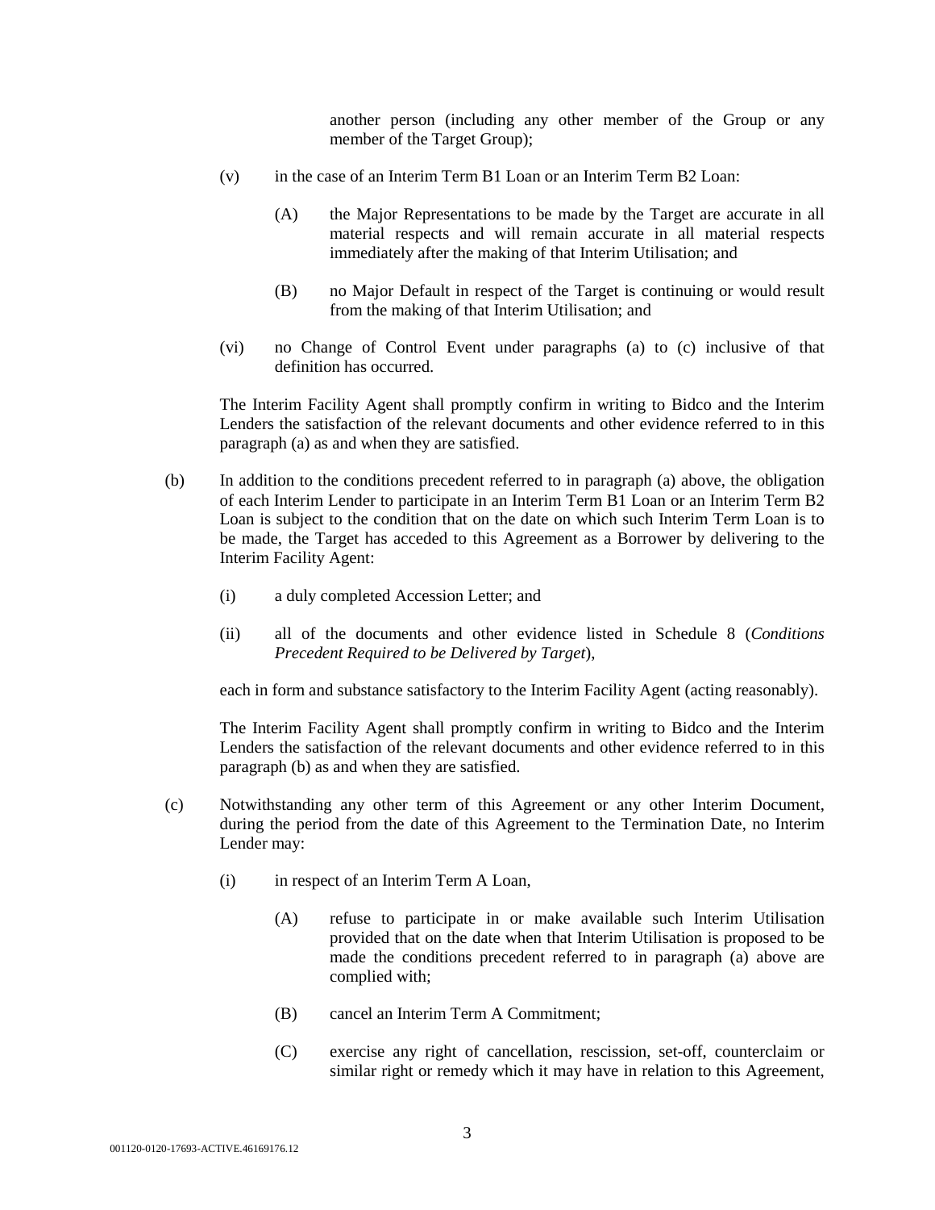another person (including any other member of the Group or any member of the Target Group);

(v) in the case of an Interim Term B1 Loan or an Interim Term B2 Loan:

(A) the Major Representations to be made by the Target are accurate in all material respects and will remain accurate in all material respects immediately after the making of that Interim Utilisation; and

(B) no Major Default in respect of the Target is continuing or would result from the making of that Interim Utilisation; and

(vi) no Change of Control Event under paragraphs (a) to (c) inclusive of that definition has occurred.

The Interim Facility Agent shall promptly confirm in writing to Bidco and the Interim Lenders the satisfaction of the relevant documents and other evidence referred to in this paragraph (a) as and when they are satisfied.

(b) In addition to the conditions precedent referred to in paragraph (a) above, the obligation of each Interim Lender to participate in an Interim Term B1 Loan or an Interim Term B2 Loan is subject to the condition that on the date on which such Interim Term Loan is to be made, the Target has acceded to this Agreement as a Borrower by delivering to the Interim Facility Agent:

(i) a duly completed Accession Letter; and

(ii) all of the documents and other evidence listed in Schedule 8 (*Conditions Precedent Required to be Delivered by Target*),

each in form and substance satisfactory to the Interim Facility Agent (acting reasonably).

The Interim Facility Agent shall promptly confirm in writing to Bidco and the Interim Lenders the satisfaction of the relevant documents and other evidence referred to in this paragraph (b) as and when they are satisfied.

(c) Notwithstanding any other term of this Agreement or any other Interim Document, during the period from the date of this Agreement to the Termination Date, no Interim Lender may:

(i) in respect of an Interim Term A Loan,

(A) refuse to participate in or make available such Interim Utilisation provided that on the date when that Interim Utilisation is proposed to be made the conditions precedent referred to in paragraph (a) above are complied with;

(B) cancel an Interim Term A Commitment;

(C) exercise any right of cancellation, rescission, set-off, counterclaim or similar right or remedy which it may have in relation to this Agreement,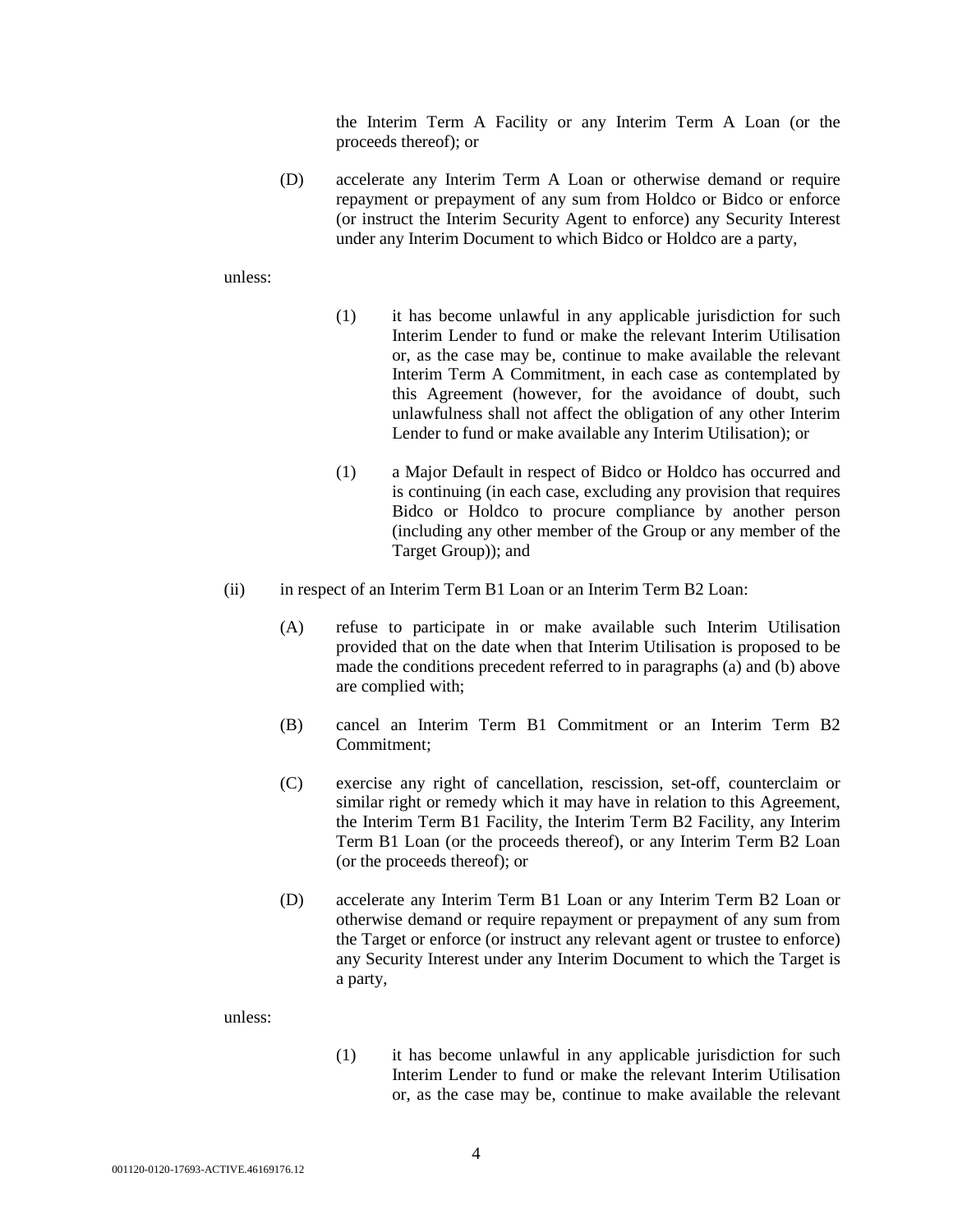the Interim Term A Facility or any Interim Term A Loan (or the proceeds thereof); or

(D) accelerate any Interim Term A Loan or otherwise demand or require repayment or prepayment of any sum from Holdco or Bidco or enforce (or instruct the Interim Security Agent to enforce) any Security Interest under any Interim Document to which Bidco or Holdco are a party,

unless:

(1) it has become unlawful in any applicable jurisdiction for such Interim Lender to fund or make the relevant Interim Utilisation or, as the case may be, continue to make available the relevant Interim Term A Commitment, in each case as contemplated by this Agreement (however, for the avoidance of doubt, such unlawfulness shall not affect the obligation of any other Interim Lender to fund or make available any Interim Utilisation); or

(1) a Major Default in respect of Bidco or Holdco has occurred and is continuing (in each case, excluding any provision that requires Bidco or Holdco to procure compliance by another person (including any other member of the Group or any member of the Target Group)); and

(ii) in respect of an Interim Term B1 Loan or an Interim Term B2 Loan:

(A) refuse to participate in or make available such Interim Utilisation provided that on the date when that Interim Utilisation is proposed to be made the conditions precedent referred to in paragraphs (a) and (b) above are complied with;

(B) cancel an Interim Term B1 Commitment or an Interim Term B2 Commitment;

(C) exercise any right of cancellation, rescission, set-off, counterclaim or similar right or remedy which it may have in relation to this Agreement, the Interim Term B1 Facility, the Interim Term B2 Facility, any Interim Term B1 Loan (or the proceeds thereof), or any Interim Term B2 Loan (or the proceeds thereof); or

(D) accelerate any Interim Term B1 Loan or any Interim Term B2 Loan or otherwise demand or require repayment or prepayment of any sum from the Target or enforce (or instruct any relevant agent or trustee to enforce) any Security Interest under any Interim Document to which the Target is a party,

unless:

(1) it has become unlawful in any applicable jurisdiction for such Interim Lender to fund or make the relevant Interim Utilisation or, as the case may be, continue to make available the relevant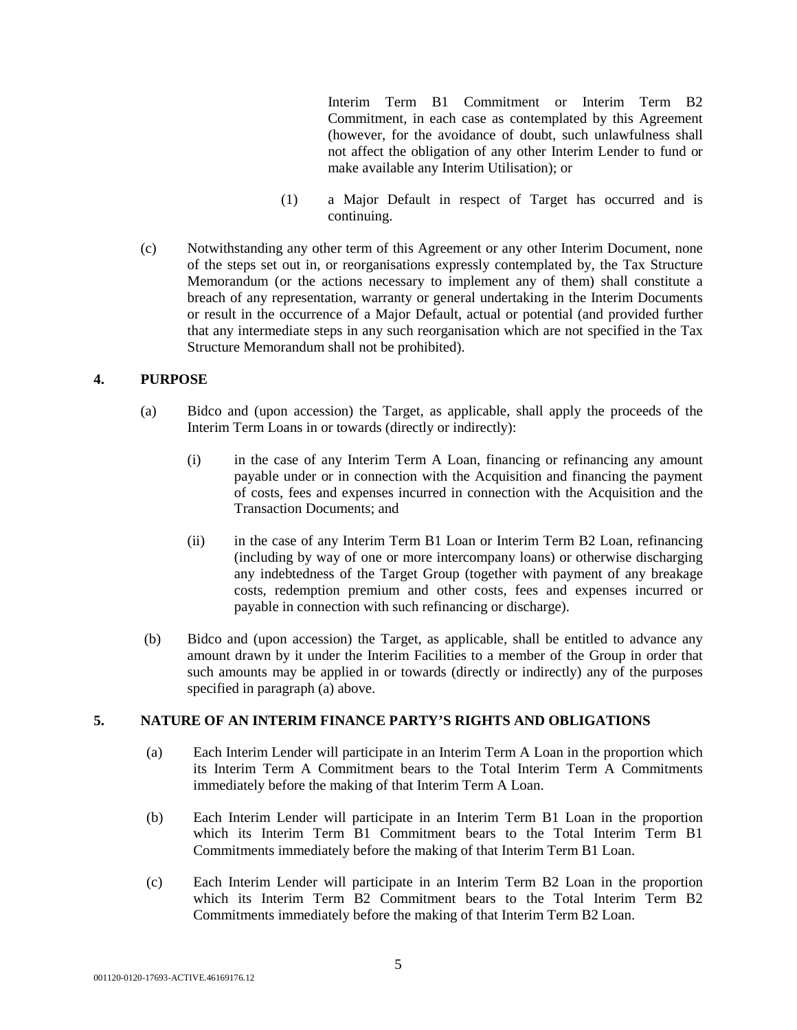Interim Term B1 Commitment or Interim Term B2 Commitment, in each case as contemplated by this Agreement (however, for the avoidance of doubt, such unlawfulness shall not affect the obligation of any other Interim Lender to fund or make available any Interim Utilisation); or

(1) a Major Default in respect of Target has occurred and is continuing.

(c) Notwithstanding any other term of this Agreement or any other Interim Document, none of the steps set out in, or reorganisations expressly contemplated by, the Tax Structure Memorandum (or the actions necessary to implement any of them) shall constitute a breach of any representation, warranty or general undertaking in the Interim Documents or result in the occurrence of a Major Default, actual or potential (and provided further that any intermediate steps in any such reorganisation which are not specified in the Tax Structure Memorandum shall not be prohibited).

## 4. PURPOSE

(a) Bidco and (upon accession) the Target, as applicable, shall apply the proceeds of the Interim Term Loans in or towards (directly or indirectly):

(i) in the case of any Interim Term A Loan, financing or refinancing any amount payable under or in connection with the Acquisition and financing the payment of costs, fees and expenses incurred in connection with the Acquisition and the Transaction Documents; and

(ii) in the case of any Interim Term B1 Loan or Interim Term B2 Loan, refinancing (including by way of one or more intercompany loans) or otherwise discharging any indebtedness of the Target Group (together with payment of any breakage costs, redemption premium and other costs, fees and expenses incurred or payable in connection with such refinancing or discharge).

(b) Bidco and (upon accession) the Target, as applicable, shall be entitled to advance any amount drawn by it under the Interim Facilities to a member of the Group in order that such amounts may be applied in or towards (directly or indirectly) any of the purposes specified in paragraph (a) above.

## 5. NATURE OF AN INTERIM FINANCE PARTY'S RIGHTS AND OBLIGATIONS

(a) Each Interim Lender will participate in an Interim Term A Loan in the proportion which its Interim Term A Commitment bears to the Total Interim Term A Commitments immediately before the making of that Interim Term A Loan.

(b) Each Interim Lender will participate in an Interim Term B1 Loan in the proportion which its Interim Term B1 Commitment bears to the Total Interim Term B1 Commitments immediately before the making of that Interim Term B1 Loan.

(c) Each Interim Lender will participate in an Interim Term B2 Loan in the proportion which its Interim Term B2 Commitment bears to the Total Interim Term B2 Commitments immediately before the making of that Interim Term B2 Loan.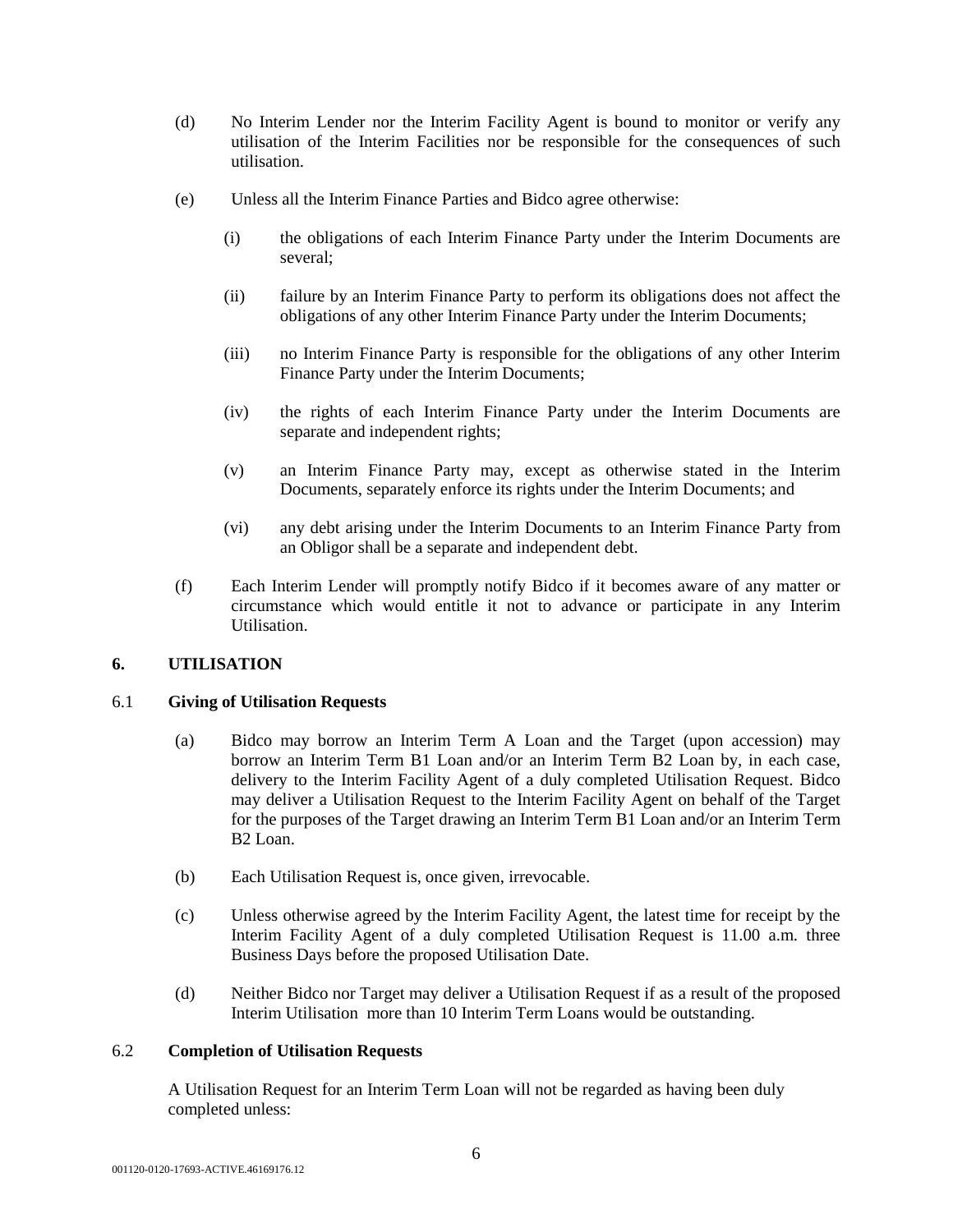(d) No Interim Lender nor the Interim Facility Agent is bound to monitor or verify any utilisation of the Interim Facilities nor be responsible for the consequences of such utilisation.

(e) Unless all the Interim Finance Parties and Bidco agree otherwise:

(i) the obligations of each Interim Finance Party under the Interim Documents are several;

(ii) failure by an Interim Finance Party to perform its obligations does not affect the obligations of any other Interim Finance Party under the Interim Documents;

(iii) no Interim Finance Party is responsible for the obligations of any other Interim Finance Party under the Interim Documents;

(iv) the rights of each Interim Finance Party under the Interim Documents are separate and independent rights;

(v) an Interim Finance Party may, except as otherwise stated in the Interim Documents, separately enforce its rights under the Interim Documents; and

(vi) any debt arising under the Interim Documents to an Interim Finance Party from an Obligor shall be a separate and independent debt.

(f) Each Interim Lender will promptly notify Bidco if it becomes aware of any matter or circumstance which would entitle it not to advance or participate in any Interim Utilisation.

## 6. UTILISATION

### 6.1 Giving of Utilisation Requests

(a) Bidco may borrow an Interim Term A Loan and the Target (upon accession) may borrow an Interim Term B1 Loan and/or an Interim Term B2 Loan by, in each case, delivery to the Interim Facility Agent of a duly completed Utilisation Request. Bidco may deliver a Utilisation Request to the Interim Facility Agent on behalf of the Target for the purposes of the Target drawing an Interim Term B1 Loan and/or an Interim Term B2 Loan.

(b) Each Utilisation Request is, once given, irrevocable.

(c) Unless otherwise agreed by the Interim Facility Agent, the latest time for receipt by the Interim Facility Agent of a duly completed Utilisation Request is 11.00 a.m. three Business Days before the proposed Utilisation Date.

(d) Neither Bidco nor Target may deliver a Utilisation Request if as a result of the proposed Interim Utilisation more than 10 Interim Term Loans would be outstanding.

### 6.2 Completion of Utilisation Requests

A Utilisation Request for an Interim Term Loan will not be regarded as having been duly completed unless: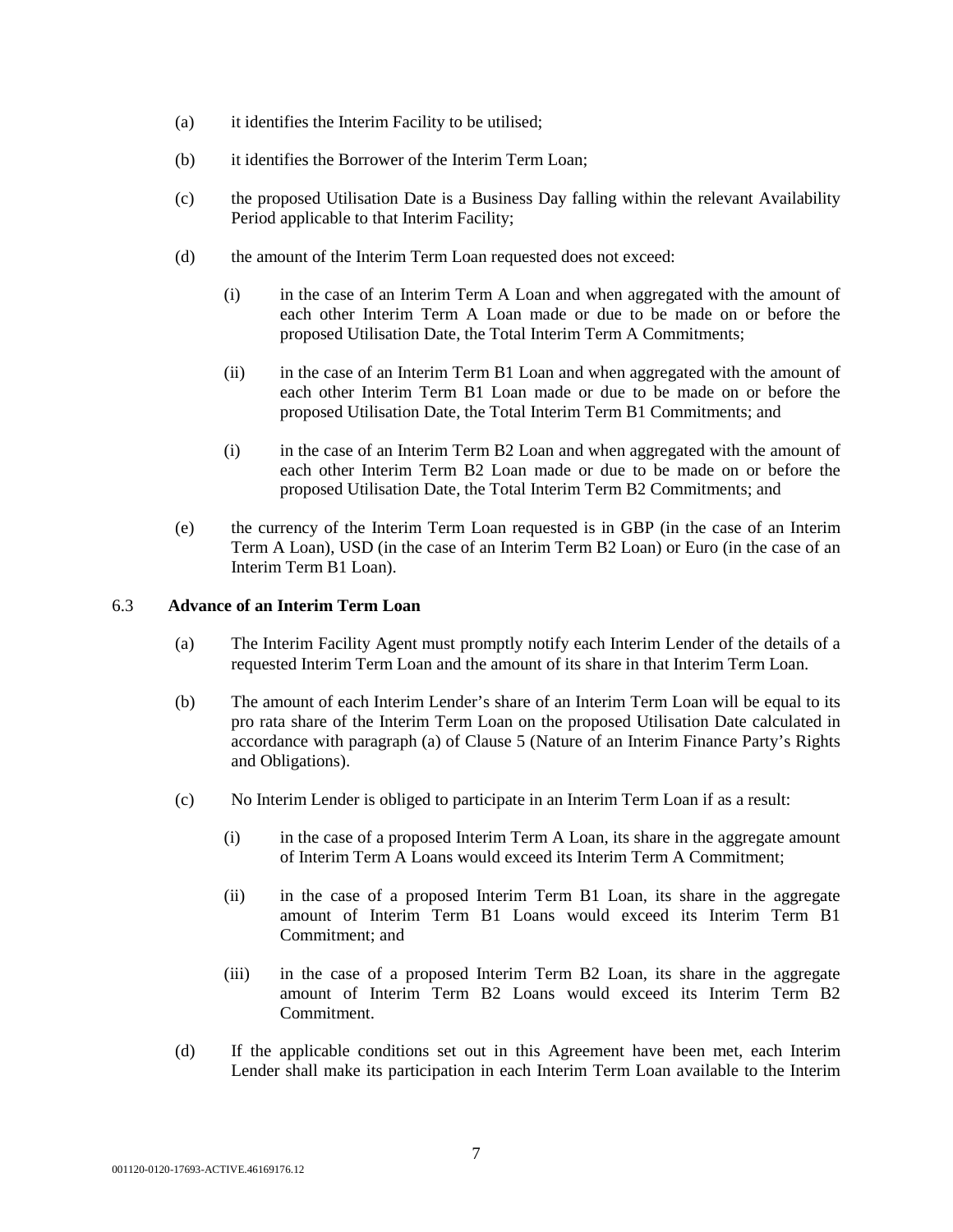(a) it identifies the Interim Facility to be utilised;

(b) it identifies the Borrower of the Interim Term Loan;

(c) the proposed Utilisation Date is a Business Day falling within the relevant Availability Period applicable to that Interim Facility;

(d) the amount of the Interim Term Loan requested does not exceed:

   (i) in the case of an Interim Term A Loan and when aggregated with the amount of each other Interim Term A Loan made or due to be made on or before the proposed Utilisation Date, the Total Interim Term A Commitments;

   (ii) in the case of an Interim Term B1 Loan and when aggregated with the amount of each other Interim Term B1 Loan made or due to be made on or before the proposed Utilisation Date, the Total Interim Term B1 Commitments; and

   (i) in the case of an Interim Term B2 Loan and when aggregated with the amount of each other Interim Term B2 Loan made or due to be made on or before the proposed Utilisation Date, the Total Interim Term B2 Commitments; and

(e) the currency of the Interim Term Loan requested is in GBP (in the case of an Interim Term A Loan), USD (in the case of an Interim Term B2 Loan) or Euro (in the case of an Interim Term B1 Loan).

### 6.3 Advance of an Interim Term Loan

(a) The Interim Facility Agent must promptly notify each Interim Lender of the details of a requested Interim Term Loan and the amount of its share in that Interim Term Loan.

(b) The amount of each Interim Lender's share of an Interim Term Loan will be equal to its pro rata share of the Interim Term Loan on the proposed Utilisation Date calculated in accordance with paragraph (a) of Clause 5 (Nature of an Interim Finance Party's Rights and Obligations).

(c) No Interim Lender is obliged to participate in an Interim Term Loan if as a result:

   (i) in the case of a proposed Interim Term A Loan, its share in the aggregate amount of Interim Term A Loans would exceed its Interim Term A Commitment;

   (ii) in the case of a proposed Interim Term B1 Loan, its share in the aggregate amount of Interim Term B1 Loans would exceed its Interim Term B1 Commitment; and

   (iii) in the case of a proposed Interim Term B2 Loan, its share in the aggregate amount of Interim Term B2 Loans would exceed its Interim Term B2 Commitment.

(d) If the applicable conditions set out in this Agreement have been met, each Interim Lender shall make its participation in each Interim Term Loan available to the Interim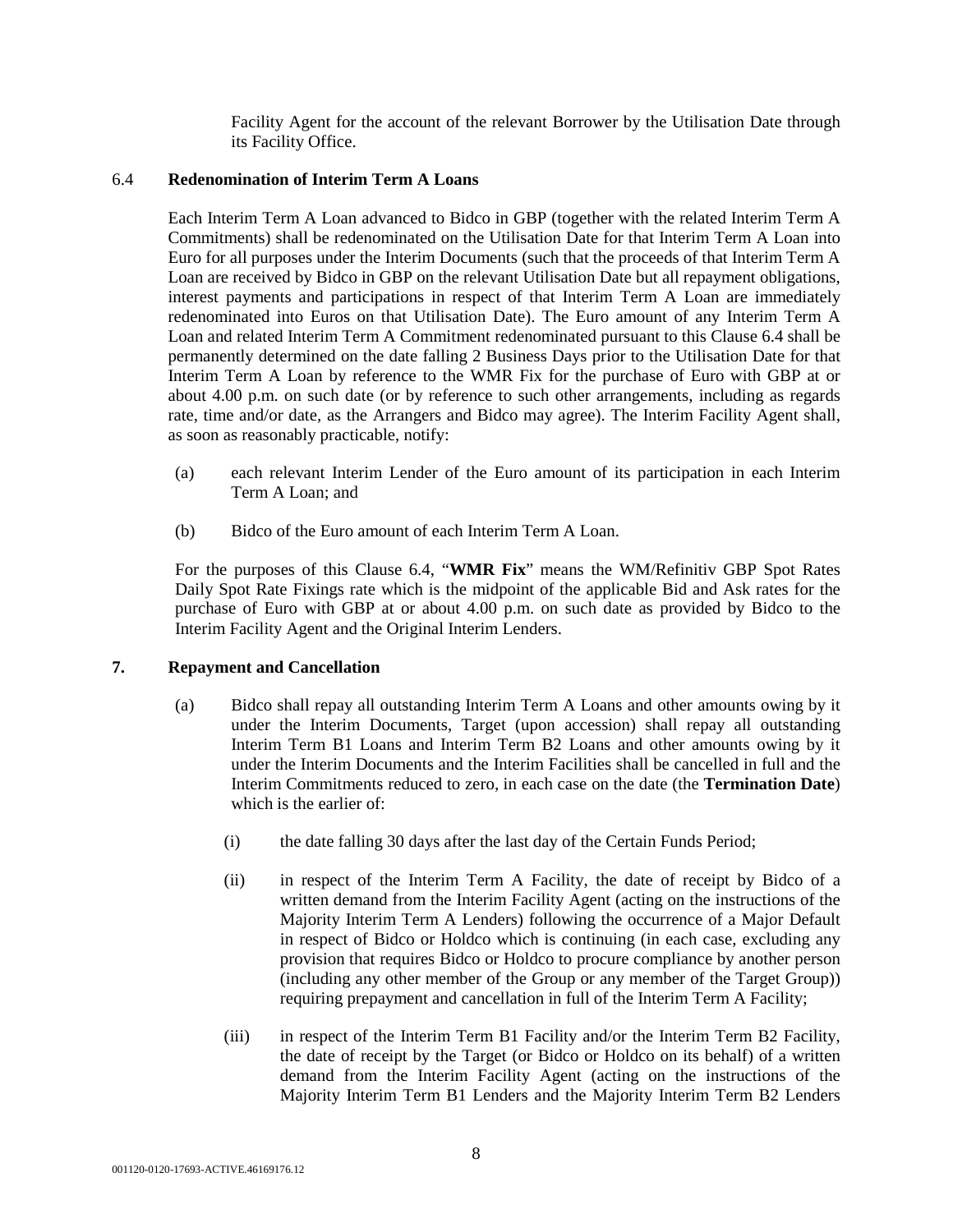Facility Agent for the account of the relevant Borrower by the Utilisation Date through its Facility Office.

### 6.4 Redenomination of Interim Term A Loans

Each Interim Term A Loan advanced to Bidco in GBP (together with the related Interim Term A Commitments) shall be redenominated on the Utilisation Date for that Interim Term A Loan into Euro for all purposes under the Interim Documents (such that the proceeds of that Interim Term A Loan are received by Bidco in GBP on the relevant Utilisation Date but all repayment obligations, interest payments and participations in respect of that Interim Term A Loan are immediately redenominated into Euros on that Utilisation Date). The Euro amount of any Interim Term A Loan and related Interim Term A Commitment redenominated pursuant to this Clause 6.4 shall be permanently determined on the date falling 2 Business Days prior to the Utilisation Date for that Interim Term A Loan by reference to the WMR Fix for the purchase of Euro with GBP at or about 4.00 p.m. on such date (or by reference to such other arrangements, including as regards rate, time and/or date, as the Arrangers and Bidco may agree). The Interim Facility Agent shall, as soon as reasonably practicable, notify:

(a) each relevant Interim Lender of the Euro amount of its participation in each Interim Term A Loan; and

(b) Bidco of the Euro amount of each Interim Term A Loan.

For the purposes of this Clause 6.4, "**WMR Fix**" means the WM/Refinitiv GBP Spot Rates Daily Spot Rate Fixings rate which is the midpoint of the applicable Bid and Ask rates for the purchase of Euro with GBP at or about 4.00 p.m. on such date as provided by Bidco to the Interim Facility Agent and the Original Interim Lenders.

## 7. Repayment and Cancellation

(a) Bidco shall repay all outstanding Interim Term A Loans and other amounts owing by it under the Interim Documents, Target (upon accession) shall repay all outstanding Interim Term B1 Loans and Interim Term B2 Loans and other amounts owing by it under the Interim Documents and the Interim Facilities shall be cancelled in full and the Interim Commitments reduced to zero, in each case on the date (the **Termination Date**) which is the earlier of:

(i) the date falling 30 days after the last day of the Certain Funds Period;

(ii) in respect of the Interim Term A Facility, the date of receipt by Bidco of a written demand from the Interim Facility Agent (acting on the instructions of the Majority Interim Term A Lenders) following the occurrence of a Major Default in respect of Bidco or Holdco which is continuing (in each case, excluding any provision that requires Bidco or Holdco to procure compliance by another person (including any other member of the Group or any member of the Target Group)) requiring prepayment and cancellation in full of the Interim Term A Facility;

(iii) in respect of the Interim Term B1 Facility and/or the Interim Term B2 Facility, the date of receipt by the Target (or Bidco or Holdco on its behalf) of a written demand from the Interim Facility Agent (acting on the instructions of the Majority Interim Term B1 Lenders and the Majority Interim Term B2 Lenders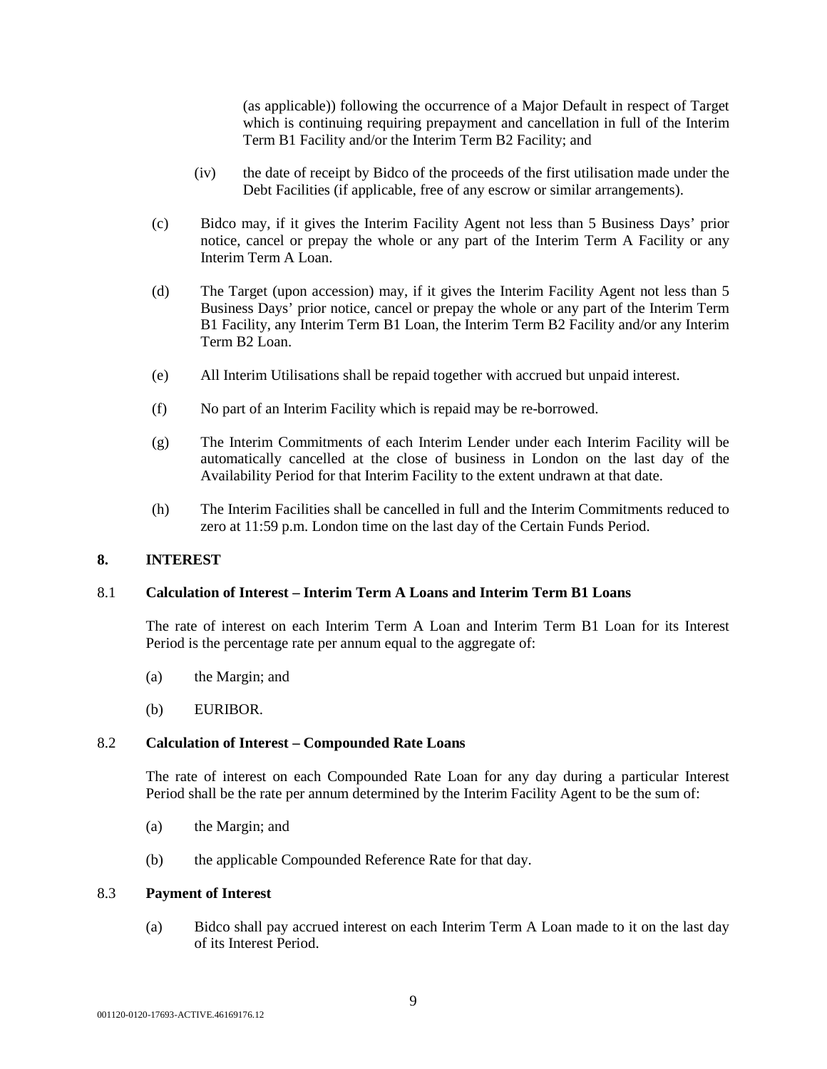(as applicable)) following the occurrence of a Major Default in respect of Target which is continuing requiring prepayment and cancellation in full of the Interim Term B1 Facility and/or the Interim Term B2 Facility; and

(iv) the date of receipt by Bidco of the proceeds of the first utilisation made under the Debt Facilities (if applicable, free of any escrow or similar arrangements).

(c) Bidco may, if it gives the Interim Facility Agent not less than 5 Business Days' prior notice, cancel or prepay the whole or any part of the Interim Term A Facility or any Interim Term A Loan.

(d) The Target (upon accession) may, if it gives the Interim Facility Agent not less than 5 Business Days' prior notice, cancel or prepay the whole or any part of the Interim Term B1 Facility, any Interim Term B1 Loan, the Interim Term B2 Facility and/or any Interim Term B2 Loan.

(e) All Interim Utilisations shall be repaid together with accrued but unpaid interest.

(f) No part of an Interim Facility which is repaid may be re-borrowed.

(g) The Interim Commitments of each Interim Lender under each Interim Facility will be automatically cancelled at the close of business in London on the last day of the Availability Period for that Interim Facility to the extent undrawn at that date.

(h) The Interim Facilities shall be cancelled in full and the Interim Commitments reduced to zero at 11:59 p.m. London time on the last day of the Certain Funds Period.

## 8. INTEREST

### 8.1 Calculation of Interest – Interim Term A Loans and Interim Term B1 Loans

The rate of interest on each Interim Term A Loan and Interim Term B1 Loan for its Interest Period is the percentage rate per annum equal to the aggregate of:

(a) the Margin; and

(b) EURIBOR.

### 8.2 Calculation of Interest – Compounded Rate Loans

The rate of interest on each Compounded Rate Loan for any day during a particular Interest Period shall be the rate per annum determined by the Interim Facility Agent to be the sum of:

(a) the Margin; and

(b) the applicable Compounded Reference Rate for that day.

### 8.3 Payment of Interest

(a) Bidco shall pay accrued interest on each Interim Term A Loan made to it on the last day of its Interest Period.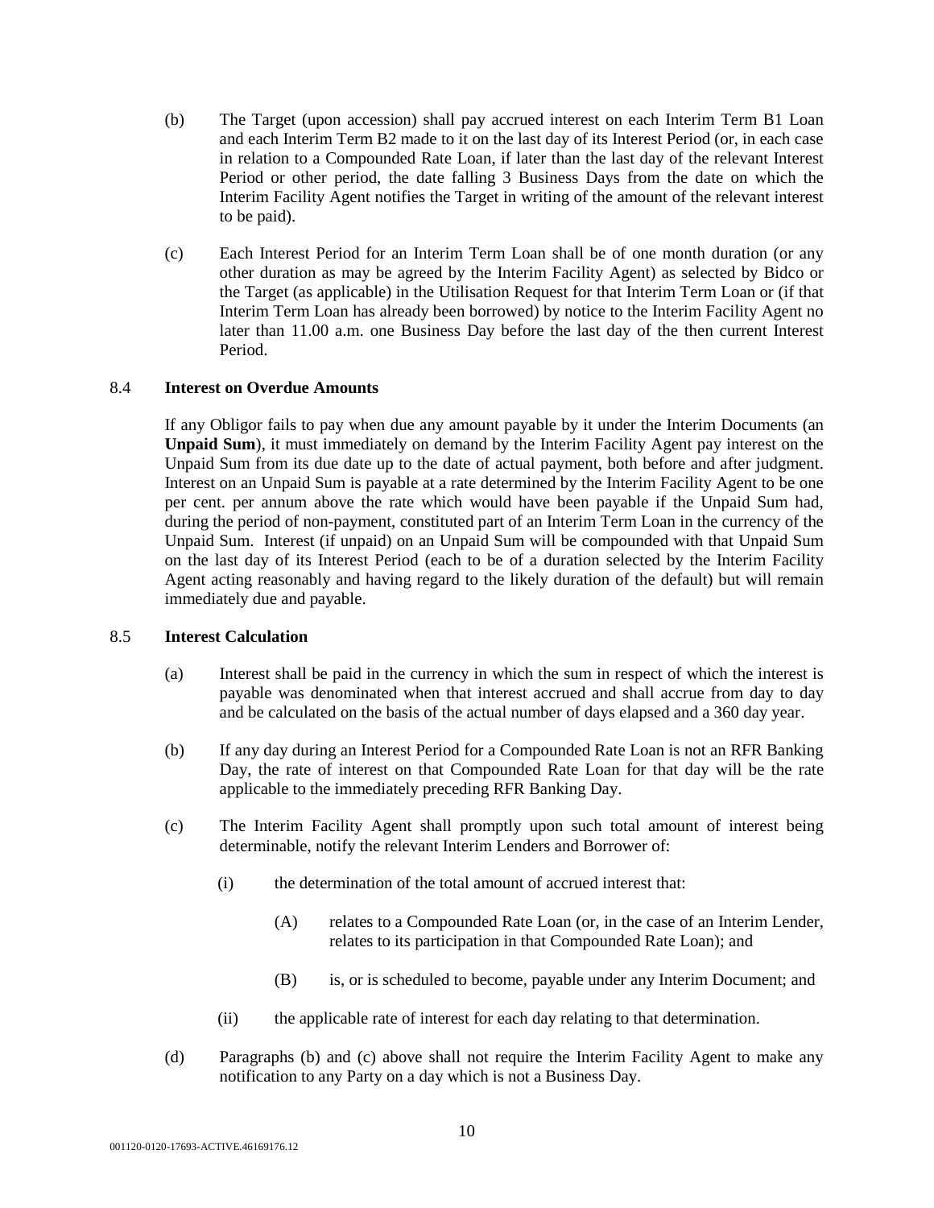(b) The Target (upon accession) shall pay accrued interest on each Interim Term B1 Loan and each Interim Term B2 made to it on the last day of its Interest Period (or, in each case in relation to a Compounded Rate Loan, if later than the last day of the relevant Interest Period or other period, the date falling 3 Business Days from the date on which the Interim Facility Agent notifies the Target in writing of the amount of the relevant interest to be paid).

(c) Each Interest Period for an Interim Term Loan shall be of one month duration (or any other duration as may be agreed by the Interim Facility Agent) as selected by Bidco or the Target (as applicable) in the Utilisation Request for that Interim Term Loan or (if that Interim Term Loan has already been borrowed) by notice to the Interim Facility Agent no later than 11.00 a.m. one Business Day before the last day of the then current Interest Period.

### 8.4 Interest on Overdue Amounts

If any Obligor fails to pay when due any amount payable by it under the Interim Documents (an **Unpaid Sum**), it must immediately on demand by the Interim Facility Agent pay interest on the Unpaid Sum from its due date up to the date of actual payment, both before and after judgment. Interest on an Unpaid Sum is payable at a rate determined by the Interim Facility Agent to be one per cent. per annum above the rate which would have been payable if the Unpaid Sum had, during the period of non-payment, constituted part of an Interim Term Loan in the currency of the Unpaid Sum. Interest (if unpaid) on an Unpaid Sum will be compounded with that Unpaid Sum on the last day of its Interest Period (each to be of a duration selected by the Interim Facility Agent acting reasonably and having regard to the likely duration of the default) but will remain immediately due and payable.

### 8.5 Interest Calculation

(a) Interest shall be paid in the currency in which the sum in respect of which the interest is payable was denominated when that interest accrued and shall accrue from day to day and be calculated on the basis of the actual number of days elapsed and a 360 day year.

(b) If any day during an Interest Period for a Compounded Rate Loan is not an RFR Banking Day, the rate of interest on that Compounded Rate Loan for that day will be the rate applicable to the immediately preceding RFR Banking Day.

(c) The Interim Facility Agent shall promptly upon such total amount of interest being determinable, notify the relevant Interim Lenders and Borrower of:

(i) the determination of the total amount of accrued interest that:

(A) relates to a Compounded Rate Loan (or, in the case of an Interim Lender, relates to its participation in that Compounded Rate Loan); and

(B) is, or is scheduled to become, payable under any Interim Document; and

(ii) the applicable rate of interest for each day relating to that determination.

(d) Paragraphs (b) and (c) above shall not require the Interim Facility Agent to make any notification to any Party on a day which is not a Business Day.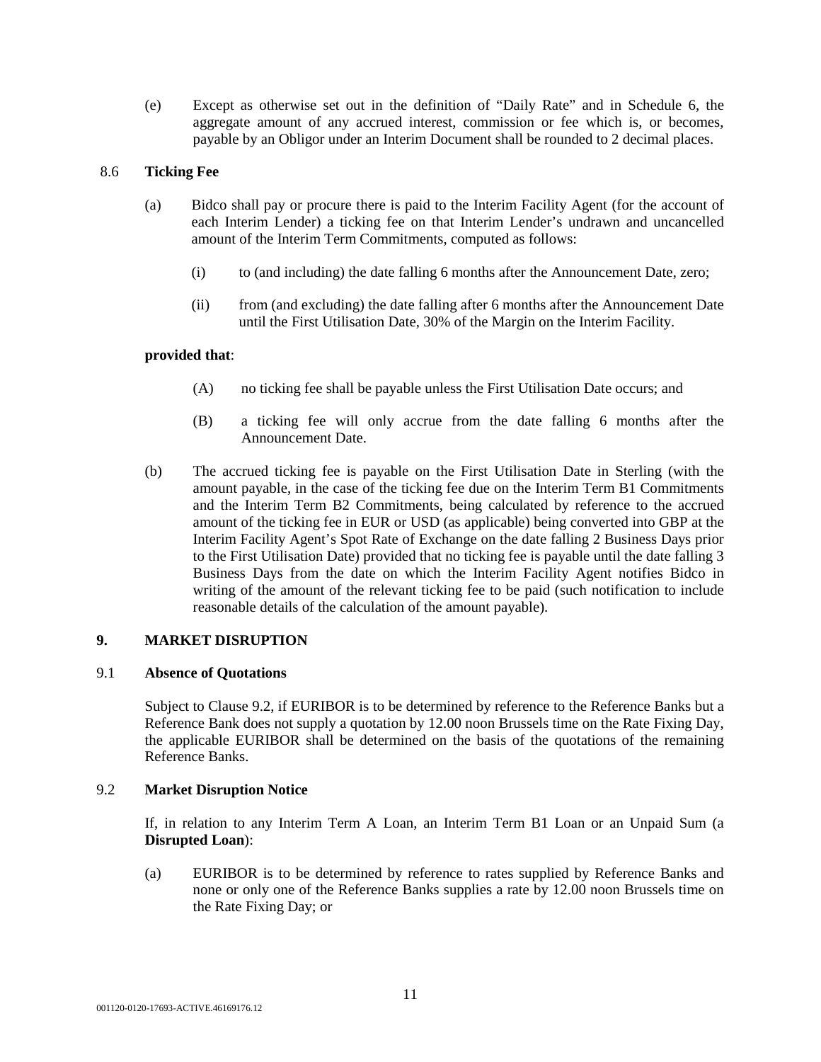(e) Except as otherwise set out in the definition of "Daily Rate" and in Schedule 6, the aggregate amount of any accrued interest, commission or fee which is, or becomes, payable by an Obligor under an Interim Document shall be rounded to 2 decimal places.

### 8.6 Ticking Fee

(a) Bidco shall pay or procure there is paid to the Interim Facility Agent (for the account of each Interim Lender) a ticking fee on that Interim Lender's undrawn and uncancelled amount of the Interim Term Commitments, computed as follows:

(i) to (and including) the date falling 6 months after the Announcement Date, zero;

(ii) from (and excluding) the date falling after 6 months after the Announcement Date until the First Utilisation Date, 30% of the Margin on the Interim Facility.

**provided that**:

(A) no ticking fee shall be payable unless the First Utilisation Date occurs; and

(B) a ticking fee will only accrue from the date falling 6 months after the Announcement Date.

(b) The accrued ticking fee is payable on the First Utilisation Date in Sterling (with the amount payable, in the case of the ticking fee due on the Interim Term B1 Commitments and the Interim Term B2 Commitments, being calculated by reference to the accrued amount of the ticking fee in EUR or USD (as applicable) being converted into GBP at the Interim Facility Agent's Spot Rate of Exchange on the date falling 2 Business Days prior to the First Utilisation Date) provided that no ticking fee is payable until the date falling 3 Business Days from the date on which the Interim Facility Agent notifies Bidco in writing of the amount of the relevant ticking fee to be paid (such notification to include reasonable details of the calculation of the amount payable).

## 9. MARKET DISRUPTION

### 9.1 Absence of Quotations

Subject to Clause 9.2, if EURIBOR is to be determined by reference to the Reference Banks but a Reference Bank does not supply a quotation by 12.00 noon Brussels time on the Rate Fixing Day, the applicable EURIBOR shall be determined on the basis of the quotations of the remaining Reference Banks.

### 9.2 Market Disruption Notice

If, in relation to any Interim Term A Loan, an Interim Term B1 Loan or an Unpaid Sum (a **Disrupted Loan**):

(a) EURIBOR is to be determined by reference to rates supplied by Reference Banks and none or only one of the Reference Banks supplies a rate by 12.00 noon Brussels time on the Rate Fixing Day; or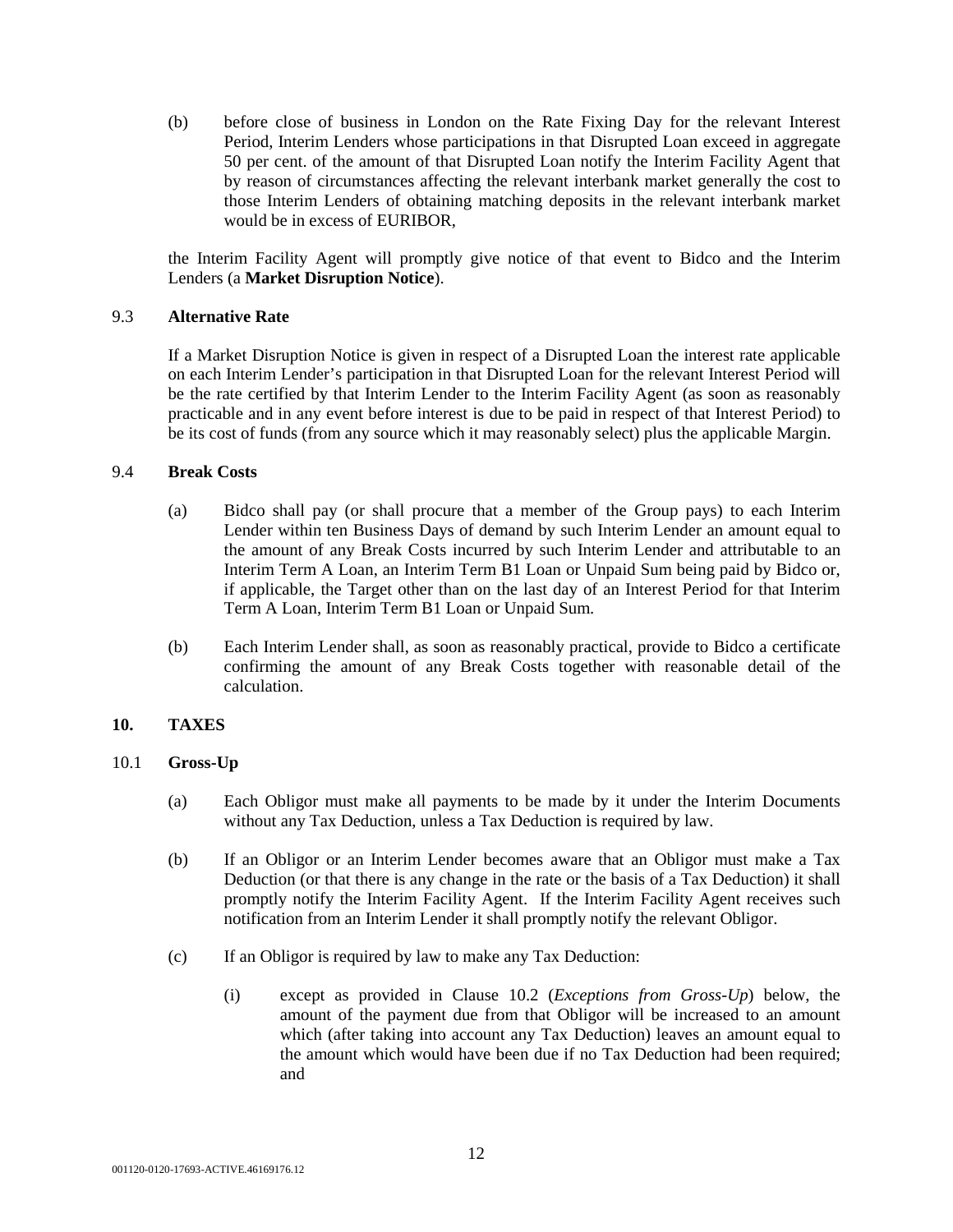(b) before close of business in London on the Rate Fixing Day for the relevant Interest Period, Interim Lenders whose participations in that Disrupted Loan exceed in aggregate 50 per cent. of the amount of that Disrupted Loan notify the Interim Facility Agent that by reason of circumstances affecting the relevant interbank market generally the cost to those Interim Lenders of obtaining matching deposits in the relevant interbank market would be in excess of EURIBOR,

the Interim Facility Agent will promptly give notice of that event to Bidco and the Interim Lenders (a **Market Disruption Notice**).

9.3 **Alternative Rate**

If a Market Disruption Notice is given in respect of a Disrupted Loan the interest rate applicable on each Interim Lender's participation in that Disrupted Loan for the relevant Interest Period will be the rate certified by that Interim Lender to the Interim Facility Agent (as soon as reasonably practicable and in any event before interest is due to be paid in respect of that Interest Period) to be its cost of funds (from any source which it may reasonably select) plus the applicable Margin.

9.4 **Break Costs**

(a) Bidco shall pay (or shall procure that a member of the Group pays) to each Interim Lender within ten Business Days of demand by such Interim Lender an amount equal to the amount of any Break Costs incurred by such Interim Lender and attributable to an Interim Term A Loan, an Interim Term B1 Loan or Unpaid Sum being paid by Bidco or, if applicable, the Target other than on the last day of an Interest Period for that Interim Term A Loan, Interim Term B1 Loan or Unpaid Sum.

(b) Each Interim Lender shall, as soon as reasonably practical, provide to Bidco a certificate confirming the amount of any Break Costs together with reasonable detail of the calculation.

**10. TAXES**

10.1 **Gross-Up**

(a) Each Obligor must make all payments to be made by it under the Interim Documents without any Tax Deduction, unless a Tax Deduction is required by law.

(b) If an Obligor or an Interim Lender becomes aware that an Obligor must make a Tax Deduction (or that there is any change in the rate or the basis of a Tax Deduction) it shall promptly notify the Interim Facility Agent. If the Interim Facility Agent receives such notification from an Interim Lender it shall promptly notify the relevant Obligor.

(c) If an Obligor is required by law to make any Tax Deduction:

(i) except as provided in Clause 10.2 (*Exceptions from Gross-Up*) below, the amount of the payment due from that Obligor will be increased to an amount which (after taking into account any Tax Deduction) leaves an amount equal to the amount which would have been due if no Tax Deduction had been required; and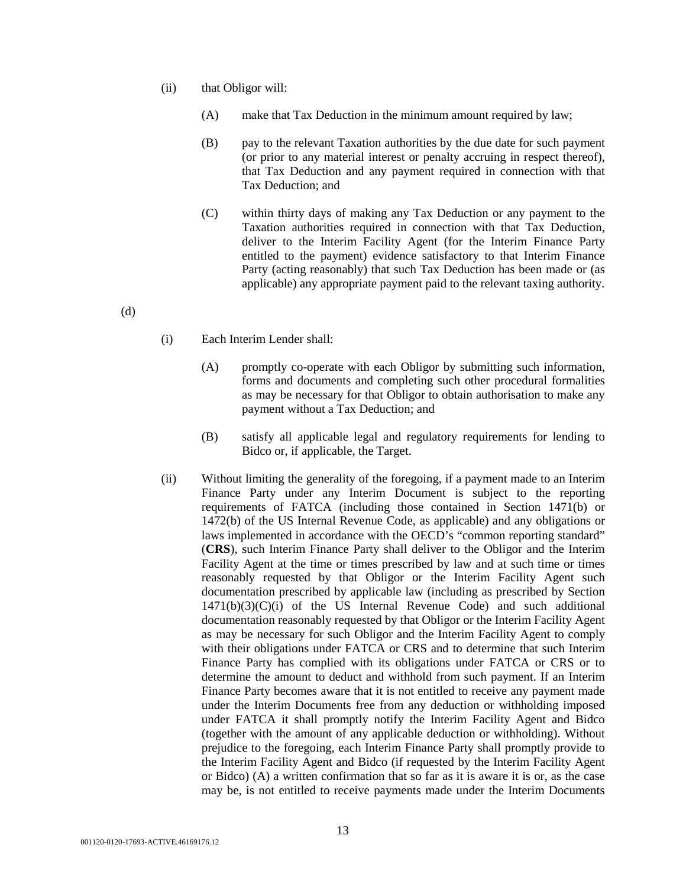(ii) that Obligor will:

(A) make that Tax Deduction in the minimum amount required by law;

(B) pay to the relevant Taxation authorities by the due date for such payment (or prior to any material interest or penalty accruing in respect thereof), that Tax Deduction and any payment required in connection with that Tax Deduction; and

(C) within thirty days of making any Tax Deduction or any payment to the Taxation authorities required in connection with that Tax Deduction, deliver to the Interim Facility Agent (for the Interim Finance Party entitled to the payment) evidence satisfactory to that Interim Finance Party (acting reasonably) that such Tax Deduction has been made or (as applicable) any appropriate payment paid to the relevant taxing authority.

(d)

(i) Each Interim Lender shall:

(A) promptly co-operate with each Obligor by submitting such information, forms and documents and completing such other procedural formalities as may be necessary for that Obligor to obtain authorisation to make any payment without a Tax Deduction; and

(B) satisfy all applicable legal and regulatory requirements for lending to Bidco or, if applicable, the Target.

(ii) Without limiting the generality of the foregoing, if a payment made to an Interim Finance Party under any Interim Document is subject to the reporting requirements of FATCA (including those contained in Section 1471(b) or 1472(b) of the US Internal Revenue Code, as applicable) and any obligations or laws implemented in accordance with the OECD's "common reporting standard" (**CRS**), such Interim Finance Party shall deliver to the Obligor and the Interim Facility Agent at the time or times prescribed by law and at such time or times reasonably requested by that Obligor or the Interim Facility Agent such documentation prescribed by applicable law (including as prescribed by Section 1471(b)(3)(C)(i) of the US Internal Revenue Code) and such additional documentation reasonably requested by that Obligor or the Interim Facility Agent as may be necessary for such Obligor and the Interim Facility Agent to comply with their obligations under FATCA or CRS and to determine that such Interim Finance Party has complied with its obligations under FATCA or CRS or to determine the amount to deduct and withhold from such payment. If an Interim Finance Party becomes aware that it is not entitled to receive any payment made under the Interim Documents free from any deduction or withholding imposed under FATCA it shall promptly notify the Interim Facility Agent and Bidco (together with the amount of any applicable deduction or withholding). Without prejudice to the foregoing, each Interim Finance Party shall promptly provide to the Interim Facility Agent and Bidco (if requested by the Interim Facility Agent or Bidco) (A) a written confirmation that so far as it is aware it is or, as the case may be, is not entitled to receive payments made under the Interim Documents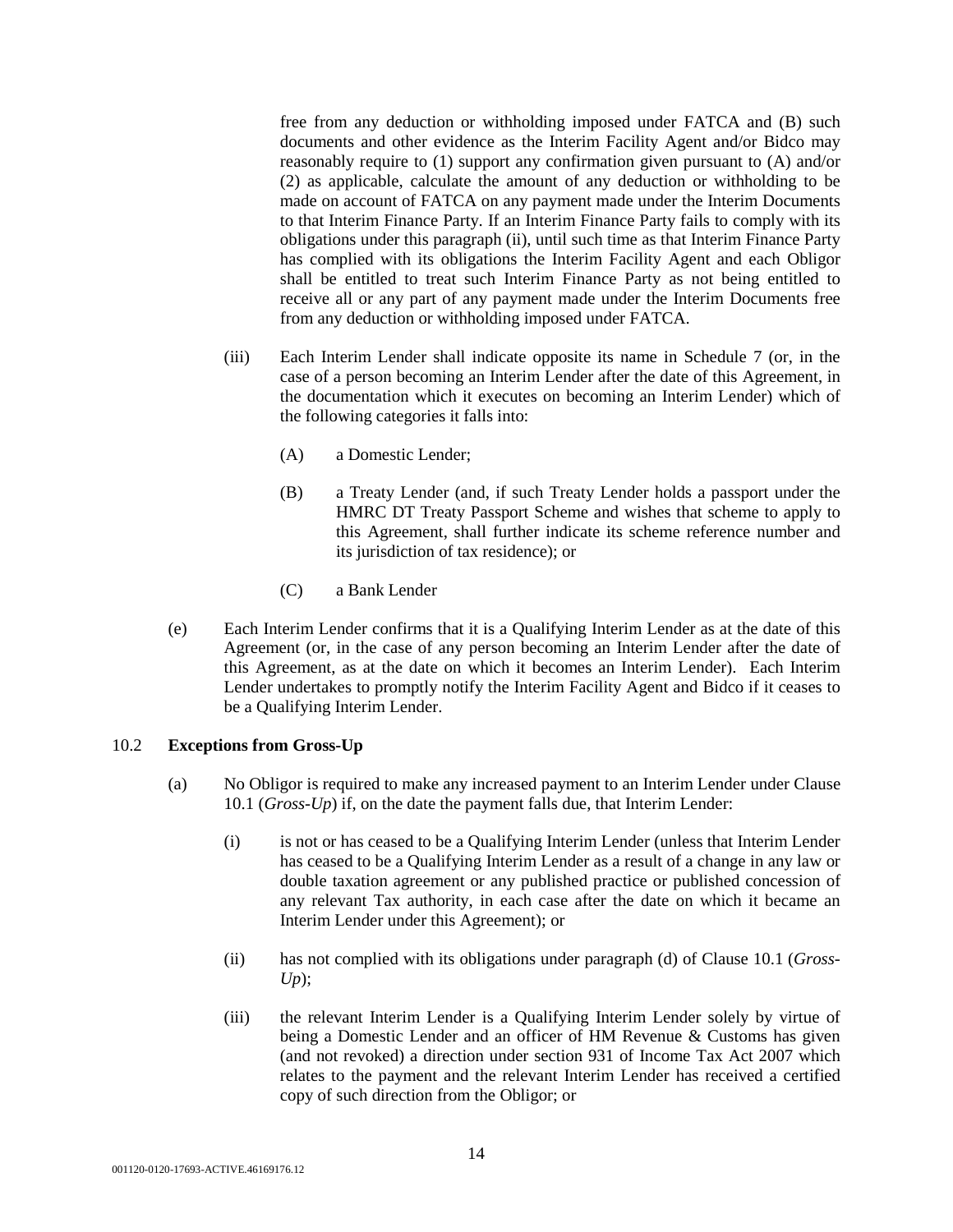free from any deduction or withholding imposed under FATCA and (B) such documents and other evidence as the Interim Facility Agent and/or Bidco may reasonably require to (1) support any confirmation given pursuant to (A) and/or (2) as applicable, calculate the amount of any deduction or withholding to be made on account of FATCA on any payment made under the Interim Documents to that Interim Finance Party. If an Interim Finance Party fails to comply with its obligations under this paragraph (ii), until such time as that Interim Finance Party has complied with its obligations the Interim Facility Agent and each Obligor shall be entitled to treat such Interim Finance Party as not being entitled to receive all or any part of any payment made under the Interim Documents free from any deduction or withholding imposed under FATCA.

(iii) Each Interim Lender shall indicate opposite its name in Schedule 7 (or, in the case of a person becoming an Interim Lender after the date of this Agreement, in the documentation which it executes on becoming an Interim Lender) which of the following categories it falls into:

(A) a Domestic Lender;

(B) a Treaty Lender (and, if such Treaty Lender holds a passport under the HMRC DT Treaty Passport Scheme and wishes that scheme to apply to this Agreement, shall further indicate its scheme reference number and its jurisdiction of tax residence); or

(C) a Bank Lender

(e) Each Interim Lender confirms that it is a Qualifying Interim Lender as at the date of this Agreement (or, in the case of any person becoming an Interim Lender after the date of this Agreement, as at the date on which it becomes an Interim Lender). Each Interim Lender undertakes to promptly notify the Interim Facility Agent and Bidco if it ceases to be a Qualifying Interim Lender.

### 10.2 Exceptions from Gross-Up

(a) No Obligor is required to make any increased payment to an Interim Lender under Clause 10.1 (*Gross-Up*) if, on the date the payment falls due, that Interim Lender:

(i) is not or has ceased to be a Qualifying Interim Lender (unless that Interim Lender has ceased to be a Qualifying Interim Lender as a result of a change in any law or double taxation agreement or any published practice or published concession of any relevant Tax authority, in each case after the date on which it became an Interim Lender under this Agreement); or

(ii) has not complied with its obligations under paragraph (d) of Clause 10.1 (*Gross-Up*);

(iii) the relevant Interim Lender is a Qualifying Interim Lender solely by virtue of being a Domestic Lender and an officer of HM Revenue & Customs has given (and not revoked) a direction under section 931 of Income Tax Act 2007 which relates to the payment and the relevant Interim Lender has received a certified copy of such direction from the Obligor; or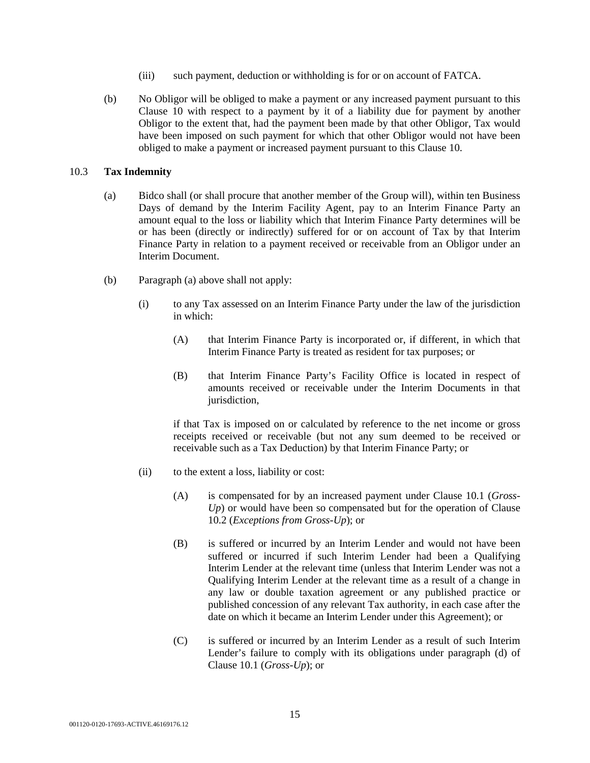(iii) such payment, deduction or withholding is for or on account of FATCA.

(b) No Obligor will be obliged to make a payment or any increased payment pursuant to this Clause 10 with respect to a payment by it of a liability due for payment by another Obligor to the extent that, had the payment been made by that other Obligor, Tax would have been imposed on such payment for which that other Obligor would not have been obliged to make a payment or increased payment pursuant to this Clause 10.

10.3 **Tax Indemnity**

(a) Bidco shall (or shall procure that another member of the Group will), within ten Business Days of demand by the Interim Facility Agent, pay to an Interim Finance Party an amount equal to the loss or liability which that Interim Finance Party determines will be or has been (directly or indirectly) suffered for or on account of Tax by that Interim Finance Party in relation to a payment received or receivable from an Obligor under an Interim Document.

(b) Paragraph (a) above shall not apply:

(i) to any Tax assessed on an Interim Finance Party under the law of the jurisdiction in which:

(A) that Interim Finance Party is incorporated or, if different, in which that Interim Finance Party is treated as resident for tax purposes; or

(B) that Interim Finance Party's Facility Office is located in respect of amounts received or receivable under the Interim Documents in that jurisdiction,

if that Tax is imposed on or calculated by reference to the net income or gross receipts received or receivable (but not any sum deemed to be received or receivable such as a Tax Deduction) by that Interim Finance Party; or

(ii) to the extent a loss, liability or cost:

(A) is compensated for by an increased payment under Clause 10.1 (*Gross-Up*) or would have been so compensated but for the operation of Clause 10.2 (*Exceptions from Gross-Up*); or

(B) is suffered or incurred by an Interim Lender and would not have been suffered or incurred if such Interim Lender had been a Qualifying Interim Lender at the relevant time (unless that Interim Lender was not a Qualifying Interim Lender at the relevant time as a result of a change in any law or double taxation agreement or any published practice or published concession of any relevant Tax authority, in each case after the date on which it became an Interim Lender under this Agreement); or

(C) is suffered or incurred by an Interim Lender as a result of such Interim Lender's failure to comply with its obligations under paragraph (d) of Clause 10.1 (*Gross-Up*); or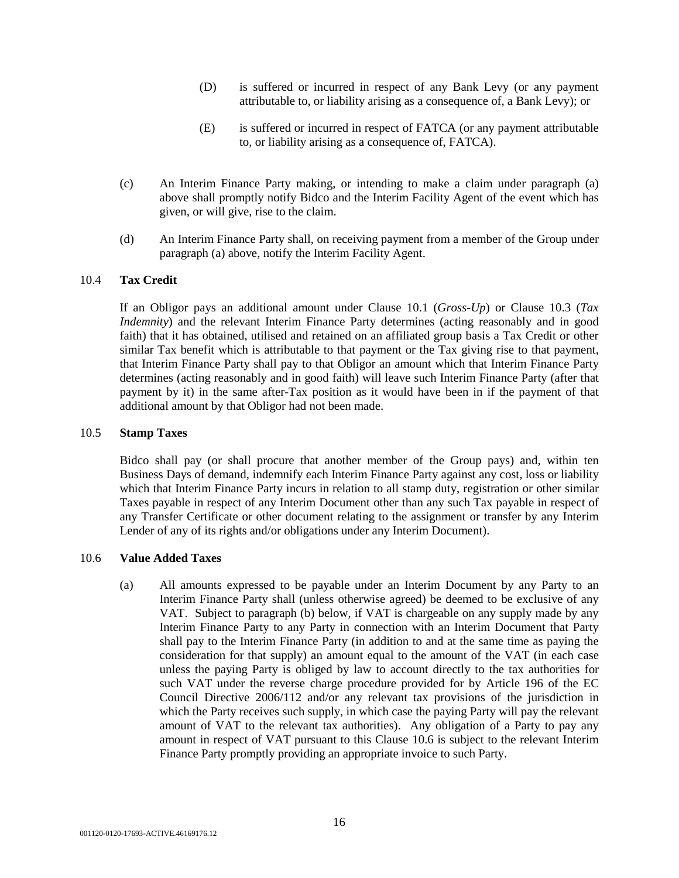(D) is suffered or incurred in respect of any Bank Levy (or any payment attributable to, or liability arising as a consequence of, a Bank Levy); or

(E) is suffered or incurred in respect of FATCA (or any payment attributable to, or liability arising as a consequence of, FATCA).

(c) An Interim Finance Party making, or intending to make a claim under paragraph (a) above shall promptly notify Bidco and the Interim Facility Agent of the event which has given, or will give, rise to the claim.

(d) An Interim Finance Party shall, on receiving payment from a member of the Group under paragraph (a) above, notify the Interim Facility Agent.

10.4 **Tax Credit**

If an Obligor pays an additional amount under Clause 10.1 (*Gross-Up*) or Clause 10.3 (*Tax Indemnity*) and the relevant Interim Finance Party determines (acting reasonably and in good faith) that it has obtained, utilised and retained on an affiliated group basis a Tax Credit or other similar Tax benefit which is attributable to that payment or the Tax giving rise to that payment, that Interim Finance Party shall pay to that Obligor an amount which that Interim Finance Party determines (acting reasonably and in good faith) will leave such Interim Finance Party (after that payment by it) in the same after-Tax position as it would have been in if the payment of that additional amount by that Obligor had not been made.

10.5 **Stamp Taxes**

Bidco shall pay (or shall procure that another member of the Group pays) and, within ten Business Days of demand, indemnify each Interim Finance Party against any cost, loss or liability which that Interim Finance Party incurs in relation to all stamp duty, registration or other similar Taxes payable in respect of any Interim Document other than any such Tax payable in respect of any Transfer Certificate or other document relating to the assignment or transfer by any Interim Lender of any of its rights and/or obligations under any Interim Document).

10.6 **Value Added Taxes**

(a) All amounts expressed to be payable under an Interim Document by any Party to an Interim Finance Party shall (unless otherwise agreed) be deemed to be exclusive of any VAT. Subject to paragraph (b) below, if VAT is chargeable on any supply made by any Interim Finance Party to any Party in connection with an Interim Document that Party shall pay to the Interim Finance Party (in addition to and at the same time as paying the consideration for that supply) an amount equal to the amount of the VAT (in each case unless the paying Party is obliged by law to account directly to the tax authorities for such VAT under the reverse charge procedure provided for by Article 196 of the EC Council Directive 2006/112 and/or any relevant tax provisions of the jurisdiction in which the Party receives such supply, in which case the paying Party will pay the relevant amount of VAT to the relevant tax authorities). Any obligation of a Party to pay any amount in respect of VAT pursuant to this Clause 10.6 is subject to the relevant Interim Finance Party promptly providing an appropriate invoice to such Party.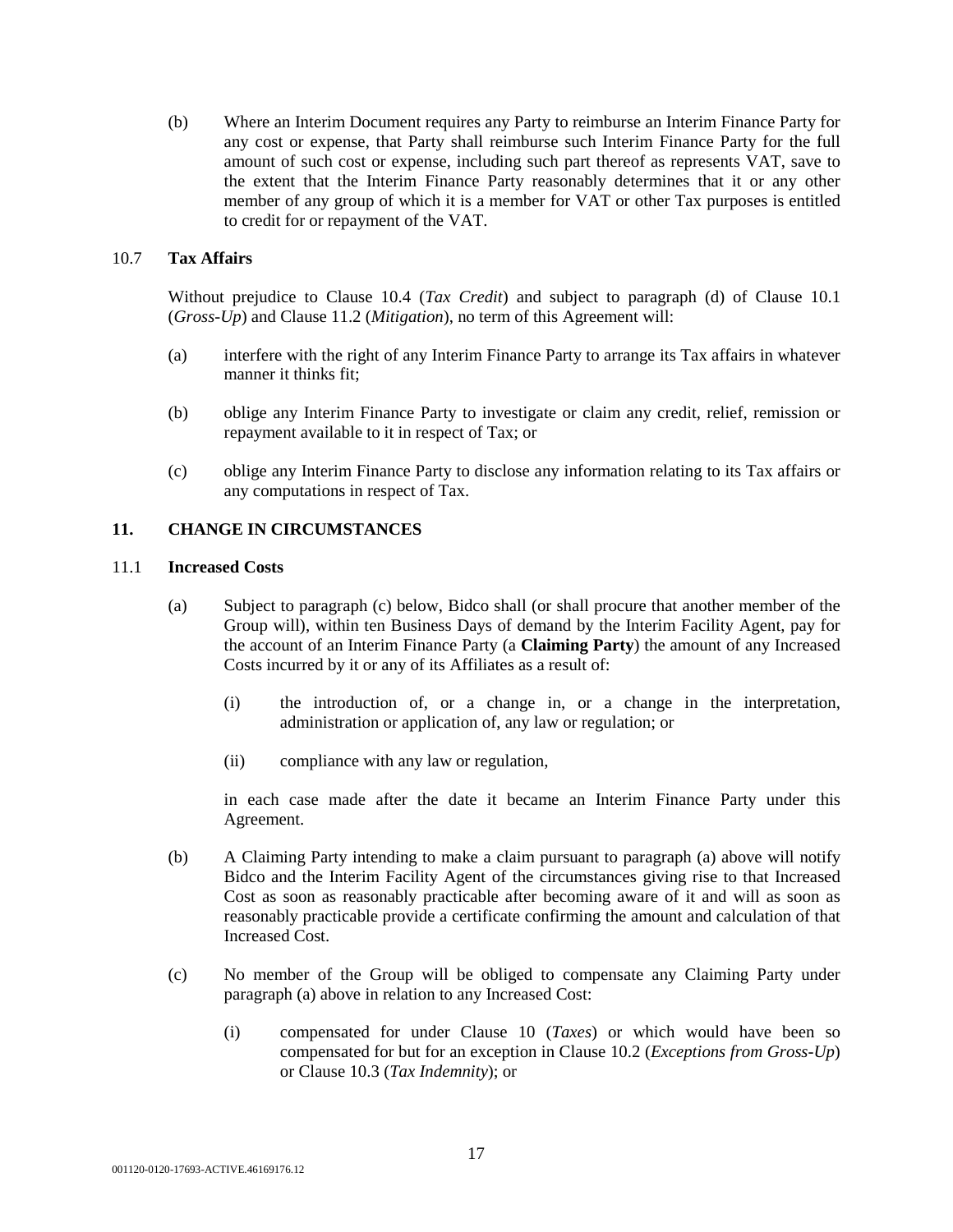(b) Where an Interim Document requires any Party to reimburse an Interim Finance Party for any cost or expense, that Party shall reimburse such Interim Finance Party for the full amount of such cost or expense, including such part thereof as represents VAT, save to the extent that the Interim Finance Party reasonably determines that it or any other member of any group of which it is a member for VAT or other Tax purposes is entitled to credit for or repayment of the VAT.

### 10.7 **Tax Affairs**

Without prejudice to Clause 10.4 (*Tax Credit*) and subject to paragraph (d) of Clause 10.1 (*Gross-Up*) and Clause 11.2 (*Mitigation*), no term of this Agreement will:

(a) interfere with the right of any Interim Finance Party to arrange its Tax affairs in whatever manner it thinks fit;

(b) oblige any Interim Finance Party to investigate or claim any credit, relief, remission or repayment available to it in respect of Tax; or

(c) oblige any Interim Finance Party to disclose any information relating to its Tax affairs or any computations in respect of Tax.

## 11. CHANGE IN CIRCUMSTANCES

### 11.1 **Increased Costs**

(a) Subject to paragraph (c) below, Bidco shall (or shall procure that another member of the Group will), within ten Business Days of demand by the Interim Facility Agent, pay for the account of an Interim Finance Party (a **Claiming Party**) the amount of any Increased Costs incurred by it or any of its Affiliates as a result of:

(i) the introduction of, or a change in, or a change in the interpretation, administration or application of, any law or regulation; or

(ii) compliance with any law or regulation,

in each case made after the date it became an Interim Finance Party under this Agreement.

(b) A Claiming Party intending to make a claim pursuant to paragraph (a) above will notify Bidco and the Interim Facility Agent of the circumstances giving rise to that Increased Cost as soon as reasonably practicable after becoming aware of it and will as soon as reasonably practicable provide a certificate confirming the amount and calculation of that Increased Cost.

(c) No member of the Group will be obliged to compensate any Claiming Party under paragraph (a) above in relation to any Increased Cost:

(i) compensated for under Clause 10 (*Taxes*) or which would have been so compensated for but for an exception in Clause 10.2 (*Exceptions from Gross-Up*) or Clause 10.3 (*Tax Indemnity*); or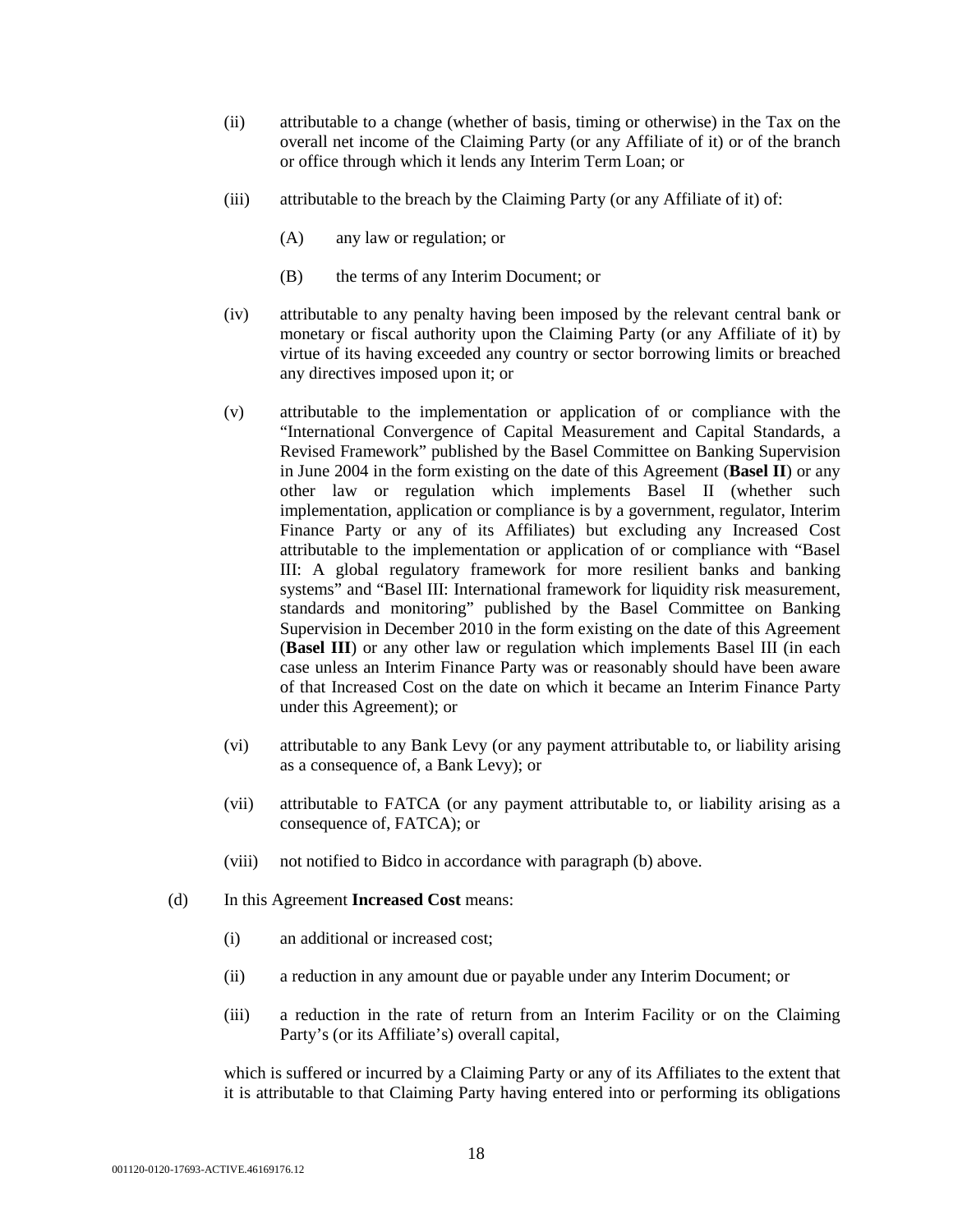(ii) attributable to a change (whether of basis, timing or otherwise) in the Tax on the overall net income of the Claiming Party (or any Affiliate of it) or of the branch or office through which it lends any Interim Term Loan; or

(iii) attributable to the breach by the Claiming Party (or any Affiliate of it) of:

(A) any law or regulation; or

(B) the terms of any Interim Document; or

(iv) attributable to any penalty having been imposed by the relevant central bank or monetary or fiscal authority upon the Claiming Party (or any Affiliate of it) by virtue of its having exceeded any country or sector borrowing limits or breached any directives imposed upon it; or

(v) attributable to the implementation or application of or compliance with the "International Convergence of Capital Measurement and Capital Standards, a Revised Framework" published by the Basel Committee on Banking Supervision in June 2004 in the form existing on the date of this Agreement (**Basel II**) or any other law or regulation which implements Basel II (whether such implementation, application or compliance is by a government, regulator, Interim Finance Party or any of its Affiliates) but excluding any Increased Cost attributable to the implementation or application of or compliance with "Basel III: A global regulatory framework for more resilient banks and banking systems" and "Basel III: International framework for liquidity risk measurement, standards and monitoring" published by the Basel Committee on Banking Supervision in December 2010 in the form existing on the date of this Agreement (**Basel III**) or any other law or regulation which implements Basel III (in each case unless an Interim Finance Party was or reasonably should have been aware of that Increased Cost on the date on which it became an Interim Finance Party under this Agreement); or

(vi) attributable to any Bank Levy (or any payment attributable to, or liability arising as a consequence of, a Bank Levy); or

(vii) attributable to FATCA (or any payment attributable to, or liability arising as a consequence of, FATCA); or

(viii) not notified to Bidco in accordance with paragraph (b) above.

(d) In this Agreement **Increased Cost** means:

(i) an additional or increased cost;

(ii) a reduction in any amount due or payable under any Interim Document; or

(iii) a reduction in the rate of return from an Interim Facility or on the Claiming Party's (or its Affiliate's) overall capital,

which is suffered or incurred by a Claiming Party or any of its Affiliates to the extent that it is attributable to that Claiming Party having entered into or performing its obligations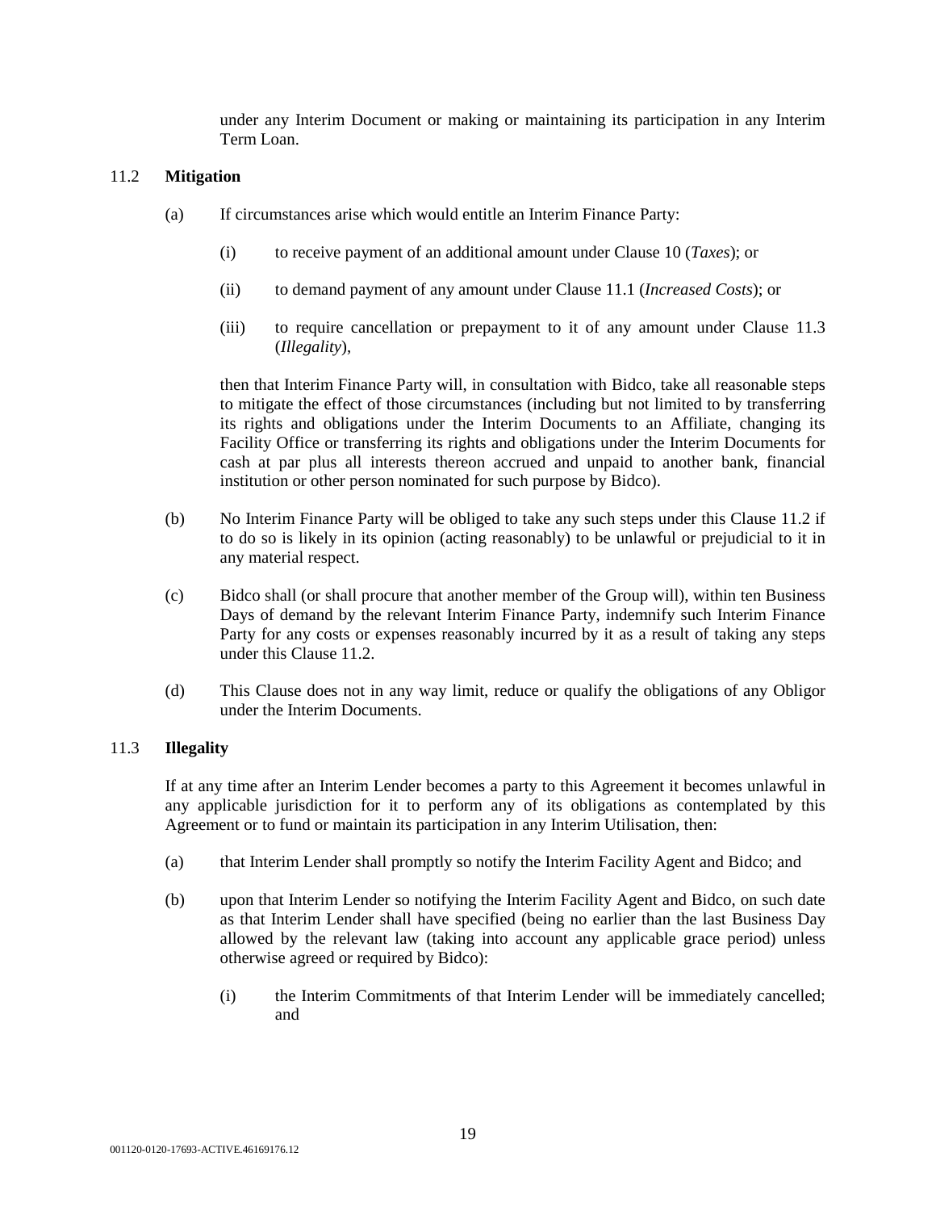under any Interim Document or making or maintaining its participation in any Interim Term Loan.

### 11.2 **Mitigation**

(a) If circumstances arise which would entitle an Interim Finance Party:

(i) to receive payment of an additional amount under Clause 10 (*Taxes*); or

(ii) to demand payment of any amount under Clause 11.1 (*Increased Costs*); or

(iii) to require cancellation or prepayment to it of any amount under Clause 11.3 (*Illegality*),

then that Interim Finance Party will, in consultation with Bidco, take all reasonable steps to mitigate the effect of those circumstances (including but not limited to by transferring its rights and obligations under the Interim Documents to an Affiliate, changing its Facility Office or transferring its rights and obligations under the Interim Documents for cash at par plus all interests thereon accrued and unpaid to another bank, financial institution or other person nominated for such purpose by Bidco).

(b) No Interim Finance Party will be obliged to take any such steps under this Clause 11.2 if to do so is likely in its opinion (acting reasonably) to be unlawful or prejudicial to it in any material respect.

(c) Bidco shall (or shall procure that another member of the Group will), within ten Business Days of demand by the relevant Interim Finance Party, indemnify such Interim Finance Party for any costs or expenses reasonably incurred by it as a result of taking any steps under this Clause 11.2.

(d) This Clause does not in any way limit, reduce or qualify the obligations of any Obligor under the Interim Documents.

### 11.3 **Illegality**

If at any time after an Interim Lender becomes a party to this Agreement it becomes unlawful in any applicable jurisdiction for it to perform any of its obligations as contemplated by this Agreement or to fund or maintain its participation in any Interim Utilisation, then:

(a) that Interim Lender shall promptly so notify the Interim Facility Agent and Bidco; and

(b) upon that Interim Lender so notifying the Interim Facility Agent and Bidco, on such date as that Interim Lender shall have specified (being no earlier than the last Business Day allowed by the relevant law (taking into account any applicable grace period) unless otherwise agreed or required by Bidco):

(i) the Interim Commitments of that Interim Lender will be immediately cancelled; and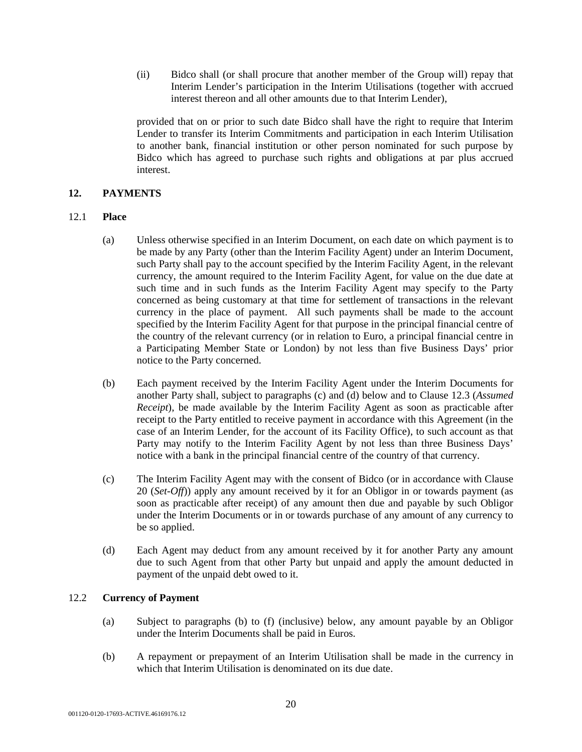(ii) Bidco shall (or shall procure that another member of the Group will) repay that Interim Lender's participation in the Interim Utilisations (together with accrued interest thereon and all other amounts due to that Interim Lender),

provided that on or prior to such date Bidco shall have the right to require that Interim Lender to transfer its Interim Commitments and participation in each Interim Utilisation to another bank, financial institution or other person nominated for such purpose by Bidco which has agreed to purchase such rights and obligations at par plus accrued interest.

## 12. PAYMENTS

### 12.1 Place

(a) Unless otherwise specified in an Interim Document, on each date on which payment is to be made by any Party (other than the Interim Facility Agent) under an Interim Document, such Party shall pay to the account specified by the Interim Facility Agent, in the relevant currency, the amount required to the Interim Facility Agent, for value on the due date at such time and in such funds as the Interim Facility Agent may specify to the Party concerned as being customary at that time for settlement of transactions in the relevant currency in the place of payment. All such payments shall be made to the account specified by the Interim Facility Agent for that purpose in the principal financial centre of the country of the relevant currency (or in relation to Euro, a principal financial centre in a Participating Member State or London) by not less than five Business Days' prior notice to the Party concerned.

(b) Each payment received by the Interim Facility Agent under the Interim Documents for another Party shall, subject to paragraphs (c) and (d) below and to Clause 12.3 (*Assumed Receipt*), be made available by the Interim Facility Agent as soon as practicable after receipt to the Party entitled to receive payment in accordance with this Agreement (in the case of an Interim Lender, for the account of its Facility Office), to such account as that Party may notify to the Interim Facility Agent by not less than three Business Days' notice with a bank in the principal financial centre of the country of that currency.

(c) The Interim Facility Agent may with the consent of Bidco (or in accordance with Clause 20 (*Set-Off*)) apply any amount received by it for an Obligor in or towards payment (as soon as practicable after receipt) of any amount then due and payable by such Obligor under the Interim Documents or in or towards purchase of any amount of any currency to be so applied.

(d) Each Agent may deduct from any amount received by it for another Party any amount due to such Agent from that other Party but unpaid and apply the amount deducted in payment of the unpaid debt owed to it.

### 12.2 Currency of Payment

(a) Subject to paragraphs (b) to (f) (inclusive) below, any amount payable by an Obligor under the Interim Documents shall be paid in Euros.

(b) A repayment or prepayment of an Interim Utilisation shall be made in the currency in which that Interim Utilisation is denominated on its due date.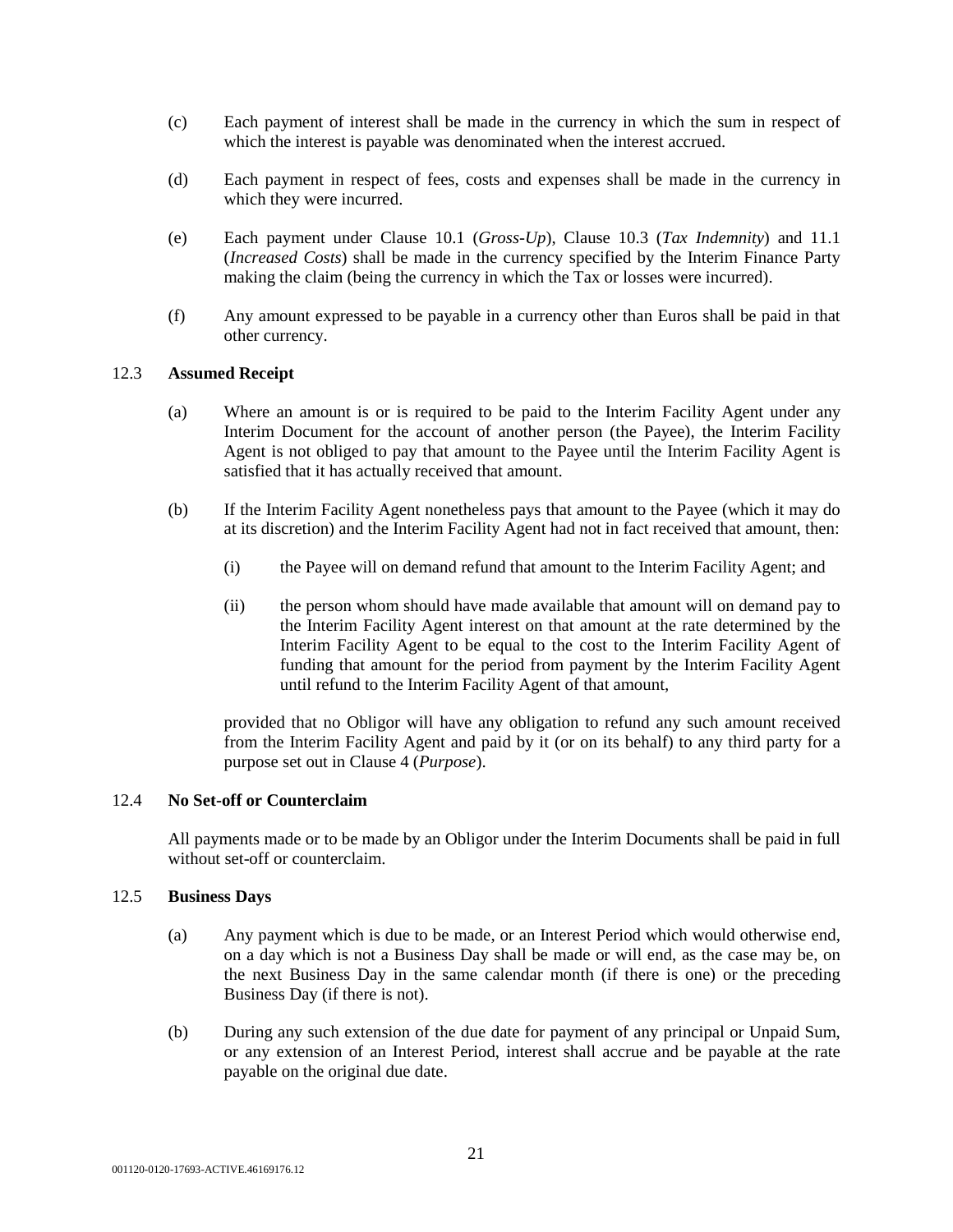(c) Each payment of interest shall be made in the currency in which the sum in respect of which the interest is payable was denominated when the interest accrued.

(d) Each payment in respect of fees, costs and expenses shall be made in the currency in which they were incurred.

(e) Each payment under Clause 10.1 (*Gross-Up*), Clause 10.3 (*Tax Indemnity*) and 11.1 (*Increased Costs*) shall be made in the currency specified by the Interim Finance Party making the claim (being the currency in which the Tax or losses were incurred).

(f) Any amount expressed to be payable in a currency other than Euros shall be paid in that other currency.

### 12.3 Assumed Receipt

(a) Where an amount is or is required to be paid to the Interim Facility Agent under any Interim Document for the account of another person (the Payee), the Interim Facility Agent is not obliged to pay that amount to the Payee until the Interim Facility Agent is satisfied that it has actually received that amount.

(b) If the Interim Facility Agent nonetheless pays that amount to the Payee (which it may do at its discretion) and the Interim Facility Agent had not in fact received that amount, then:

  (i) the Payee will on demand refund that amount to the Interim Facility Agent; and

  (ii) the person whom should have made available that amount will on demand pay to the Interim Facility Agent interest on that amount at the rate determined by the Interim Facility Agent to be equal to the cost to the Interim Facility Agent of funding that amount for the period from payment by the Interim Facility Agent until refund to the Interim Facility Agent of that amount,

provided that no Obligor will have any obligation to refund any such amount received from the Interim Facility Agent and paid by it (or on its behalf) to any third party for a purpose set out in Clause 4 (*Purpose*).

### 12.4 No Set-off or Counterclaim

All payments made or to be made by an Obligor under the Interim Documents shall be paid in full without set-off or counterclaim.

### 12.5 Business Days

(a) Any payment which is due to be made, or an Interest Period which would otherwise end, on a day which is not a Business Day shall be made or will end, as the case may be, on the next Business Day in the same calendar month (if there is one) or the preceding Business Day (if there is not).

(b) During any such extension of the due date for payment of any principal or Unpaid Sum, or any extension of an Interest Period, interest shall accrue and be payable at the rate payable on the original due date.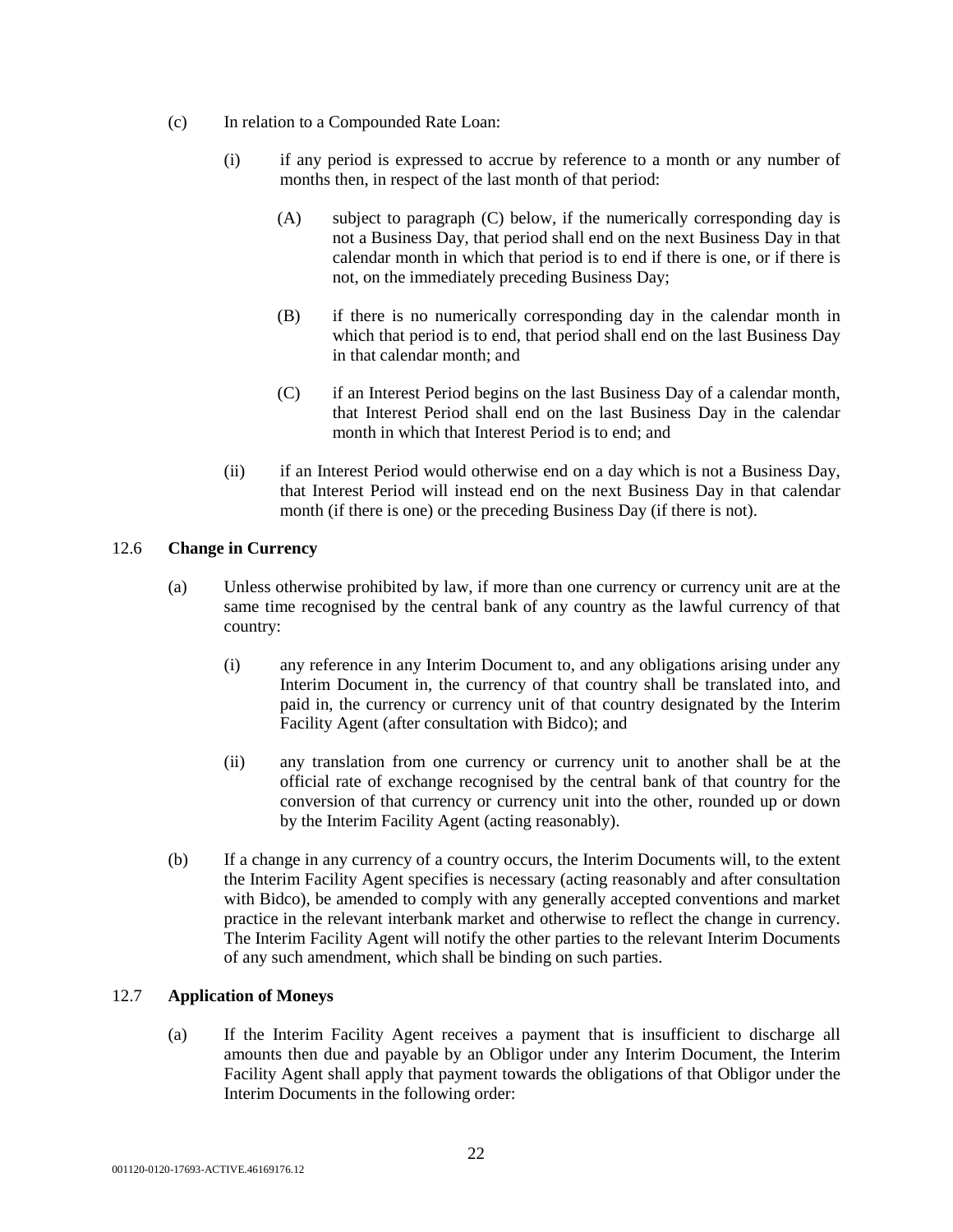(c) In relation to a Compounded Rate Loan:

(i) if any period is expressed to accrue by reference to a month or any number of months then, in respect of the last month of that period:

(A) subject to paragraph (C) below, if the numerically corresponding day is not a Business Day, that period shall end on the next Business Day in that calendar month in which that period is to end if there is one, or if there is not, on the immediately preceding Business Day;

(B) if there is no numerically corresponding day in the calendar month in which that period is to end, that period shall end on the last Business Day in that calendar month; and

(C) if an Interest Period begins on the last Business Day of a calendar month, that Interest Period shall end on the last Business Day in the calendar month in which that Interest Period is to end; and

(ii) if an Interest Period would otherwise end on a day which is not a Business Day, that Interest Period will instead end on the next Business Day in that calendar month (if there is one) or the preceding Business Day (if there is not).

### 12.6 **Change in Currency**

(a) Unless otherwise prohibited by law, if more than one currency or currency unit are at the same time recognised by the central bank of any country as the lawful currency of that country:

(i) any reference in any Interim Document to, and any obligations arising under any Interim Document in, the currency of that country shall be translated into, and paid in, the currency or currency unit of that country designated by the Interim Facility Agent (after consultation with Bidco); and

(ii) any translation from one currency or currency unit to another shall be at the official rate of exchange recognised by the central bank of that country for the conversion of that currency or currency unit into the other, rounded up or down by the Interim Facility Agent (acting reasonably).

(b) If a change in any currency of a country occurs, the Interim Documents will, to the extent the Interim Facility Agent specifies is necessary (acting reasonably and after consultation with Bidco), be amended to comply with any generally accepted conventions and market practice in the relevant interbank market and otherwise to reflect the change in currency. The Interim Facility Agent will notify the other parties to the relevant Interim Documents of any such amendment, which shall be binding on such parties.

### 12.7 **Application of Moneys**

(a) If the Interim Facility Agent receives a payment that is insufficient to discharge all amounts then due and payable by an Obligor under any Interim Document, the Interim Facility Agent shall apply that payment towards the obligations of that Obligor under the Interim Documents in the following order: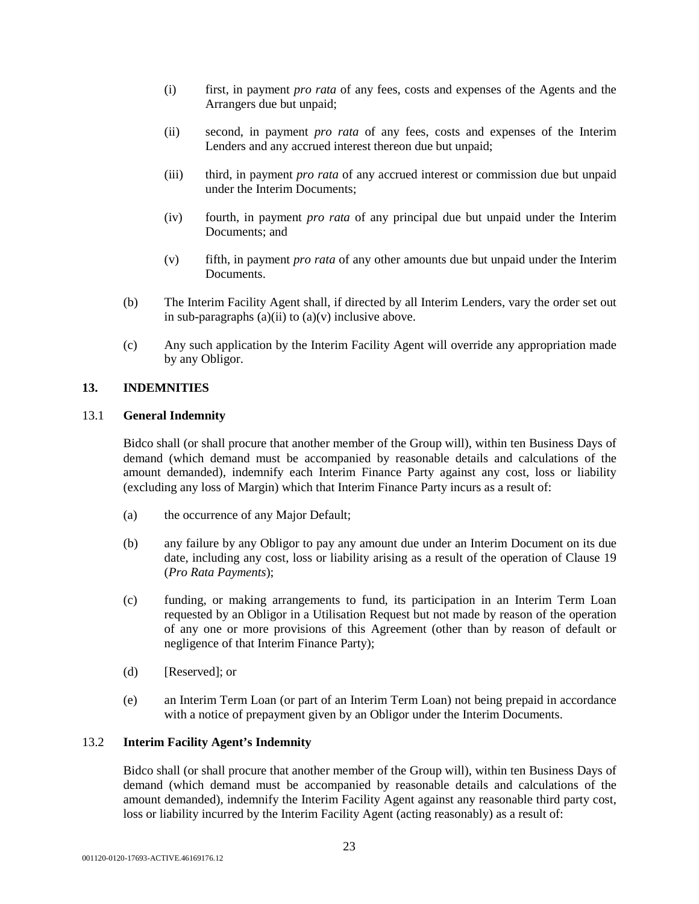(i) first, in payment *pro rata* of any fees, costs and expenses of the Agents and the Arrangers due but unpaid;

(ii) second, in payment *pro rata* of any fees, costs and expenses of the Interim Lenders and any accrued interest thereon due but unpaid;

(iii) third, in payment *pro rata* of any accrued interest or commission due but unpaid under the Interim Documents;

(iv) fourth, in payment *pro rata* of any principal due but unpaid under the Interim Documents; and

(v) fifth, in payment *pro rata* of any other amounts due but unpaid under the Interim Documents.

(b) The Interim Facility Agent shall, if directed by all Interim Lenders, vary the order set out in sub-paragraphs (a)(ii) to (a)(v) inclusive above.

(c) Any such application by the Interim Facility Agent will override any appropriation made by any Obligor.

## 13. INDEMNITIES

### 13.1 General Indemnity

Bidco shall (or shall procure that another member of the Group will), within ten Business Days of demand (which demand must be accompanied by reasonable details and calculations of the amount demanded), indemnify each Interim Finance Party against any cost, loss or liability (excluding any loss of Margin) which that Interim Finance Party incurs as a result of:

(a) the occurrence of any Major Default;

(b) any failure by any Obligor to pay any amount due under an Interim Document on its due date, including any cost, loss or liability arising as a result of the operation of Clause 19 (*Pro Rata Payments*);

(c) funding, or making arrangements to fund, its participation in an Interim Term Loan requested by an Obligor in a Utilisation Request but not made by reason of the operation of any one or more provisions of this Agreement (other than by reason of default or negligence of that Interim Finance Party);

(d) [Reserved]; or

(e) an Interim Term Loan (or part of an Interim Term Loan) not being prepaid in accordance with a notice of prepayment given by an Obligor under the Interim Documents.

### 13.2 Interim Facility Agent's Indemnity

Bidco shall (or shall procure that another member of the Group will), within ten Business Days of demand (which demand must be accompanied by reasonable details and calculations of the amount demanded), indemnify the Interim Facility Agent against any reasonable third party cost, loss or liability incurred by the Interim Facility Agent (acting reasonably) as a result of: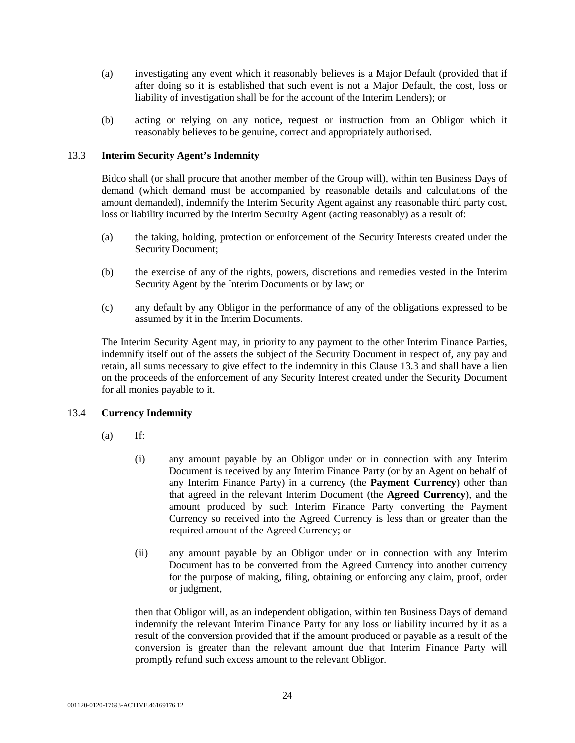(a) investigating any event which it reasonably believes is a Major Default (provided that if after doing so it is established that such event is not a Major Default, the cost, loss or liability of investigation shall be for the account of the Interim Lenders); or

(b) acting or relying on any notice, request or instruction from an Obligor which it reasonably believes to be genuine, correct and appropriately authorised.

### 13.3 Interim Security Agent's Indemnity

Bidco shall (or shall procure that another member of the Group will), within ten Business Days of demand (which demand must be accompanied by reasonable details and calculations of the amount demanded), indemnify the Interim Security Agent against any reasonable third party cost, loss or liability incurred by the Interim Security Agent (acting reasonably) as a result of:

(a) the taking, holding, protection or enforcement of the Security Interests created under the Security Document;

(b) the exercise of any of the rights, powers, discretions and remedies vested in the Interim Security Agent by the Interim Documents or by law; or

(c) any default by any Obligor in the performance of any of the obligations expressed to be assumed by it in the Interim Documents.

The Interim Security Agent may, in priority to any payment to the other Interim Finance Parties, indemnify itself out of the assets the subject of the Security Document in respect of, any pay and retain, all sums necessary to give effect to the indemnity in this Clause 13.3 and shall have a lien on the proceeds of the enforcement of any Security Interest created under the Security Document for all monies payable to it.

### 13.4 Currency Indemnity

(a) If:

(i) any amount payable by an Obligor under or in connection with any Interim Document is received by any Interim Finance Party (or by an Agent on behalf of any Interim Finance Party) in a currency (the **Payment Currency**) other than that agreed in the relevant Interim Document (the **Agreed Currency**), and the amount produced by such Interim Finance Party converting the Payment Currency so received into the Agreed Currency is less than or greater than the required amount of the Agreed Currency; or

(ii) any amount payable by an Obligor under or in connection with any Interim Document has to be converted from the Agreed Currency into another currency for the purpose of making, filing, obtaining or enforcing any claim, proof, order or judgment,

then that Obligor will, as an independent obligation, within ten Business Days of demand indemnify the relevant Interim Finance Party for any loss or liability incurred by it as a result of the conversion provided that if the amount produced or payable as a result of the conversion is greater than the relevant amount due that Interim Finance Party will promptly refund such excess amount to the relevant Obligor.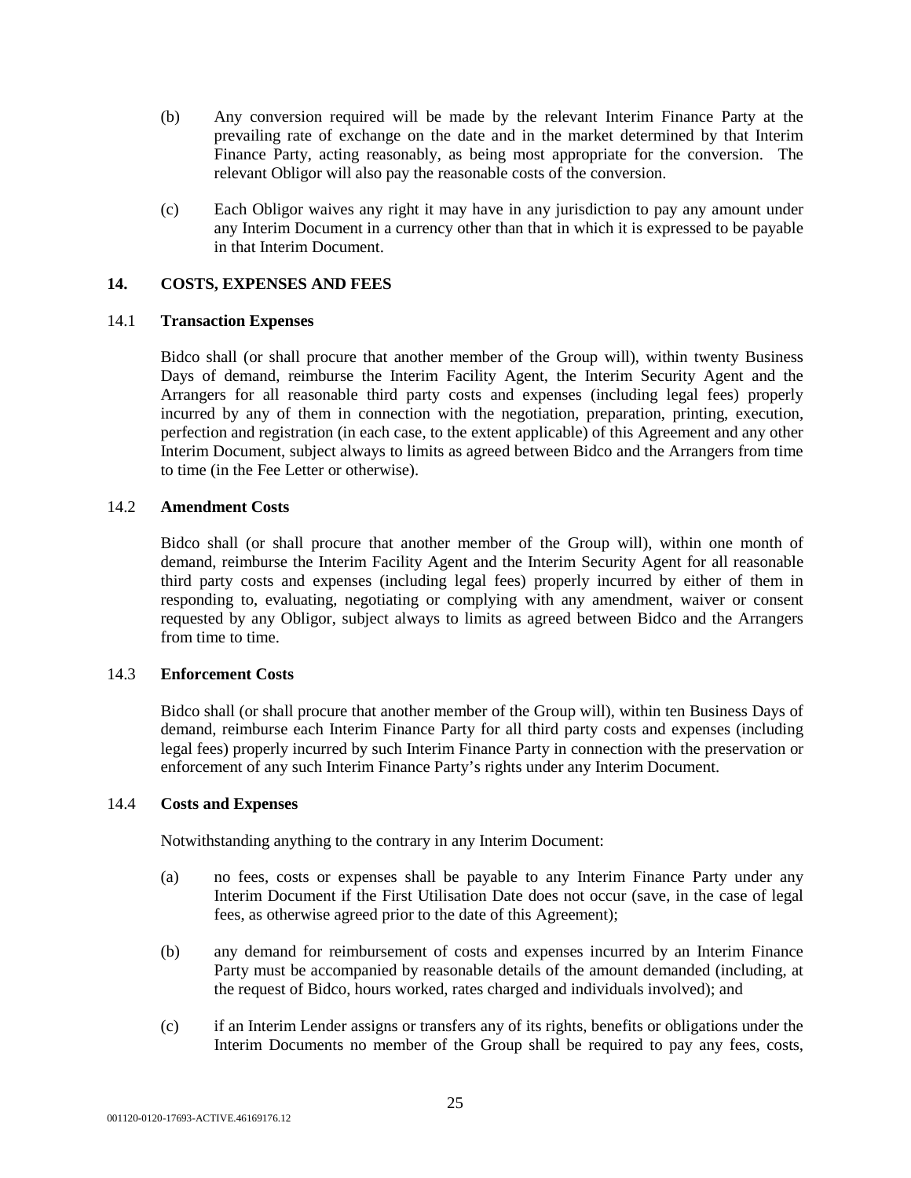(b) Any conversion required will be made by the relevant Interim Finance Party at the prevailing rate of exchange on the date and in the market determined by that Interim Finance Party, acting reasonably, as being most appropriate for the conversion. The relevant Obligor will also pay the reasonable costs of the conversion.

(c) Each Obligor waives any right it may have in any jurisdiction to pay any amount under any Interim Document in a currency other than that in which it is expressed to be payable in that Interim Document.

## 14. COSTS, EXPENSES AND FEES

### 14.1 Transaction Expenses

Bidco shall (or shall procure that another member of the Group will), within twenty Business Days of demand, reimburse the Interim Facility Agent, the Interim Security Agent and the Arrangers for all reasonable third party costs and expenses (including legal fees) properly incurred by any of them in connection with the negotiation, preparation, printing, execution, perfection and registration (in each case, to the extent applicable) of this Agreement and any other Interim Document, subject always to limits as agreed between Bidco and the Arrangers from time to time (in the Fee Letter or otherwise).

### 14.2 Amendment Costs

Bidco shall (or shall procure that another member of the Group will), within one month of demand, reimburse the Interim Facility Agent and the Interim Security Agent for all reasonable third party costs and expenses (including legal fees) properly incurred by either of them in responding to, evaluating, negotiating or complying with any amendment, waiver or consent requested by any Obligor, subject always to limits as agreed between Bidco and the Arrangers from time to time.

### 14.3 Enforcement Costs

Bidco shall (or shall procure that another member of the Group will), within ten Business Days of demand, reimburse each Interim Finance Party for all third party costs and expenses (including legal fees) properly incurred by such Interim Finance Party in connection with the preservation or enforcement of any such Interim Finance Party's rights under any Interim Document.

### 14.4 Costs and Expenses

Notwithstanding anything to the contrary in any Interim Document:

(a) no fees, costs or expenses shall be payable to any Interim Finance Party under any Interim Document if the First Utilisation Date does not occur (save, in the case of legal fees, as otherwise agreed prior to the date of this Agreement);

(b) any demand for reimbursement of costs and expenses incurred by an Interim Finance Party must be accompanied by reasonable details of the amount demanded (including, at the request of Bidco, hours worked, rates charged and individuals involved); and

(c) if an Interim Lender assigns or transfers any of its rights, benefits or obligations under the Interim Documents no member of the Group shall be required to pay any fees, costs,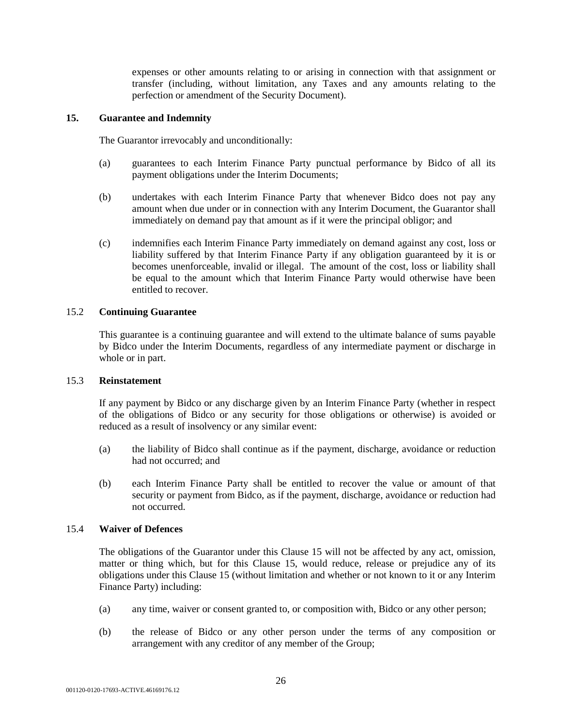expenses or other amounts relating to or arising in connection with that assignment or transfer (including, without limitation, any Taxes and any amounts relating to the perfection or amendment of the Security Document).

## 15. Guarantee and Indemnity

The Guarantor irrevocably and unconditionally:

(a) guarantees to each Interim Finance Party punctual performance by Bidco of all its payment obligations under the Interim Documents;

(b) undertakes with each Interim Finance Party that whenever Bidco does not pay any amount when due under or in connection with any Interim Document, the Guarantor shall immediately on demand pay that amount as if it were the principal obligor; and

(c) indemnifies each Interim Finance Party immediately on demand against any cost, loss or liability suffered by that Interim Finance Party if any obligation guaranteed by it is or becomes unenforceable, invalid or illegal. The amount of the cost, loss or liability shall be equal to the amount which that Interim Finance Party would otherwise have been entitled to recover.

### 15.2 Continuing Guarantee

This guarantee is a continuing guarantee and will extend to the ultimate balance of sums payable by Bidco under the Interim Documents, regardless of any intermediate payment or discharge in whole or in part.

### 15.3 Reinstatement

If any payment by Bidco or any discharge given by an Interim Finance Party (whether in respect of the obligations of Bidco or any security for those obligations or otherwise) is avoided or reduced as a result of insolvency or any similar event:

(a) the liability of Bidco shall continue as if the payment, discharge, avoidance or reduction had not occurred; and

(b) each Interim Finance Party shall be entitled to recover the value or amount of that security or payment from Bidco, as if the payment, discharge, avoidance or reduction had not occurred.

### 15.4 Waiver of Defences

The obligations of the Guarantor under this Clause 15 will not be affected by any act, omission, matter or thing which, but for this Clause 15, would reduce, release or prejudice any of its obligations under this Clause 15 (without limitation and whether or not known to it or any Interim Finance Party) including:

(a) any time, waiver or consent granted to, or composition with, Bidco or any other person;

(b) the release of Bidco or any other person under the terms of any composition or arrangement with any creditor of any member of the Group;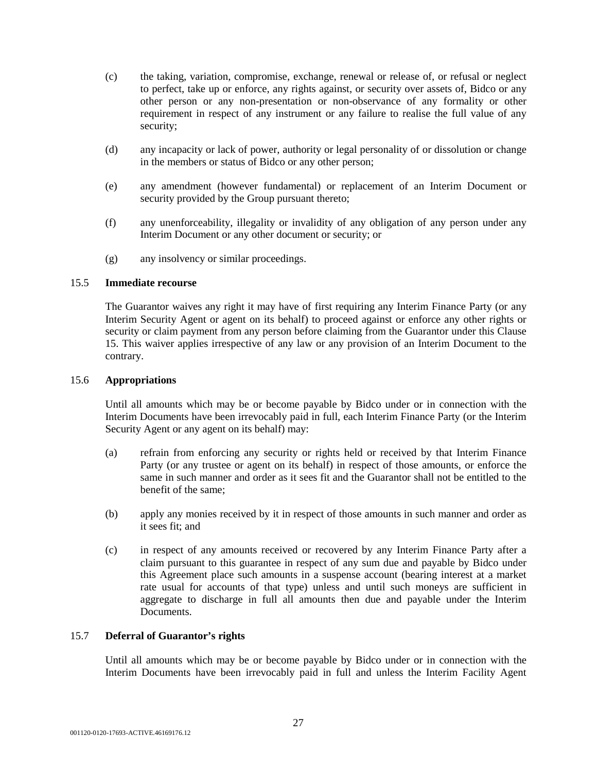(c) the taking, variation, compromise, exchange, renewal or release of, or refusal or neglect to perfect, take up or enforce, any rights against, or security over assets of, Bidco or any other person or any non-presentation or non-observance of any formality or other requirement in respect of any instrument or any failure to realise the full value of any security;

(d) any incapacity or lack of power, authority or legal personality of or dissolution or change in the members or status of Bidco or any other person;

(e) any amendment (however fundamental) or replacement of an Interim Document or security provided by the Group pursuant thereto;

(f) any unenforceability, illegality or invalidity of any obligation of any person under any Interim Document or any other document or security; or

(g) any insolvency or similar proceedings.

## 15.5 **Immediate recourse**

The Guarantor waives any right it may have of first requiring any Interim Finance Party (or any Interim Security Agent or agent on its behalf) to proceed against or enforce any other rights or security or claim payment from any person before claiming from the Guarantor under this Clause 15. This waiver applies irrespective of any law or any provision of an Interim Document to the contrary.

## 15.6 **Appropriations**

Until all amounts which may be or become payable by Bidco under or in connection with the Interim Documents have been irrevocably paid in full, each Interim Finance Party (or the Interim Security Agent or any agent on its behalf) may:

(a) refrain from enforcing any security or rights held or received by that Interim Finance Party (or any trustee or agent on its behalf) in respect of those amounts, or enforce the same in such manner and order as it sees fit and the Guarantor shall not be entitled to the benefit of the same;

(b) apply any monies received by it in respect of those amounts in such manner and order as it sees fit; and

(c) in respect of any amounts received or recovered by any Interim Finance Party after a claim pursuant to this guarantee in respect of any sum due and payable by Bidco under this Agreement place such amounts in a suspense account (bearing interest at a market rate usual for accounts of that type) unless and until such moneys are sufficient in aggregate to discharge in full all amounts then due and payable under the Interim Documents.

## 15.7 **Deferral of Guarantor's rights**

Until all amounts which may be or become payable by Bidco under or in connection with the Interim Documents have been irrevocably paid in full and unless the Interim Facility Agent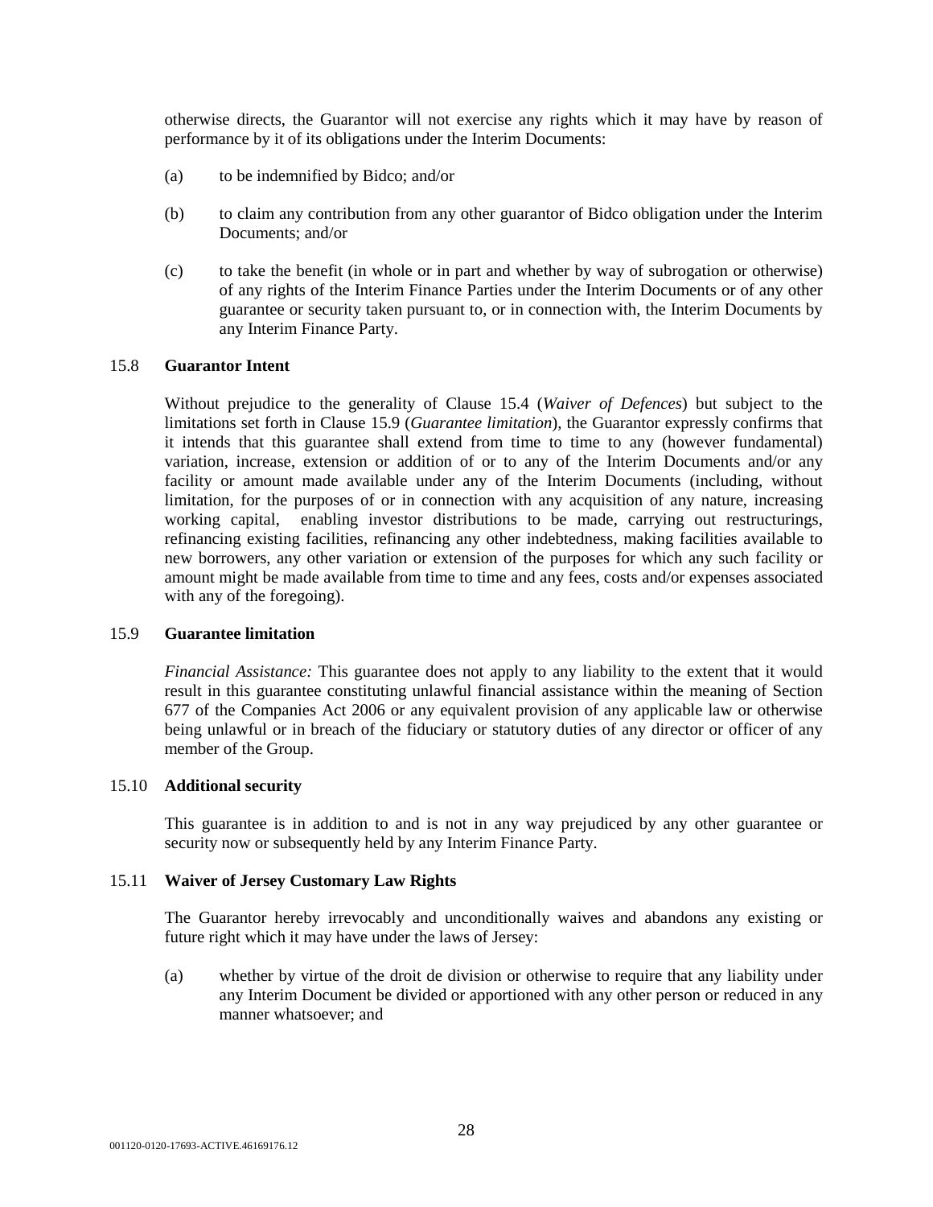otherwise directs, the Guarantor will not exercise any rights which it may have by reason of performance by it of its obligations under the Interim Documents:

(a) to be indemnified by Bidco; and/or

(b) to claim any contribution from any other guarantor of Bidco obligation under the Interim Documents; and/or

(c) to take the benefit (in whole or in part and whether by way of subrogation or otherwise) of any rights of the Interim Finance Parties under the Interim Documents or of any other guarantee or security taken pursuant to, or in connection with, the Interim Documents by any Interim Finance Party.

### 15.8 Guarantor Intent

Without prejudice to the generality of Clause 15.4 (*Waiver of Defences*) but subject to the limitations set forth in Clause 15.9 (*Guarantee limitation*), the Guarantor expressly confirms that it intends that this guarantee shall extend from time to time to any (however fundamental) variation, increase, extension or addition of or to any of the Interim Documents and/or any facility or amount made available under any of the Interim Documents (including, without limitation, for the purposes of or in connection with any acquisition of any nature, increasing working capital, enabling investor distributions to be made, carrying out restructurings, refinancing existing facilities, refinancing any other indebtedness, making facilities available to new borrowers, any other variation or extension of the purposes for which any such facility or amount might be made available from time to time and any fees, costs and/or expenses associated with any of the foregoing).

### 15.9 Guarantee limitation

*Financial Assistance:* This guarantee does not apply to any liability to the extent that it would result in this guarantee constituting unlawful financial assistance within the meaning of Section 677 of the Companies Act 2006 or any equivalent provision of any applicable law or otherwise being unlawful or in breach of the fiduciary or statutory duties of any director or officer of any member of the Group.

### 15.10 Additional security

This guarantee is in addition to and is not in any way prejudiced by any other guarantee or security now or subsequently held by any Interim Finance Party.

### 15.11 Waiver of Jersey Customary Law Rights

The Guarantor hereby irrevocably and unconditionally waives and abandons any existing or future right which it may have under the laws of Jersey:

(a) whether by virtue of the droit de division or otherwise to require that any liability under any Interim Document be divided or apportioned with any other person or reduced in any manner whatsoever; and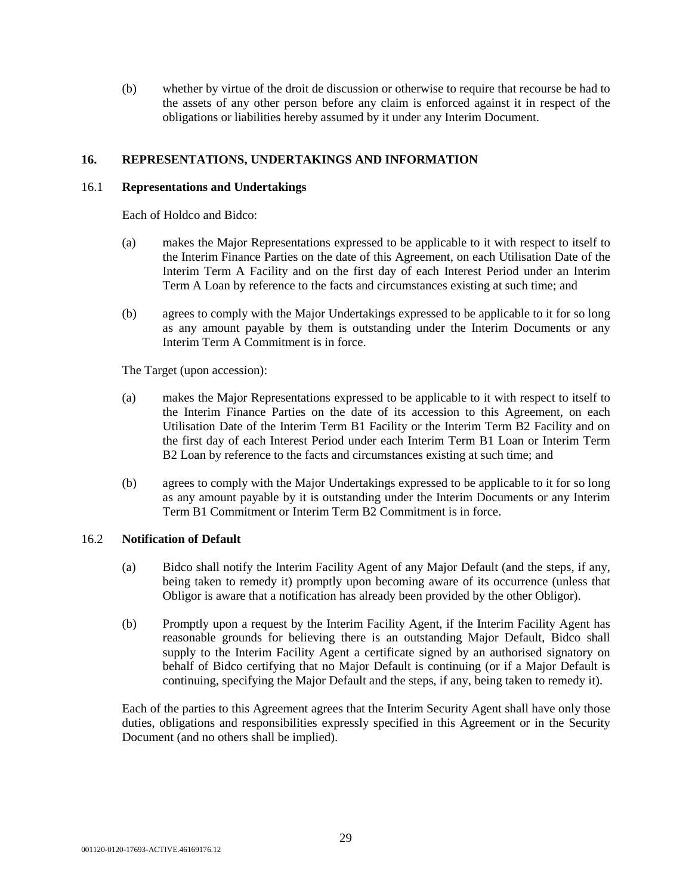(b) whether by virtue of the droit de discussion or otherwise to require that recourse be had to the assets of any other person before any claim is enforced against it in respect of the obligations or liabilities hereby assumed by it under any Interim Document.

## 16. REPRESENTATIONS, UNDERTAKINGS AND INFORMATION

### 16.1 Representations and Undertakings

Each of Holdco and Bidco:

(a) makes the Major Representations expressed to be applicable to it with respect to itself to the Interim Finance Parties on the date of this Agreement, on each Utilisation Date of the Interim Term A Facility and on the first day of each Interest Period under an Interim Term A Loan by reference to the facts and circumstances existing at such time; and

(b) agrees to comply with the Major Undertakings expressed to be applicable to it for so long as any amount payable by them is outstanding under the Interim Documents or any Interim Term A Commitment is in force.

The Target (upon accession):

(a) makes the Major Representations expressed to be applicable to it with respect to itself to the Interim Finance Parties on the date of its accession to this Agreement, on each Utilisation Date of the Interim Term B1 Facility or the Interim Term B2 Facility and on the first day of each Interest Period under each Interim Term B1 Loan or Interim Term B2 Loan by reference to the facts and circumstances existing at such time; and

(b) agrees to comply with the Major Undertakings expressed to be applicable to it for so long as any amount payable by it is outstanding under the Interim Documents or any Interim Term B1 Commitment or Interim Term B2 Commitment is in force.

### 16.2 Notification of Default

(a) Bidco shall notify the Interim Facility Agent of any Major Default (and the steps, if any, being taken to remedy it) promptly upon becoming aware of its occurrence (unless that Obligor is aware that a notification has already been provided by the other Obligor).

(b) Promptly upon a request by the Interim Facility Agent, if the Interim Facility Agent has reasonable grounds for believing there is an outstanding Major Default, Bidco shall supply to the Interim Facility Agent a certificate signed by an authorised signatory on behalf of Bidco certifying that no Major Default is continuing (or if a Major Default is continuing, specifying the Major Default and the steps, if any, being taken to remedy it).

Each of the parties to this Agreement agrees that the Interim Security Agent shall have only those duties, obligations and responsibilities expressly specified in this Agreement or in the Security Document (and no others shall be implied).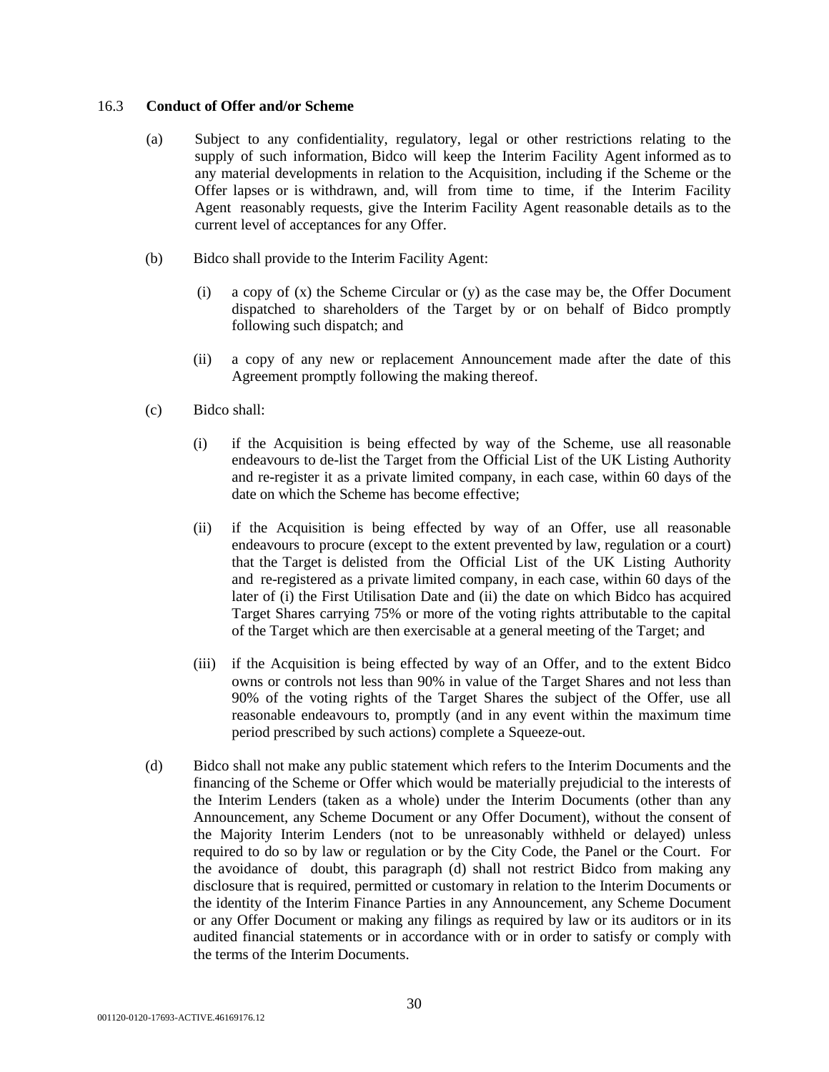### 16.3 **Conduct of Offer and/or Scheme**

(a) Subject to any confidentiality, regulatory, legal or other restrictions relating to the supply of such information, Bidco will keep the Interim Facility Agent informed as to any material developments in relation to the Acquisition, including if the Scheme or the Offer lapses or is withdrawn, and, will from time to time, if the Interim Facility Agent reasonably requests, give the Interim Facility Agent reasonable details as to the current level of acceptances for any Offer.

(b) Bidco shall provide to the Interim Facility Agent:

(i) a copy of (x) the Scheme Circular or (y) as the case may be, the Offer Document dispatched to shareholders of the Target by or on behalf of Bidco promptly following such dispatch; and

(ii) a copy of any new or replacement Announcement made after the date of this Agreement promptly following the making thereof.

(c) Bidco shall:

(i) if the Acquisition is being effected by way of the Scheme, use all reasonable endeavours to de-list the Target from the Official List of the UK Listing Authority and re-register it as a private limited company, in each case, within 60 days of the date on which the Scheme has become effective;

(ii) if the Acquisition is being effected by way of an Offer, use all reasonable endeavours to procure (except to the extent prevented by law, regulation or a court) that the Target is delisted from the Official List of the UK Listing Authority and re-registered as a private limited company, in each case, within 60 days of the later of (i) the First Utilisation Date and (ii) the date on which Bidco has acquired Target Shares carrying 75% or more of the voting rights attributable to the capital of the Target which are then exercisable at a general meeting of the Target; and

(iii) if the Acquisition is being effected by way of an Offer, and to the extent Bidco owns or controls not less than 90% in value of the Target Shares and not less than 90% of the voting rights of the Target Shares the subject of the Offer, use all reasonable endeavours to, promptly (and in any event within the maximum time period prescribed by such actions) complete a Squeeze-out.

(d) Bidco shall not make any public statement which refers to the Interim Documents and the financing of the Scheme or Offer which would be materially prejudicial to the interests of the Interim Lenders (taken as a whole) under the Interim Documents (other than any Announcement, any Scheme Document or any Offer Document), without the consent of the Majority Interim Lenders (not to be unreasonably withheld or delayed) unless required to do so by law or regulation or by the City Code, the Panel or the Court. For the avoidance of doubt, this paragraph (d) shall not restrict Bidco from making any disclosure that is required, permitted or customary in relation to the Interim Documents or the identity of the Interim Finance Parties in any Announcement, any Scheme Document or any Offer Document or making any filings as required by law or its auditors or in its audited financial statements or in accordance with or in order to satisfy or comply with the terms of the Interim Documents.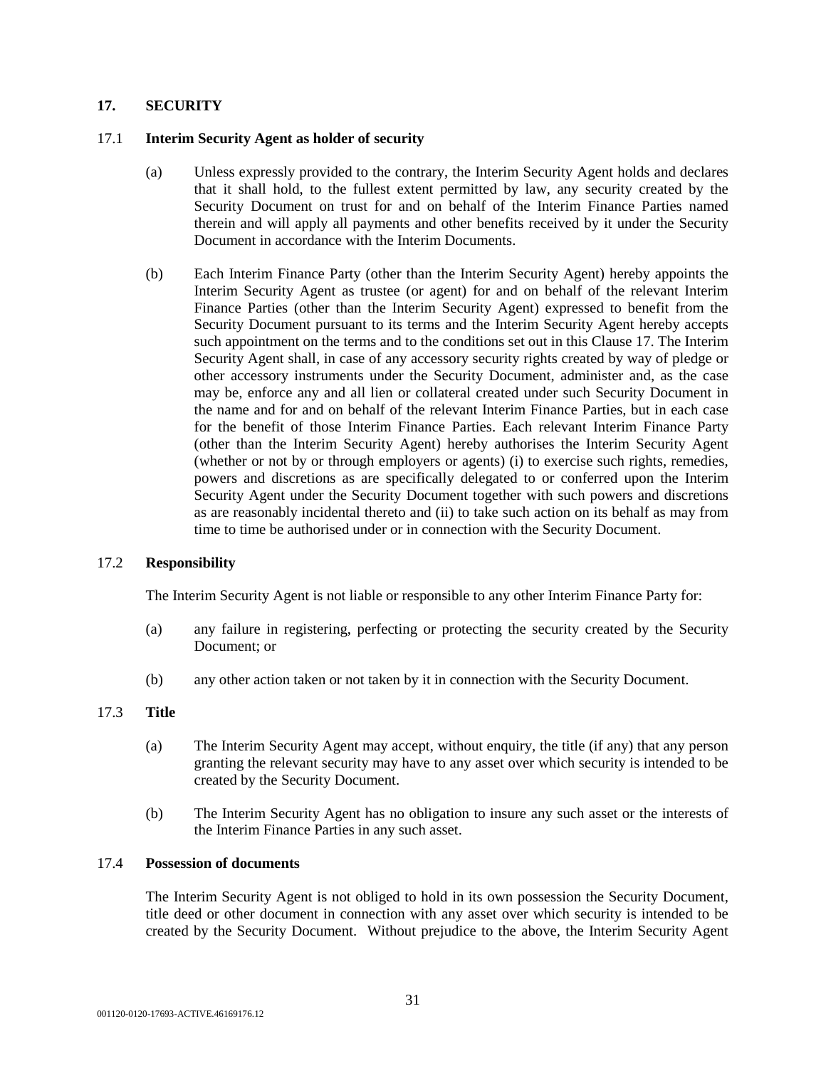## 17. SECURITY

### 17.1 Interim Security Agent as holder of security

(a) Unless expressly provided to the contrary, the Interim Security Agent holds and declares that it shall hold, to the fullest extent permitted by law, any security created by the Security Document on trust for and on behalf of the Interim Finance Parties named therein and will apply all payments and other benefits received by it under the Security Document in accordance with the Interim Documents.

(b) Each Interim Finance Party (other than the Interim Security Agent) hereby appoints the Interim Security Agent as trustee (or agent) for and on behalf of the relevant Interim Finance Parties (other than the Interim Security Agent) expressed to benefit from the Security Document pursuant to its terms and the Interim Security Agent hereby accepts such appointment on the terms and to the conditions set out in this Clause 17. The Interim Security Agent shall, in case of any accessory security rights created by way of pledge or other accessory instruments under the Security Document, administer and, as the case may be, enforce any and all lien or collateral created under such Security Document in the name and for and on behalf of the relevant Interim Finance Parties, but in each case for the benefit of those Interim Finance Parties. Each relevant Interim Finance Party (other than the Interim Security Agent) hereby authorises the Interim Security Agent (whether or not by or through employers or agents) (i) to exercise such rights, remedies, powers and discretions as are specifically delegated to or conferred upon the Interim Security Agent under the Security Document together with such powers and discretions as are reasonably incidental thereto and (ii) to take such action on its behalf as may from time to time be authorised under or in connection with the Security Document.

### 17.2 Responsibility

The Interim Security Agent is not liable or responsible to any other Interim Finance Party for:

(a) any failure in registering, perfecting or protecting the security created by the Security Document; or

(b) any other action taken or not taken by it in connection with the Security Document.

### 17.3 Title

(a) The Interim Security Agent may accept, without enquiry, the title (if any) that any person granting the relevant security may have to any asset over which security is intended to be created by the Security Document.

(b) The Interim Security Agent has no obligation to insure any such asset or the interests of the Interim Finance Parties in any such asset.

### 17.4 Possession of documents

The Interim Security Agent is not obliged to hold in its own possession the Security Document, title deed or other document in connection with any asset over which security is intended to be created by the Security Document. Without prejudice to the above, the Interim Security Agent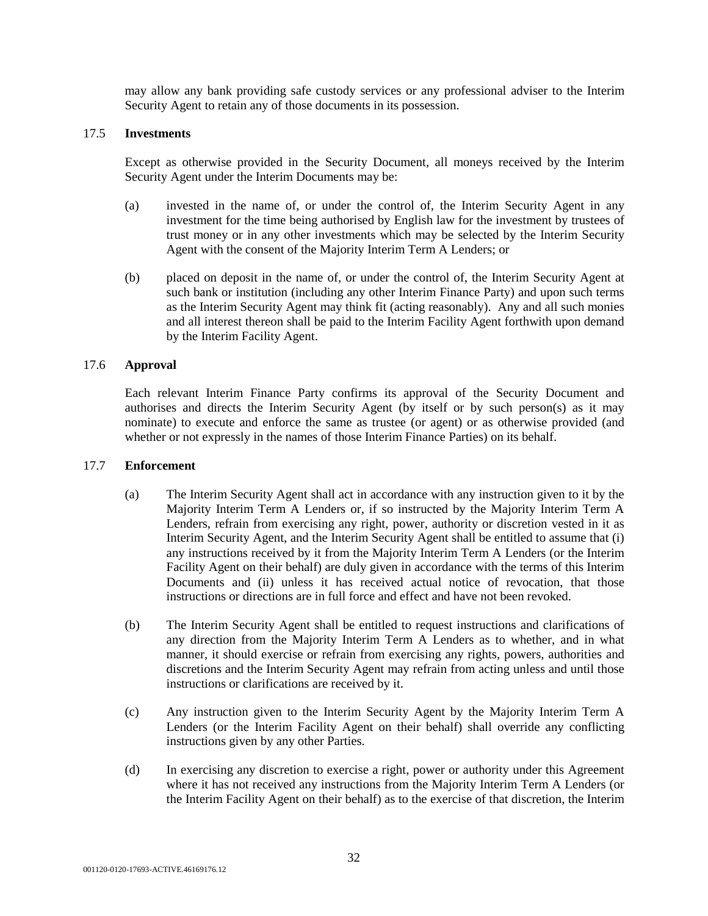may allow any bank providing safe custody services or any professional adviser to the Interim Security Agent to retain any of those documents in its possession.

17.5 **Investments**

Except as otherwise provided in the Security Document, all moneys received by the Interim Security Agent under the Interim Documents may be:

(a) invested in the name of, or under the control of, the Interim Security Agent in any investment for the time being authorised by English law for the investment by trustees of trust money or in any other investments which may be selected by the Interim Security Agent with the consent of the Majority Interim Term A Lenders; or

(b) placed on deposit in the name of, or under the control of, the Interim Security Agent at such bank or institution (including any other Interim Finance Party) and upon such terms as the Interim Security Agent may think fit (acting reasonably). Any and all such monies and all interest thereon shall be paid to the Interim Facility Agent forthwith upon demand by the Interim Facility Agent.

17.6 **Approval**

Each relevant Interim Finance Party confirms its approval of the Security Document and authorises and directs the Interim Security Agent (by itself or by such person(s) as it may nominate) to execute and enforce the same as trustee (or agent) or as otherwise provided (and whether or not expressly in the names of those Interim Finance Parties) on its behalf.

17.7 **Enforcement**

(a) The Interim Security Agent shall act in accordance with any instruction given to it by the Majority Interim Term A Lenders or, if so instructed by the Majority Interim Term A Lenders, refrain from exercising any right, power, authority or discretion vested in it as Interim Security Agent, and the Interim Security Agent shall be entitled to assume that (i) any instructions received by it from the Majority Interim Term A Lenders (or the Interim Facility Agent on their behalf) are duly given in accordance with the terms of this Interim Documents and (ii) unless it has received actual notice of revocation, that those instructions or directions are in full force and effect and have not been revoked.

(b) The Interim Security Agent shall be entitled to request instructions and clarifications of any direction from the Majority Interim Term A Lenders as to whether, and in what manner, it should exercise or refrain from exercising any rights, powers, authorities and discretions and the Interim Security Agent may refrain from acting unless and until those instructions or clarifications are received by it.

(c) Any instruction given to the Interim Security Agent by the Majority Interim Term A Lenders (or the Interim Facility Agent on their behalf) shall override any conflicting instructions given by any other Parties.

(d) In exercising any discretion to exercise a right, power or authority under this Agreement where it has not received any instructions from the Majority Interim Term A Lenders (or the Interim Facility Agent on their behalf) as to the exercise of that discretion, the Interim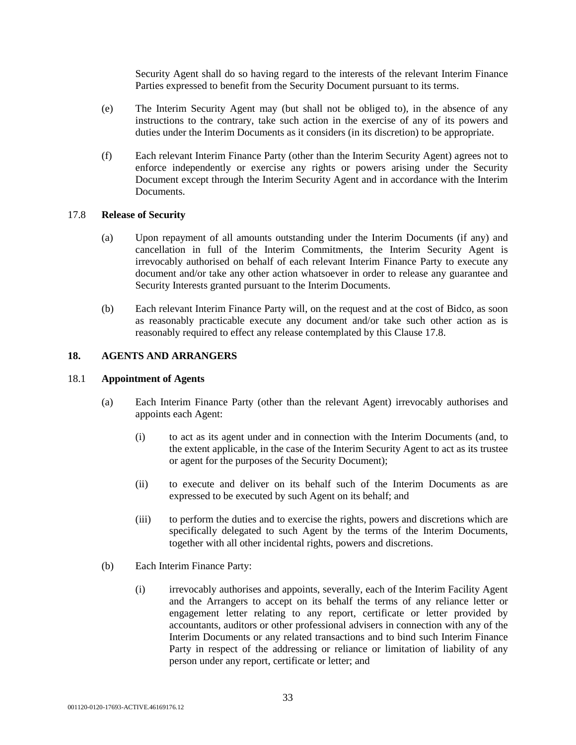Security Agent shall do so having regard to the interests of the relevant Interim Finance Parties expressed to benefit from the Security Document pursuant to its terms.

(e) The Interim Security Agent may (but shall not be obliged to), in the absence of any instructions to the contrary, take such action in the exercise of any of its powers and duties under the Interim Documents as it considers (in its discretion) to be appropriate.

(f) Each relevant Interim Finance Party (other than the Interim Security Agent) agrees not to enforce independently or exercise any rights or powers arising under the Security Document except through the Interim Security Agent and in accordance with the Interim Documents.

### 17.8 Release of Security

(a) Upon repayment of all amounts outstanding under the Interim Documents (if any) and cancellation in full of the Interim Commitments, the Interim Security Agent is irrevocably authorised on behalf of each relevant Interim Finance Party to execute any document and/or take any other action whatsoever in order to release any guarantee and Security Interests granted pursuant to the Interim Documents.

(b) Each relevant Interim Finance Party will, on the request and at the cost of Bidco, as soon as reasonably practicable execute any document and/or take such other action as is reasonably required to effect any release contemplated by this Clause 17.8.

## 18. AGENTS AND ARRANGERS

### 18.1 Appointment of Agents

(a) Each Interim Finance Party (other than the relevant Agent) irrevocably authorises and appoints each Agent:

(i) to act as its agent under and in connection with the Interim Documents (and, to the extent applicable, in the case of the Interim Security Agent to act as its trustee or agent for the purposes of the Security Document);

(ii) to execute and deliver on its behalf such of the Interim Documents as are expressed to be executed by such Agent on its behalf; and

(iii) to perform the duties and to exercise the rights, powers and discretions which are specifically delegated to such Agent by the terms of the Interim Documents, together with all other incidental rights, powers and discretions.

(b) Each Interim Finance Party:

(i) irrevocably authorises and appoints, severally, each of the Interim Facility Agent and the Arrangers to accept on its behalf the terms of any reliance letter or engagement letter relating to any report, certificate or letter provided by accountants, auditors or other professional advisers in connection with any of the Interim Documents or any related transactions and to bind such Interim Finance Party in respect of the addressing or reliance or limitation of liability of any person under any report, certificate or letter; and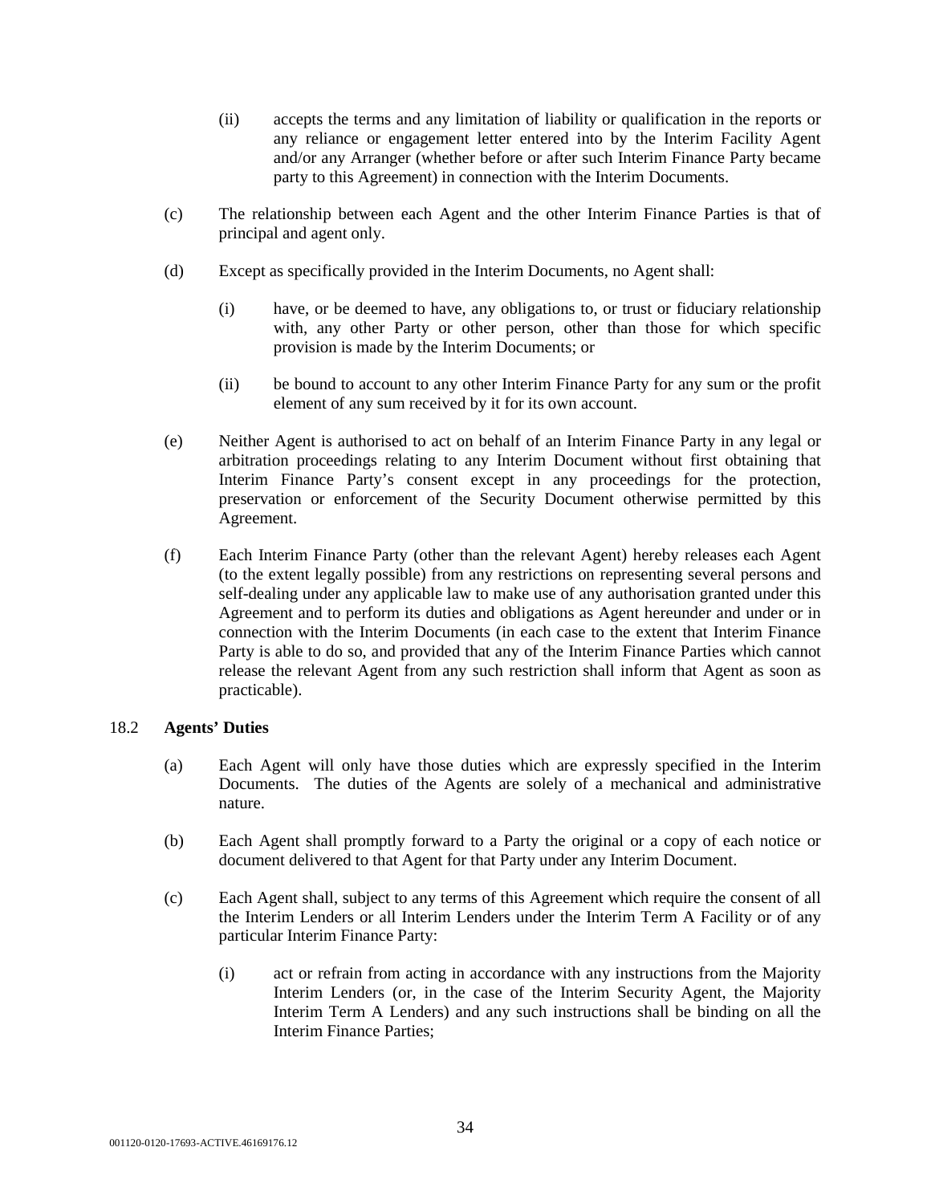(ii) accepts the terms and any limitation of liability or qualification in the reports or any reliance or engagement letter entered into by the Interim Facility Agent and/or any Arranger (whether before or after such Interim Finance Party became party to this Agreement) in connection with the Interim Documents.

(c) The relationship between each Agent and the other Interim Finance Parties is that of principal and agent only.

(d) Except as specifically provided in the Interim Documents, no Agent shall:

(i) have, or be deemed to have, any obligations to, or trust or fiduciary relationship with, any other Party or other person, other than those for which specific provision is made by the Interim Documents; or

(ii) be bound to account to any other Interim Finance Party for any sum or the profit element of any sum received by it for its own account.

(e) Neither Agent is authorised to act on behalf of an Interim Finance Party in any legal or arbitration proceedings relating to any Interim Document without first obtaining that Interim Finance Party's consent except in any proceedings for the protection, preservation or enforcement of the Security Document otherwise permitted by this Agreement.

(f) Each Interim Finance Party (other than the relevant Agent) hereby releases each Agent (to the extent legally possible) from any restrictions on representing several persons and self-dealing under any applicable law to make use of any authorisation granted under this Agreement and to perform its duties and obligations as Agent hereunder and under or in connection with the Interim Documents (in each case to the extent that Interim Finance Party is able to do so, and provided that any of the Interim Finance Parties which cannot release the relevant Agent from any such restriction shall inform that Agent as soon as practicable).

18.2 **Agents' Duties**

(a) Each Agent will only have those duties which are expressly specified in the Interim Documents. The duties of the Agents are solely of a mechanical and administrative nature.

(b) Each Agent shall promptly forward to a Party the original or a copy of each notice or document delivered to that Agent for that Party under any Interim Document.

(c) Each Agent shall, subject to any terms of this Agreement which require the consent of all the Interim Lenders or all Interim Lenders under the Interim Term A Facility or of any particular Interim Finance Party:

(i) act or refrain from acting in accordance with any instructions from the Majority Interim Lenders (or, in the case of the Interim Security Agent, the Majority Interim Term A Lenders) and any such instructions shall be binding on all the Interim Finance Parties;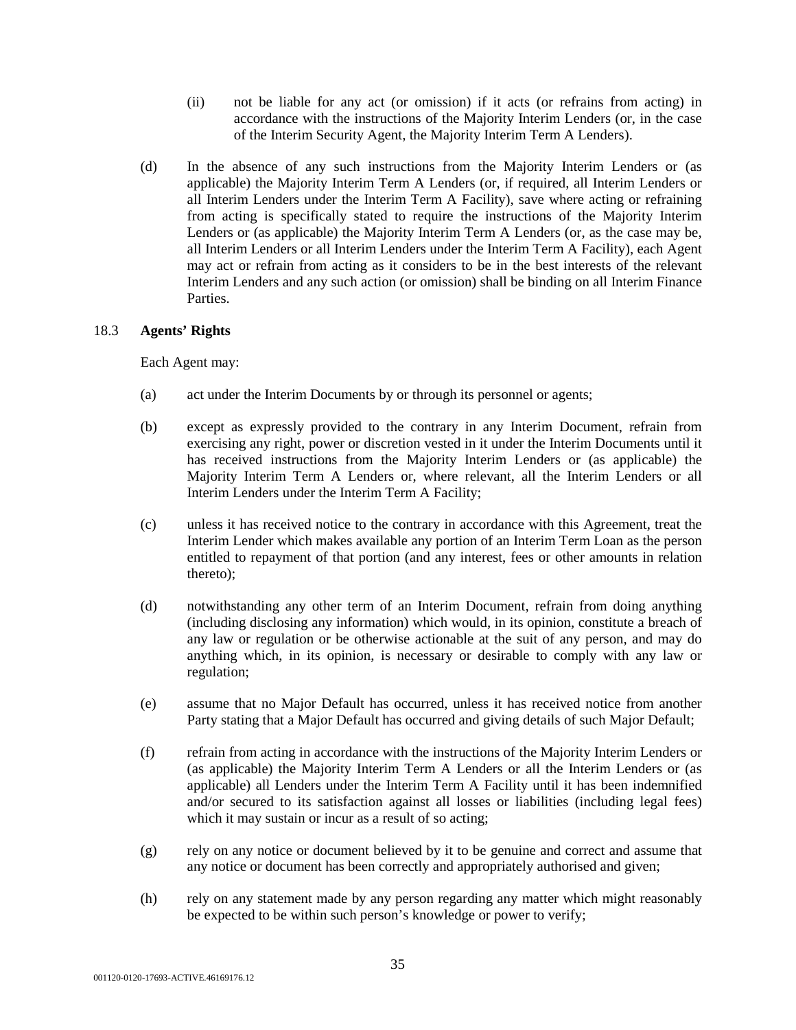(ii) not be liable for any act (or omission) if it acts (or refrains from acting) in accordance with the instructions of the Majority Interim Lenders (or, in the case of the Interim Security Agent, the Majority Interim Term A Lenders).

(d) In the absence of any such instructions from the Majority Interim Lenders or (as applicable) the Majority Interim Term A Lenders (or, if required, all Interim Lenders or all Interim Lenders under the Interim Term A Facility), save where acting or refraining from acting is specifically stated to require the instructions of the Majority Interim Lenders or (as applicable) the Majority Interim Term A Lenders (or, as the case may be, all Interim Lenders or all Interim Lenders under the Interim Term A Facility), each Agent may act or refrain from acting as it considers to be in the best interests of the relevant Interim Lenders and any such action (or omission) shall be binding on all Interim Finance Parties.

18.3 **Agents' Rights**

Each Agent may:

(a) act under the Interim Documents by or through its personnel or agents;

(b) except as expressly provided to the contrary in any Interim Document, refrain from exercising any right, power or discretion vested in it under the Interim Documents until it has received instructions from the Majority Interim Lenders or (as applicable) the Majority Interim Term A Lenders or, where relevant, all the Interim Lenders or all Interim Lenders under the Interim Term A Facility;

(c) unless it has received notice to the contrary in accordance with this Agreement, treat the Interim Lender which makes available any portion of an Interim Term Loan as the person entitled to repayment of that portion (and any interest, fees or other amounts in relation thereto);

(d) notwithstanding any other term of an Interim Document, refrain from doing anything (including disclosing any information) which would, in its opinion, constitute a breach of any law or regulation or be otherwise actionable at the suit of any person, and may do anything which, in its opinion, is necessary or desirable to comply with any law or regulation;

(e) assume that no Major Default has occurred, unless it has received notice from another Party stating that a Major Default has occurred and giving details of such Major Default;

(f) refrain from acting in accordance with the instructions of the Majority Interim Lenders or (as applicable) the Majority Interim Term A Lenders or all the Interim Lenders or (as applicable) all Lenders under the Interim Term A Facility until it has been indemnified and/or secured to its satisfaction against all losses or liabilities (including legal fees) which it may sustain or incur as a result of so acting;

(g) rely on any notice or document believed by it to be genuine and correct and assume that any notice or document has been correctly and appropriately authorised and given;

(h) rely on any statement made by any person regarding any matter which might reasonably be expected to be within such person's knowledge or power to verify;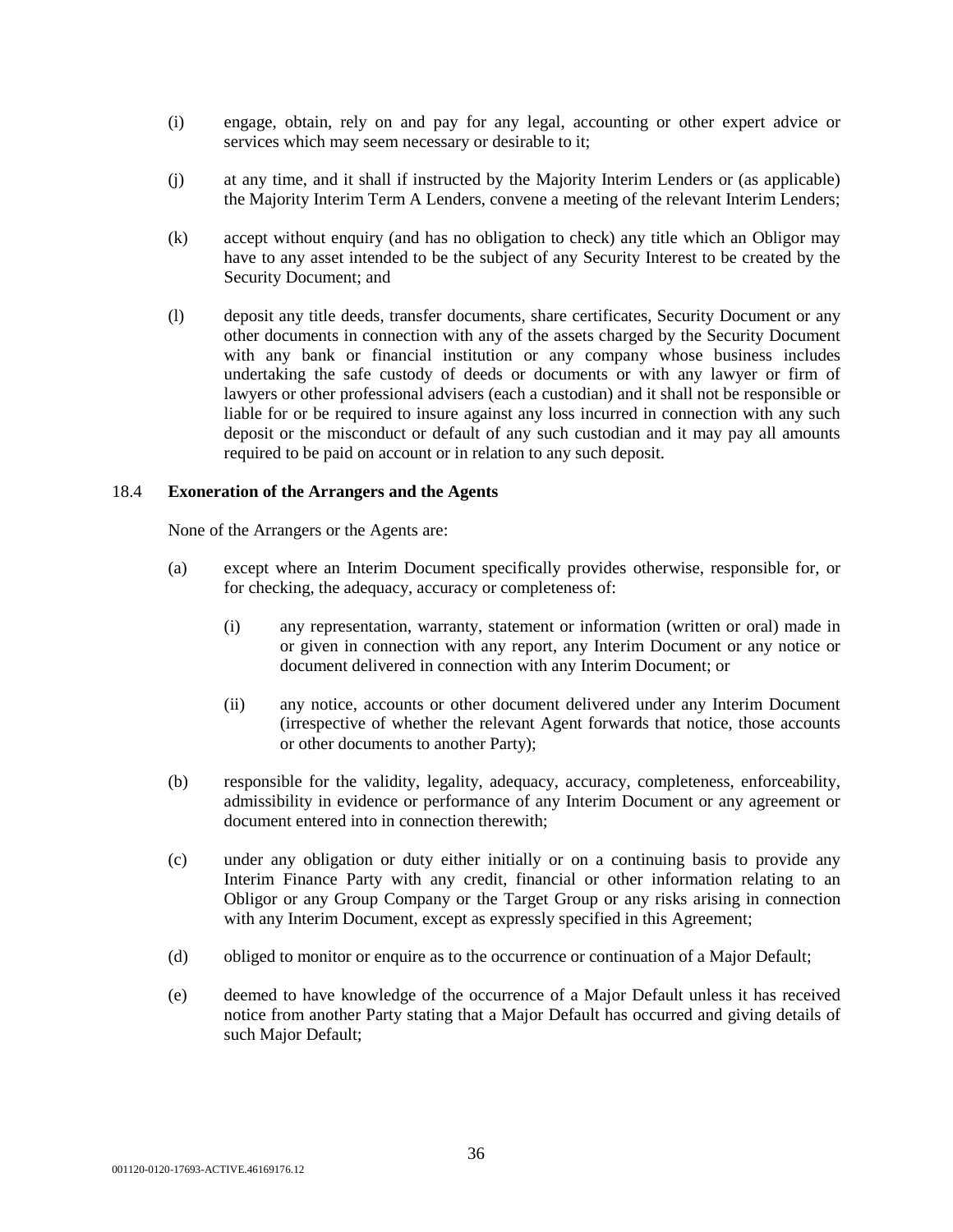(i) engage, obtain, rely on and pay for any legal, accounting or other expert advice or services which may seem necessary or desirable to it;

(j) at any time, and it shall if instructed by the Majority Interim Lenders or (as applicable) the Majority Interim Term A Lenders, convene a meeting of the relevant Interim Lenders;

(k) accept without enquiry (and has no obligation to check) any title which an Obligor may have to any asset intended to be the subject of any Security Interest to be created by the Security Document; and

(l) deposit any title deeds, transfer documents, share certificates, Security Document or any other documents in connection with any of the assets charged by the Security Document with any bank or financial institution or any company whose business includes undertaking the safe custody of deeds or documents or with any lawyer or firm of lawyers or other professional advisers (each a custodian) and it shall not be responsible or liable for or be required to insure against any loss incurred in connection with any such deposit or the misconduct or default of any such custodian and it may pay all amounts required to be paid on account or in relation to any such deposit.

## 18.4 **Exoneration of the Arrangers and the Agents**

None of the Arrangers or the Agents are:

(a) except where an Interim Document specifically provides otherwise, responsible for, or for checking, the adequacy, accuracy or completeness of:

  (i) any representation, warranty, statement or information (written or oral) made in or given in connection with any report, any Interim Document or any notice or document delivered in connection with any Interim Document; or

  (ii) any notice, accounts or other document delivered under any Interim Document (irrespective of whether the relevant Agent forwards that notice, those accounts or other documents to another Party);

(b) responsible for the validity, legality, adequacy, accuracy, completeness, enforceability, admissibility in evidence or performance of any Interim Document or any agreement or document entered into in connection therewith;

(c) under any obligation or duty either initially or on a continuing basis to provide any Interim Finance Party with any credit, financial or other information relating to an Obligor or any Group Company or the Target Group or any risks arising in connection with any Interim Document, except as expressly specified in this Agreement;

(d) obliged to monitor or enquire as to the occurrence or continuation of a Major Default;

(e) deemed to have knowledge of the occurrence of a Major Default unless it has received notice from another Party stating that a Major Default has occurred and giving details of such Major Default;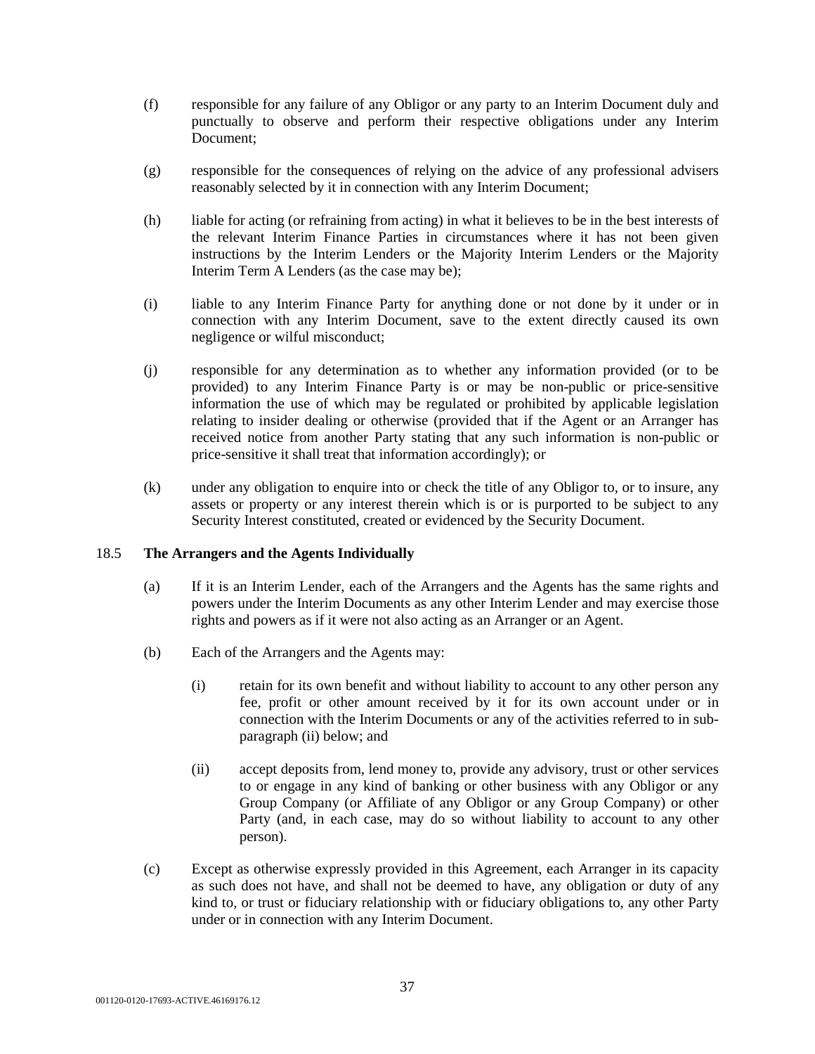(f) responsible for any failure of any Obligor or any party to an Interim Document duly and punctually to observe and perform their respective obligations under any Interim Document;

(g) responsible for the consequences of relying on the advice of any professional advisers reasonably selected by it in connection with any Interim Document;

(h) liable for acting (or refraining from acting) in what it believes to be in the best interests of the relevant Interim Finance Parties in circumstances where it has not been given instructions by the Interim Lenders or the Majority Interim Lenders or the Majority Interim Term A Lenders (as the case may be);

(i) liable to any Interim Finance Party for anything done or not done by it under or in connection with any Interim Document, save to the extent directly caused its own negligence or wilful misconduct;

(j) responsible for any determination as to whether any information provided (or to be provided) to any Interim Finance Party is or may be non-public or price-sensitive information the use of which may be regulated or prohibited by applicable legislation relating to insider dealing or otherwise (provided that if the Agent or an Arranger has received notice from another Party stating that any such information is non-public or price-sensitive it shall treat that information accordingly); or

(k) under any obligation to enquire into or check the title of any Obligor to, or to insure, any assets or property or any interest therein which is or is purported to be subject to any Security Interest constituted, created or evidenced by the Security Document.

### 18.5 The Arrangers and the Agents Individually

(a) If it is an Interim Lender, each of the Arrangers and the Agents has the same rights and powers under the Interim Documents as any other Interim Lender and may exercise those rights and powers as if it were not also acting as an Arranger or an Agent.

(b) Each of the Arrangers and the Agents may:

(i) retain for its own benefit and without liability to account to any other person any fee, profit or other amount received by it for its own account under or in connection with the Interim Documents or any of the activities referred to in sub-paragraph (ii) below; and

(ii) accept deposits from, lend money to, provide any advisory, trust or other services to or engage in any kind of banking or other business with any Obligor or any Group Company (or Affiliate of any Obligor or any Group Company) or other Party (and, in each case, may do so without liability to account to any other person).

(c) Except as otherwise expressly provided in this Agreement, each Arranger in its capacity as such does not have, and shall not be deemed to have, any obligation or duty of any kind to, or trust or fiduciary relationship with or fiduciary obligations to, any other Party under or in connection with any Interim Document.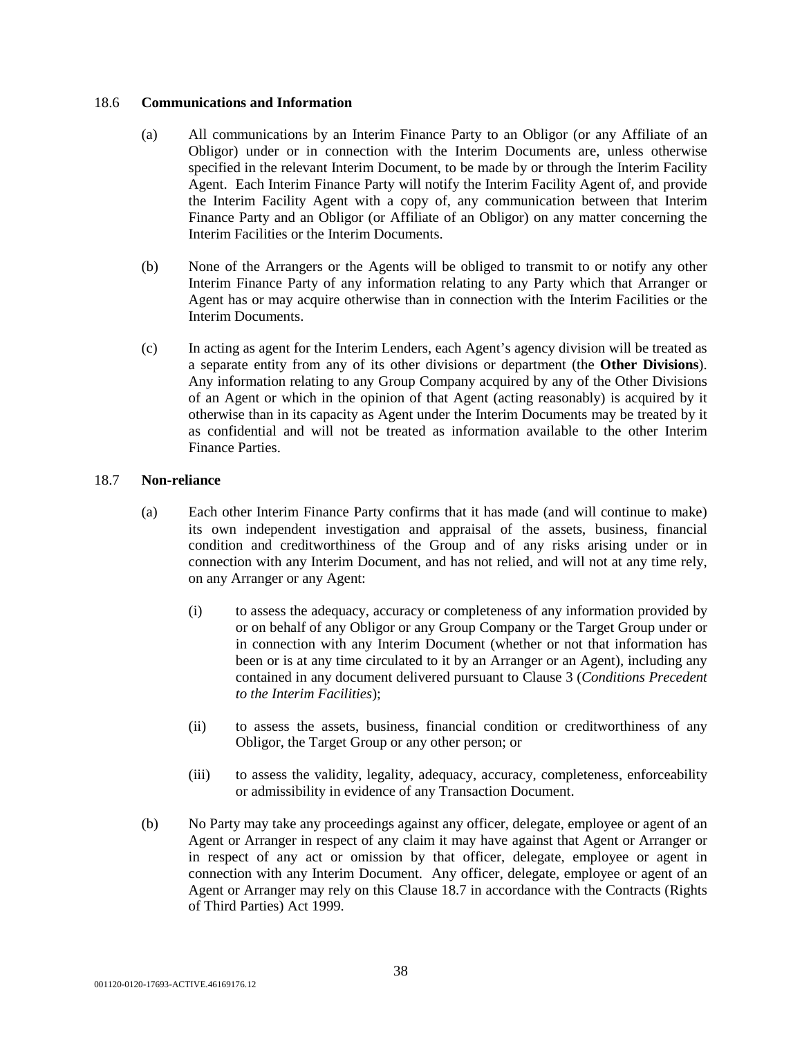### 18.6 **Communications and Information**

(a) All communications by an Interim Finance Party to an Obligor (or any Affiliate of an Obligor) under or in connection with the Interim Documents are, unless otherwise specified in the relevant Interim Document, to be made by or through the Interim Facility Agent. Each Interim Finance Party will notify the Interim Facility Agent of, and provide the Interim Facility Agent with a copy of, any communication between that Interim Finance Party and an Obligor (or Affiliate of an Obligor) on any matter concerning the Interim Facilities or the Interim Documents.

(b) None of the Arrangers or the Agents will be obliged to transmit to or notify any other Interim Finance Party of any information relating to any Party which that Arranger or Agent has or may acquire otherwise than in connection with the Interim Facilities or the Interim Documents.

(c) In acting as agent for the Interim Lenders, each Agent's agency division will be treated as a separate entity from any of its other divisions or department (the **Other Divisions**). Any information relating to any Group Company acquired by any of the Other Divisions of an Agent or which in the opinion of that Agent (acting reasonably) is acquired by it otherwise than in its capacity as Agent under the Interim Documents may be treated by it as confidential and will not be treated as information available to the other Interim Finance Parties.

### 18.7 **Non-reliance**

(a) Each other Interim Finance Party confirms that it has made (and will continue to make) its own independent investigation and appraisal of the assets, business, financial condition and creditworthiness of the Group and of any risks arising under or in connection with any Interim Document, and has not relied, and will not at any time rely, on any Arranger or any Agent:

   (i) to assess the adequacy, accuracy or completeness of any information provided by or on behalf of any Obligor or any Group Company or the Target Group under or in connection with any Interim Document (whether or not that information has been or is at any time circulated to it by an Arranger or an Agent), including any contained in any document delivered pursuant to Clause 3 (*Conditions Precedent to the Interim Facilities*);

   (ii) to assess the assets, business, financial condition or creditworthiness of any Obligor, the Target Group or any other person; or

   (iii) to assess the validity, legality, adequacy, accuracy, completeness, enforceability or admissibility in evidence of any Transaction Document.

(b) No Party may take any proceedings against any officer, delegate, employee or agent of an Agent or Arranger in respect of any claim it may have against that Agent or Arranger or in respect of any act or omission by that officer, delegate, employee or agent in connection with any Interim Document. Any officer, delegate, employee or agent of an Agent or Arranger may rely on this Clause 18.7 in accordance with the Contracts (Rights of Third Parties) Act 1999.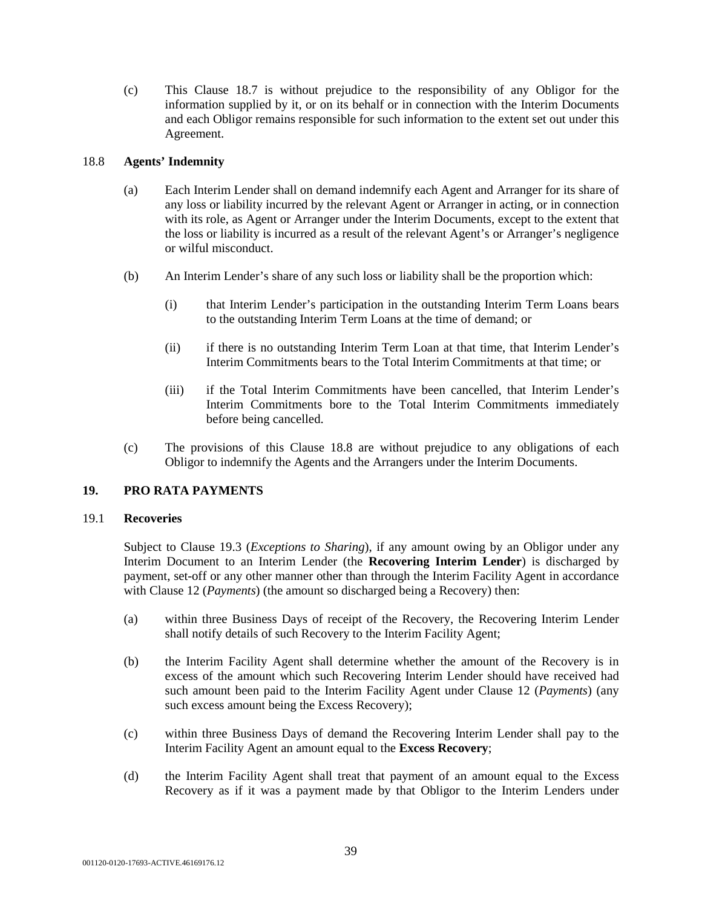(c) This Clause 18.7 is without prejudice to the responsibility of any Obligor for the information supplied by it, or on its behalf or in connection with the Interim Documents and each Obligor remains responsible for such information to the extent set out under this Agreement.

18.8 **Agents' Indemnity**

(a) Each Interim Lender shall on demand indemnify each Agent and Arranger for its share of any loss or liability incurred by the relevant Agent or Arranger in acting, or in connection with its role, as Agent or Arranger under the Interim Documents, except to the extent that the loss or liability is incurred as a result of the relevant Agent's or Arranger's negligence or wilful misconduct.

(b) An Interim Lender's share of any such loss or liability shall be the proportion which:

(i) that Interim Lender's participation in the outstanding Interim Term Loans bears to the outstanding Interim Term Loans at the time of demand; or

(ii) if there is no outstanding Interim Term Loan at that time, that Interim Lender's Interim Commitments bears to the Total Interim Commitments at that time; or

(iii) if the Total Interim Commitments have been cancelled, that Interim Lender's Interim Commitments bore to the Total Interim Commitments immediately before being cancelled.

(c) The provisions of this Clause 18.8 are without prejudice to any obligations of each Obligor to indemnify the Agents and the Arrangers under the Interim Documents.

## 19. PRO RATA PAYMENTS

19.1 **Recoveries**

Subject to Clause 19.3 (*Exceptions to Sharing*), if any amount owing by an Obligor under any Interim Document to an Interim Lender (the **Recovering Interim Lender**) is discharged by payment, set-off or any other manner other than through the Interim Facility Agent in accordance with Clause 12 (*Payments*) (the amount so discharged being a Recovery) then:

(a) within three Business Days of receipt of the Recovery, the Recovering Interim Lender shall notify details of such Recovery to the Interim Facility Agent;

(b) the Interim Facility Agent shall determine whether the amount of the Recovery is in excess of the amount which such Recovering Interim Lender should have received had such amount been paid to the Interim Facility Agent under Clause 12 (*Payments*) (any such excess amount being the Excess Recovery);

(c) within three Business Days of demand the Recovering Interim Lender shall pay to the Interim Facility Agent an amount equal to the **Excess Recovery**;

(d) the Interim Facility Agent shall treat that payment of an amount equal to the Excess Recovery as if it was a payment made by that Obligor to the Interim Lenders under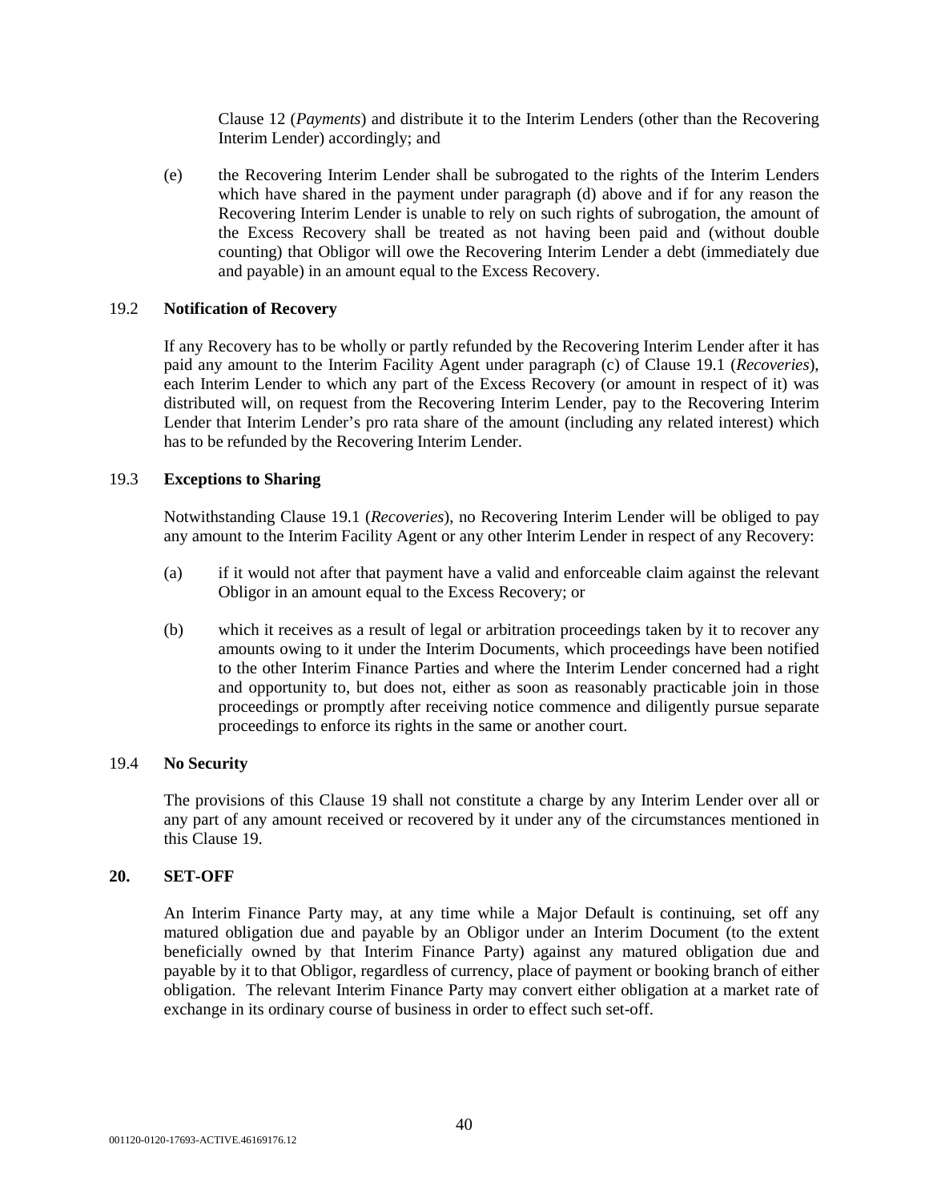Clause 12 (*Payments*) and distribute it to the Interim Lenders (other than the Recovering Interim Lender) accordingly; and

(e) the Recovering Interim Lender shall be subrogated to the rights of the Interim Lenders which have shared in the payment under paragraph (d) above and if for any reason the Recovering Interim Lender is unable to rely on such rights of subrogation, the amount of the Excess Recovery shall be treated as not having been paid and (without double counting) that Obligor will owe the Recovering Interim Lender a debt (immediately due and payable) in an amount equal to the Excess Recovery.

### 19.2 Notification of Recovery

If any Recovery has to be wholly or partly refunded by the Recovering Interim Lender after it has paid any amount to the Interim Facility Agent under paragraph (c) of Clause 19.1 (*Recoveries*), each Interim Lender to which any part of the Excess Recovery (or amount in respect of it) was distributed will, on request from the Recovering Interim Lender, pay to the Recovering Interim Lender that Interim Lender's pro rata share of the amount (including any related interest) which has to be refunded by the Recovering Interim Lender.

### 19.3 Exceptions to Sharing

Notwithstanding Clause 19.1 (*Recoveries*), no Recovering Interim Lender will be obliged to pay any amount to the Interim Facility Agent or any other Interim Lender in respect of any Recovery:

(a) if it would not after that payment have a valid and enforceable claim against the relevant Obligor in an amount equal to the Excess Recovery; or

(b) which it receives as a result of legal or arbitration proceedings taken by it to recover any amounts owing to it under the Interim Documents, which proceedings have been notified to the other Interim Finance Parties and where the Interim Lender concerned had a right and opportunity to, but does not, either as soon as reasonably practicable join in those proceedings or promptly after receiving notice commence and diligently pursue separate proceedings to enforce its rights in the same or another court.

### 19.4 No Security

The provisions of this Clause 19 shall not constitute a charge by any Interim Lender over all or any part of any amount received or recovered by it under any of the circumstances mentioned in this Clause 19.

## 20. SET-OFF

An Interim Finance Party may, at any time while a Major Default is continuing, set off any matured obligation due and payable by an Obligor under an Interim Document (to the extent beneficially owned by that Interim Finance Party) against any matured obligation due and payable by it to that Obligor, regardless of currency, place of payment or booking branch of either obligation. The relevant Interim Finance Party may convert either obligation at a market rate of exchange in its ordinary course of business in order to effect such set-off.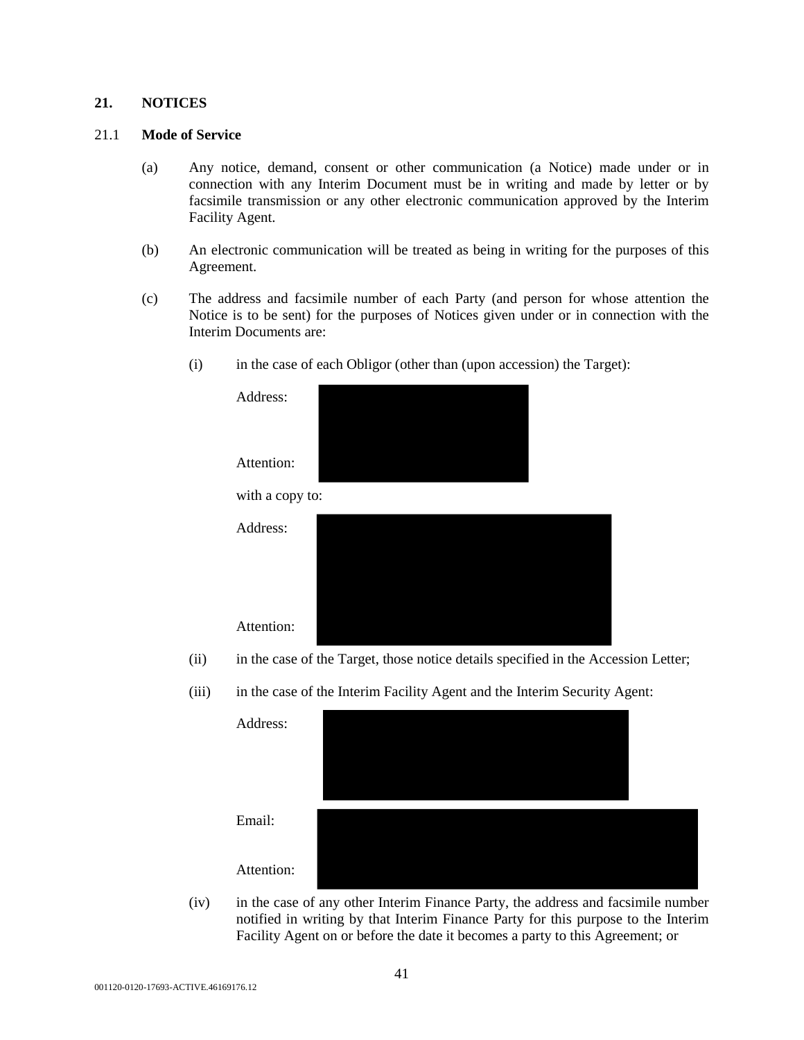## 21. NOTICES

### 21.1 Mode of Service

(a) Any notice, demand, consent or other communication (a Notice) made under or in connection with any Interim Document must be in writing and made by letter or by facsimile transmission or any other electronic communication approved by the Interim Facility Agent.

(b) An electronic communication will be treated as being in writing for the purposes of this Agreement.

(c) The address and facsimile number of each Party (and person for whose attention the Notice is to be sent) for the purposes of Notices given under or in connection with the Interim Documents are:

(i) in the case of each Obligor (other than (upon accession) the Target):

Address:

Attention:

with a copy to:

Address:

Attention:

(ii) in the case of the Target, those notice details specified in the Accession Letter;

(iii) in the case of the Interim Facility Agent and the Interim Security Agent:

Address:

Email:

Attention:

(iv) in the case of any other Interim Finance Party, the address and facsimile number notified in writing by that Interim Finance Party for this purpose to the Interim Facility Agent on or before the date it becomes a party to this Agreement; or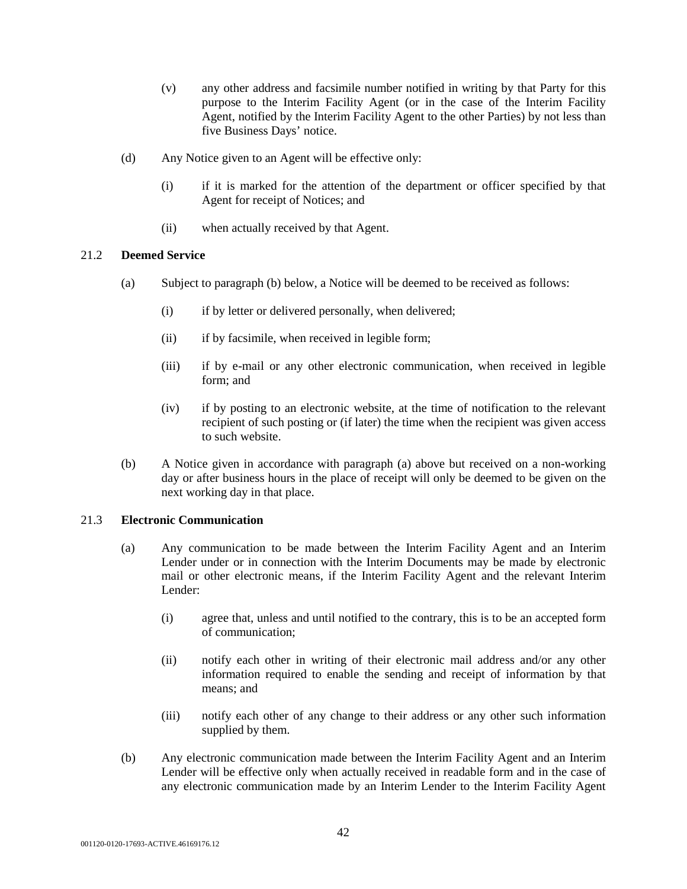(v) any other address and facsimile number notified in writing by that Party for this purpose to the Interim Facility Agent (or in the case of the Interim Facility Agent, notified by the Interim Facility Agent to the other Parties) by not less than five Business Days' notice.

(d) Any Notice given to an Agent will be effective only:

(i) if it is marked for the attention of the department or officer specified by that Agent for receipt of Notices; and

(ii) when actually received by that Agent.

21.2 **Deemed Service**

(a) Subject to paragraph (b) below, a Notice will be deemed to be received as follows:

(i) if by letter or delivered personally, when delivered;

(ii) if by facsimile, when received in legible form;

(iii) if by e-mail or any other electronic communication, when received in legible form; and

(iv) if by posting to an electronic website, at the time of notification to the relevant recipient of such posting or (if later) the time when the recipient was given access to such website.

(b) A Notice given in accordance with paragraph (a) above but received on a non-working day or after business hours in the place of receipt will only be deemed to be given on the next working day in that place.

21.3 **Electronic Communication**

(a) Any communication to be made between the Interim Facility Agent and an Interim Lender under or in connection with the Interim Documents may be made by electronic mail or other electronic means, if the Interim Facility Agent and the relevant Interim Lender:

(i) agree that, unless and until notified to the contrary, this is to be an accepted form of communication;

(ii) notify each other in writing of their electronic mail address and/or any other information required to enable the sending and receipt of information by that means; and

(iii) notify each other of any change to their address or any other such information supplied by them.

(b) Any electronic communication made between the Interim Facility Agent and an Interim Lender will be effective only when actually received in readable form and in the case of any electronic communication made by an Interim Lender to the Interim Facility Agent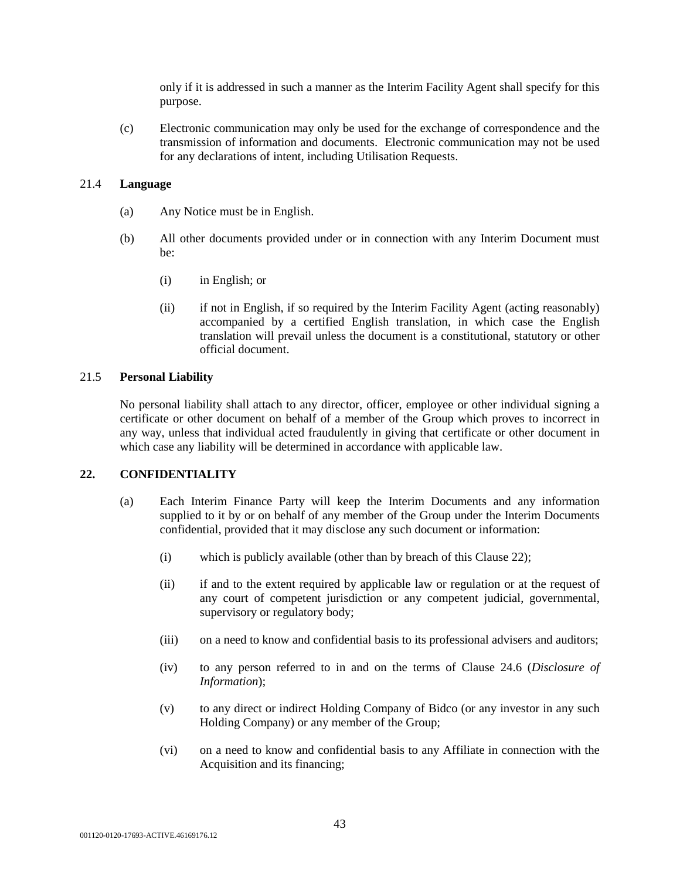only if it is addressed in such a manner as the Interim Facility Agent shall specify for this purpose.

(c) Electronic communication may only be used for the exchange of correspondence and the transmission of information and documents. Electronic communication may not be used for any declarations of intent, including Utilisation Requests.

### 21.4 **Language**

(a) Any Notice must be in English.

(b) All other documents provided under or in connection with any Interim Document must be:

(i) in English; or

(ii) if not in English, if so required by the Interim Facility Agent (acting reasonably) accompanied by a certified English translation, in which case the English translation will prevail unless the document is a constitutional, statutory or other official document.

### 21.5 **Personal Liability**

No personal liability shall attach to any director, officer, employee or other individual signing a certificate or other document on behalf of a member of the Group which proves to incorrect in any way, unless that individual acted fraudulently in giving that certificate or other document in which case any liability will be determined in accordance with applicable law.

## 22. **CONFIDENTIALITY**

(a) Each Interim Finance Party will keep the Interim Documents and any information supplied to it by or on behalf of any member of the Group under the Interim Documents confidential, provided that it may disclose any such document or information:

(i) which is publicly available (other than by breach of this Clause 22);

(ii) if and to the extent required by applicable law or regulation or at the request of any court of competent jurisdiction or any competent judicial, governmental, supervisory or regulatory body;

(iii) on a need to know and confidential basis to its professional advisers and auditors;

(iv) to any person referred to in and on the terms of Clause 24.6 (*Disclosure of Information*);

(v) to any direct or indirect Holding Company of Bidco (or any investor in any such Holding Company) or any member of the Group;

(vi) on a need to know and confidential basis to any Affiliate in connection with the Acquisition and its financing;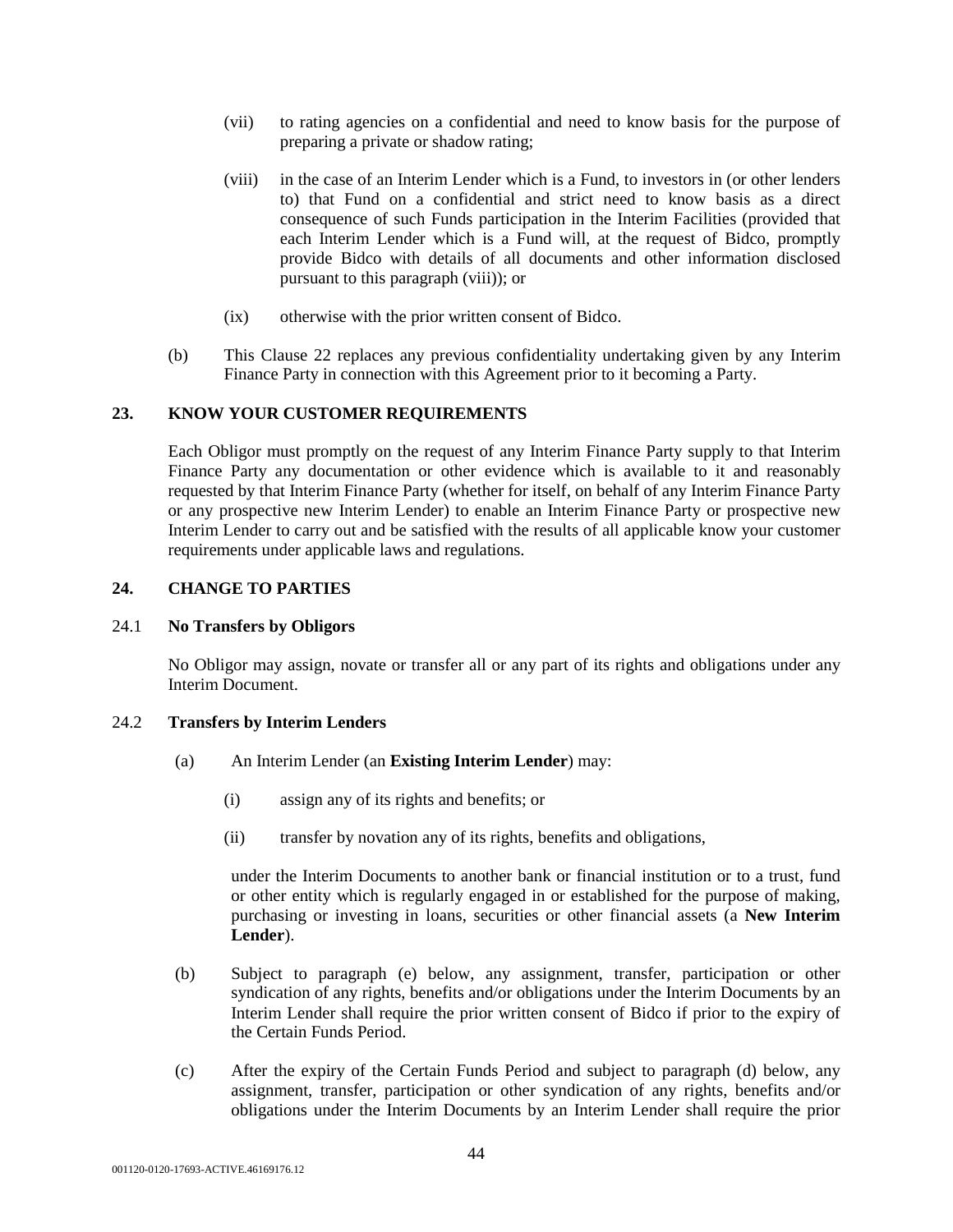(vii) to rating agencies on a confidential and need to know basis for the purpose of preparing a private or shadow rating;

(viii) in the case of an Interim Lender which is a Fund, to investors in (or other lenders to) that Fund on a confidential and strict need to know basis as a direct consequence of such Funds participation in the Interim Facilities (provided that each Interim Lender which is a Fund will, at the request of Bidco, promptly provide Bidco with details of all documents and other information disclosed pursuant to this paragraph (viii)); or

(ix) otherwise with the prior written consent of Bidco.

(b) This Clause 22 replaces any previous confidentiality undertaking given by any Interim Finance Party in connection with this Agreement prior to it becoming a Party.

## 23. KNOW YOUR CUSTOMER REQUIREMENTS

Each Obligor must promptly on the request of any Interim Finance Party supply to that Interim Finance Party any documentation or other evidence which is available to it and reasonably requested by that Interim Finance Party (whether for itself, on behalf of any Interim Finance Party or any prospective new Interim Lender) to enable an Interim Finance Party or prospective new Interim Lender to carry out and be satisfied with the results of all applicable know your customer requirements under applicable laws and regulations.

## 24. CHANGE TO PARTIES

### 24.1 No Transfers by Obligors

No Obligor may assign, novate or transfer all or any part of its rights and obligations under any Interim Document.

### 24.2 Transfers by Interim Lenders

(a) An Interim Lender (an **Existing Interim Lender**) may:

(i) assign any of its rights and benefits; or

(ii) transfer by novation any of its rights, benefits and obligations,

under the Interim Documents to another bank or financial institution or to a trust, fund or other entity which is regularly engaged in or established for the purpose of making, purchasing or investing in loans, securities or other financial assets (a **New Interim Lender**).

(b) Subject to paragraph (e) below, any assignment, transfer, participation or other syndication of any rights, benefits and/or obligations under the Interim Documents by an Interim Lender shall require the prior written consent of Bidco if prior to the expiry of the Certain Funds Period.

(c) After the expiry of the Certain Funds Period and subject to paragraph (d) below, any assignment, transfer, participation or other syndication of any rights, benefits and/or obligations under the Interim Documents by an Interim Lender shall require the prior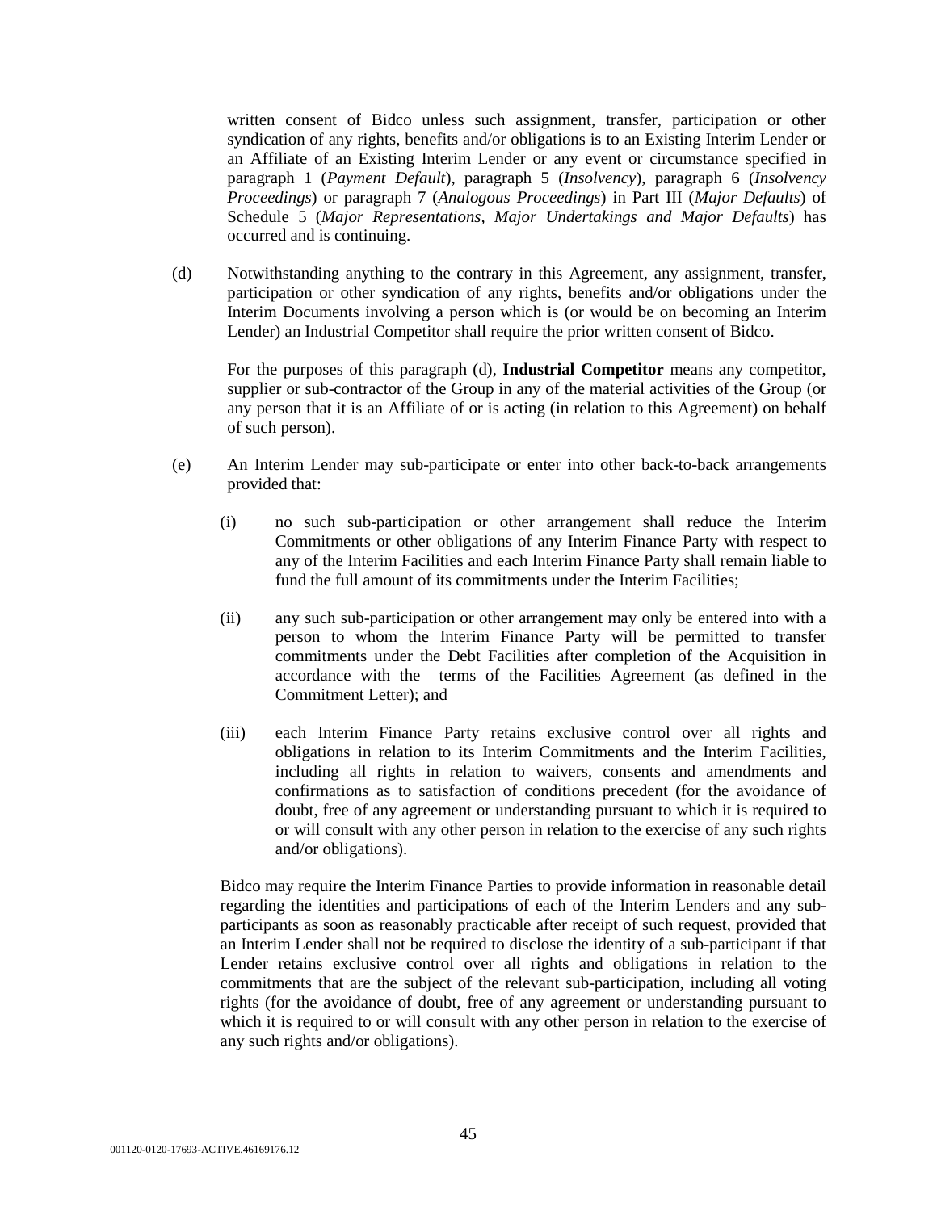written consent of Bidco unless such assignment, transfer, participation or other syndication of any rights, benefits and/or obligations is to an Existing Interim Lender or an Affiliate of an Existing Interim Lender or any event or circumstance specified in paragraph 1 (*Payment Default*), paragraph 5 (*Insolvency*), paragraph 6 (*Insolvency Proceedings*) or paragraph 7 (*Analogous Proceedings*) in Part III (*Major Defaults*) of Schedule 5 (*Major Representations, Major Undertakings and Major Defaults*) has occurred and is continuing.

(d) Notwithstanding anything to the contrary in this Agreement, any assignment, transfer, participation or other syndication of any rights, benefits and/or obligations under the Interim Documents involving a person which is (or would be on becoming an Interim Lender) an Industrial Competitor shall require the prior written consent of Bidco.

For the purposes of this paragraph (d), **Industrial Competitor** means any competitor, supplier or sub-contractor of the Group in any of the material activities of the Group (or any person that it is an Affiliate of or is acting (in relation to this Agreement) on behalf of such person).

(e) An Interim Lender may sub-participate or enter into other back-to-back arrangements provided that:

(i) no such sub-participation or other arrangement shall reduce the Interim Commitments or other obligations of any Interim Finance Party with respect to any of the Interim Facilities and each Interim Finance Party shall remain liable to fund the full amount of its commitments under the Interim Facilities;

(ii) any such sub-participation or other arrangement may only be entered into with a person to whom the Interim Finance Party will be permitted to transfer commitments under the Debt Facilities after completion of the Acquisition in accordance with the terms of the Facilities Agreement (as defined in the Commitment Letter); and

(iii) each Interim Finance Party retains exclusive control over all rights and obligations in relation to its Interim Commitments and the Interim Facilities, including all rights in relation to waivers, consents and amendments and confirmations as to satisfaction of conditions precedent (for the avoidance of doubt, free of any agreement or understanding pursuant to which it is required to or will consult with any other person in relation to the exercise of any such rights and/or obligations).

Bidco may require the Interim Finance Parties to provide information in reasonable detail regarding the identities and participations of each of the Interim Lenders and any sub-participants as soon as reasonably practicable after receipt of such request, provided that an Interim Lender shall not be required to disclose the identity of a sub-participant if that Lender retains exclusive control over all rights and obligations in relation to the commitments that are the subject of the relevant sub-participation, including all voting rights (for the avoidance of doubt, free of any agreement or understanding pursuant to which it is required to or will consult with any other person in relation to the exercise of any such rights and/or obligations).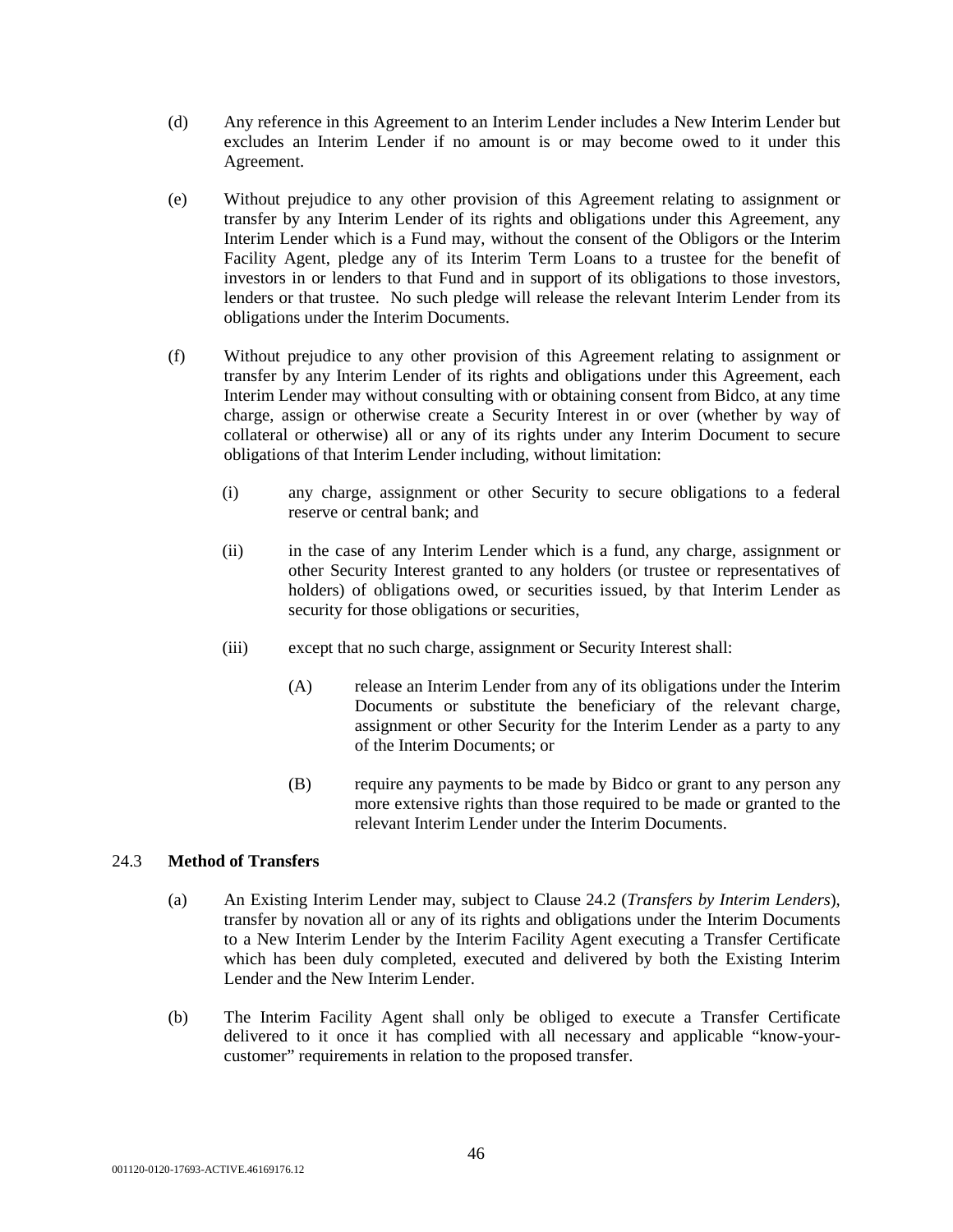(d) Any reference in this Agreement to an Interim Lender includes a New Interim Lender but excludes an Interim Lender if no amount is or may become owed to it under this Agreement.

(e) Without prejudice to any other provision of this Agreement relating to assignment or transfer by any Interim Lender of its rights and obligations under this Agreement, any Interim Lender which is a Fund may, without the consent of the Obligors or the Interim Facility Agent, pledge any of its Interim Term Loans to a trustee for the benefit of investors in or lenders to that Fund and in support of its obligations to those investors, lenders or that trustee. No such pledge will release the relevant Interim Lender from its obligations under the Interim Documents.

(f) Without prejudice to any other provision of this Agreement relating to assignment or transfer by any Interim Lender of its rights and obligations under this Agreement, each Interim Lender may without consulting with or obtaining consent from Bidco, at any time charge, assign or otherwise create a Security Interest in or over (whether by way of collateral or otherwise) all or any of its rights under any Interim Document to secure obligations of that Interim Lender including, without limitation:

   (i) any charge, assignment or other Security to secure obligations to a federal reserve or central bank; and

   (ii) in the case of any Interim Lender which is a fund, any charge, assignment or other Security Interest granted to any holders (or trustee or representatives of holders) of obligations owed, or securities issued, by that Interim Lender as security for those obligations or securities,

   (iii) except that no such charge, assignment or Security Interest shall:

      (A) release an Interim Lender from any of its obligations under the Interim Documents or substitute the beneficiary of the relevant charge, assignment or other Security for the Interim Lender as a party to any of the Interim Documents; or

      (B) require any payments to be made by Bidco or grant to any person any more extensive rights than those required to be made or granted to the relevant Interim Lender under the Interim Documents.

### 24.3 **Method of Transfers**

(a) An Existing Interim Lender may, subject to Clause 24.2 (*Transfers by Interim Lenders*), transfer by novation all or any of its rights and obligations under the Interim Documents to a New Interim Lender by the Interim Facility Agent executing a Transfer Certificate which has been duly completed, executed and delivered by both the Existing Interim Lender and the New Interim Lender.

(b) The Interim Facility Agent shall only be obliged to execute a Transfer Certificate delivered to it once it has complied with all necessary and applicable "know-your-customer" requirements in relation to the proposed transfer.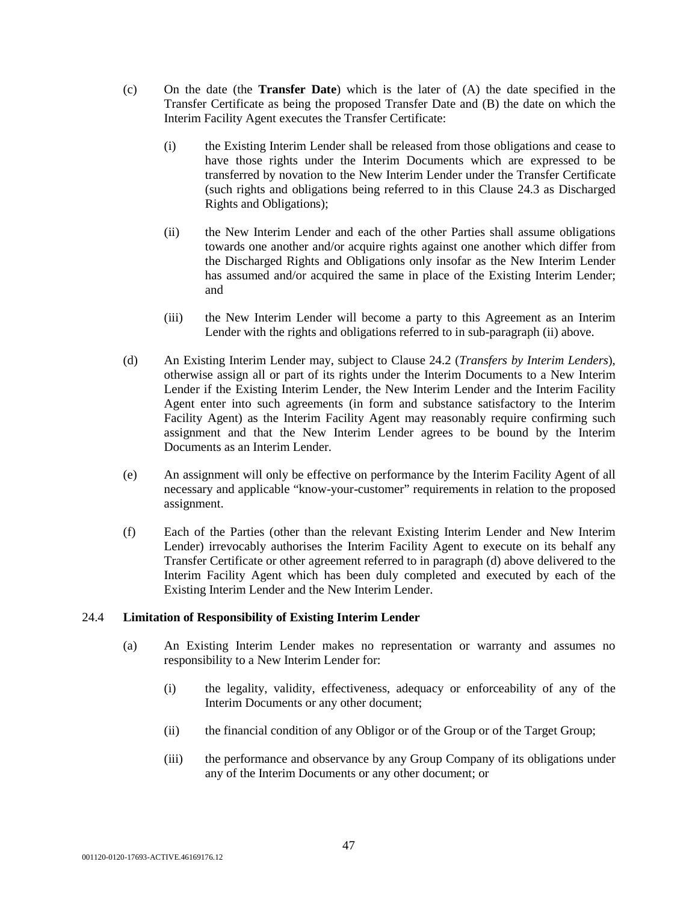(c) On the date (the **Transfer Date**) which is the later of (A) the date specified in the Transfer Certificate as being the proposed Transfer Date and (B) the date on which the Interim Facility Agent executes the Transfer Certificate:

    (i) the Existing Interim Lender shall be released from those obligations and cease to have those rights under the Interim Documents which are expressed to be transferred by novation to the New Interim Lender under the Transfer Certificate (such rights and obligations being referred to in this Clause 24.3 as Discharged Rights and Obligations);

    (ii) the New Interim Lender and each of the other Parties shall assume obligations towards one another and/or acquire rights against one another which differ from the Discharged Rights and Obligations only insofar as the New Interim Lender has assumed and/or acquired the same in place of the Existing Interim Lender; and

    (iii) the New Interim Lender will become a party to this Agreement as an Interim Lender with the rights and obligations referred to in sub-paragraph (ii) above.

(d) An Existing Interim Lender may, subject to Clause 24.2 (*Transfers by Interim Lenders*), otherwise assign all or part of its rights under the Interim Documents to a New Interim Lender if the Existing Interim Lender, the New Interim Lender and the Interim Facility Agent enter into such agreements (in form and substance satisfactory to the Interim Facility Agent) as the Interim Facility Agent may reasonably require confirming such assignment and that the New Interim Lender agrees to be bound by the Interim Documents as an Interim Lender.

(e) An assignment will only be effective on performance by the Interim Facility Agent of all necessary and applicable "know-your-customer" requirements in relation to the proposed assignment.

(f) Each of the Parties (other than the relevant Existing Interim Lender and New Interim Lender) irrevocably authorises the Interim Facility Agent to execute on its behalf any Transfer Certificate or other agreement referred to in paragraph (d) above delivered to the Interim Facility Agent which has been duly completed and executed by each of the Existing Interim Lender and the New Interim Lender.

### 24.4 Limitation of Responsibility of Existing Interim Lender

(a) An Existing Interim Lender makes no representation or warranty and assumes no responsibility to a New Interim Lender for:

    (i) the legality, validity, effectiveness, adequacy or enforceability of any of the Interim Documents or any other document;

    (ii) the financial condition of any Obligor or of the Group or of the Target Group;

    (iii) the performance and observance by any Group Company of its obligations under any of the Interim Documents or any other document; or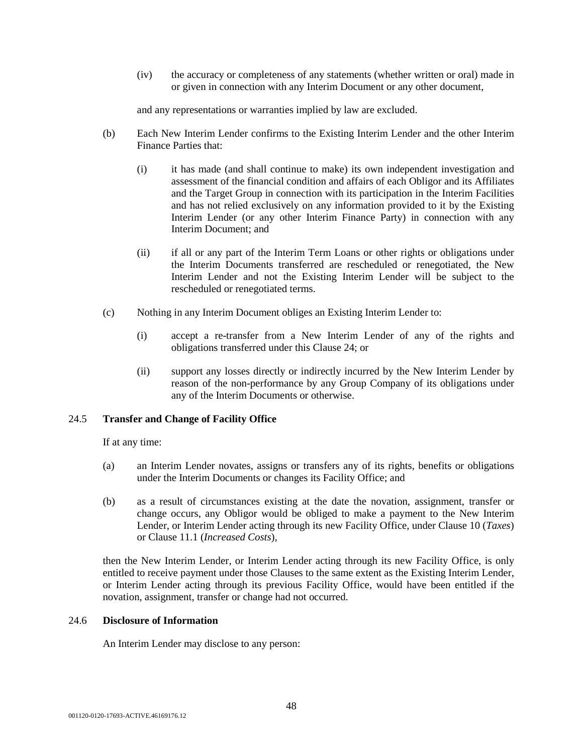(iv) the accuracy or completeness of any statements (whether written or oral) made in or given in connection with any Interim Document or any other document,

and any representations or warranties implied by law are excluded.

(b) Each New Interim Lender confirms to the Existing Interim Lender and the other Interim Finance Parties that:

(i) it has made (and shall continue to make) its own independent investigation and assessment of the financial condition and affairs of each Obligor and its Affiliates and the Target Group in connection with its participation in the Interim Facilities and has not relied exclusively on any information provided to it by the Existing Interim Lender (or any other Interim Finance Party) in connection with any Interim Document; and

(ii) if all or any part of the Interim Term Loans or other rights or obligations under the Interim Documents transferred are rescheduled or renegotiated, the New Interim Lender and not the Existing Interim Lender will be subject to the rescheduled or renegotiated terms.

(c) Nothing in any Interim Document obliges an Existing Interim Lender to:

(i) accept a re-transfer from a New Interim Lender of any of the rights and obligations transferred under this Clause 24; or

(ii) support any losses directly or indirectly incurred by the New Interim Lender by reason of the non-performance by any Group Company of its obligations under any of the Interim Documents or otherwise.

### 24.5 Transfer and Change of Facility Office

If at any time:

(a) an Interim Lender novates, assigns or transfers any of its rights, benefits or obligations under the Interim Documents or changes its Facility Office; and

(b) as a result of circumstances existing at the date the novation, assignment, transfer or change occurs, any Obligor would be obliged to make a payment to the New Interim Lender, or Interim Lender acting through its new Facility Office, under Clause 10 (*Taxes*) or Clause 11.1 (*Increased Costs*),

then the New Interim Lender, or Interim Lender acting through its new Facility Office, is only entitled to receive payment under those Clauses to the same extent as the Existing Interim Lender, or Interim Lender acting through its previous Facility Office, would have been entitled if the novation, assignment, transfer or change had not occurred.

### 24.6 Disclosure of Information

An Interim Lender may disclose to any person: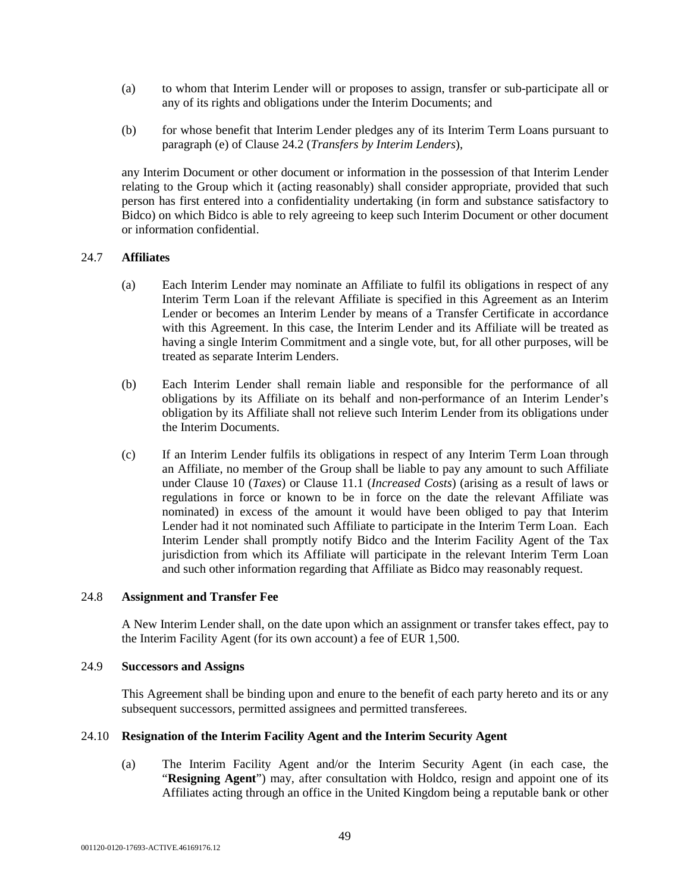(a) to whom that Interim Lender will or proposes to assign, transfer or sub-participate all or any of its rights and obligations under the Interim Documents; and

(b) for whose benefit that Interim Lender pledges any of its Interim Term Loans pursuant to paragraph (e) of Clause 24.2 (*Transfers by Interim Lenders*),

any Interim Document or other document or information in the possession of that Interim Lender relating to the Group which it (acting reasonably) shall consider appropriate, provided that such person has first entered into a confidentiality undertaking (in form and substance satisfactory to Bidco) on which Bidco is able to rely agreeing to keep such Interim Document or other document or information confidential.

### 24.7 **Affiliates**

(a) Each Interim Lender may nominate an Affiliate to fulfil its obligations in respect of any Interim Term Loan if the relevant Affiliate is specified in this Agreement as an Interim Lender or becomes an Interim Lender by means of a Transfer Certificate in accordance with this Agreement. In this case, the Interim Lender and its Affiliate will be treated as having a single Interim Commitment and a single vote, but, for all other purposes, will be treated as separate Interim Lenders.

(b) Each Interim Lender shall remain liable and responsible for the performance of all obligations by its Affiliate on its behalf and non-performance of an Interim Lender's obligation by its Affiliate shall not relieve such Interim Lender from its obligations under the Interim Documents.

(c) If an Interim Lender fulfils its obligations in respect of any Interim Term Loan through an Affiliate, no member of the Group shall be liable to pay any amount to such Affiliate under Clause 10 (*Taxes*) or Clause 11.1 (*Increased Costs*) (arising as a result of laws or regulations in force or known to be in force on the date the relevant Affiliate was nominated) in excess of the amount it would have been obliged to pay that Interim Lender had it not nominated such Affiliate to participate in the Interim Term Loan. Each Interim Lender shall promptly notify Bidco and the Interim Facility Agent of the Tax jurisdiction from which its Affiliate will participate in the relevant Interim Term Loan and such other information regarding that Affiliate as Bidco may reasonably request.

### 24.8 **Assignment and Transfer Fee**

A New Interim Lender shall, on the date upon which an assignment or transfer takes effect, pay to the Interim Facility Agent (for its own account) a fee of EUR 1,500.

### 24.9 **Successors and Assigns**

This Agreement shall be binding upon and enure to the benefit of each party hereto and its or any subsequent successors, permitted assignees and permitted transferees.

### 24.10 **Resignation of the Interim Facility Agent and the Interim Security Agent**

(a) The Interim Facility Agent and/or the Interim Security Agent (in each case, the "**Resigning Agent**") may, after consultation with Holdco, resign and appoint one of its Affiliates acting through an office in the United Kingdom being a reputable bank or other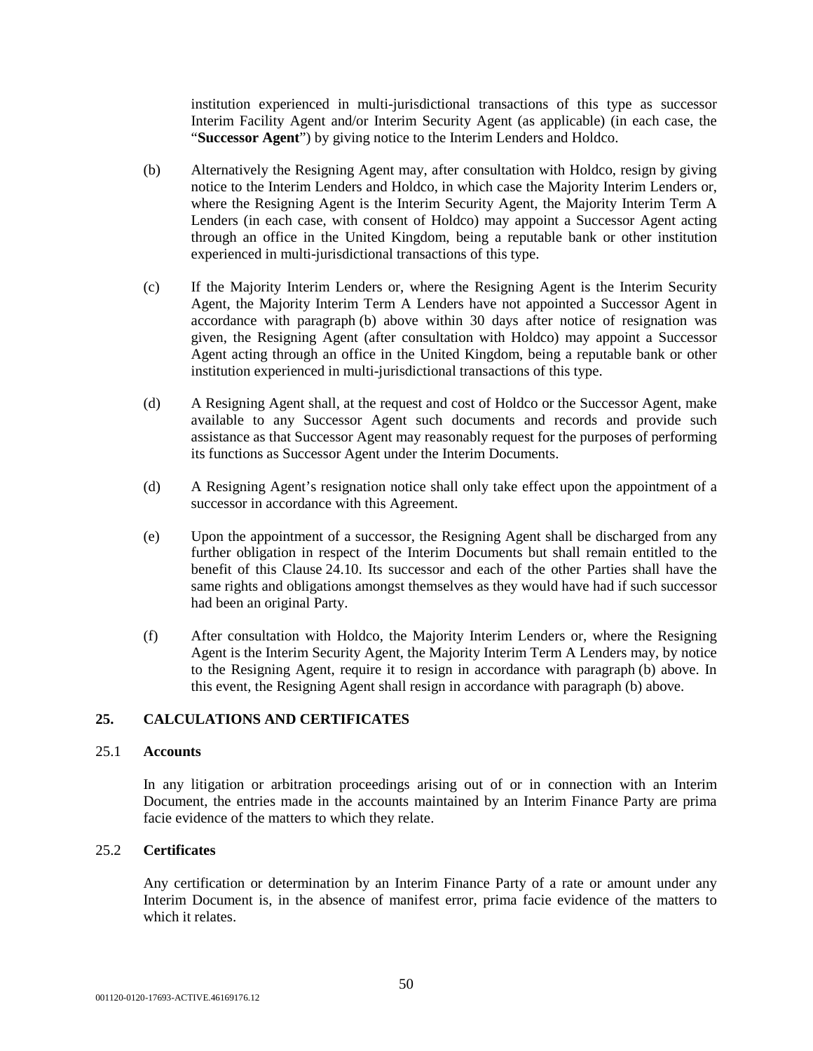institution experienced in multi-jurisdictional transactions of this type as successor Interim Facility Agent and/or Interim Security Agent (as applicable) (in each case, the "**Successor Agent**") by giving notice to the Interim Lenders and Holdco.

(b) Alternatively the Resigning Agent may, after consultation with Holdco, resign by giving notice to the Interim Lenders and Holdco, in which case the Majority Interim Lenders or, where the Resigning Agent is the Interim Security Agent, the Majority Interim Term A Lenders (in each case, with consent of Holdco) may appoint a Successor Agent acting through an office in the United Kingdom, being a reputable bank or other institution experienced in multi-jurisdictional transactions of this type.

(c) If the Majority Interim Lenders or, where the Resigning Agent is the Interim Security Agent, the Majority Interim Term A Lenders have not appointed a Successor Agent in accordance with paragraph (b) above within 30 days after notice of resignation was given, the Resigning Agent (after consultation with Holdco) may appoint a Successor Agent acting through an office in the United Kingdom, being a reputable bank or other institution experienced in multi-jurisdictional transactions of this type.

(d) A Resigning Agent shall, at the request and cost of Holdco or the Successor Agent, make available to any Successor Agent such documents and records and provide such assistance as that Successor Agent may reasonably request for the purposes of performing its functions as Successor Agent under the Interim Documents.

(d) A Resigning Agent's resignation notice shall only take effect upon the appointment of a successor in accordance with this Agreement.

(e) Upon the appointment of a successor, the Resigning Agent shall be discharged from any further obligation in respect of the Interim Documents but shall remain entitled to the benefit of this Clause 24.10. Its successor and each of the other Parties shall have the same rights and obligations amongst themselves as they would have had if such successor had been an original Party.

(f) After consultation with Holdco, the Majority Interim Lenders or, where the Resigning Agent is the Interim Security Agent, the Majority Interim Term A Lenders may, by notice to the Resigning Agent, require it to resign in accordance with paragraph (b) above. In this event, the Resigning Agent shall resign in accordance with paragraph (b) above.

## 25. CALCULATIONS AND CERTIFICATES

### 25.1 Accounts

In any litigation or arbitration proceedings arising out of or in connection with an Interim Document, the entries made in the accounts maintained by an Interim Finance Party are prima facie evidence of the matters to which they relate.

### 25.2 Certificates

Any certification or determination by an Interim Finance Party of a rate or amount under any Interim Document is, in the absence of manifest error, prima facie evidence of the matters to which it relates.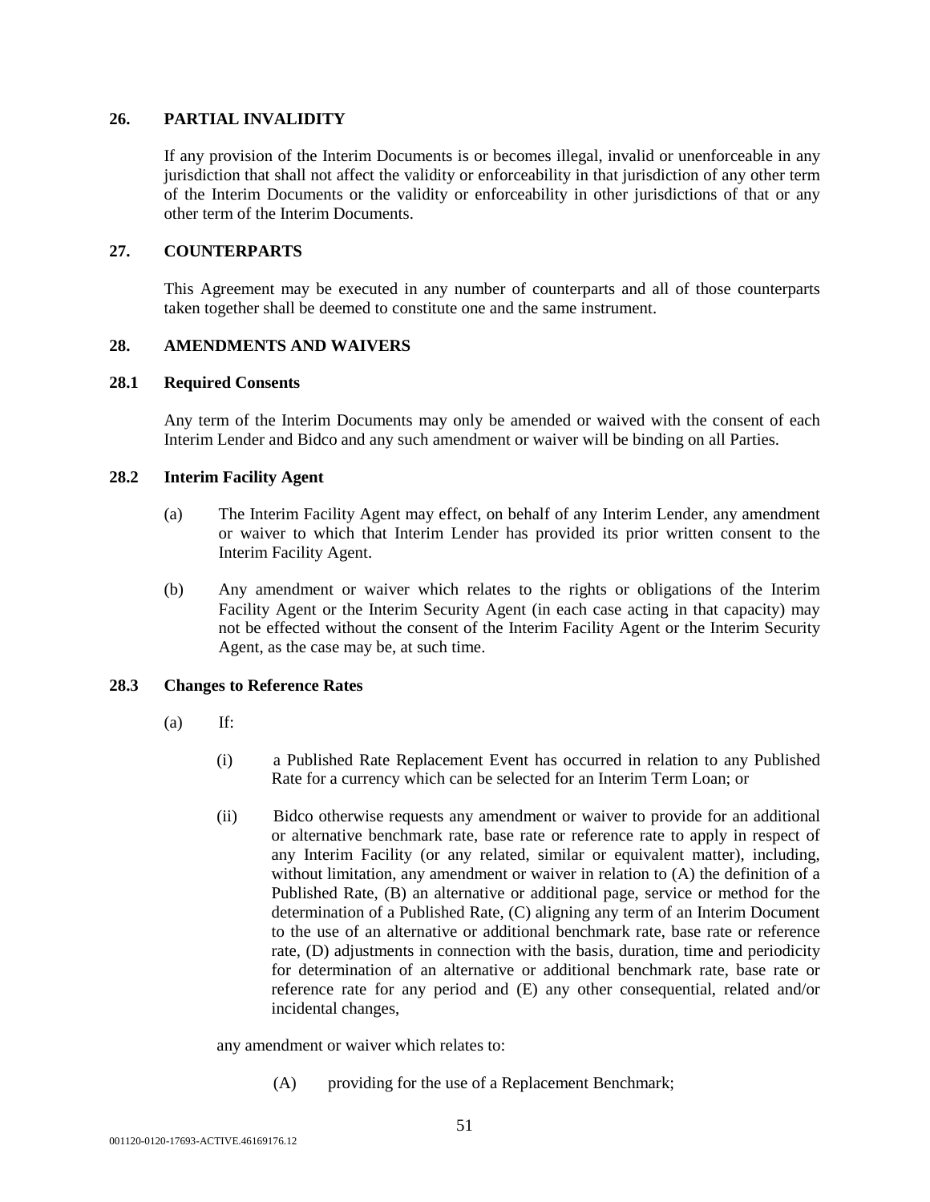## 26. PARTIAL INVALIDITY

If any provision of the Interim Documents is or becomes illegal, invalid or unenforceable in any jurisdiction that shall not affect the validity or enforceability in that jurisdiction of any other term of the Interim Documents or the validity or enforceability in other jurisdictions of that or any other term of the Interim Documents.

## 27. COUNTERPARTS

This Agreement may be executed in any number of counterparts and all of those counterparts taken together shall be deemed to constitute one and the same instrument.

## 28. AMENDMENTS AND WAIVERS

### 28.1 Required Consents

Any term of the Interim Documents may only be amended or waived with the consent of each Interim Lender and Bidco and any such amendment or waiver will be binding on all Parties.

### 28.2 Interim Facility Agent

(a) The Interim Facility Agent may effect, on behalf of any Interim Lender, any amendment or waiver to which that Interim Lender has provided its prior written consent to the Interim Facility Agent.

(b) Any amendment or waiver which relates to the rights or obligations of the Interim Facility Agent or the Interim Security Agent (in each case acting in that capacity) may not be effected without the consent of the Interim Facility Agent or the Interim Security Agent, as the case may be, at such time.

### 28.3 Changes to Reference Rates

(a) If:

(i) a Published Rate Replacement Event has occurred in relation to any Published Rate for a currency which can be selected for an Interim Term Loan; or

(ii) Bidco otherwise requests any amendment or waiver to provide for an additional or alternative benchmark rate, base rate or reference rate to apply in respect of any Interim Facility (or any related, similar or equivalent matter), including, without limitation, any amendment or waiver in relation to (A) the definition of a Published Rate, (B) an alternative or additional page, service or method for the determination of a Published Rate, (C) aligning any term of an Interim Document to the use of an alternative or additional benchmark rate, base rate or reference rate, (D) adjustments in connection with the basis, duration, time and periodicity for determination of an alternative or additional benchmark rate, base rate or reference rate for any period and (E) any other consequential, related and/or incidental changes,

any amendment or waiver which relates to:

(A) providing for the use of a Replacement Benchmark;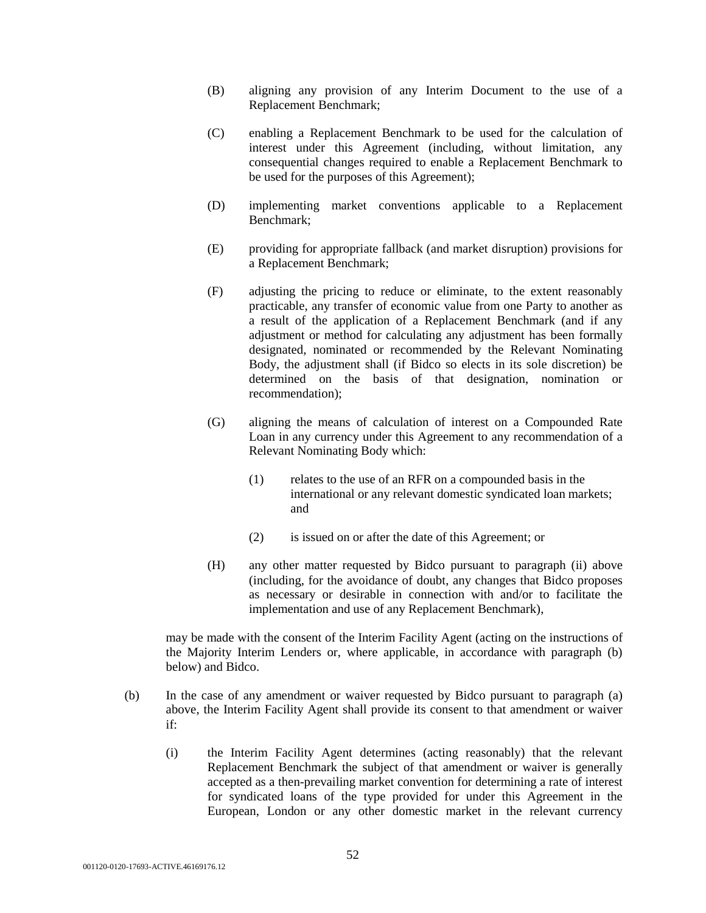(B) aligning any provision of any Interim Document to the use of a Replacement Benchmark;

(C) enabling a Replacement Benchmark to be used for the calculation of interest under this Agreement (including, without limitation, any consequential changes required to enable a Replacement Benchmark to be used for the purposes of this Agreement);

(D) implementing market conventions applicable to a Replacement Benchmark;

(E) providing for appropriate fallback (and market disruption) provisions for a Replacement Benchmark;

(F) adjusting the pricing to reduce or eliminate, to the extent reasonably practicable, any transfer of economic value from one Party to another as a result of the application of a Replacement Benchmark (and if any adjustment or method for calculating any adjustment has been formally designated, nominated or recommended by the Relevant Nominating Body, the adjustment shall (if Bidco so elects in its sole discretion) be determined on the basis of that designation, nomination or recommendation);

(G) aligning the means of calculation of interest on a Compounded Rate Loan in any currency under this Agreement to any recommendation of a Relevant Nominating Body which:

(1) relates to the use of an RFR on a compounded basis in the international or any relevant domestic syndicated loan markets; and

(2) is issued on or after the date of this Agreement; or

(H) any other matter requested by Bidco pursuant to paragraph (ii) above (including, for the avoidance of doubt, any changes that Bidco proposes as necessary or desirable in connection with and/or to facilitate the implementation and use of any Replacement Benchmark),

may be made with the consent of the Interim Facility Agent (acting on the instructions of the Majority Interim Lenders or, where applicable, in accordance with paragraph (b) below) and Bidco.

(b) In the case of any amendment or waiver requested by Bidco pursuant to paragraph (a) above, the Interim Facility Agent shall provide its consent to that amendment or waiver if:

(i) the Interim Facility Agent determines (acting reasonably) that the relevant Replacement Benchmark the subject of that amendment or waiver is generally accepted as a then-prevailing market convention for determining a rate of interest for syndicated loans of the type provided for under this Agreement in the European, London or any other domestic market in the relevant currency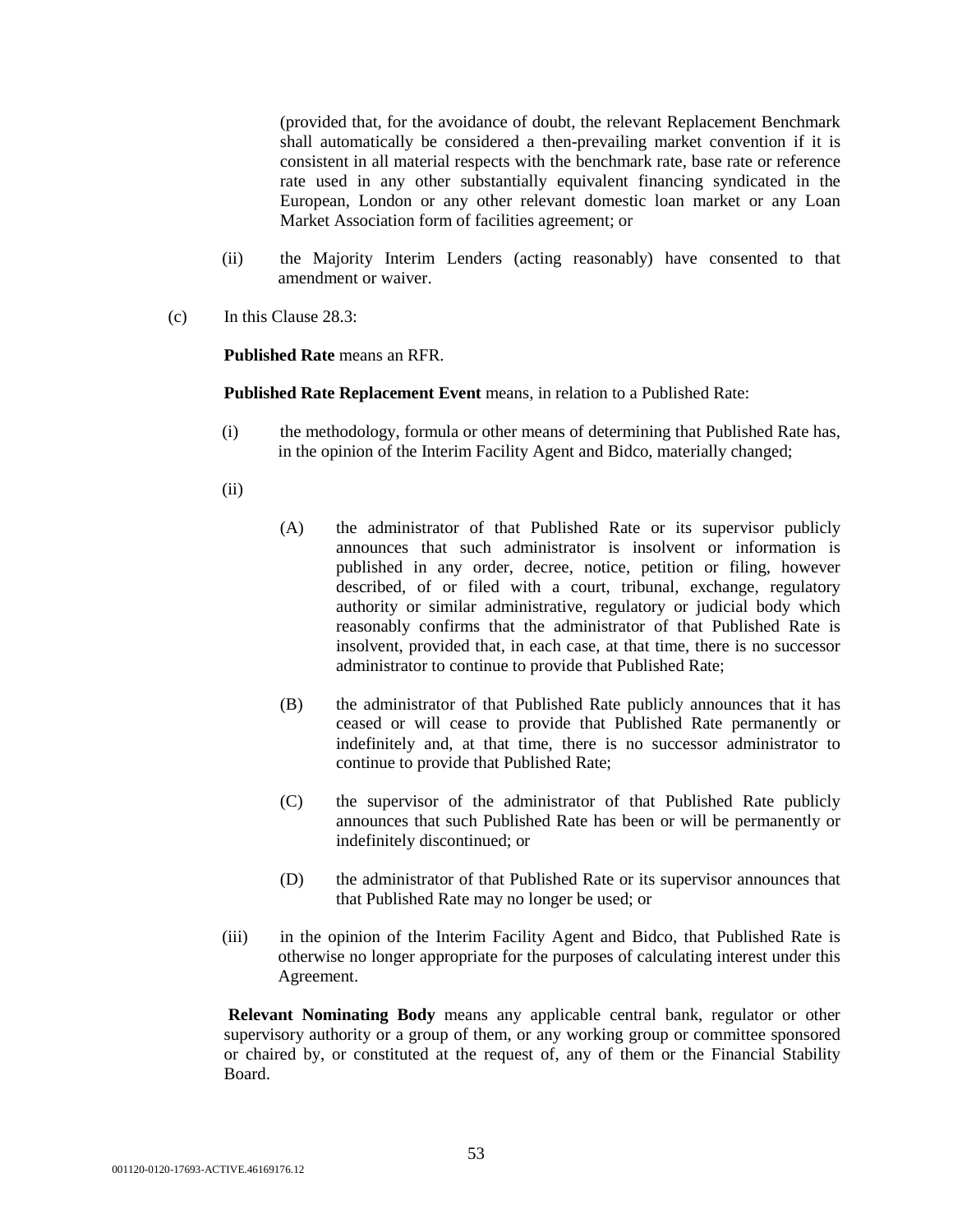(provided that, for the avoidance of doubt, the relevant Replacement Benchmark shall automatically be considered a then-prevailing market convention if it is consistent in all material respects with the benchmark rate, base rate or reference rate used in any other substantially equivalent financing syndicated in the European, London or any other relevant domestic loan market or any Loan Market Association form of facilities agreement; or

(ii) the Majority Interim Lenders (acting reasonably) have consented to that amendment or waiver.

(c) In this Clause 28.3:

**Published Rate** means an RFR.

**Published Rate Replacement Event** means, in relation to a Published Rate:

(i) the methodology, formula or other means of determining that Published Rate has, in the opinion of the Interim Facility Agent and Bidco, materially changed;

(ii)

(A) the administrator of that Published Rate or its supervisor publicly announces that such administrator is insolvent or information is published in any order, decree, notice, petition or filing, however described, of or filed with a court, tribunal, exchange, regulatory authority or similar administrative, regulatory or judicial body which reasonably confirms that the administrator of that Published Rate is insolvent, provided that, in each case, at that time, there is no successor administrator to continue to provide that Published Rate;

(B) the administrator of that Published Rate publicly announces that it has ceased or will cease to provide that Published Rate permanently or indefinitely and, at that time, there is no successor administrator to continue to provide that Published Rate;

(C) the supervisor of the administrator of that Published Rate publicly announces that such Published Rate has been or will be permanently or indefinitely discontinued; or

(D) the administrator of that Published Rate or its supervisor announces that that Published Rate may no longer be used; or

(iii) in the opinion of the Interim Facility Agent and Bidco, that Published Rate is otherwise no longer appropriate for the purposes of calculating interest under this Agreement.

**Relevant Nominating Body** means any applicable central bank, regulator or other supervisory authority or a group of them, or any working group or committee sponsored or chaired by, or constituted at the request of, any of them or the Financial Stability Board.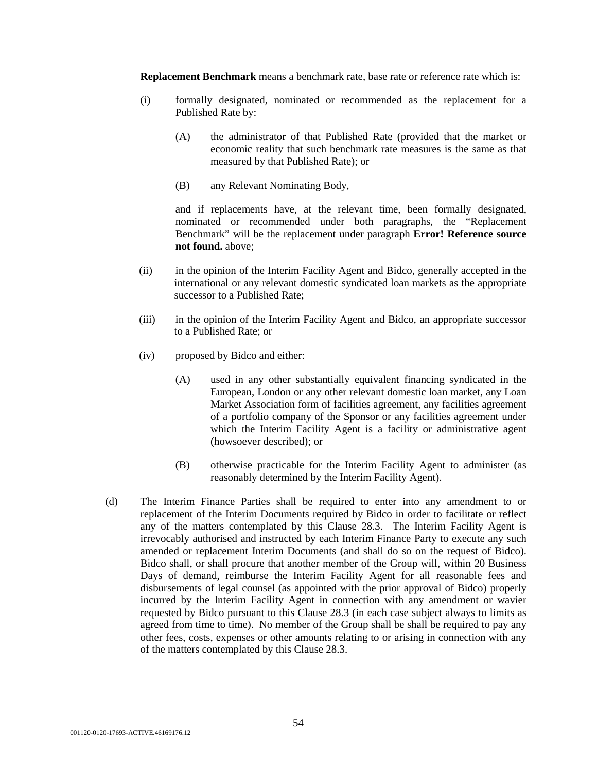**Replacement Benchmark** means a benchmark rate, base rate or reference rate which is:

(i) formally designated, nominated or recommended as the replacement for a Published Rate by:

(A) the administrator of that Published Rate (provided that the market or economic reality that such benchmark rate measures is the same as that measured by that Published Rate); or

(B) any Relevant Nominating Body,

and if replacements have, at the relevant time, been formally designated, nominated or recommended under both paragraphs, the "Replacement Benchmark" will be the replacement under paragraph **Error! Reference source not found.** above;

(ii) in the opinion of the Interim Facility Agent and Bidco, generally accepted in the international or any relevant domestic syndicated loan markets as the appropriate successor to a Published Rate;

(iii) in the opinion of the Interim Facility Agent and Bidco, an appropriate successor to a Published Rate; or

(iv) proposed by Bidco and either:

(A) used in any other substantially equivalent financing syndicated in the European, London or any other relevant domestic loan market, any Loan Market Association form of facilities agreement, any facilities agreement of a portfolio company of the Sponsor or any facilities agreement under which the Interim Facility Agent is a facility or administrative agent (howsoever described); or

(B) otherwise practicable for the Interim Facility Agent to administer (as reasonably determined by the Interim Facility Agent).

(d) The Interim Finance Parties shall be required to enter into any amendment to or replacement of the Interim Documents required by Bidco in order to facilitate or reflect any of the matters contemplated by this Clause 28.3. The Interim Facility Agent is irrevocably authorised and instructed by each Interim Finance Party to execute any such amended or replacement Interim Documents (and shall do so on the request of Bidco). Bidco shall, or shall procure that another member of the Group will, within 20 Business Days of demand, reimburse the Interim Facility Agent for all reasonable fees and disbursements of legal counsel (as appointed with the prior approval of Bidco) properly incurred by the Interim Facility Agent in connection with any amendment or wavier requested by Bidco pursuant to this Clause 28.3 (in each case subject always to limits as agreed from time to time). No member of the Group shall be shall be required to pay any other fees, costs, expenses or other amounts relating to or arising in connection with any of the matters contemplated by this Clause 28.3.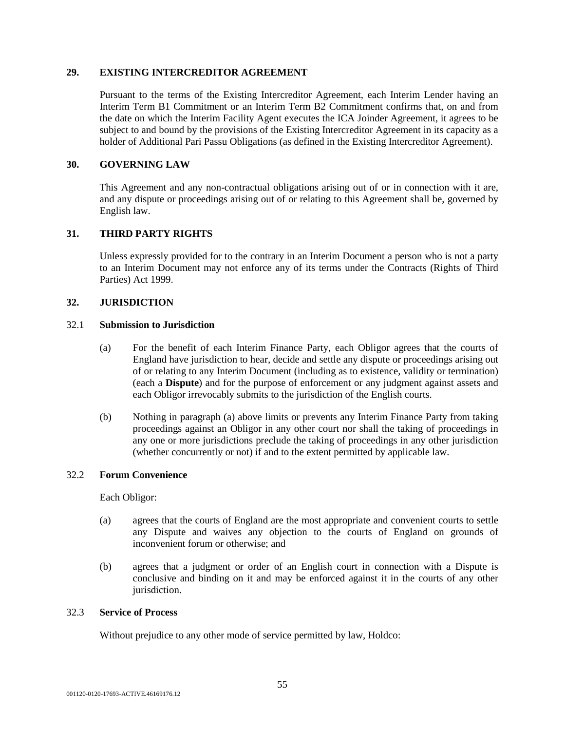## 29. EXISTING INTERCREDITOR AGREEMENT

Pursuant to the terms of the Existing Intercreditor Agreement, each Interim Lender having an Interim Term B1 Commitment or an Interim Term B2 Commitment confirms that, on and from the date on which the Interim Facility Agent executes the ICA Joinder Agreement, it agrees to be subject to and bound by the provisions of the Existing Intercreditor Agreement in its capacity as a holder of Additional Pari Passu Obligations (as defined in the Existing Intercreditor Agreement).

## 30. GOVERNING LAW

This Agreement and any non-contractual obligations arising out of or in connection with it are, and any dispute or proceedings arising out of or relating to this Agreement shall be, governed by English law.

## 31. THIRD PARTY RIGHTS

Unless expressly provided for to the contrary in an Interim Document a person who is not a party to an Interim Document may not enforce any of its terms under the Contracts (Rights of Third Parties) Act 1999.

## 32. JURISDICTION

### 32.1 Submission to Jurisdiction

(a) For the benefit of each Interim Finance Party, each Obligor agrees that the courts of England have jurisdiction to hear, decide and settle any dispute or proceedings arising out of or relating to any Interim Document (including as to existence, validity or termination) (each a **Dispute**) and for the purpose of enforcement or any judgment against assets and each Obligor irrevocably submits to the jurisdiction of the English courts.

(b) Nothing in paragraph (a) above limits or prevents any Interim Finance Party from taking proceedings against an Obligor in any other court nor shall the taking of proceedings in any one or more jurisdictions preclude the taking of proceedings in any other jurisdiction (whether concurrently or not) if and to the extent permitted by applicable law.

### 32.2 Forum Convenience

Each Obligor:

(a) agrees that the courts of England are the most appropriate and convenient courts to settle any Dispute and waives any objection to the courts of England on grounds of inconvenient forum or otherwise; and

(b) agrees that a judgment or order of an English court in connection with a Dispute is conclusive and binding on it and may be enforced against it in the courts of any other jurisdiction.

### 32.3 Service of Process

Without prejudice to any other mode of service permitted by law, Holdco: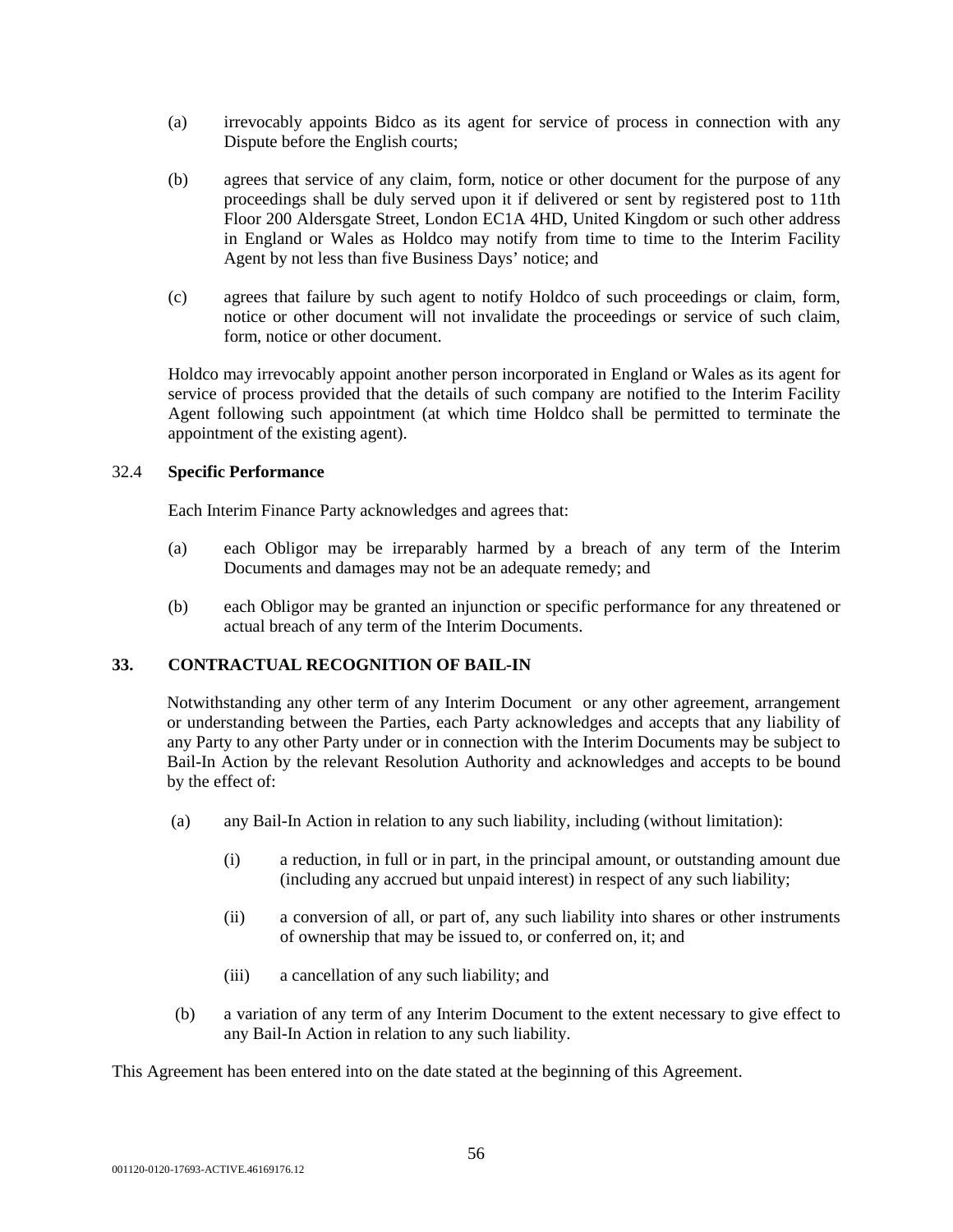(a) irrevocably appoints Bidco as its agent for service of process in connection with any Dispute before the English courts;

(b) agrees that service of any claim, form, notice or other document for the purpose of any proceedings shall be duly served upon it if delivered or sent by registered post to 11th Floor 200 Aldersgate Street, London EC1A 4HD, United Kingdom or such other address in England or Wales as Holdco may notify from time to time to the Interim Facility Agent by not less than five Business Days' notice; and

(c) agrees that failure by such agent to notify Holdco of such proceedings or claim, form, notice or other document will not invalidate the proceedings or service of such claim, form, notice or other document.

Holdco may irrevocably appoint another person incorporated in England or Wales as its agent for service of process provided that the details of such company are notified to the Interim Facility Agent following such appointment (at which time Holdco shall be permitted to terminate the appointment of the existing agent).

32.4 **Specific Performance**

Each Interim Finance Party acknowledges and agrees that:

(a) each Obligor may be irreparably harmed by a breach of any term of the Interim Documents and damages may not be an adequate remedy; and

(b) each Obligor may be granted an injunction or specific performance for any threatened or actual breach of any term of the Interim Documents.

## 33. CONTRACTUAL RECOGNITION OF BAIL-IN

Notwithstanding any other term of any Interim Document or any other agreement, arrangement or understanding between the Parties, each Party acknowledges and accepts that any liability of any Party to any other Party under or in connection with the Interim Documents may be subject to Bail-In Action by the relevant Resolution Authority and acknowledges and accepts to be bound by the effect of:

(a) any Bail-In Action in relation to any such liability, including (without limitation):

(i) a reduction, in full or in part, in the principal amount, or outstanding amount due (including any accrued but unpaid interest) in respect of any such liability;

(ii) a conversion of all, or part of, any such liability into shares or other instruments of ownership that may be issued to, or conferred on, it; and

(iii) a cancellation of any such liability; and

(b) a variation of any term of any Interim Document to the extent necessary to give effect to any Bail-In Action in relation to any such liability.

This Agreement has been entered into on the date stated at the beginning of this Agreement.

001120-0120-17693-ACTIVE.46169176.12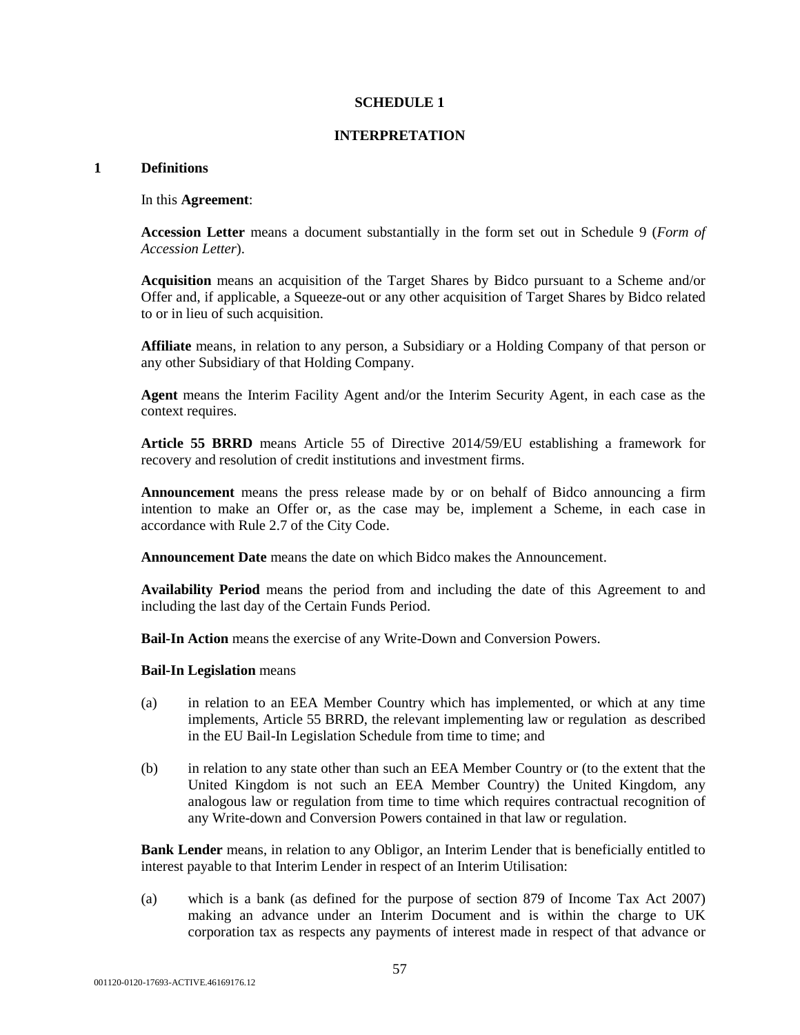# SCHEDULE 1

## INTERPRETATION

### 1 Definitions

In this **Agreement**:

**Accession Letter** means a document substantially in the form set out in Schedule 9 (*Form of Accession Letter*).

**Acquisition** means an acquisition of the Target Shares by Bidco pursuant to a Scheme and/or Offer and, if applicable, a Squeeze-out or any other acquisition of Target Shares by Bidco related to or in lieu of such acquisition.

**Affiliate** means, in relation to any person, a Subsidiary or a Holding Company of that person or any other Subsidiary of that Holding Company.

**Agent** means the Interim Facility Agent and/or the Interim Security Agent, in each case as the context requires.

**Article 55 BRRD** means Article 55 of Directive 2014/59/EU establishing a framework for recovery and resolution of credit institutions and investment firms.

**Announcement** means the press release made by or on behalf of Bidco announcing a firm intention to make an Offer or, as the case may be, implement a Scheme, in each case in accordance with Rule 2.7 of the City Code.

**Announcement Date** means the date on which Bidco makes the Announcement.

**Availability Period** means the period from and including the date of this Agreement to and including the last day of the Certain Funds Period.

**Bail-In Action** means the exercise of any Write-Down and Conversion Powers.

**Bail-In Legislation** means

(a) in relation to an EEA Member Country which has implemented, or which at any time implements, Article 55 BRRD, the relevant implementing law or regulation as described in the EU Bail-In Legislation Schedule from time to time; and

(b) in relation to any state other than such an EEA Member Country or (to the extent that the United Kingdom is not such an EEA Member Country) the United Kingdom, any analogous law or regulation from time to time which requires contractual recognition of any Write-down and Conversion Powers contained in that law or regulation.

**Bank Lender** means, in relation to any Obligor, an Interim Lender that is beneficially entitled to interest payable to that Interim Lender in respect of an Interim Utilisation:

(a) which is a bank (as defined for the purpose of section 879 of Income Tax Act 2007) making an advance under an Interim Document and is within the charge to UK corporation tax as respects any payments of interest made in respect of that advance or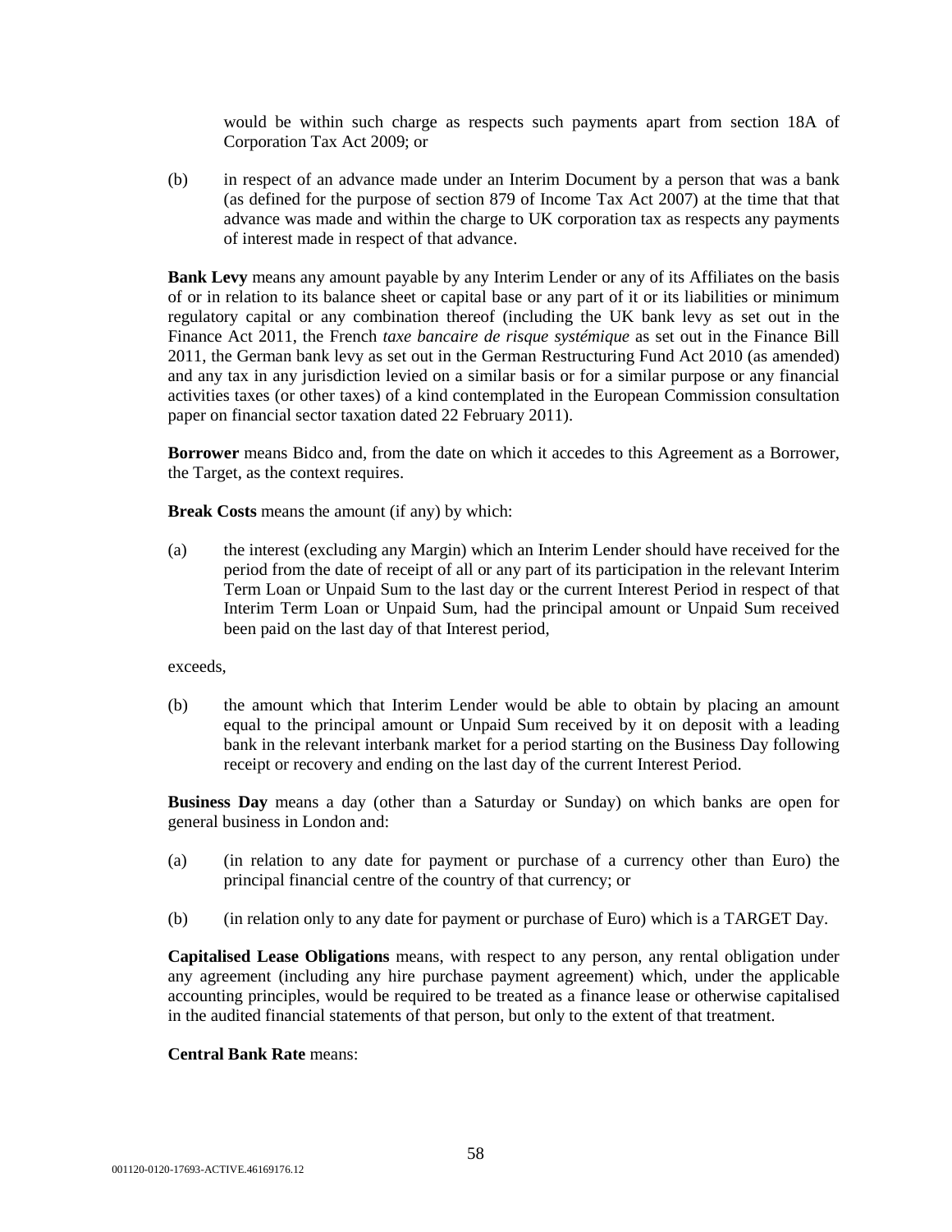would be within such charge as respects such payments apart from section 18A of Corporation Tax Act 2009; or

(b) in respect of an advance made under an Interim Document by a person that was a bank (as defined for the purpose of section 879 of Income Tax Act 2007) at the time that that advance was made and within the charge to UK corporation tax as respects any payments of interest made in respect of that advance.

**Bank Levy** means any amount payable by any Interim Lender or any of its Affiliates on the basis of or in relation to its balance sheet or capital base or any part of it or its liabilities or minimum regulatory capital or any combination thereof (including the UK bank levy as set out in the Finance Act 2011, the French *taxe bancaire de risque systémique* as set out in the Finance Bill 2011, the German bank levy as set out in the German Restructuring Fund Act 2010 (as amended) and any tax in any jurisdiction levied on a similar basis or for a similar purpose or any financial activities taxes (or other taxes) of a kind contemplated in the European Commission consultation paper on financial sector taxation dated 22 February 2011).

**Borrower** means Bidco and, from the date on which it accedes to this Agreement as a Borrower, the Target, as the context requires.

**Break Costs** means the amount (if any) by which:

(a) the interest (excluding any Margin) which an Interim Lender should have received for the period from the date of receipt of all or any part of its participation in the relevant Interim Term Loan or Unpaid Sum to the last day or the current Interest Period in respect of that Interim Term Loan or Unpaid Sum, had the principal amount or Unpaid Sum received been paid on the last day of that Interest period,

exceeds,

(b) the amount which that Interim Lender would be able to obtain by placing an amount equal to the principal amount or Unpaid Sum received by it on deposit with a leading bank in the relevant interbank market for a period starting on the Business Day following receipt or recovery and ending on the last day of the current Interest Period.

**Business Day** means a day (other than a Saturday or Sunday) on which banks are open for general business in London and:

(a) (in relation to any date for payment or purchase of a currency other than Euro) the principal financial centre of the country of that currency; or

(b) (in relation only to any date for payment or purchase of Euro) which is a TARGET Day.

**Capitalised Lease Obligations** means, with respect to any person, any rental obligation under any agreement (including any hire purchase payment agreement) which, under the applicable accounting principles, would be required to be treated as a finance lease or otherwise capitalised in the audited financial statements of that person, but only to the extent of that treatment.

**Central Bank Rate** means: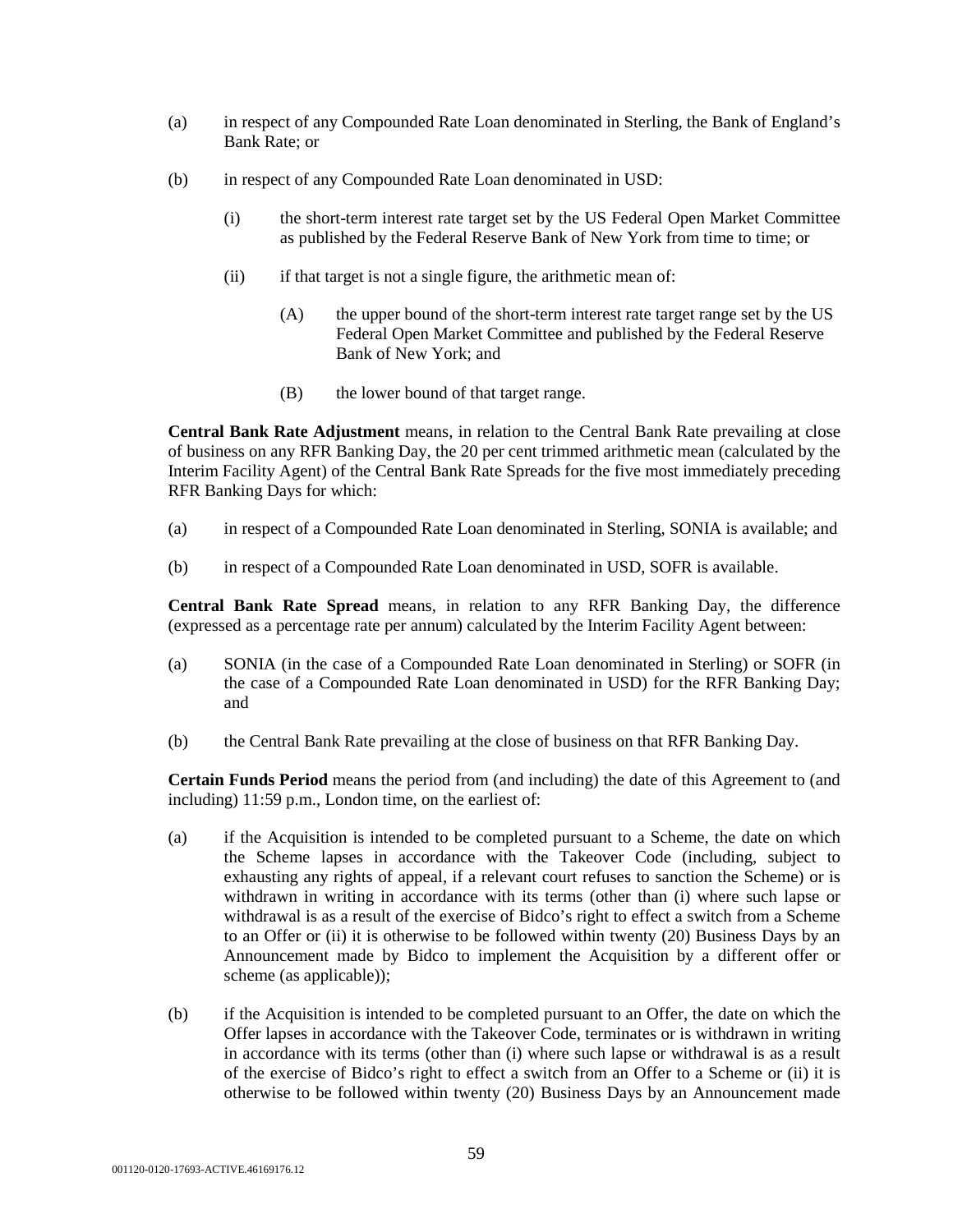(a) in respect of any Compounded Rate Loan denominated in Sterling, the Bank of England's Bank Rate; or

(b) in respect of any Compounded Rate Loan denominated in USD:

(i) the short-term interest rate target set by the US Federal Open Market Committee as published by the Federal Reserve Bank of New York from time to time; or

(ii) if that target is not a single figure, the arithmetic mean of:

(A) the upper bound of the short-term interest rate target range set by the US Federal Open Market Committee and published by the Federal Reserve Bank of New York; and

(B) the lower bound of that target range.

**Central Bank Rate Adjustment** means, in relation to the Central Bank Rate prevailing at close of business on any RFR Banking Day, the 20 per cent trimmed arithmetic mean (calculated by the Interim Facility Agent) of the Central Bank Rate Spreads for the five most immediately preceding RFR Banking Days for which:

(a) in respect of a Compounded Rate Loan denominated in Sterling, SONIA is available; and

(b) in respect of a Compounded Rate Loan denominated in USD, SOFR is available.

**Central Bank Rate Spread** means, in relation to any RFR Banking Day, the difference (expressed as a percentage rate per annum) calculated by the Interim Facility Agent between:

(a) SONIA (in the case of a Compounded Rate Loan denominated in Sterling) or SOFR (in the case of a Compounded Rate Loan denominated in USD) for the RFR Banking Day; and

(b) the Central Bank Rate prevailing at the close of business on that RFR Banking Day.

**Certain Funds Period** means the period from (and including) the date of this Agreement to (and including) 11:59 p.m., London time, on the earliest of:

(a) if the Acquisition is intended to be completed pursuant to a Scheme, the date on which the Scheme lapses in accordance with the Takeover Code (including, subject to exhausting any rights of appeal, if a relevant court refuses to sanction the Scheme) or is withdrawn in writing in accordance with its terms (other than (i) where such lapse or withdrawal is as a result of the exercise of Bidco's right to effect a switch from a Scheme to an Offer or (ii) it is otherwise to be followed within twenty (20) Business Days by an Announcement made by Bidco to implement the Acquisition by a different offer or scheme (as applicable));

(b) if the Acquisition is intended to be completed pursuant to an Offer, the date on which the Offer lapses in accordance with the Takeover Code, terminates or is withdrawn in writing in accordance with its terms (other than (i) where such lapse or withdrawal is as a result of the exercise of Bidco's right to effect a switch from an Offer to a Scheme or (ii) it is otherwise to be followed within twenty (20) Business Days by an Announcement made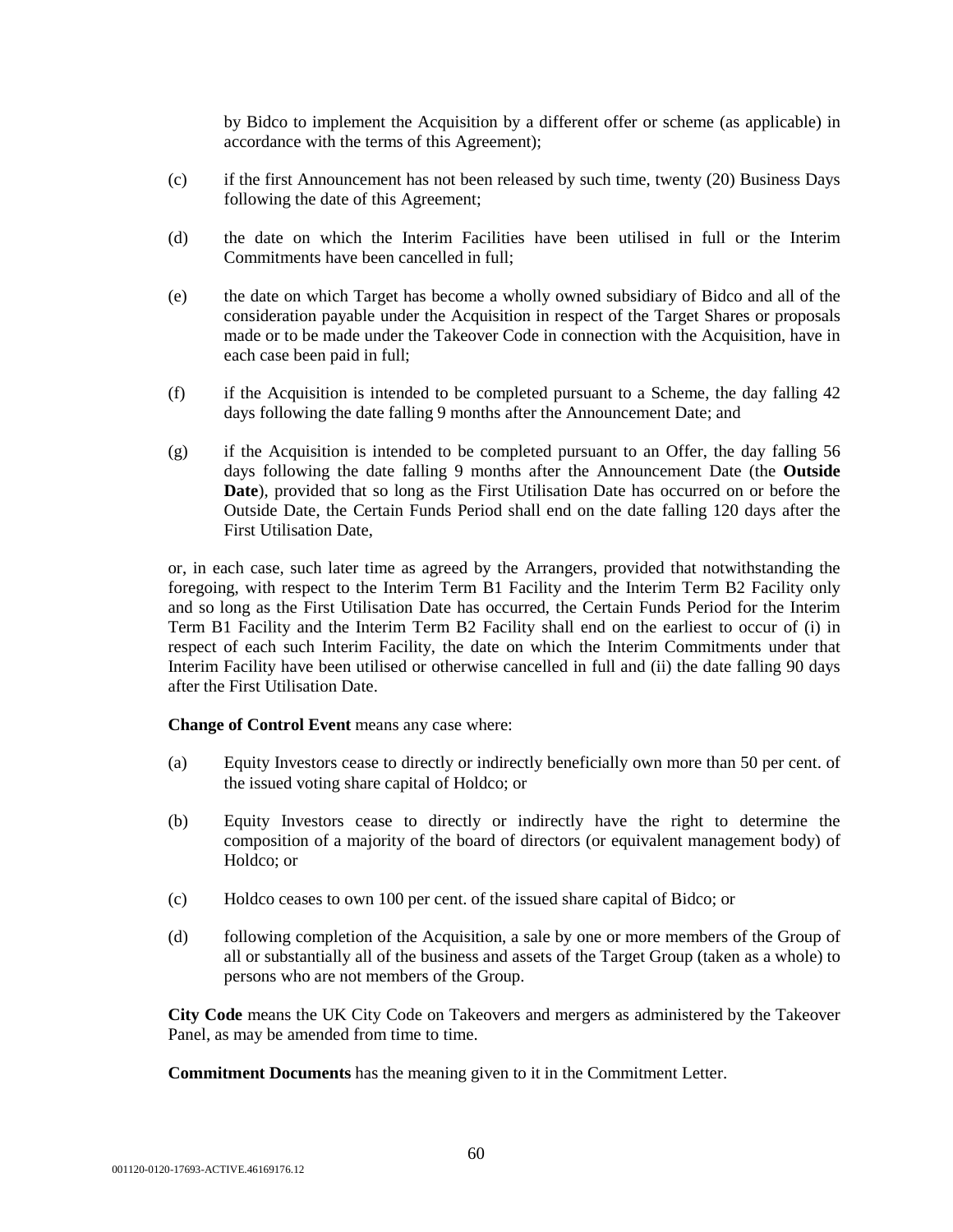by Bidco to implement the Acquisition by a different offer or scheme (as applicable) in accordance with the terms of this Agreement);

(c) if the first Announcement has not been released by such time, twenty (20) Business Days following the date of this Agreement;

(d) the date on which the Interim Facilities have been utilised in full or the Interim Commitments have been cancelled in full;

(e) the date on which Target has become a wholly owned subsidiary of Bidco and all of the consideration payable under the Acquisition in respect of the Target Shares or proposals made or to be made under the Takeover Code in connection with the Acquisition, have in each case been paid in full;

(f) if the Acquisition is intended to be completed pursuant to a Scheme, the day falling 42 days following the date falling 9 months after the Announcement Date; and

(g) if the Acquisition is intended to be completed pursuant to an Offer, the day falling 56 days following the date falling 9 months after the Announcement Date (the **Outside Date**), provided that so long as the First Utilisation Date has occurred on or before the Outside Date, the Certain Funds Period shall end on the date falling 120 days after the First Utilisation Date,

or, in each case, such later time as agreed by the Arrangers, provided that notwithstanding the foregoing, with respect to the Interim Term B1 Facility and the Interim Term B2 Facility only and so long as the First Utilisation Date has occurred, the Certain Funds Period for the Interim Term B1 Facility and the Interim Term B2 Facility shall end on the earliest to occur of (i) in respect of each such Interim Facility, the date on which the Interim Commitments under that Interim Facility have been utilised or otherwise cancelled in full and (ii) the date falling 90 days after the First Utilisation Date.

**Change of Control Event** means any case where:

(a) Equity Investors cease to directly or indirectly beneficially own more than 50 per cent. of the issued voting share capital of Holdco; or

(b) Equity Investors cease to directly or indirectly have the right to determine the composition of a majority of the board of directors (or equivalent management body) of Holdco; or

(c) Holdco ceases to own 100 per cent. of the issued share capital of Bidco; or

(d) following completion of the Acquisition, a sale by one or more members of the Group of all or substantially all of the business and assets of the Target Group (taken as a whole) to persons who are not members of the Group.

**City Code** means the UK City Code on Takeovers and mergers as administered by the Takeover Panel, as may be amended from time to time.

**Commitment Documents** has the meaning given to it in the Commitment Letter.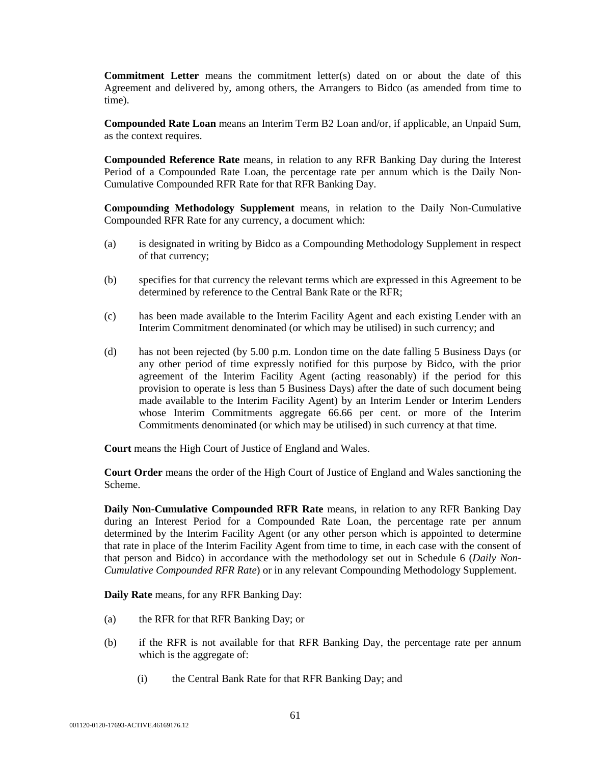**Commitment Letter** means the commitment letter(s) dated on or about the date of this Agreement and delivered by, among others, the Arrangers to Bidco (as amended from time to time).

**Compounded Rate Loan** means an Interim Term B2 Loan and/or, if applicable, an Unpaid Sum, as the context requires.

**Compounded Reference Rate** means, in relation to any RFR Banking Day during the Interest Period of a Compounded Rate Loan, the percentage rate per annum which is the Daily Non-Cumulative Compounded RFR Rate for that RFR Banking Day.

**Compounding Methodology Supplement** means, in relation to the Daily Non-Cumulative Compounded RFR Rate for any currency, a document which:

(a) is designated in writing by Bidco as a Compounding Methodology Supplement in respect of that currency;

(b) specifies for that currency the relevant terms which are expressed in this Agreement to be determined by reference to the Central Bank Rate or the RFR;

(c) has been made available to the Interim Facility Agent and each existing Lender with an Interim Commitment denominated (or which may be utilised) in such currency; and

(d) has not been rejected (by 5.00 p.m. London time on the date falling 5 Business Days (or any other period of time expressly notified for this purpose by Bidco, with the prior agreement of the Interim Facility Agent (acting reasonably) if the period for this provision to operate is less than 5 Business Days) after the date of such document being made available to the Interim Facility Agent) by an Interim Lender or Interim Lenders whose Interim Commitments aggregate 66.66 per cent. or more of the Interim Commitments denominated (or which may be utilised) in such currency at that time.

**Court** means the High Court of Justice of England and Wales.

**Court Order** means the order of the High Court of Justice of England and Wales sanctioning the Scheme.

**Daily Non-Cumulative Compounded RFR Rate** means, in relation to any RFR Banking Day during an Interest Period for a Compounded Rate Loan, the percentage rate per annum determined by the Interim Facility Agent (or any other person which is appointed to determine that rate in place of the Interim Facility Agent from time to time, in each case with the consent of that person and Bidco) in accordance with the methodology set out in Schedule 6 (*Daily Non-Cumulative Compounded RFR Rate*) or in any relevant Compounding Methodology Supplement.

**Daily Rate** means, for any RFR Banking Day:

(a) the RFR for that RFR Banking Day; or

(b) if the RFR is not available for that RFR Banking Day, the percentage rate per annum which is the aggregate of:

  (i) the Central Bank Rate for that RFR Banking Day; and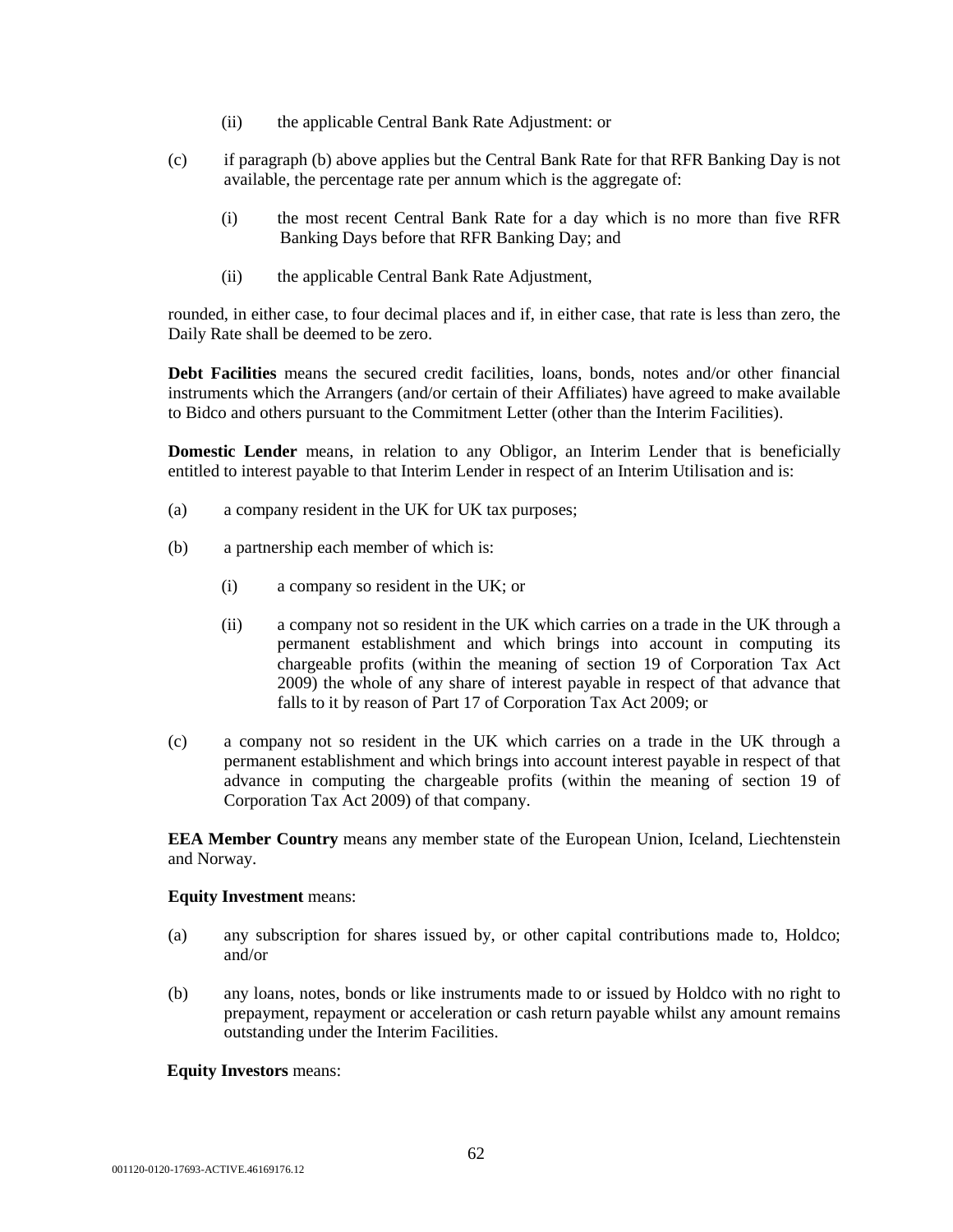(ii) the applicable Central Bank Rate Adjustment: or

(c) if paragraph (b) above applies but the Central Bank Rate for that RFR Banking Day is not available, the percentage rate per annum which is the aggregate of:

(i) the most recent Central Bank Rate for a day which is no more than five RFR Banking Days before that RFR Banking Day; and

(ii) the applicable Central Bank Rate Adjustment,

rounded, in either case, to four decimal places and if, in either case, that rate is less than zero, the Daily Rate shall be deemed to be zero.

**Debt Facilities** means the secured credit facilities, loans, bonds, notes and/or other financial instruments which the Arrangers (and/or certain of their Affiliates) have agreed to make available to Bidco and others pursuant to the Commitment Letter (other than the Interim Facilities).

**Domestic Lender** means, in relation to any Obligor, an Interim Lender that is beneficially entitled to interest payable to that Interim Lender in respect of an Interim Utilisation and is:

(a) a company resident in the UK for UK tax purposes;

(b) a partnership each member of which is:

(i) a company so resident in the UK; or

(ii) a company not so resident in the UK which carries on a trade in the UK through a permanent establishment and which brings into account in computing its chargeable profits (within the meaning of section 19 of Corporation Tax Act 2009) the whole of any share of interest payable in respect of that advance that falls to it by reason of Part 17 of Corporation Tax Act 2009; or

(c) a company not so resident in the UK which carries on a trade in the UK through a permanent establishment and which brings into account interest payable in respect of that advance in computing the chargeable profits (within the meaning of section 19 of Corporation Tax Act 2009) of that company.

**EEA Member Country** means any member state of the European Union, Iceland, Liechtenstein and Norway.

**Equity Investment** means:

(a) any subscription for shares issued by, or other capital contributions made to, Holdco; and/or

(b) any loans, notes, bonds or like instruments made to or issued by Holdco with no right to prepayment, repayment or acceleration or cash return payable whilst any amount remains outstanding under the Interim Facilities.

**Equity Investors** means: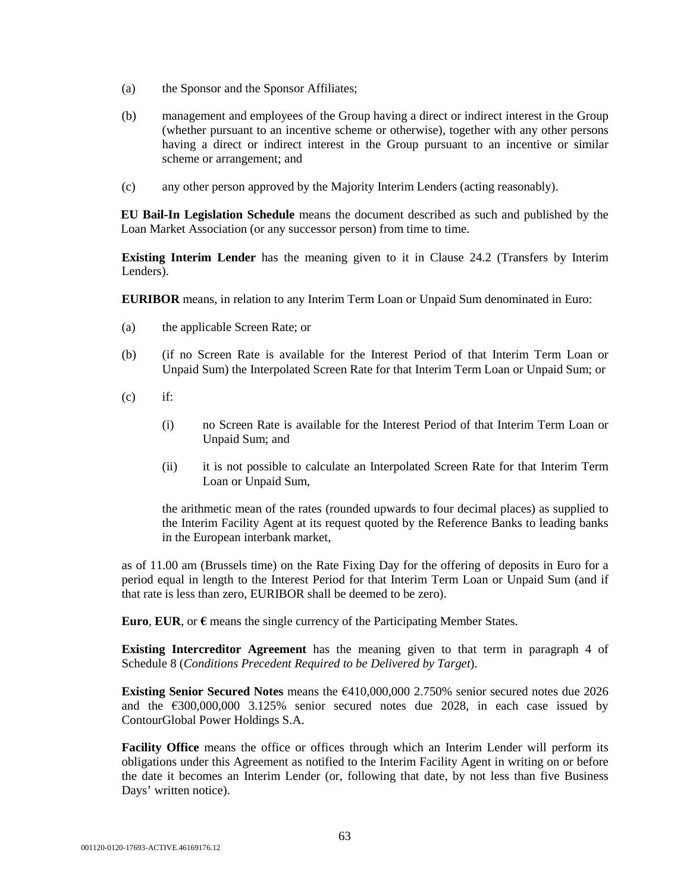(a) the Sponsor and the Sponsor Affiliates;

(b) management and employees of the Group having a direct or indirect interest in the Group (whether pursuant to an incentive scheme or otherwise), together with any other persons having a direct or indirect interest in the Group pursuant to an incentive or similar scheme or arrangement; and

(c) any other person approved by the Majority Interim Lenders (acting reasonably).

**EU Bail-In Legislation Schedule** means the document described as such and published by the Loan Market Association (or any successor person) from time to time.

**Existing Interim Lender** has the meaning given to it in Clause 24.2 (Transfers by Interim Lenders).

**EURIBOR** means, in relation to any Interim Term Loan or Unpaid Sum denominated in Euro:

(a) the applicable Screen Rate; or

(b) (if no Screen Rate is available for the Interest Period of that Interim Term Loan or Unpaid Sum) the Interpolated Screen Rate for that Interim Term Loan or Unpaid Sum; or

(c) if:

   (i) no Screen Rate is available for the Interest Period of that Interim Term Loan or Unpaid Sum; and

   (ii) it is not possible to calculate an Interpolated Screen Rate for that Interim Term Loan or Unpaid Sum,

   the arithmetic mean of the rates (rounded upwards to four decimal places) as supplied to the Interim Facility Agent at its request quoted by the Reference Banks to leading banks in the European interbank market,

as of 11.00 am (Brussels time) on the Rate Fixing Day for the offering of deposits in Euro for a period equal in length to the Interest Period for that Interim Term Loan or Unpaid Sum (and if that rate is less than zero, EURIBOR shall be deemed to be zero).

**Euro**, **EUR**, or **€** means the single currency of the Participating Member States.

**Existing Intercreditor Agreement** has the meaning given to that term in paragraph 4 of Schedule 8 (*Conditions Precedent Required to be Delivered by Target*).

**Existing Senior Secured Notes** means the €410,000,000 2.750% senior secured notes due 2026 and the €300,000,000 3.125% senior secured notes due 2028, in each case issued by ContourGlobal Power Holdings S.A.

**Facility Office** means the office or offices through which an Interim Lender will perform its obligations under this Agreement as notified to the Interim Facility Agent in writing on or before the date it becomes an Interim Lender (or, following that date, by not less than five Business Days' written notice).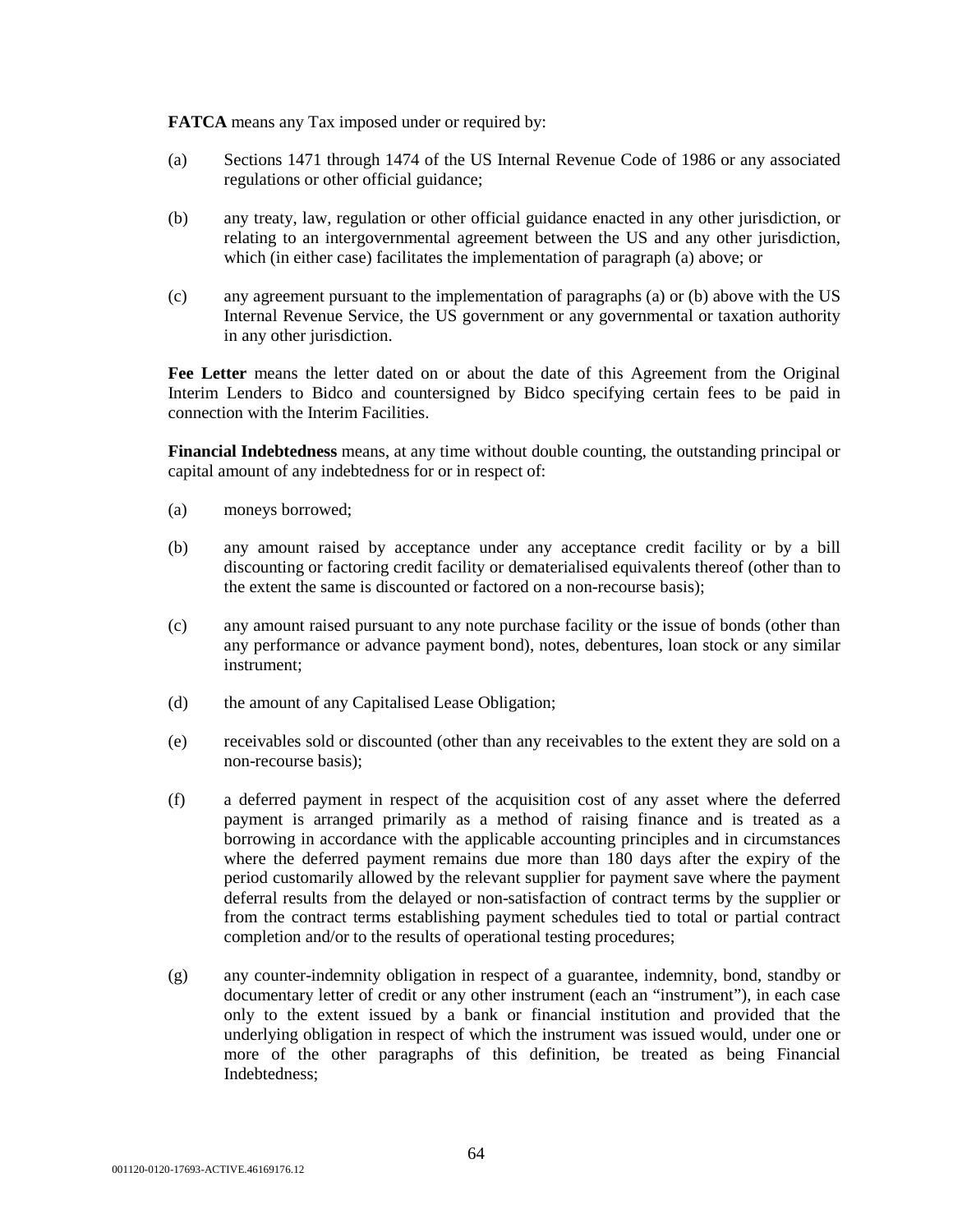**FATCA** means any Tax imposed under or required by:

(a) Sections 1471 through 1474 of the US Internal Revenue Code of 1986 or any associated regulations or other official guidance;

(b) any treaty, law, regulation or other official guidance enacted in any other jurisdiction, or relating to an intergovernmental agreement between the US and any other jurisdiction, which (in either case) facilitates the implementation of paragraph (a) above; or

(c) any agreement pursuant to the implementation of paragraphs (a) or (b) above with the US Internal Revenue Service, the US government or any governmental or taxation authority in any other jurisdiction.

**Fee Letter** means the letter dated on or about the date of this Agreement from the Original Interim Lenders to Bidco and countersigned by Bidco specifying certain fees to be paid in connection with the Interim Facilities.

**Financial Indebtedness** means, at any time without double counting, the outstanding principal or capital amount of any indebtedness for or in respect of:

(a) moneys borrowed;

(b) any amount raised by acceptance under any acceptance credit facility or by a bill discounting or factoring credit facility or dematerialised equivalents thereof (other than to the extent the same is discounted or factored on a non-recourse basis);

(c) any amount raised pursuant to any note purchase facility or the issue of bonds (other than any performance or advance payment bond), notes, debentures, loan stock or any similar instrument;

(d) the amount of any Capitalised Lease Obligation;

(e) receivables sold or discounted (other than any receivables to the extent they are sold on a non-recourse basis);

(f) a deferred payment in respect of the acquisition cost of any asset where the deferred payment is arranged primarily as a method of raising finance and is treated as a borrowing in accordance with the applicable accounting principles and in circumstances where the deferred payment remains due more than 180 days after the expiry of the period customarily allowed by the relevant supplier for payment save where the payment deferral results from the delayed or non-satisfaction of contract terms by the supplier or from the contract terms establishing payment schedules tied to total or partial contract completion and/or to the results of operational testing procedures;

(g) any counter-indemnity obligation in respect of a guarantee, indemnity, bond, standby or documentary letter of credit or any other instrument (each an "instrument"), in each case only to the extent issued by a bank or financial institution and provided that the underlying obligation in respect of which the instrument was issued would, under one or more of the other paragraphs of this definition, be treated as being Financial Indebtedness;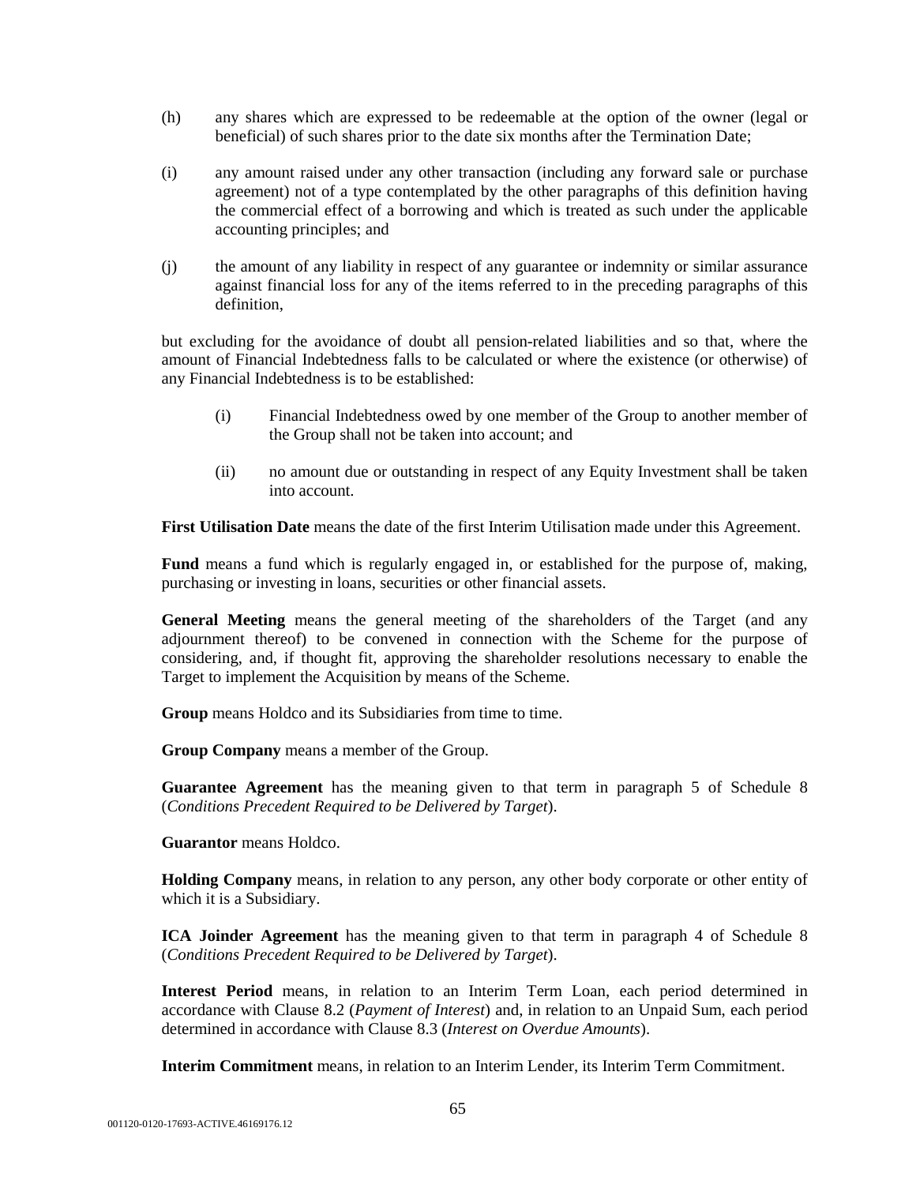(h) any shares which are expressed to be redeemable at the option of the owner (legal or beneficial) of such shares prior to the date six months after the Termination Date;

(i) any amount raised under any other transaction (including any forward sale or purchase agreement) not of a type contemplated by the other paragraphs of this definition having the commercial effect of a borrowing and which is treated as such under the applicable accounting principles; and

(j) the amount of any liability in respect of any guarantee or indemnity or similar assurance against financial loss for any of the items referred to in the preceding paragraphs of this definition,

but excluding for the avoidance of doubt all pension-related liabilities and so that, where the amount of Financial Indebtedness falls to be calculated or where the existence (or otherwise) of any Financial Indebtedness is to be established:

(i) Financial Indebtedness owed by one member of the Group to another member of the Group shall not be taken into account; and

(ii) no amount due or outstanding in respect of any Equity Investment shall be taken into account.

**First Utilisation Date** means the date of the first Interim Utilisation made under this Agreement.

**Fund** means a fund which is regularly engaged in, or established for the purpose of, making, purchasing or investing in loans, securities or other financial assets.

**General Meeting** means the general meeting of the shareholders of the Target (and any adjournment thereof) to be convened in connection with the Scheme for the purpose of considering, and, if thought fit, approving the shareholder resolutions necessary to enable the Target to implement the Acquisition by means of the Scheme.

**Group** means Holdco and its Subsidiaries from time to time.

**Group Company** means a member of the Group.

**Guarantee Agreement** has the meaning given to that term in paragraph 5 of Schedule 8 (*Conditions Precedent Required to be Delivered by Target*).

**Guarantor** means Holdco.

**Holding Company** means, in relation to any person, any other body corporate or other entity of which it is a Subsidiary.

**ICA Joinder Agreement** has the meaning given to that term in paragraph 4 of Schedule 8 (*Conditions Precedent Required to be Delivered by Target*).

**Interest Period** means, in relation to an Interim Term Loan, each period determined in accordance with Clause 8.2 (*Payment of Interest*) and, in relation to an Unpaid Sum, each period determined in accordance with Clause 8.3 (*Interest on Overdue Amounts*).

**Interim Commitment** means, in relation to an Interim Lender, its Interim Term Commitment.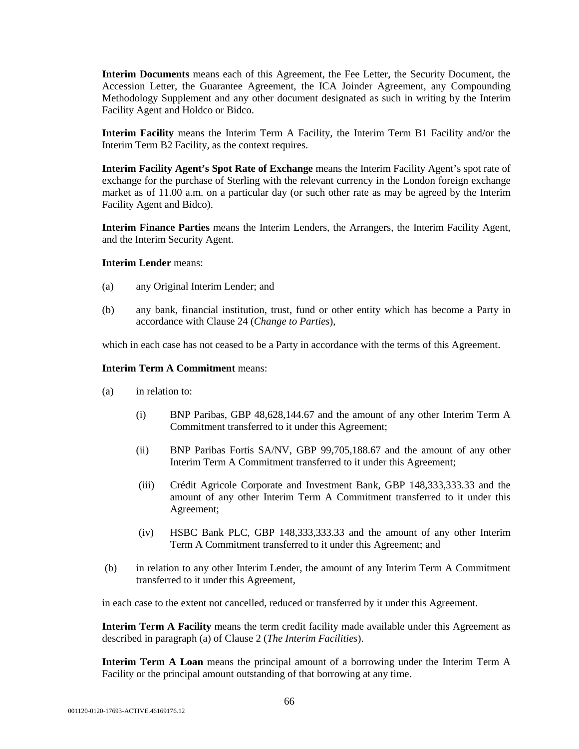**Interim Documents** means each of this Agreement, the Fee Letter, the Security Document, the Accession Letter, the Guarantee Agreement, the ICA Joinder Agreement, any Compounding Methodology Supplement and any other document designated as such in writing by the Interim Facility Agent and Holdco or Bidco.

**Interim Facility** means the Interim Term A Facility, the Interim Term B1 Facility and/or the Interim Term B2 Facility, as the context requires.

**Interim Facility Agent's Spot Rate of Exchange** means the Interim Facility Agent's spot rate of exchange for the purchase of Sterling with the relevant currency in the London foreign exchange market as of 11.00 a.m. on a particular day (or such other rate as may be agreed by the Interim Facility Agent and Bidco).

**Interim Finance Parties** means the Interim Lenders, the Arrangers, the Interim Facility Agent, and the Interim Security Agent.

**Interim Lender** means:

(a) any Original Interim Lender; and

(b) any bank, financial institution, trust, fund or other entity which has become a Party in accordance with Clause 24 (*Change to Parties*),

which in each case has not ceased to be a Party in accordance with the terms of this Agreement.

**Interim Term A Commitment** means:

(a) in relation to:

  (i) BNP Paribas, GBP 48,628,144.67 and the amount of any other Interim Term A Commitment transferred to it under this Agreement;

  (ii) BNP Paribas Fortis SA/NV, GBP 99,705,188.67 and the amount of any other Interim Term A Commitment transferred to it under this Agreement;

  (iii) Crédit Agricole Corporate and Investment Bank, GBP 148,333,333.33 and the amount of any other Interim Term A Commitment transferred to it under this Agreement;

  (iv) HSBC Bank PLC, GBP 148,333,333.33 and the amount of any other Interim Term A Commitment transferred to it under this Agreement; and

(b) in relation to any other Interim Lender, the amount of any Interim Term A Commitment transferred to it under this Agreement,

in each case to the extent not cancelled, reduced or transferred by it under this Agreement.

**Interim Term A Facility** means the term credit facility made available under this Agreement as described in paragraph (a) of Clause 2 (*The Interim Facilities*).

**Interim Term A Loan** means the principal amount of a borrowing under the Interim Term A Facility or the principal amount outstanding of that borrowing at any time.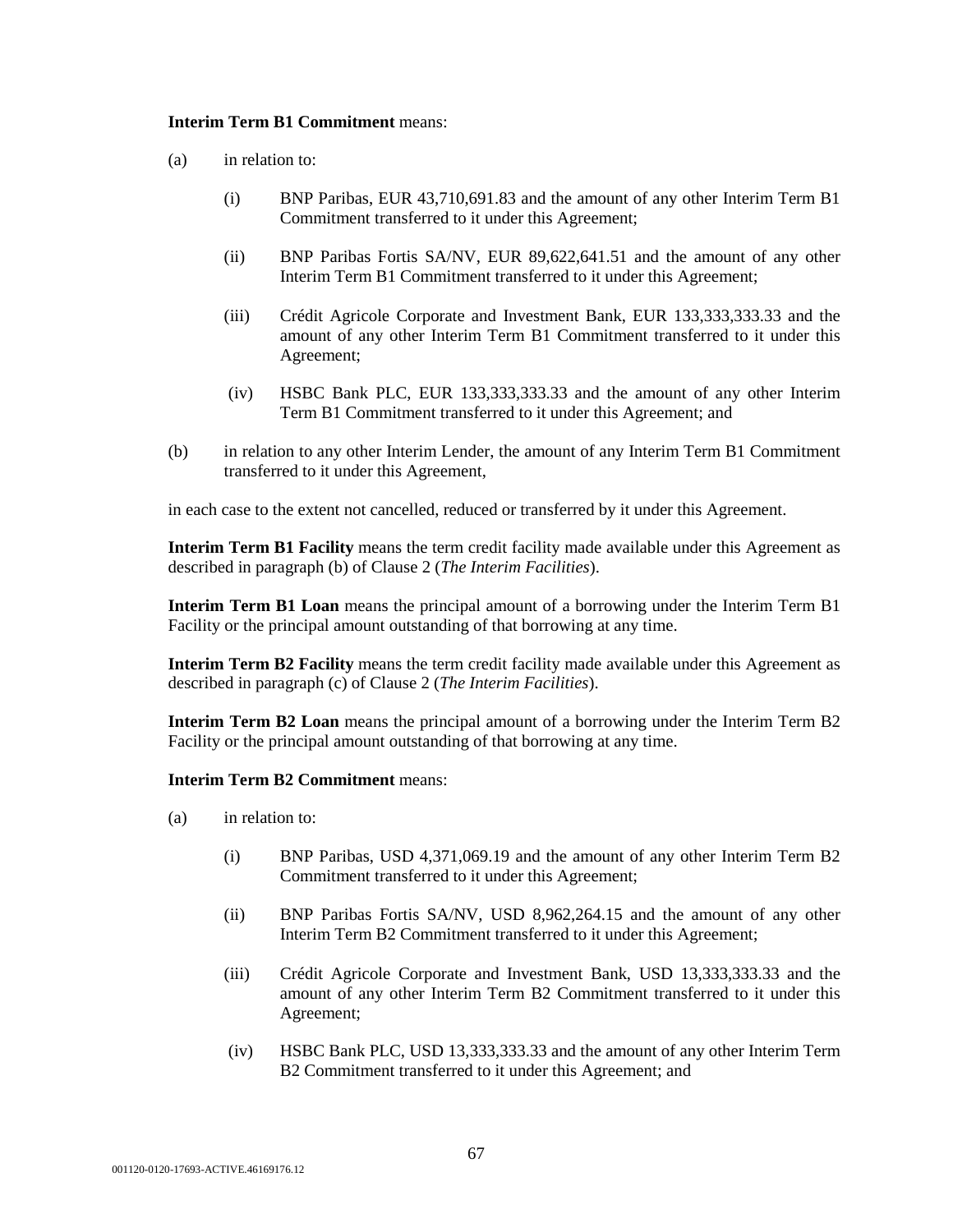**Interim Term B1 Commitment** means:

(a) in relation to:

(i) BNP Paribas, EUR 43,710,691.83 and the amount of any other Interim Term B1 Commitment transferred to it under this Agreement;

(ii) BNP Paribas Fortis SA/NV, EUR 89,622,641.51 and the amount of any other Interim Term B1 Commitment transferred to it under this Agreement;

(iii) Crédit Agricole Corporate and Investment Bank, EUR 133,333,333.33 and the amount of any other Interim Term B1 Commitment transferred to it under this Agreement;

(iv) HSBC Bank PLC, EUR 133,333,333.33 and the amount of any other Interim Term B1 Commitment transferred to it under this Agreement; and

(b) in relation to any other Interim Lender, the amount of any Interim Term B1 Commitment transferred to it under this Agreement,

in each case to the extent not cancelled, reduced or transferred by it under this Agreement.

**Interim Term B1 Facility** means the term credit facility made available under this Agreement as described in paragraph (b) of Clause 2 (*The Interim Facilities*).

**Interim Term B1 Loan** means the principal amount of a borrowing under the Interim Term B1 Facility or the principal amount outstanding of that borrowing at any time.

**Interim Term B2 Facility** means the term credit facility made available under this Agreement as described in paragraph (c) of Clause 2 (*The Interim Facilities*).

**Interim Term B2 Loan** means the principal amount of a borrowing under the Interim Term B2 Facility or the principal amount outstanding of that borrowing at any time.

**Interim Term B2 Commitment** means:

(a) in relation to:

(i) BNP Paribas, USD 4,371,069.19 and the amount of any other Interim Term B2 Commitment transferred to it under this Agreement;

(ii) BNP Paribas Fortis SA/NV, USD 8,962,264.15 and the amount of any other Interim Term B2 Commitment transferred to it under this Agreement;

(iii) Crédit Agricole Corporate and Investment Bank, USD 13,333,333.33 and the amount of any other Interim Term B2 Commitment transferred to it under this Agreement;

(iv) HSBC Bank PLC, USD 13,333,333.33 and the amount of any other Interim Term B2 Commitment transferred to it under this Agreement; and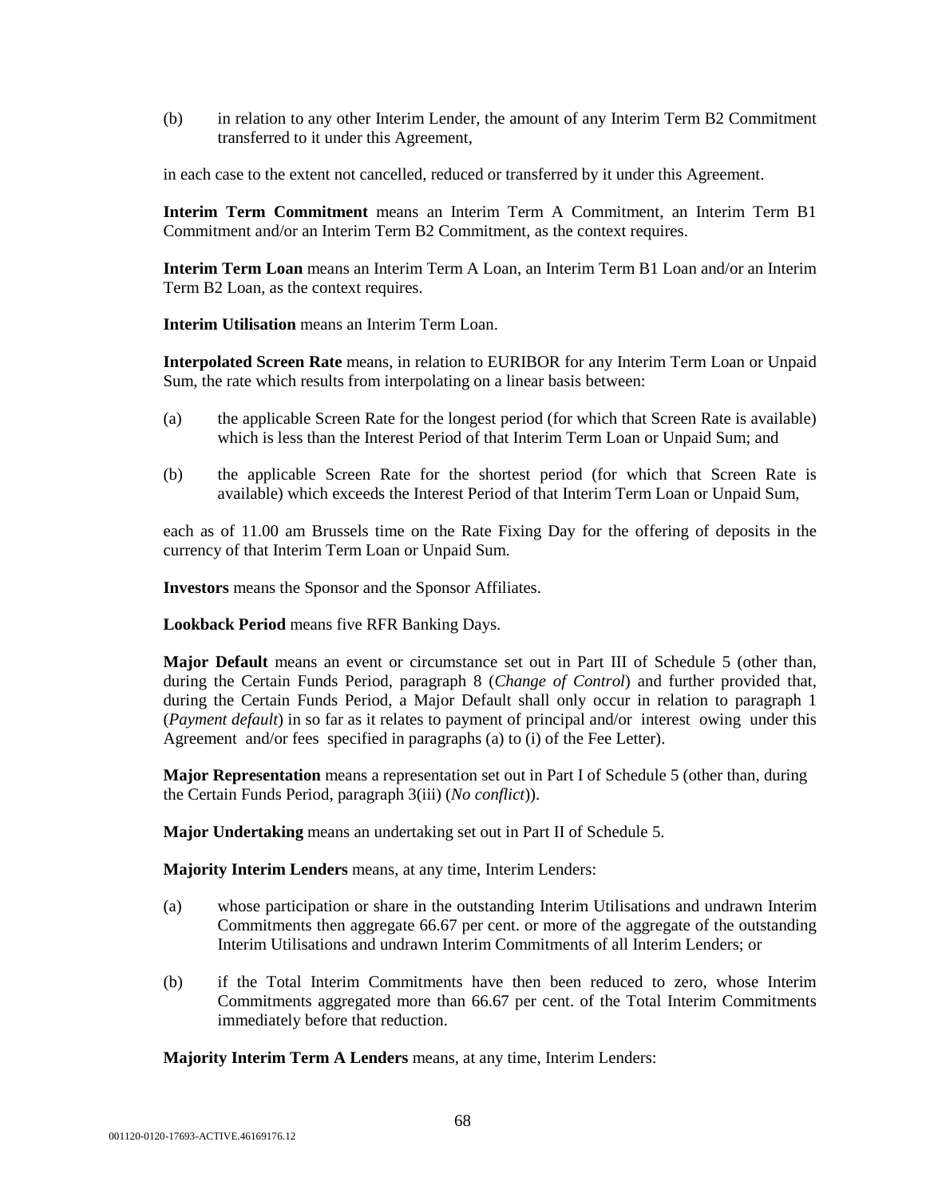(b) in relation to any other Interim Lender, the amount of any Interim Term B2 Commitment transferred to it under this Agreement,

in each case to the extent not cancelled, reduced or transferred by it under this Agreement.

**Interim Term Commitment** means an Interim Term A Commitment, an Interim Term B1 Commitment and/or an Interim Term B2 Commitment, as the context requires.

**Interim Term Loan** means an Interim Term A Loan, an Interim Term B1 Loan and/or an Interim Term B2 Loan, as the context requires.

**Interim Utilisation** means an Interim Term Loan.

**Interpolated Screen Rate** means, in relation to EURIBOR for any Interim Term Loan or Unpaid Sum, the rate which results from interpolating on a linear basis between:

(a) the applicable Screen Rate for the longest period (for which that Screen Rate is available) which is less than the Interest Period of that Interim Term Loan or Unpaid Sum; and

(b) the applicable Screen Rate for the shortest period (for which that Screen Rate is available) which exceeds the Interest Period of that Interim Term Loan or Unpaid Sum,

each as of 11.00 am Brussels time on the Rate Fixing Day for the offering of deposits in the currency of that Interim Term Loan or Unpaid Sum.

**Investors** means the Sponsor and the Sponsor Affiliates.

**Lookback Period** means five RFR Banking Days.

**Major Default** means an event or circumstance set out in Part III of Schedule 5 (other than, during the Certain Funds Period, paragraph 8 (*Change of Control*) and further provided that, during the Certain Funds Period, a Major Default shall only occur in relation to paragraph 1 (*Payment default*) in so far as it relates to payment of principal and/or interest owing under this Agreement and/or fees specified in paragraphs (a) to (i) of the Fee Letter).

**Major Representation** means a representation set out in Part I of Schedule 5 (other than, during the Certain Funds Period, paragraph 3(iii) (*No conflict*)).

**Major Undertaking** means an undertaking set out in Part II of Schedule 5.

**Majority Interim Lenders** means, at any time, Interim Lenders:

(a) whose participation or share in the outstanding Interim Utilisations and undrawn Interim Commitments then aggregate 66.67 per cent. or more of the aggregate of the outstanding Interim Utilisations and undrawn Interim Commitments of all Interim Lenders; or

(b) if the Total Interim Commitments have then been reduced to zero, whose Interim Commitments aggregated more than 66.67 per cent. of the Total Interim Commitments immediately before that reduction.

**Majority Interim Term A Lenders** means, at any time, Interim Lenders: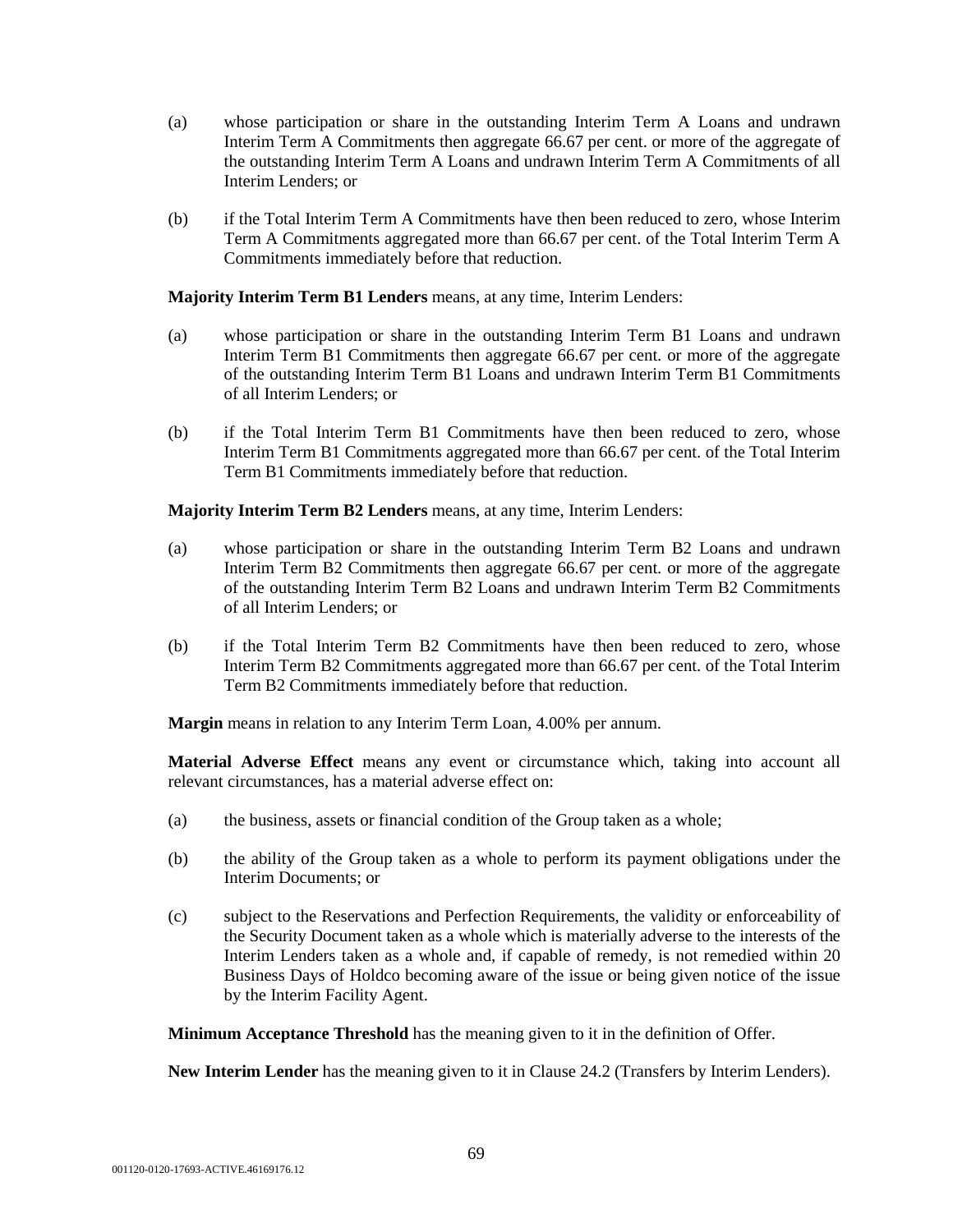(a) whose participation or share in the outstanding Interim Term A Loans and undrawn Interim Term A Commitments then aggregate 66.67 per cent. or more of the aggregate of the outstanding Interim Term A Loans and undrawn Interim Term A Commitments of all Interim Lenders; or

(b) if the Total Interim Term A Commitments have then been reduced to zero, whose Interim Term A Commitments aggregated more than 66.67 per cent. of the Total Interim Term A Commitments immediately before that reduction.

**Majority Interim Term B1 Lenders** means, at any time, Interim Lenders:

(a) whose participation or share in the outstanding Interim Term B1 Loans and undrawn Interim Term B1 Commitments then aggregate 66.67 per cent. or more of the aggregate of the outstanding Interim Term B1 Loans and undrawn Interim Term B1 Commitments of all Interim Lenders; or

(b) if the Total Interim Term B1 Commitments have then been reduced to zero, whose Interim Term B1 Commitments aggregated more than 66.67 per cent. of the Total Interim Term B1 Commitments immediately before that reduction.

**Majority Interim Term B2 Lenders** means, at any time, Interim Lenders:

(a) whose participation or share in the outstanding Interim Term B2 Loans and undrawn Interim Term B2 Commitments then aggregate 66.67 per cent. or more of the aggregate of the outstanding Interim Term B2 Loans and undrawn Interim Term B2 Commitments of all Interim Lenders; or

(b) if the Total Interim Term B2 Commitments have then been reduced to zero, whose Interim Term B2 Commitments aggregated more than 66.67 per cent. of the Total Interim Term B2 Commitments immediately before that reduction.

**Margin** means in relation to any Interim Term Loan, 4.00% per annum.

**Material Adverse Effect** means any event or circumstance which, taking into account all relevant circumstances, has a material adverse effect on:

(a) the business, assets or financial condition of the Group taken as a whole;

(b) the ability of the Group taken as a whole to perform its payment obligations under the Interim Documents; or

(c) subject to the Reservations and Perfection Requirements, the validity or enforceability of the Security Document taken as a whole which is materially adverse to the interests of the Interim Lenders taken as a whole and, if capable of remedy, is not remedied within 20 Business Days of Holdco becoming aware of the issue or being given notice of the issue by the Interim Facility Agent.

**Minimum Acceptance Threshold** has the meaning given to it in the definition of Offer.

**New Interim Lender** has the meaning given to it in Clause 24.2 (Transfers by Interim Lenders).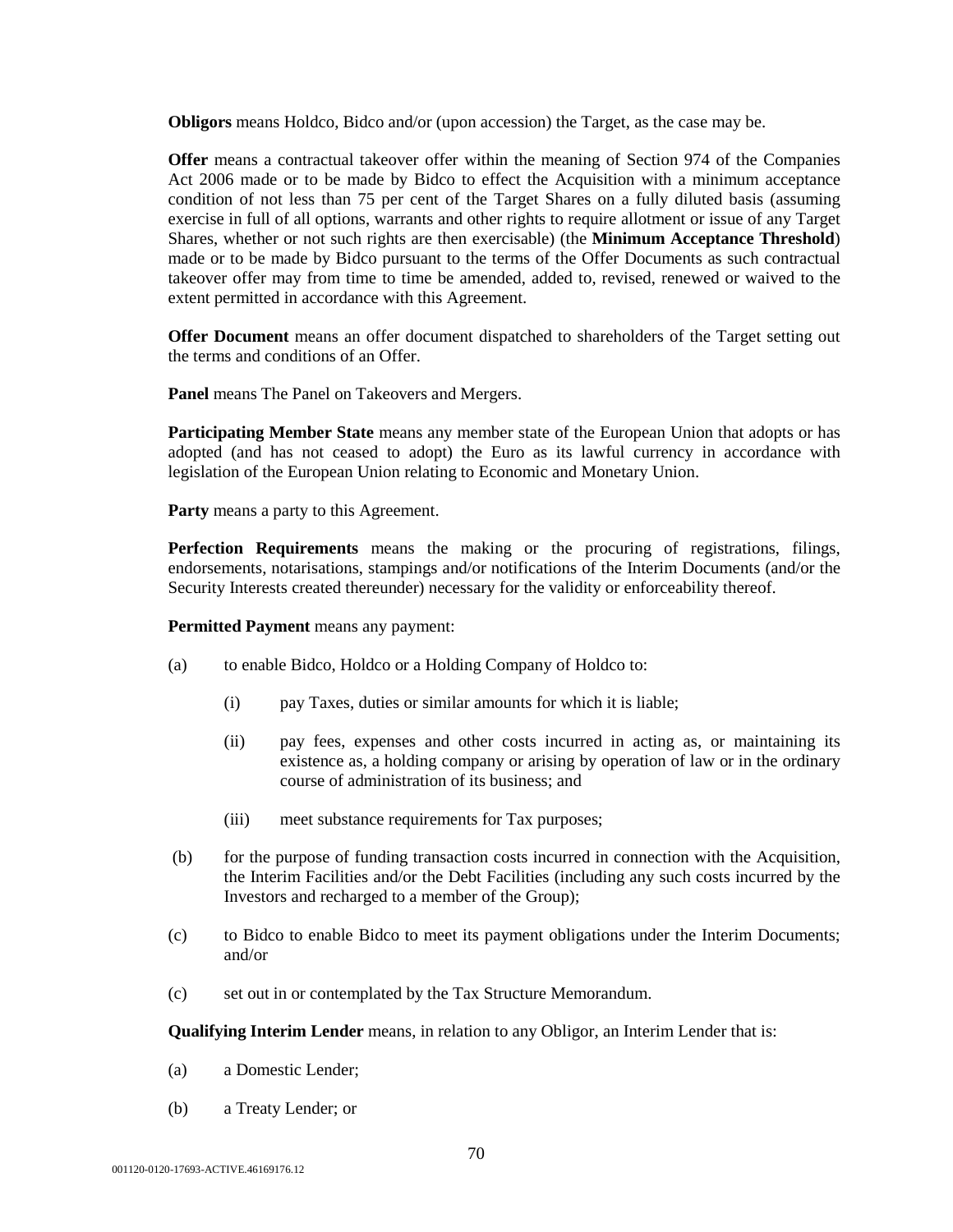**Obligors** means Holdco, Bidco and/or (upon accession) the Target, as the case may be.

**Offer** means a contractual takeover offer within the meaning of Section 974 of the Companies Act 2006 made or to be made by Bidco to effect the Acquisition with a minimum acceptance condition of not less than 75 per cent of the Target Shares on a fully diluted basis (assuming exercise in full of all options, warrants and other rights to require allotment or issue of any Target Shares, whether or not such rights are then exercisable) (the **Minimum Acceptance Threshold**) made or to be made by Bidco pursuant to the terms of the Offer Documents as such contractual takeover offer may from time to time be amended, added to, revised, renewed or waived to the extent permitted in accordance with this Agreement.

**Offer Document** means an offer document dispatched to shareholders of the Target setting out the terms and conditions of an Offer.

**Panel** means The Panel on Takeovers and Mergers.

**Participating Member State** means any member state of the European Union that adopts or has adopted (and has not ceased to adopt) the Euro as its lawful currency in accordance with legislation of the European Union relating to Economic and Monetary Union.

**Party** means a party to this Agreement.

**Perfection Requirements** means the making or the procuring of registrations, filings, endorsements, notarisations, stampings and/or notifications of the Interim Documents (and/or the Security Interests created thereunder) necessary for the validity or enforceability thereof.

**Permitted Payment** means any payment:

(a) to enable Bidco, Holdco or a Holding Company of Holdco to:

(i) pay Taxes, duties or similar amounts for which it is liable;

(ii) pay fees, expenses and other costs incurred in acting as, or maintaining its existence as, a holding company or arising by operation of law or in the ordinary course of administration of its business; and

(iii) meet substance requirements for Tax purposes;

(b) for the purpose of funding transaction costs incurred in connection with the Acquisition, the Interim Facilities and/or the Debt Facilities (including any such costs incurred by the Investors and recharged to a member of the Group);

(c) to Bidco to enable Bidco to meet its payment obligations under the Interim Documents; and/or

(c) set out in or contemplated by the Tax Structure Memorandum.

**Qualifying Interim Lender** means, in relation to any Obligor, an Interim Lender that is:

(a) a Domestic Lender;

(b) a Treaty Lender; or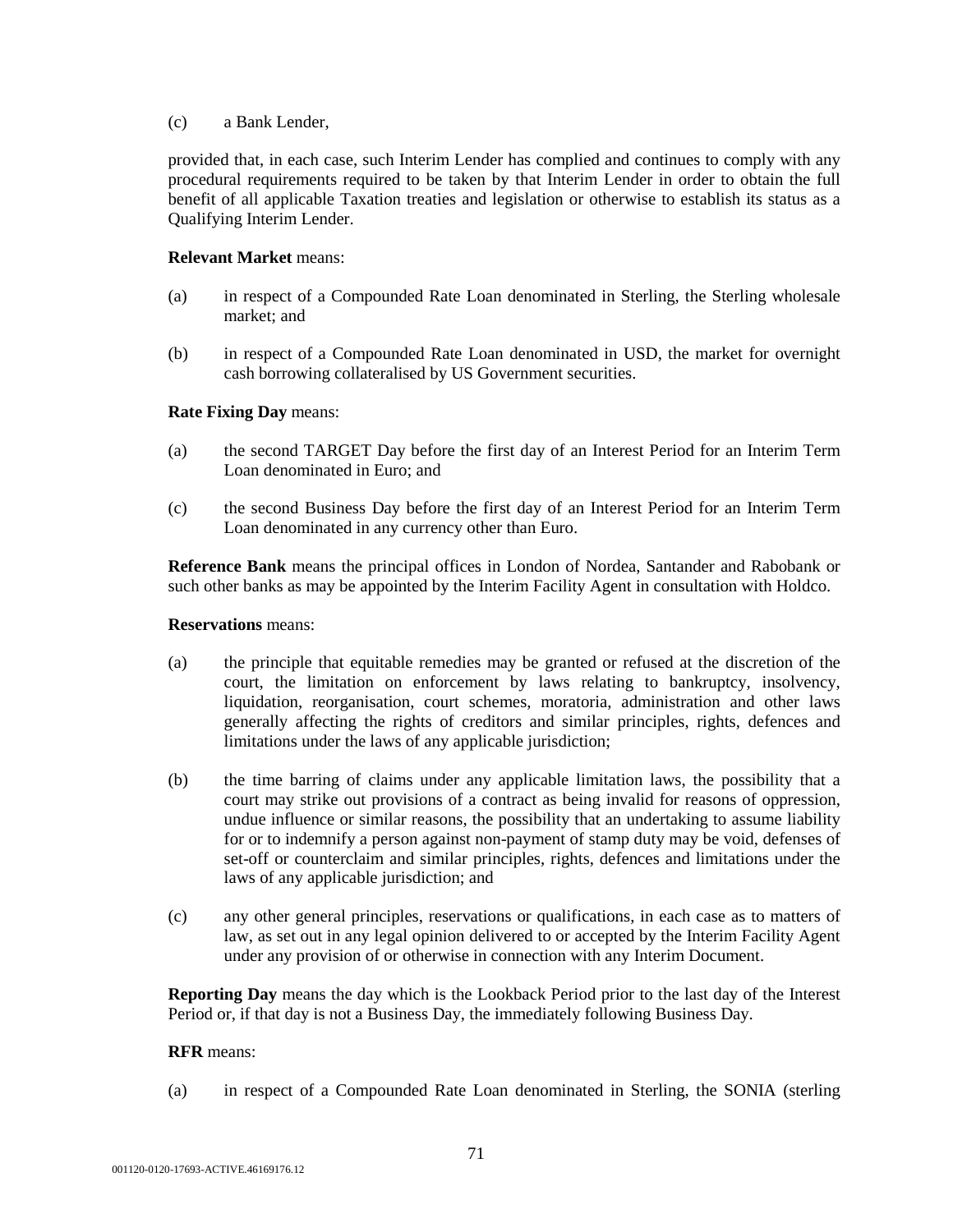(c) a Bank Lender,

provided that, in each case, such Interim Lender has complied and continues to comply with any procedural requirements required to be taken by that Interim Lender in order to obtain the full benefit of all applicable Taxation treaties and legislation or otherwise to establish its status as a Qualifying Interim Lender.

**Relevant Market** means:

(a) in respect of a Compounded Rate Loan denominated in Sterling, the Sterling wholesale market; and

(b) in respect of a Compounded Rate Loan denominated in USD, the market for overnight cash borrowing collateralised by US Government securities.

**Rate Fixing Day** means:

(a) the second TARGET Day before the first day of an Interest Period for an Interim Term Loan denominated in Euro; and

(c) the second Business Day before the first day of an Interest Period for an Interim Term Loan denominated in any currency other than Euro.

**Reference Bank** means the principal offices in London of Nordea, Santander and Rabobank or such other banks as may be appointed by the Interim Facility Agent in consultation with Holdco.

**Reservations** means:

(a) the principle that equitable remedies may be granted or refused at the discretion of the court, the limitation on enforcement by laws relating to bankruptcy, insolvency, liquidation, reorganisation, court schemes, moratoria, administration and other laws generally affecting the rights of creditors and similar principles, rights, defences and limitations under the laws of any applicable jurisdiction;

(b) the time barring of claims under any applicable limitation laws, the possibility that a court may strike out provisions of a contract as being invalid for reasons of oppression, undue influence or similar reasons, the possibility that an undertaking to assume liability for or to indemnify a person against non-payment of stamp duty may be void, defenses of set-off or counterclaim and similar principles, rights, defences and limitations under the laws of any applicable jurisdiction; and

(c) any other general principles, reservations or qualifications, in each case as to matters of law, as set out in any legal opinion delivered to or accepted by the Interim Facility Agent under any provision of or otherwise in connection with any Interim Document.

**Reporting Day** means the day which is the Lookback Period prior to the last day of the Interest Period or, if that day is not a Business Day, the immediately following Business Day.

**RFR** means:

(a) in respect of a Compounded Rate Loan denominated in Sterling, the SONIA (sterling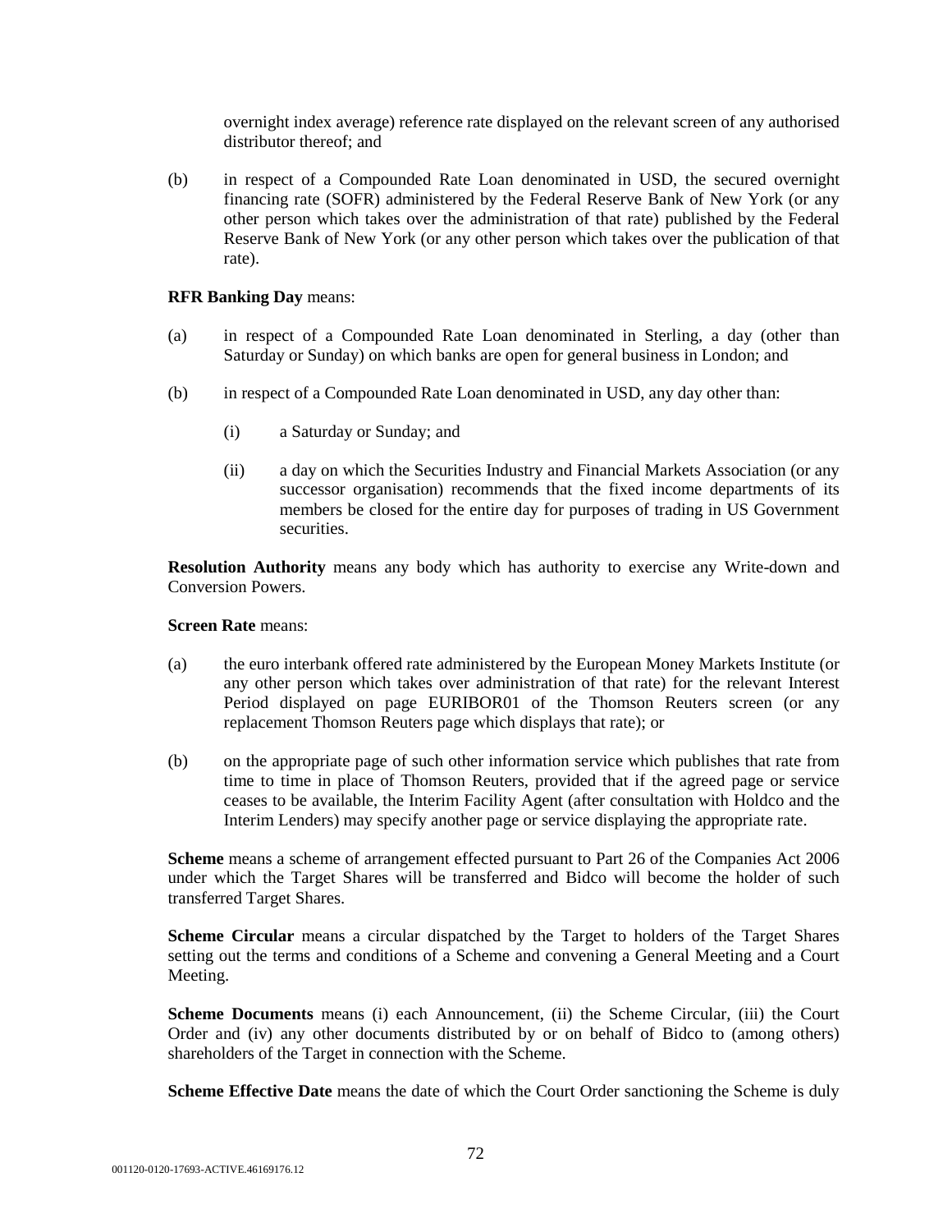overnight index average) reference rate displayed on the relevant screen of any authorised distributor thereof; and

(b) in respect of a Compounded Rate Loan denominated in USD, the secured overnight financing rate (SOFR) administered by the Federal Reserve Bank of New York (or any other person which takes over the administration of that rate) published by the Federal Reserve Bank of New York (or any other person which takes over the publication of that rate).

**RFR Banking Day** means:

(a) in respect of a Compounded Rate Loan denominated in Sterling, a day (other than Saturday or Sunday) on which banks are open for general business in London; and

(b) in respect of a Compounded Rate Loan denominated in USD, any day other than:

(i) a Saturday or Sunday; and

(ii) a day on which the Securities Industry and Financial Markets Association (or any successor organisation) recommends that the fixed income departments of its members be closed for the entire day for purposes of trading in US Government securities.

**Resolution Authority** means any body which has authority to exercise any Write-down and Conversion Powers.

**Screen Rate** means:

(a) the euro interbank offered rate administered by the European Money Markets Institute (or any other person which takes over administration of that rate) for the relevant Interest Period displayed on page EURIBOR01 of the Thomson Reuters screen (or any replacement Thomson Reuters page which displays that rate); or

(b) on the appropriate page of such other information service which publishes that rate from time to time in place of Thomson Reuters, provided that if the agreed page or service ceases to be available, the Interim Facility Agent (after consultation with Holdco and the Interim Lenders) may specify another page or service displaying the appropriate rate.

**Scheme** means a scheme of arrangement effected pursuant to Part 26 of the Companies Act 2006 under which the Target Shares will be transferred and Bidco will become the holder of such transferred Target Shares.

**Scheme Circular** means a circular dispatched by the Target to holders of the Target Shares setting out the terms and conditions of a Scheme and convening a General Meeting and a Court Meeting.

**Scheme Documents** means (i) each Announcement, (ii) the Scheme Circular, (iii) the Court Order and (iv) any other documents distributed by or on behalf of Bidco to (among others) shareholders of the Target in connection with the Scheme.

**Scheme Effective Date** means the date of which the Court Order sanctioning the Scheme is duly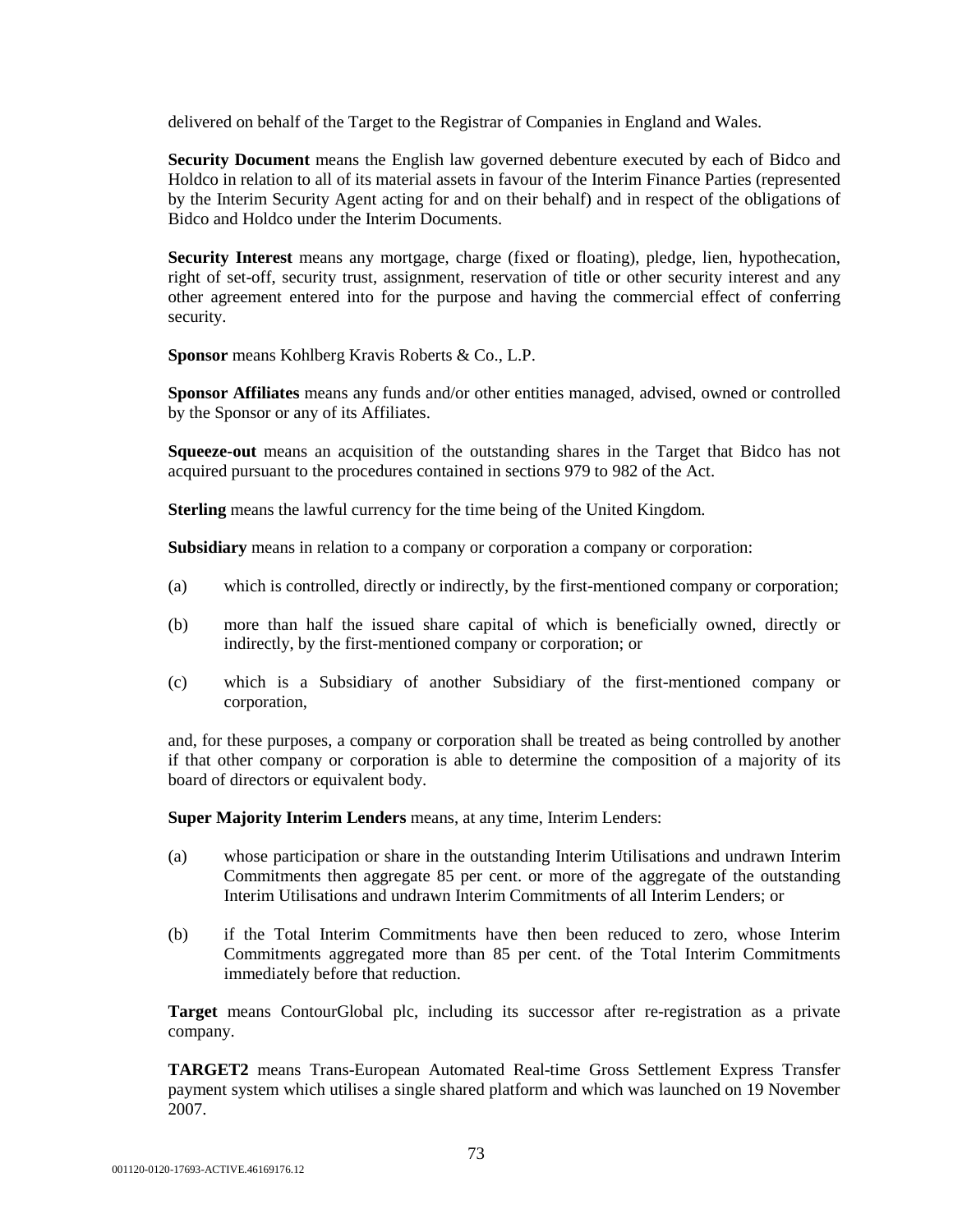delivered on behalf of the Target to the Registrar of Companies in England and Wales.

**Security Document** means the English law governed debenture executed by each of Bidco and Holdco in relation to all of its material assets in favour of the Interim Finance Parties (represented by the Interim Security Agent acting for and on their behalf) and in respect of the obligations of Bidco and Holdco under the Interim Documents.

**Security Interest** means any mortgage, charge (fixed or floating), pledge, lien, hypothecation, right of set-off, security trust, assignment, reservation of title or other security interest and any other agreement entered into for the purpose and having the commercial effect of conferring security.

**Sponsor** means Kohlberg Kravis Roberts & Co., L.P.

**Sponsor Affiliates** means any funds and/or other entities managed, advised, owned or controlled by the Sponsor or any of its Affiliates.

**Squeeze-out** means an acquisition of the outstanding shares in the Target that Bidco has not acquired pursuant to the procedures contained in sections 979 to 982 of the Act.

**Sterling** means the lawful currency for the time being of the United Kingdom.

**Subsidiary** means in relation to a company or corporation a company or corporation:

(a) which is controlled, directly or indirectly, by the first-mentioned company or corporation;

(b) more than half the issued share capital of which is beneficially owned, directly or indirectly, by the first-mentioned company or corporation; or

(c) which is a Subsidiary of another Subsidiary of the first-mentioned company or corporation,

and, for these purposes, a company or corporation shall be treated as being controlled by another if that other company or corporation is able to determine the composition of a majority of its board of directors or equivalent body.

**Super Majority Interim Lenders** means, at any time, Interim Lenders:

(a) whose participation or share in the outstanding Interim Utilisations and undrawn Interim Commitments then aggregate 85 per cent. or more of the aggregate of the outstanding Interim Utilisations and undrawn Interim Commitments of all Interim Lenders; or

(b) if the Total Interim Commitments have then been reduced to zero, whose Interim Commitments aggregated more than 85 per cent. of the Total Interim Commitments immediately before that reduction.

**Target** means ContourGlobal plc, including its successor after re-registration as a private company.

**TARGET2** means Trans-European Automated Real-time Gross Settlement Express Transfer payment system which utilises a single shared platform and which was launched on 19 November 2007.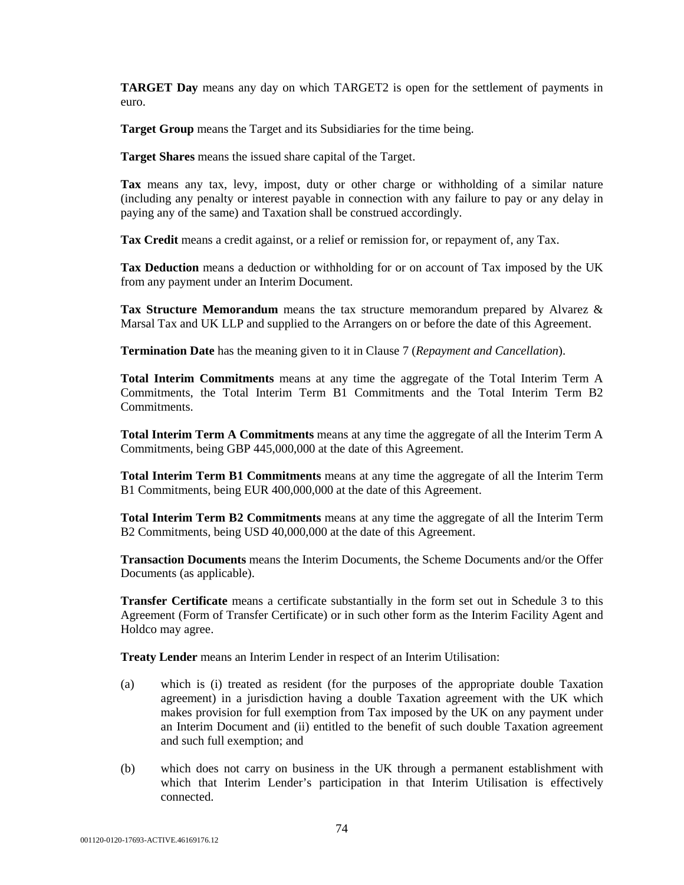**TARGET Day** means any day on which TARGET2 is open for the settlement of payments in euro.

**Target Group** means the Target and its Subsidiaries for the time being.

**Target Shares** means the issued share capital of the Target.

**Tax** means any tax, levy, impost, duty or other charge or withholding of a similar nature (including any penalty or interest payable in connection with any failure to pay or any delay in paying any of the same) and Taxation shall be construed accordingly.

**Tax Credit** means a credit against, or a relief or remission for, or repayment of, any Tax.

**Tax Deduction** means a deduction or withholding for or on account of Tax imposed by the UK from any payment under an Interim Document.

**Tax Structure Memorandum** means the tax structure memorandum prepared by Alvarez & Marsal Tax and UK LLP and supplied to the Arrangers on or before the date of this Agreement.

**Termination Date** has the meaning given to it in Clause 7 (*Repayment and Cancellation*).

**Total Interim Commitments** means at any time the aggregate of the Total Interim Term A Commitments, the Total Interim Term B1 Commitments and the Total Interim Term B2 Commitments.

**Total Interim Term A Commitments** means at any time the aggregate of all the Interim Term A Commitments, being GBP 445,000,000 at the date of this Agreement.

**Total Interim Term B1 Commitments** means at any time the aggregate of all the Interim Term B1 Commitments, being EUR 400,000,000 at the date of this Agreement.

**Total Interim Term B2 Commitments** means at any time the aggregate of all the Interim Term B2 Commitments, being USD 40,000,000 at the date of this Agreement.

**Transaction Documents** means the Interim Documents, the Scheme Documents and/or the Offer Documents (as applicable).

**Transfer Certificate** means a certificate substantially in the form set out in Schedule 3 to this Agreement (Form of Transfer Certificate) or in such other form as the Interim Facility Agent and Holdco may agree.

**Treaty Lender** means an Interim Lender in respect of an Interim Utilisation:

(a) which is (i) treated as resident (for the purposes of the appropriate double Taxation agreement) in a jurisdiction having a double Taxation agreement with the UK which makes provision for full exemption from Tax imposed by the UK on any payment under an Interim Document and (ii) entitled to the benefit of such double Taxation agreement and such full exemption; and

(b) which does not carry on business in the UK through a permanent establishment with which that Interim Lender's participation in that Interim Utilisation is effectively connected.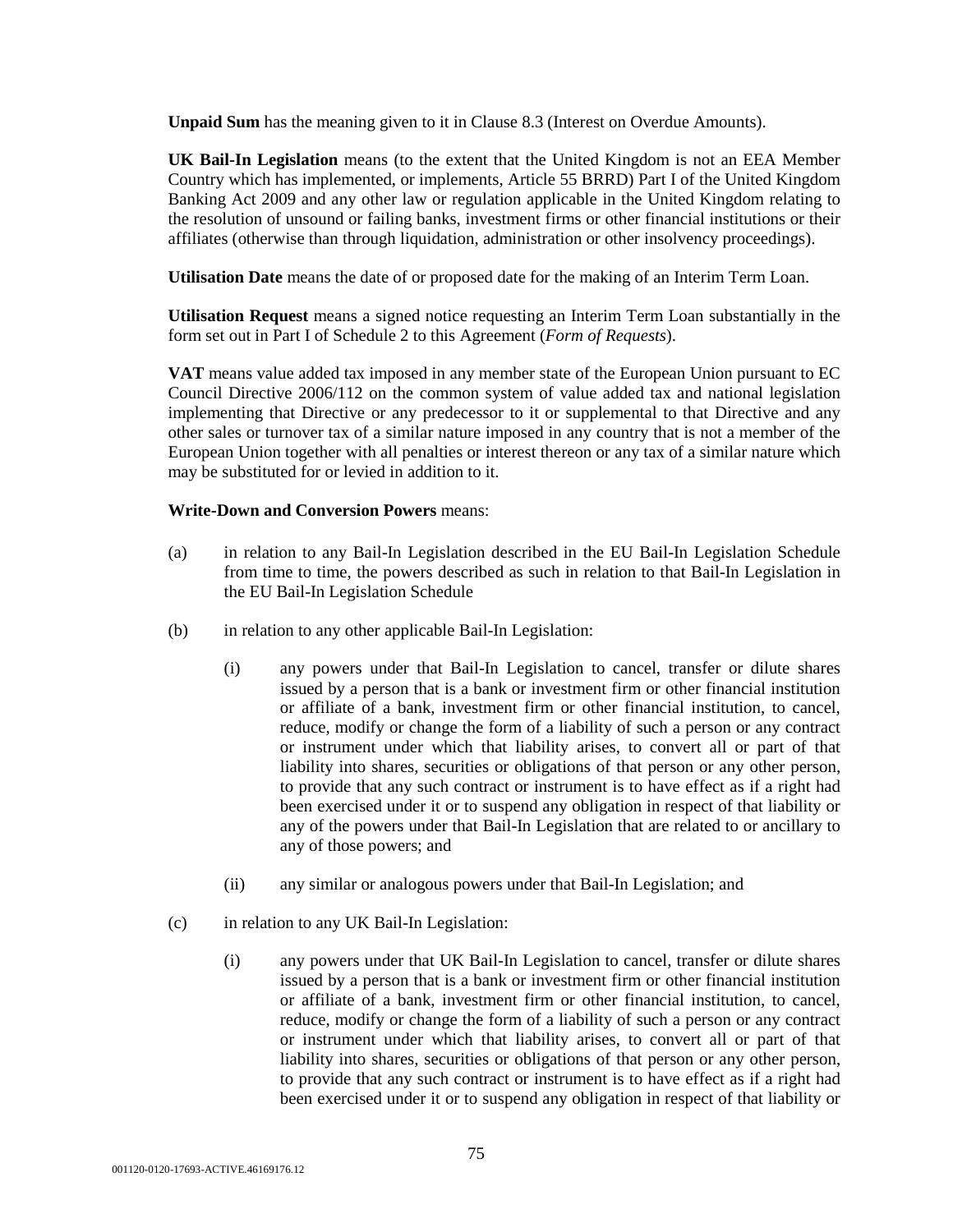**Unpaid Sum** has the meaning given to it in Clause 8.3 (Interest on Overdue Amounts).

**UK Bail-In Legislation** means (to the extent that the United Kingdom is not an EEA Member Country which has implemented, or implements, Article 55 BRRD) Part I of the United Kingdom Banking Act 2009 and any other law or regulation applicable in the United Kingdom relating to the resolution of unsound or failing banks, investment firms or other financial institutions or their affiliates (otherwise than through liquidation, administration or other insolvency proceedings).

**Utilisation Date** means the date of or proposed date for the making of an Interim Term Loan.

**Utilisation Request** means a signed notice requesting an Interim Term Loan substantially in the form set out in Part I of Schedule 2 to this Agreement (*Form of Requests*).

**VAT** means value added tax imposed in any member state of the European Union pursuant to EC Council Directive 2006/112 on the common system of value added tax and national legislation implementing that Directive or any predecessor to it or supplemental to that Directive and any other sales or turnover tax of a similar nature imposed in any country that is not a member of the European Union together with all penalties or interest thereon or any tax of a similar nature which may be substituted for or levied in addition to it.

**Write-Down and Conversion Powers** means:

(a) in relation to any Bail-In Legislation described in the EU Bail-In Legislation Schedule from time to time, the powers described as such in relation to that Bail-In Legislation in the EU Bail-In Legislation Schedule

(b) in relation to any other applicable Bail-In Legislation:

(i) any powers under that Bail-In Legislation to cancel, transfer or dilute shares issued by a person that is a bank or investment firm or other financial institution or affiliate of a bank, investment firm or other financial institution, to cancel, reduce, modify or change the form of a liability of such a person or any contract or instrument under which that liability arises, to convert all or part of that liability into shares, securities or obligations of that person or any other person, to provide that any such contract or instrument is to have effect as if a right had been exercised under it or to suspend any obligation in respect of that liability or any of the powers under that Bail-In Legislation that are related to or ancillary to any of those powers; and

(ii) any similar or analogous powers under that Bail-In Legislation; and

(c) in relation to any UK Bail-In Legislation:

(i) any powers under that UK Bail-In Legislation to cancel, transfer or dilute shares issued by a person that is a bank or investment firm or other financial institution or affiliate of a bank, investment firm or other financial institution, to cancel, reduce, modify or change the form of a liability of such a person or any contract or instrument under which that liability arises, to convert all or part of that liability into shares, securities or obligations of that person or any other person, to provide that any such contract or instrument is to have effect as if a right had been exercised under it or to suspend any obligation in respect of that liability or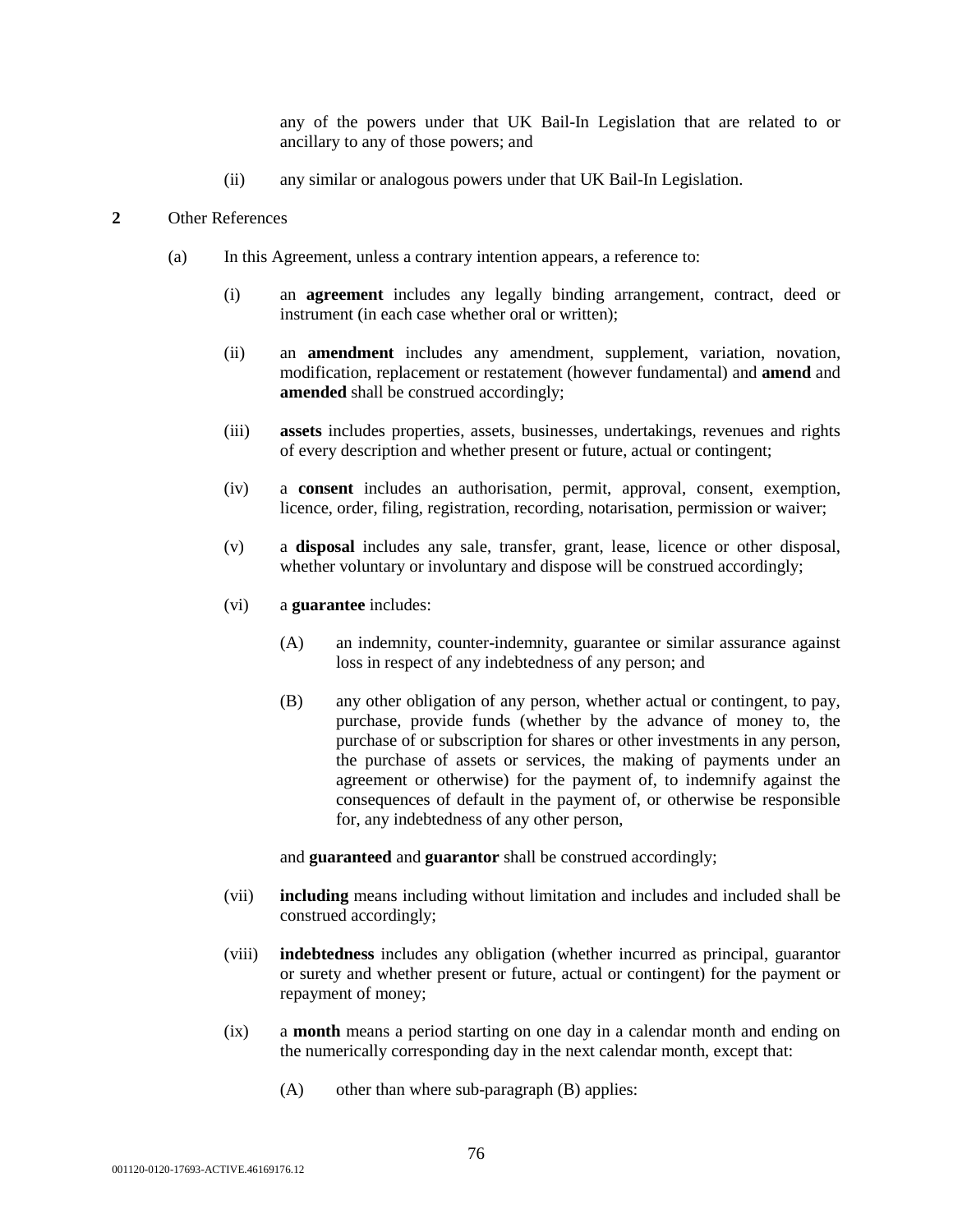any of the powers under that UK Bail-In Legislation that are related to or ancillary to any of those powers; and

(ii) any similar or analogous powers under that UK Bail-In Legislation.

**2** Other References

(a) In this Agreement, unless a contrary intention appears, a reference to:

(i) an **agreement** includes any legally binding arrangement, contract, deed or instrument (in each case whether oral or written);

(ii) an **amendment** includes any amendment, supplement, variation, novation, modification, replacement or restatement (however fundamental) and **amend** and **amended** shall be construed accordingly;

(iii) **assets** includes properties, assets, businesses, undertakings, revenues and rights of every description and whether present or future, actual or contingent;

(iv) a **consent** includes an authorisation, permit, approval, consent, exemption, licence, order, filing, registration, recording, notarisation, permission or waiver;

(v) a **disposal** includes any sale, transfer, grant, lease, licence or other disposal, whether voluntary or involuntary and dispose will be construed accordingly;

(vi) a **guarantee** includes:

(A) an indemnity, counter-indemnity, guarantee or similar assurance against loss in respect of any indebtedness of any person; and

(B) any other obligation of any person, whether actual or contingent, to pay, purchase, provide funds (whether by the advance of money to, the purchase of or subscription for shares or other investments in any person, the purchase of assets or services, the making of payments under an agreement or otherwise) for the payment of, to indemnify against the consequences of default in the payment of, or otherwise be responsible for, any indebtedness of any other person,

and **guaranteed** and **guarantor** shall be construed accordingly;

(vii) **including** means including without limitation and includes and included shall be construed accordingly;

(viii) **indebtedness** includes any obligation (whether incurred as principal, guarantor or surety and whether present or future, actual or contingent) for the payment or repayment of money;

(ix) a **month** means a period starting on one day in a calendar month and ending on the numerically corresponding day in the next calendar month, except that:

(A) other than where sub-paragraph (B) applies: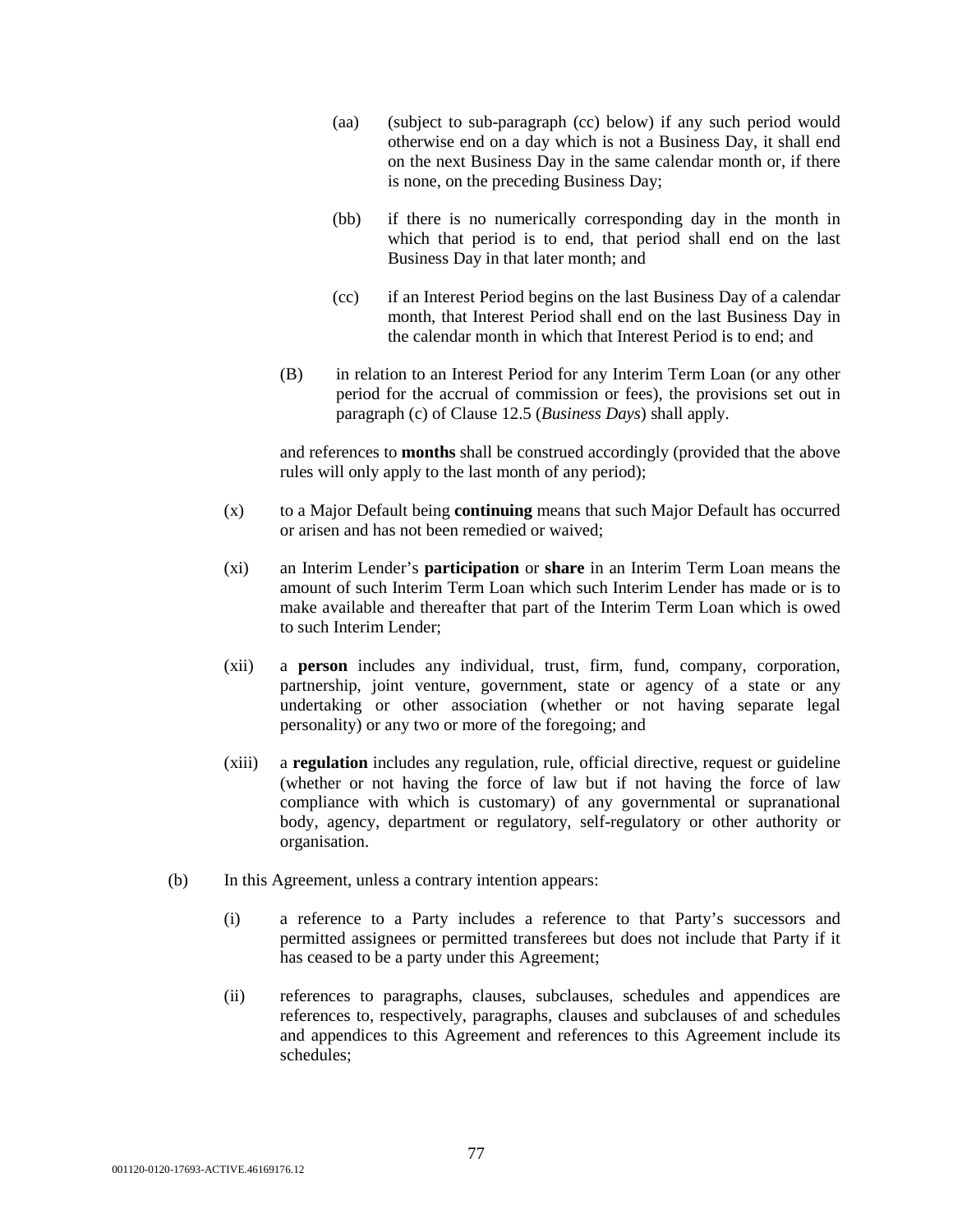(aa) (subject to sub-paragraph (cc) below) if any such period would otherwise end on a day which is not a Business Day, it shall end on the next Business Day in the same calendar month or, if there is none, on the preceding Business Day;

(bb) if there is no numerically corresponding day in the month in which that period is to end, that period shall end on the last Business Day in that later month; and

(cc) if an Interest Period begins on the last Business Day of a calendar month, that Interest Period shall end on the last Business Day in the calendar month in which that Interest Period is to end; and

(B) in relation to an Interest Period for any Interim Term Loan (or any other period for the accrual of commission or fees), the provisions set out in paragraph (c) of Clause 12.5 (*Business Days*) shall apply.

and references to **months** shall be construed accordingly (provided that the above rules will only apply to the last month of any period);

(x) to a Major Default being **continuing** means that such Major Default has occurred or arisen and has not been remedied or waived;

(xi) an Interim Lender's **participation** or **share** in an Interim Term Loan means the amount of such Interim Term Loan which such Interim Lender has made or is to make available and thereafter that part of the Interim Term Loan which is owed to such Interim Lender;

(xii) a **person** includes any individual, trust, firm, fund, company, corporation, partnership, joint venture, government, state or agency of a state or any undertaking or other association (whether or not having separate legal personality) or any two or more of the foregoing; and

(xiii) a **regulation** includes any regulation, rule, official directive, request or guideline (whether or not having the force of law but if not having the force of law compliance with which is customary) of any governmental or supranational body, agency, department or regulatory, self-regulatory or other authority or organisation.

(b) In this Agreement, unless a contrary intention appears:

(i) a reference to a Party includes a reference to that Party's successors and permitted assignees or permitted transferees but does not include that Party if it has ceased to be a party under this Agreement;

(ii) references to paragraphs, clauses, subclauses, schedules and appendices are references to, respectively, paragraphs, clauses and subclauses of and schedules and appendices to this Agreement and references to this Agreement include its schedules;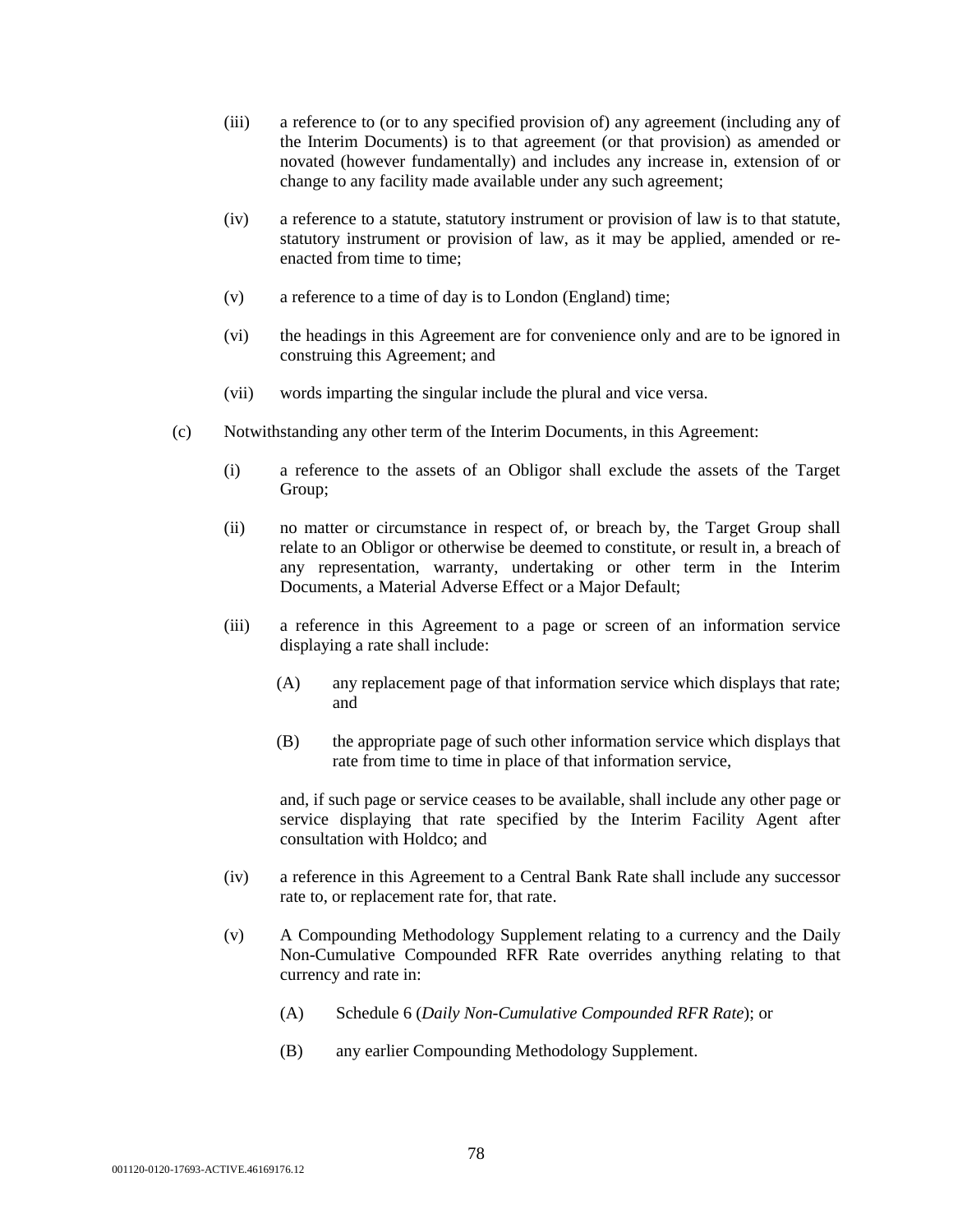(iii) a reference to (or to any specified provision of) any agreement (including any of the Interim Documents) is to that agreement (or that provision) as amended or novated (however fundamentally) and includes any increase in, extension of or change to any facility made available under any such agreement;

(iv) a reference to a statute, statutory instrument or provision of law is to that statute, statutory instrument or provision of law, as it may be applied, amended or re-enacted from time to time;

(v) a reference to a time of day is to London (England) time;

(vi) the headings in this Agreement are for convenience only and are to be ignored in construing this Agreement; and

(vii) words imparting the singular include the plural and vice versa.

(c) Notwithstanding any other term of the Interim Documents, in this Agreement:

(i) a reference to the assets of an Obligor shall exclude the assets of the Target Group;

(ii) no matter or circumstance in respect of, or breach by, the Target Group shall relate to an Obligor or otherwise be deemed to constitute, or result in, a breach of any representation, warranty, undertaking or other term in the Interim Documents, a Material Adverse Effect or a Major Default;

(iii) a reference in this Agreement to a page or screen of an information service displaying a rate shall include:

(A) any replacement page of that information service which displays that rate; and

(B) the appropriate page of such other information service which displays that rate from time to time in place of that information service,

and, if such page or service ceases to be available, shall include any other page or service displaying that rate specified by the Interim Facility Agent after consultation with Holdco; and

(iv) a reference in this Agreement to a Central Bank Rate shall include any successor rate to, or replacement rate for, that rate.

(v) A Compounding Methodology Supplement relating to a currency and the Daily Non-Cumulative Compounded RFR Rate overrides anything relating to that currency and rate in:

(A) Schedule 6 (*Daily Non-Cumulative Compounded RFR Rate*); or

(B) any earlier Compounding Methodology Supplement.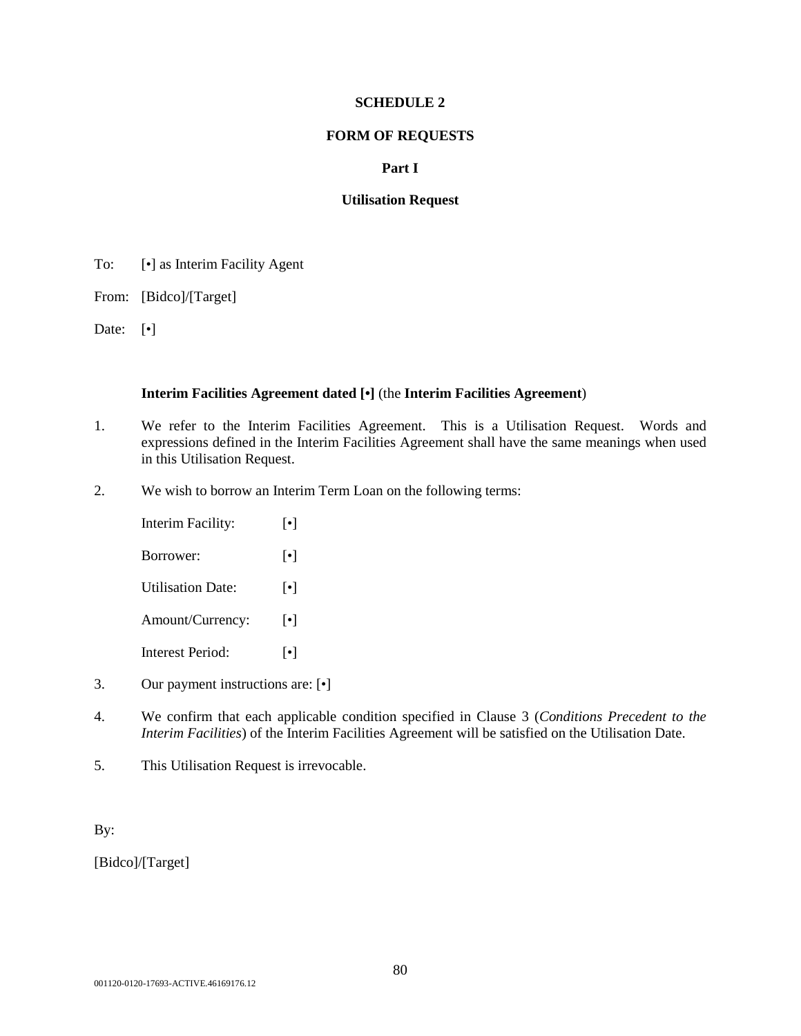# SCHEDULE 2

## FORM OF REQUESTS

### Part I

### Utilisation Request

To: [•] as Interim Facility Agent

From: [Bidco]/[Target]

Date: [•]

**Interim Facilities Agreement dated [•]** (the **Interim Facilities Agreement**)

1. We refer to the Interim Facilities Agreement. This is a Utilisation Request. Words and expressions defined in the Interim Facilities Agreement shall have the same meanings when used in this Utilisation Request.

2. We wish to borrow an Interim Term Loan on the following terms:

| | |
|---|---|
| Interim Facility: | [•] |
| Borrower: | [•] |
| Utilisation Date: | [•] |
| Amount/Currency: | [•] |
| Interest Period: | [•] |

3. Our payment instructions are: [•]

4. We confirm that each applicable condition specified in Clause 3 (*Conditions Precedent to the Interim Facilities*) of the Interim Facilities Agreement will be satisfied on the Utilisation Date.

5. This Utilisation Request is irrevocable.

By:

[Bidco]/[Target]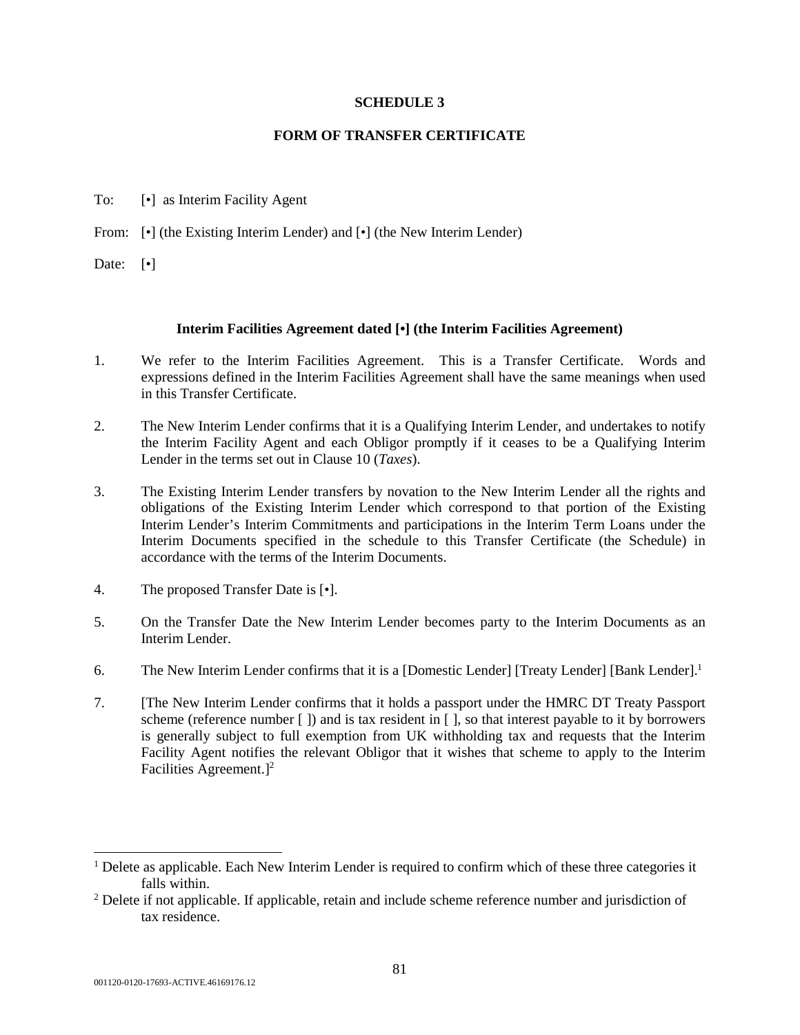**SCHEDULE 3**

**FORM OF TRANSFER CERTIFICATE**

To: [•] as Interim Facility Agent

From: [•] (the Existing Interim Lender) and [•] (the New Interim Lender)

Date: [•]

**Interim Facilities Agreement dated [•] (the Interim Facilities Agreement)**

1. We refer to the Interim Facilities Agreement. This is a Transfer Certificate. Words and expressions defined in the Interim Facilities Agreement shall have the same meanings when used in this Transfer Certificate.

2. The New Interim Lender confirms that it is a Qualifying Interim Lender, and undertakes to notify the Interim Facility Agent and each Obligor promptly if it ceases to be a Qualifying Interim Lender in the terms set out in Clause 10 (*Taxes*).

3. The Existing Interim Lender transfers by novation to the New Interim Lender all the rights and obligations of the Existing Interim Lender which correspond to that portion of the Existing Interim Lender's Interim Commitments and participations in the Interim Term Loans under the Interim Documents specified in the schedule to this Transfer Certificate (the Schedule) in accordance with the terms of the Interim Documents.

4. The proposed Transfer Date is [•].

5. On the Transfer Date the New Interim Lender becomes party to the Interim Documents as an Interim Lender.

6. The New Interim Lender confirms that it is a [Domestic Lender] [Treaty Lender] [Bank Lender].[1]

7. [The New Interim Lender confirms that it holds a passport under the HMRC DT Treaty Passport scheme (reference number [ ]) and is tax resident in [ ], so that interest payable to it by borrowers is generally subject to full exemption from UK withholding tax and requests that the Interim Facility Agent notifies the relevant Obligor that it wishes that scheme to apply to the Interim Facilities Agreement.][2]

---

[1] Delete as applicable. Each New Interim Lender is required to confirm which of these three categories it falls within.

[2] Delete if not applicable. If applicable, retain and include scheme reference number and jurisdiction of tax residence.

001120-0120-17693-ACTIVE.46169176.12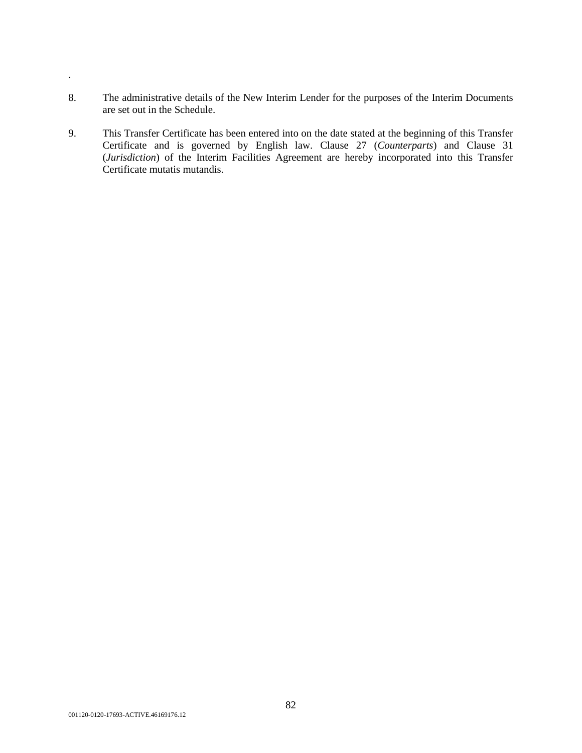.

8. The administrative details of the New Interim Lender for the purposes of the Interim Documents are set out in the Schedule.

9. This Transfer Certificate has been entered into on the date stated at the beginning of this Transfer Certificate and is governed by English law. Clause 27 (*Counterparts*) and Clause 31 (*Jurisdiction*) of the Interim Facilities Agreement are hereby incorporated into this Transfer Certificate mutatis mutandis.

001120-0120-17693-ACTIVE.46169176.12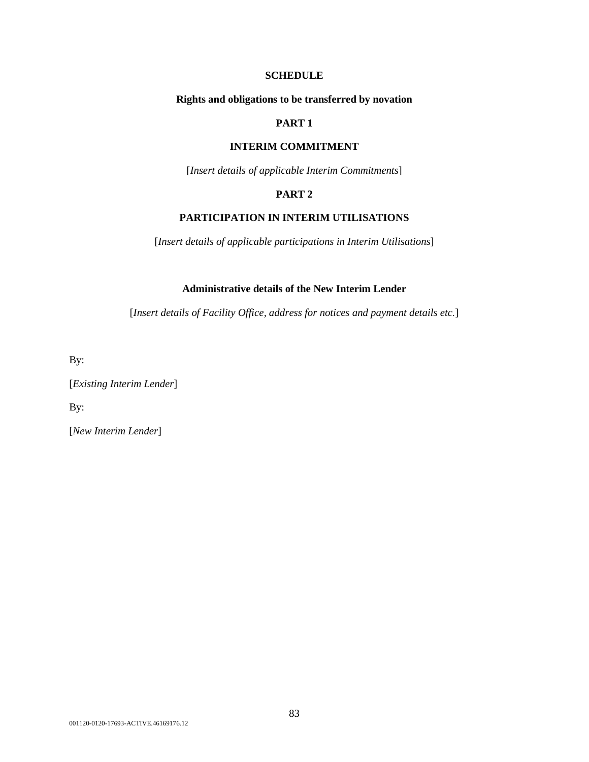**SCHEDULE**

**Rights and obligations to be transferred by novation**

**PART 1**

**INTERIM COMMITMENT**

[*Insert details of applicable Interim Commitments*]

**PART 2**

**PARTICIPATION IN INTERIM UTILISATIONS**

[*Insert details of applicable participations in Interim Utilisations*]

**Administrative details of the New Interim Lender**

[*Insert details of Facility Office, address for notices and payment details etc.*]

By:

[*Existing Interim Lender*]

By:

[*New Interim Lender*]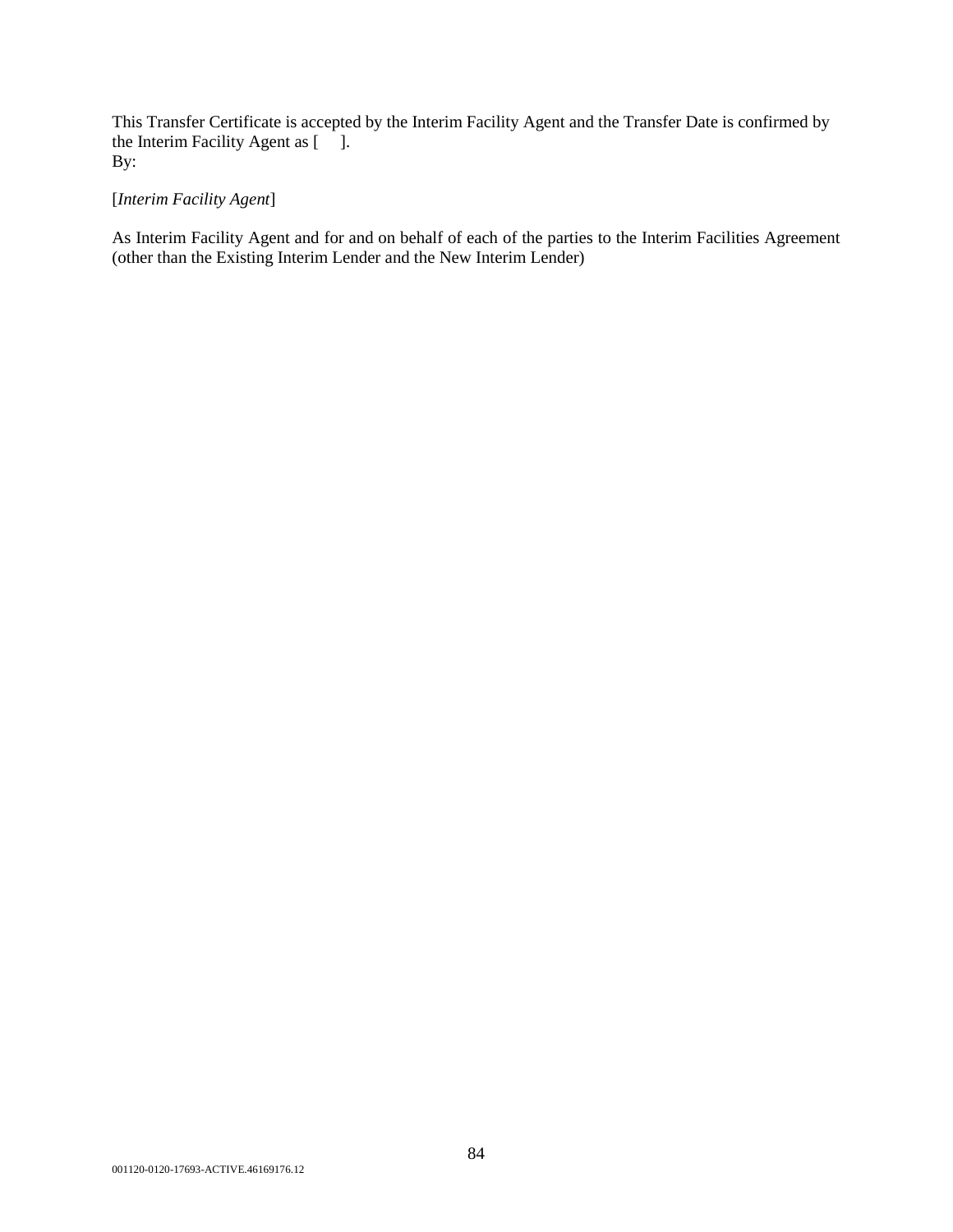This Transfer Certificate is accepted by the Interim Facility Agent and the Transfer Date is confirmed by the Interim Facility Agent as [ ].
By:

[*Interim Facility Agent*]

As Interim Facility Agent and for and on behalf of each of the parties to the Interim Facilities Agreement (other than the Existing Interim Lender and the New Interim Lender)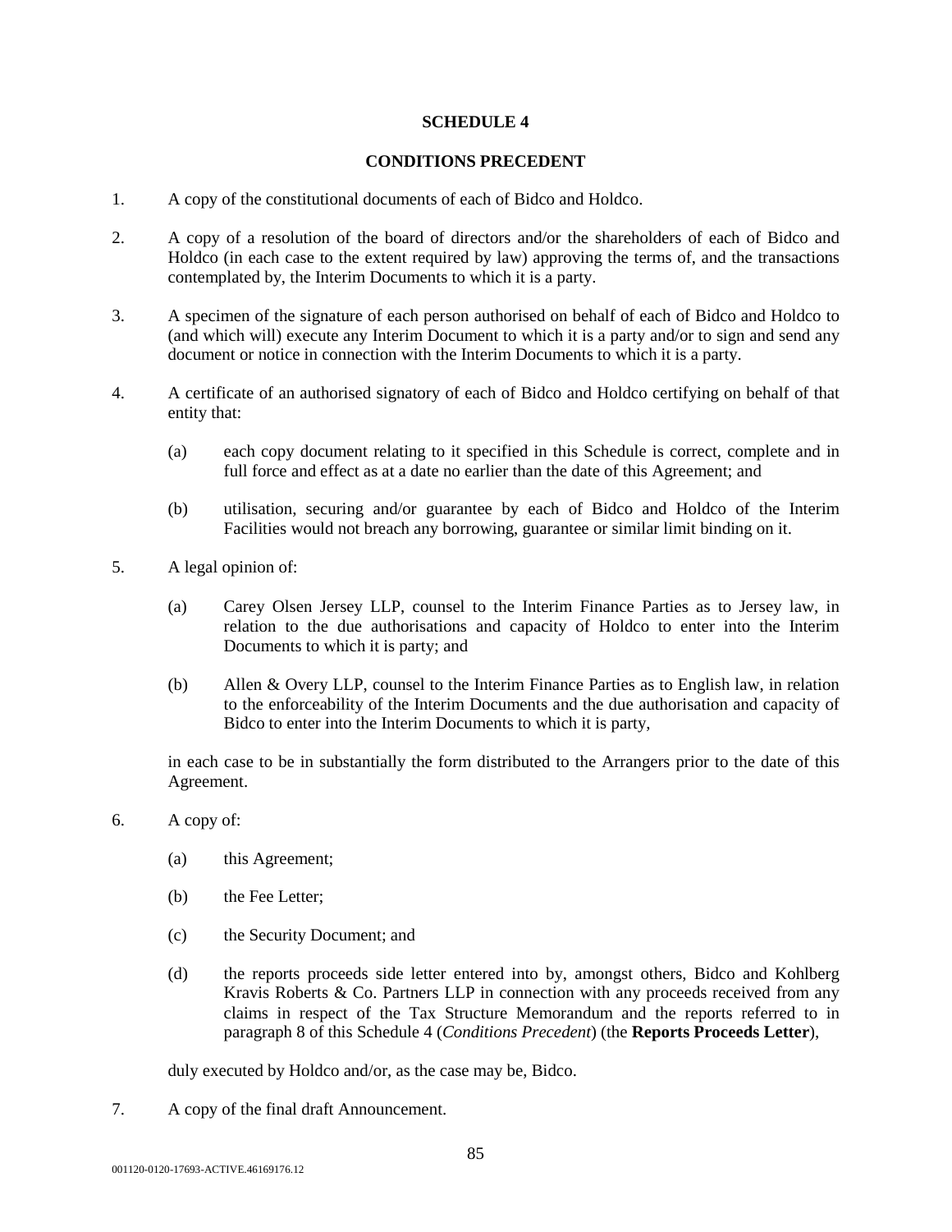# SCHEDULE 4

## CONDITIONS PRECEDENT

1. A copy of the constitutional documents of each of Bidco and Holdco.

2. A copy of a resolution of the board of directors and/or the shareholders of each of Bidco and Holdco (in each case to the extent required by law) approving the terms of, and the transactions contemplated by, the Interim Documents to which it is a party.

3. A specimen of the signature of each person authorised on behalf of each of Bidco and Holdco to (and which will) execute any Interim Document to which it is a party and/or to sign and send any document or notice in connection with the Interim Documents to which it is a party.

4. A certificate of an authorised signatory of each of Bidco and Holdco certifying on behalf of that entity that:

   (a) each copy document relating to it specified in this Schedule is correct, complete and in full force and effect as at a date no earlier than the date of this Agreement; and

   (b) utilisation, securing and/or guarantee by each of Bidco and Holdco of the Interim Facilities would not breach any borrowing, guarantee or similar limit binding on it.

5. A legal opinion of:

   (a) Carey Olsen Jersey LLP, counsel to the Interim Finance Parties as to Jersey law, in relation to the due authorisations and capacity of Holdco to enter into the Interim Documents to which it is party; and

   (b) Allen & Overy LLP, counsel to the Interim Finance Parties as to English law, in relation to the enforceability of the Interim Documents and the due authorisation and capacity of Bidco to enter into the Interim Documents to which it is party,

   in each case to be in substantially the form distributed to the Arrangers prior to the date of this Agreement.

6. A copy of:

   (a) this Agreement;

   (b) the Fee Letter;

   (c) the Security Document; and

   (d) the reports proceeds side letter entered into by, amongst others, Bidco and Kohlberg Kravis Roberts & Co. Partners LLP in connection with any proceeds received from any claims in respect of the Tax Structure Memorandum and the reports referred to in paragraph 8 of this Schedule 4 (*Conditions Precedent*) (the **Reports Proceeds Letter**),

   duly executed by Holdco and/or, as the case may be, Bidco.

7. A copy of the final draft Announcement.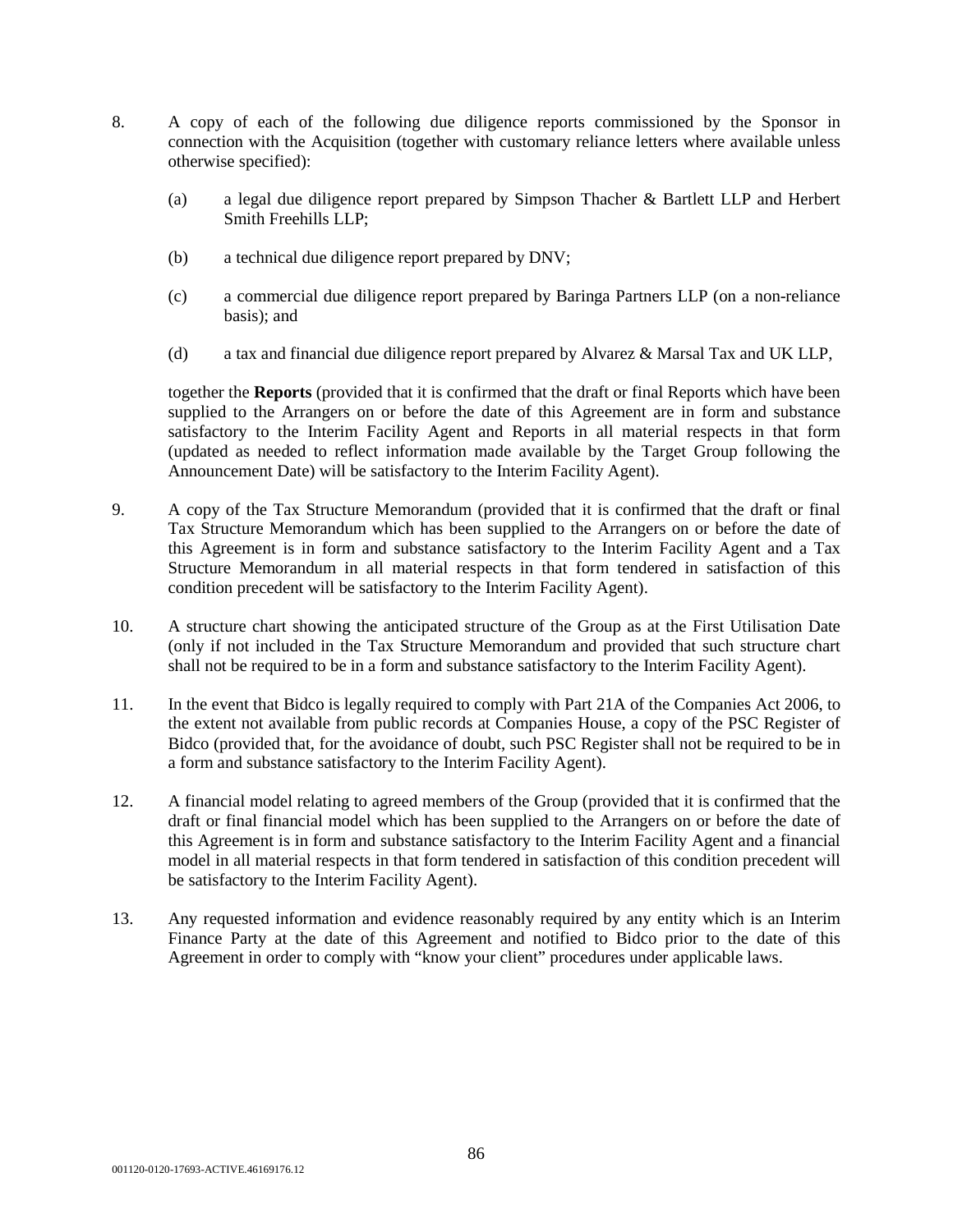8. A copy of each of the following due diligence reports commissioned by the Sponsor in connection with the Acquisition (together with customary reliance letters where available unless otherwise specified):

   (a) a legal due diligence report prepared by Simpson Thacher & Bartlett LLP and Herbert Smith Freehills LLP;

   (b) a technical due diligence report prepared by DNV;

   (c) a commercial due diligence report prepared by Baringa Partners LLP (on a non-reliance basis); and

   (d) a tax and financial due diligence report prepared by Alvarez & Marsal Tax and UK LLP,

   together the **Reports** (provided that it is confirmed that the draft or final Reports which have been supplied to the Arrangers on or before the date of this Agreement are in form and substance satisfactory to the Interim Facility Agent and Reports in all material respects in that form (updated as needed to reflect information made available by the Target Group following the Announcement Date) will be satisfactory to the Interim Facility Agent).

9. A copy of the Tax Structure Memorandum (provided that it is confirmed that the draft or final Tax Structure Memorandum which has been supplied to the Arrangers on or before the date of this Agreement is in form and substance satisfactory to the Interim Facility Agent and a Tax Structure Memorandum in all material respects in that form tendered in satisfaction of this condition precedent will be satisfactory to the Interim Facility Agent).

10. A structure chart showing the anticipated structure of the Group as at the First Utilisation Date (only if not included in the Tax Structure Memorandum and provided that such structure chart shall not be required to be in a form and substance satisfactory to the Interim Facility Agent).

11. In the event that Bidco is legally required to comply with Part 21A of the Companies Act 2006, to the extent not available from public records at Companies House, a copy of the PSC Register of Bidco (provided that, for the avoidance of doubt, such PSC Register shall not be required to be in a form and substance satisfactory to the Interim Facility Agent).

12. A financial model relating to agreed members of the Group (provided that it is confirmed that the draft or final financial model which has been supplied to the Arrangers on or before the date of this Agreement is in form and substance satisfactory to the Interim Facility Agent and a financial model in all material respects in that form tendered in satisfaction of this condition precedent will be satisfactory to the Interim Facility Agent).

13. Any requested information and evidence reasonably required by any entity which is an Interim Finance Party at the date of this Agreement and notified to Bidco prior to the date of this Agreement in order to comply with "know your client" procedures under applicable laws.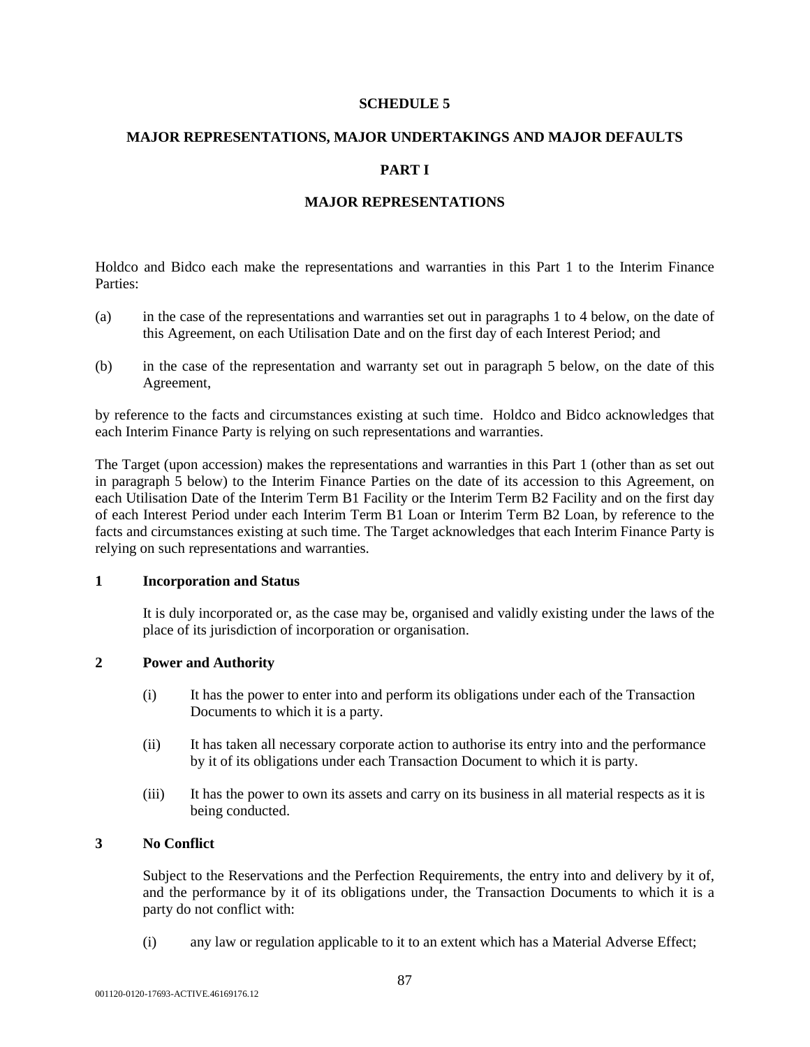# SCHEDULE 5

## MAJOR REPRESENTATIONS, MAJOR UNDERTAKINGS AND MAJOR DEFAULTS

## PART I

## MAJOR REPRESENTATIONS

Holdco and Bidco each make the representations and warranties in this Part 1 to the Interim Finance Parties:

(a) in the case of the representations and warranties set out in paragraphs 1 to 4 below, on the date of this Agreement, on each Utilisation Date and on the first day of each Interest Period; and

(b) in the case of the representation and warranty set out in paragraph 5 below, on the date of this Agreement,

by reference to the facts and circumstances existing at such time. Holdco and Bidco acknowledges that each Interim Finance Party is relying on such representations and warranties.

The Target (upon accession) makes the representations and warranties in this Part 1 (other than as set out in paragraph 5 below) to the Interim Finance Parties on the date of its accession to this Agreement, on each Utilisation Date of the Interim Term B1 Facility or the Interim Term B2 Facility and on the first day of each Interest Period under each Interim Term B1 Loan or Interim Term B2 Loan, by reference to the facts and circumstances existing at such time. The Target acknowledges that each Interim Finance Party is relying on such representations and warranties.

**1 Incorporation and Status**

It is duly incorporated or, as the case may be, organised and validly existing under the laws of the place of its jurisdiction of incorporation or organisation.

**2 Power and Authority**

(i) It has the power to enter into and perform its obligations under each of the Transaction Documents to which it is a party.

(ii) It has taken all necessary corporate action to authorise its entry into and the performance by it of its obligations under each Transaction Document to which it is party.

(iii) It has the power to own its assets and carry on its business in all material respects as it is being conducted.

**3 No Conflict**

Subject to the Reservations and the Perfection Requirements, the entry into and delivery by it of, and the performance by it of its obligations under, the Transaction Documents to which it is a party do not conflict with:

(i) any law or regulation applicable to it to an extent which has a Material Adverse Effect;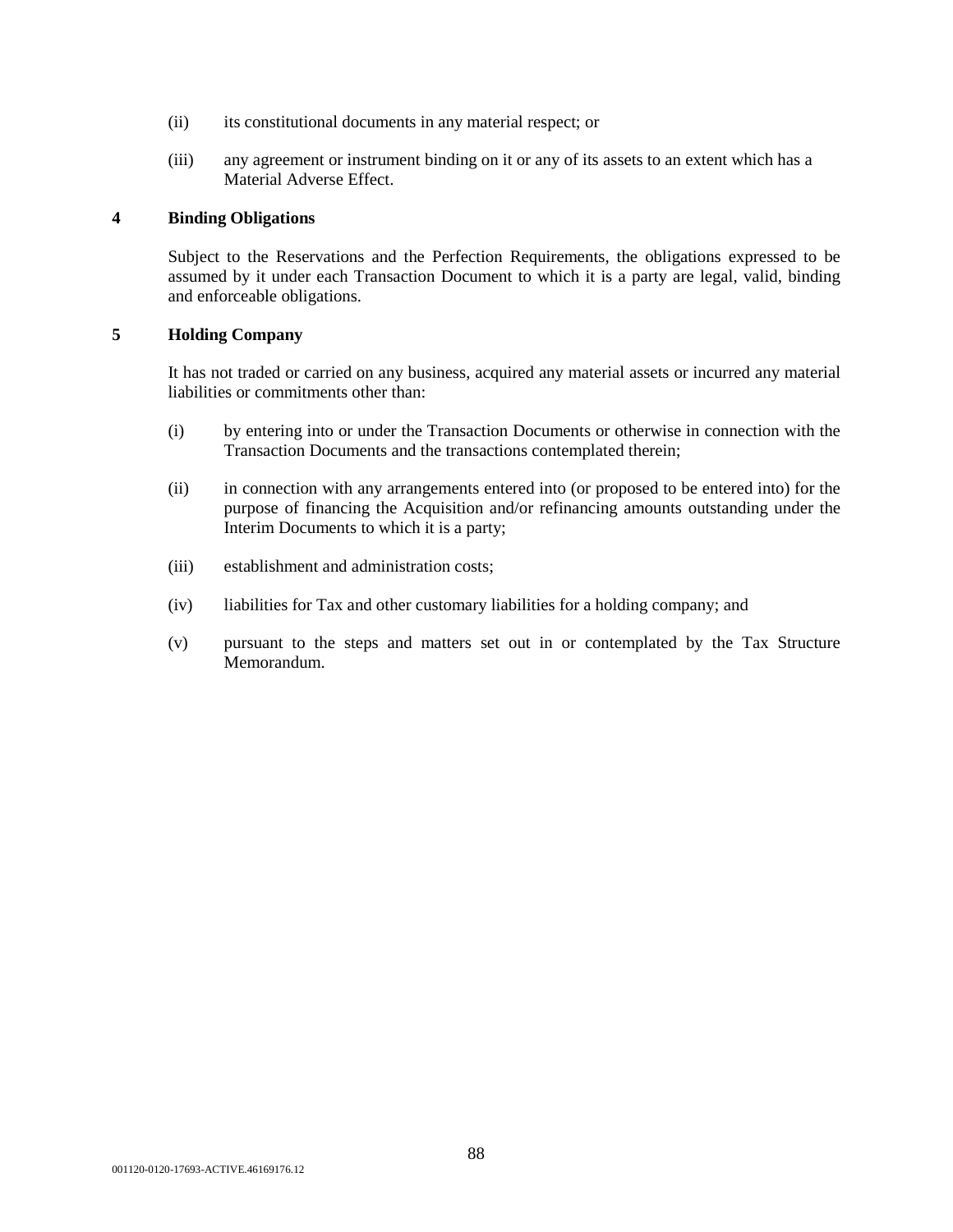(ii) its constitutional documents in any material respect; or

(iii) any agreement or instrument binding on it or any of its assets to an extent which has a Material Adverse Effect.

**4 Binding Obligations**

Subject to the Reservations and the Perfection Requirements, the obligations expressed to be assumed by it under each Transaction Document to which it is a party are legal, valid, binding and enforceable obligations.

**5 Holding Company**

It has not traded or carried on any business, acquired any material assets or incurred any material liabilities or commitments other than:

(i) by entering into or under the Transaction Documents or otherwise in connection with the Transaction Documents and the transactions contemplated therein;

(ii) in connection with any arrangements entered into (or proposed to be entered into) for the purpose of financing the Acquisition and/or refinancing amounts outstanding under the Interim Documents to which it is a party;

(iii) establishment and administration costs;

(iv) liabilities for Tax and other customary liabilities for a holding company; and

(v) pursuant to the steps and matters set out in or contemplated by the Tax Structure Memorandum.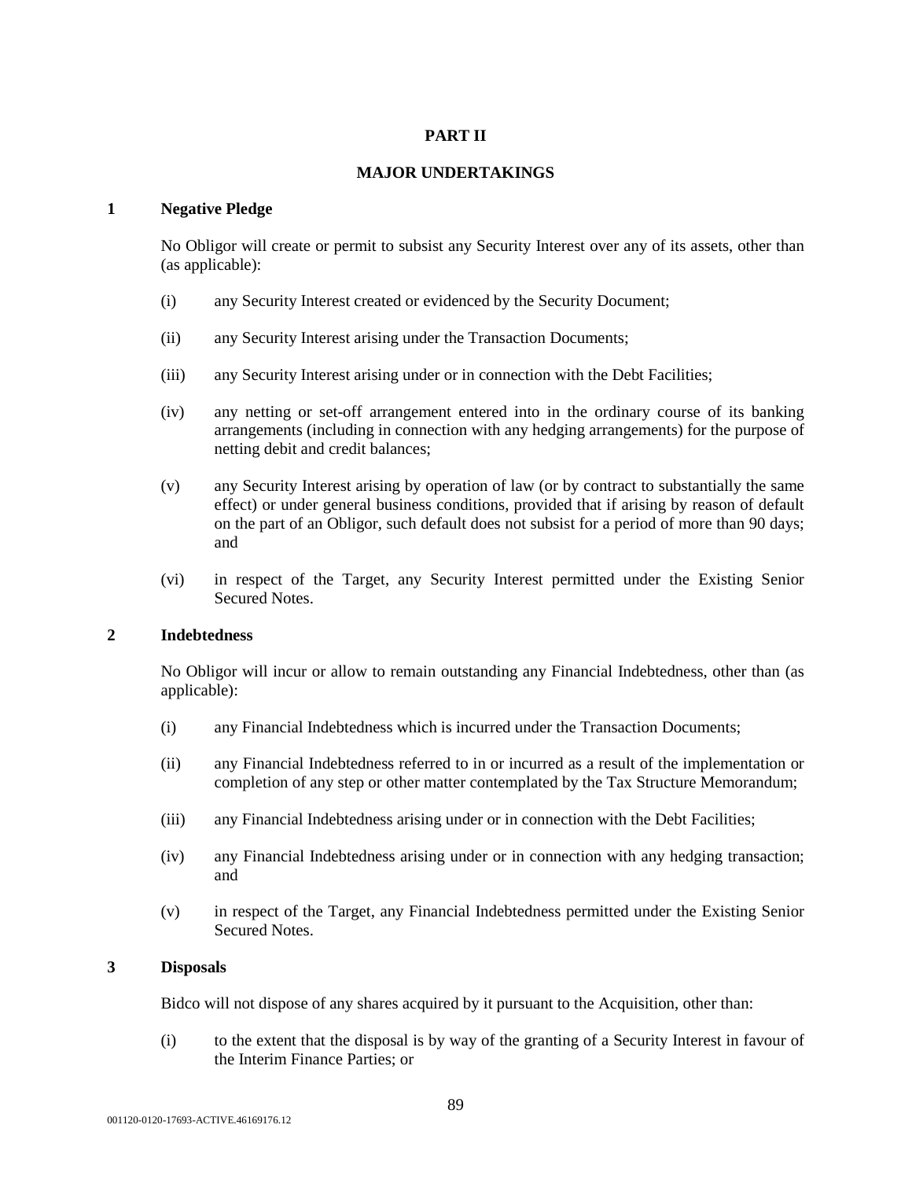## PART II

## MAJOR UNDERTAKINGS

**1 Negative Pledge**

No Obligor will create or permit to subsist any Security Interest over any of its assets, other than (as applicable):

(i) any Security Interest created or evidenced by the Security Document;

(ii) any Security Interest arising under the Transaction Documents;

(iii) any Security Interest arising under or in connection with the Debt Facilities;

(iv) any netting or set-off arrangement entered into in the ordinary course of its banking arrangements (including in connection with any hedging arrangements) for the purpose of netting debit and credit balances;

(v) any Security Interest arising by operation of law (or by contract to substantially the same effect) or under general business conditions, provided that if arising by reason of default on the part of an Obligor, such default does not subsist for a period of more than 90 days; and

(vi) in respect of the Target, any Security Interest permitted under the Existing Senior Secured Notes.

**2 Indebtedness**

No Obligor will incur or allow to remain outstanding any Financial Indebtedness, other than (as applicable):

(i) any Financial Indebtedness which is incurred under the Transaction Documents;

(ii) any Financial Indebtedness referred to in or incurred as a result of the implementation or completion of any step or other matter contemplated by the Tax Structure Memorandum;

(iii) any Financial Indebtedness arising under or in connection with the Debt Facilities;

(iv) any Financial Indebtedness arising under or in connection with any hedging transaction; and

(v) in respect of the Target, any Financial Indebtedness permitted under the Existing Senior Secured Notes.

**3 Disposals**

Bidco will not dispose of any shares acquired by it pursuant to the Acquisition, other than:

(i) to the extent that the disposal is by way of the granting of a Security Interest in favour of the Interim Finance Parties; or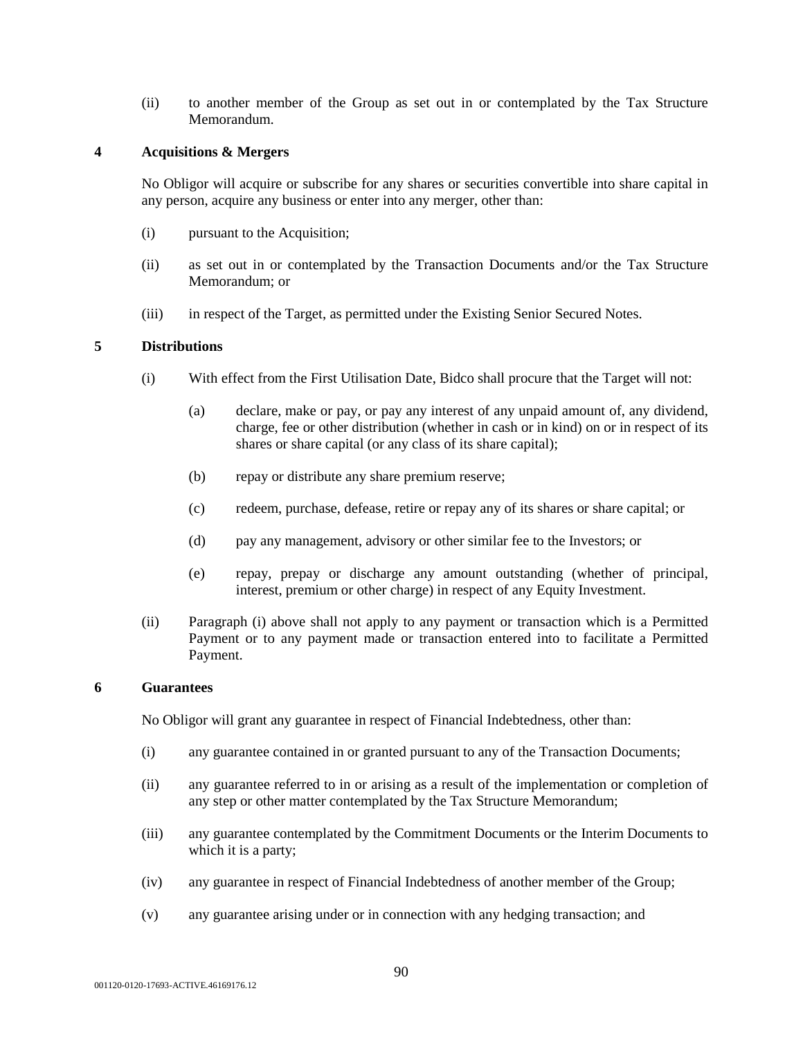(ii) to another member of the Group as set out in or contemplated by the Tax Structure Memorandum.

**4 Acquisitions & Mergers**

No Obligor will acquire or subscribe for any shares or securities convertible into share capital in any person, acquire any business or enter into any merger, other than:

(i) pursuant to the Acquisition;

(ii) as set out in or contemplated by the Transaction Documents and/or the Tax Structure Memorandum; or

(iii) in respect of the Target, as permitted under the Existing Senior Secured Notes.

**5 Distributions**

(i) With effect from the First Utilisation Date, Bidco shall procure that the Target will not:

(a) declare, make or pay, or pay any interest of any unpaid amount of, any dividend, charge, fee or other distribution (whether in cash or in kind) on or in respect of its shares or share capital (or any class of its share capital);

(b) repay or distribute any share premium reserve;

(c) redeem, purchase, defease, retire or repay any of its shares or share capital; or

(d) pay any management, advisory or other similar fee to the Investors; or

(e) repay, prepay or discharge any amount outstanding (whether of principal, interest, premium or other charge) in respect of any Equity Investment.

(ii) Paragraph (i) above shall not apply to any payment or transaction which is a Permitted Payment or to any payment made or transaction entered into to facilitate a Permitted Payment.

**6 Guarantees**

No Obligor will grant any guarantee in respect of Financial Indebtedness, other than:

(i) any guarantee contained in or granted pursuant to any of the Transaction Documents;

(ii) any guarantee referred to in or arising as a result of the implementation or completion of any step or other matter contemplated by the Tax Structure Memorandum;

(iii) any guarantee contemplated by the Commitment Documents or the Interim Documents to which it is a party;

(iv) any guarantee in respect of Financial Indebtedness of another member of the Group;

(v) any guarantee arising under or in connection with any hedging transaction; and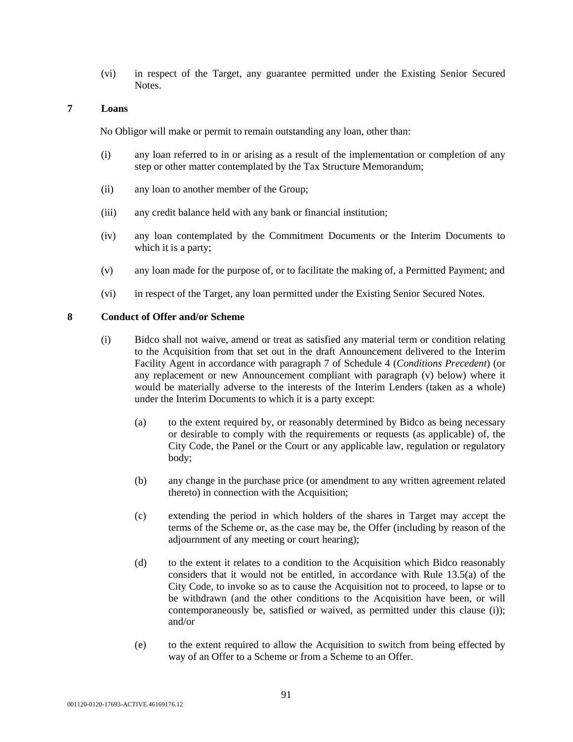(vi) in respect of the Target, any guarantee permitted under the Existing Senior Secured Notes.

**7 Loans**

No Obligor will make or permit to remain outstanding any loan, other than:

(i) any loan referred to in or arising as a result of the implementation or completion of any step or other matter contemplated by the Tax Structure Memorandum;

(ii) any loan to another member of the Group;

(iii) any credit balance held with any bank or financial institution;

(iv) any loan contemplated by the Commitment Documents or the Interim Documents to which it is a party;

(v) any loan made for the purpose of, or to facilitate the making of, a Permitted Payment; and

(vi) in respect of the Target, any loan permitted under the Existing Senior Secured Notes.

**8 Conduct of Offer and/or Scheme**

(i) Bidco shall not waive, amend or treat as satisfied any material term or condition relating to the Acquisition from that set out in the draft Announcement delivered to the Interim Facility Agent in accordance with paragraph 7 of Schedule 4 (*Conditions Precedent*) (or any replacement or new Announcement compliant with paragraph (v) below) where it would be materially adverse to the interests of the Interim Lenders (taken as a whole) under the Interim Documents to which it is a party except:

(a) to the extent required by, or reasonably determined by Bidco as being necessary or desirable to comply with the requirements or requests (as applicable) of, the City Code, the Panel or the Court or any applicable law, regulation or regulatory body;

(b) any change in the purchase price (or amendment to any written agreement related thereto) in connection with the Acquisition;

(c) extending the period in which holders of the shares in Target may accept the terms of the Scheme or, as the case may be, the Offer (including by reason of the adjournment of any meeting or court hearing);

(d) to the extent it relates to a condition to the Acquisition which Bidco reasonably considers that it would not be entitled, in accordance with Rule 13.5(a) of the City Code, to invoke so as to cause the Acquisition not to proceed, to lapse or to be withdrawn (and the other conditions to the Acquisition have been, or will contemporaneously be, satisfied or waived, as permitted under this clause (i)); and/or

(e) to the extent required to allow the Acquisition to switch from being effected by way of an Offer to a Scheme or from a Scheme to an Offer.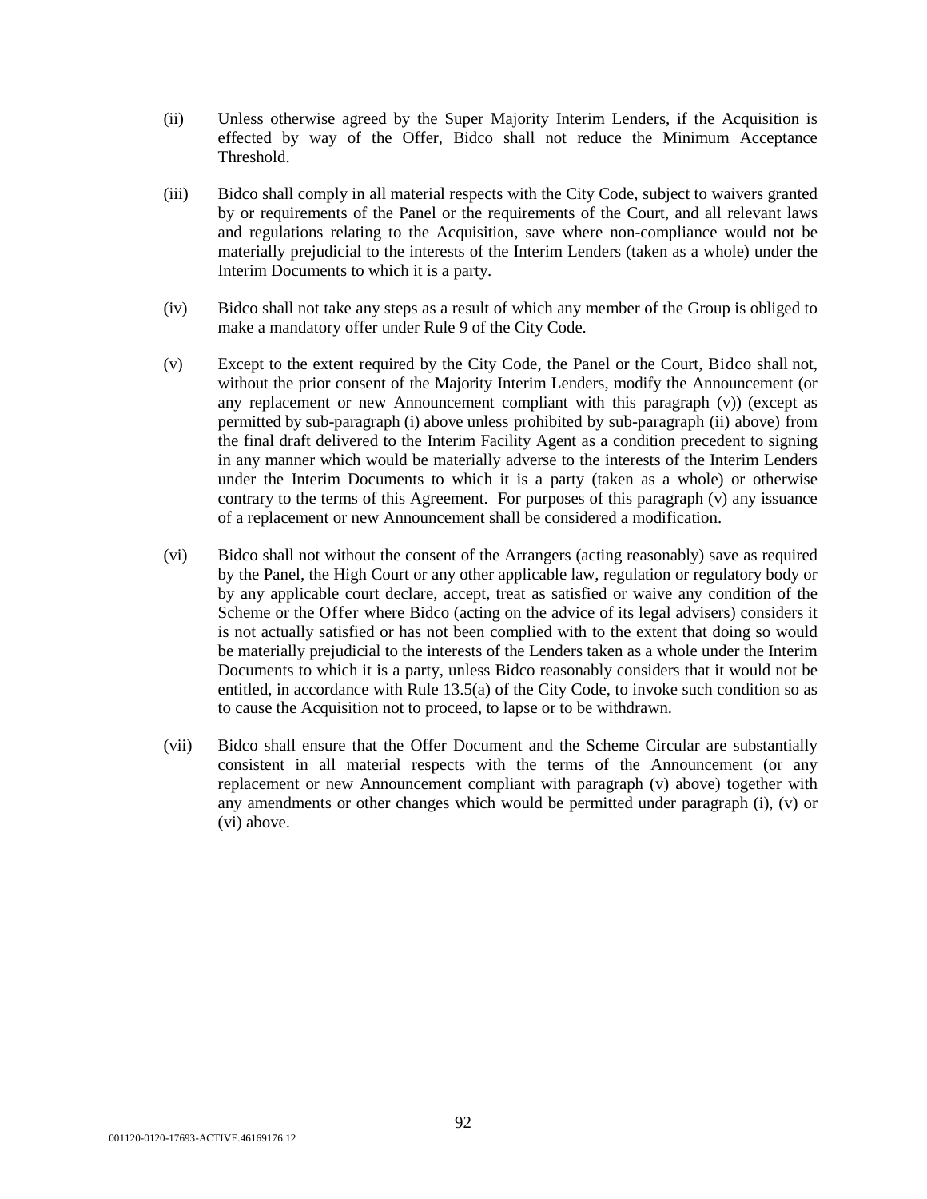(ii) Unless otherwise agreed by the Super Majority Interim Lenders, if the Acquisition is effected by way of the Offer, Bidco shall not reduce the Minimum Acceptance Threshold.

(iii) Bidco shall comply in all material respects with the City Code, subject to waivers granted by or requirements of the Panel or the requirements of the Court, and all relevant laws and regulations relating to the Acquisition, save where non-compliance would not be materially prejudicial to the interests of the Interim Lenders (taken as a whole) under the Interim Documents to which it is a party.

(iv) Bidco shall not take any steps as a result of which any member of the Group is obliged to make a mandatory offer under Rule 9 of the City Code.

(v) Except to the extent required by the City Code, the Panel or the Court, Bidco shall not, without the prior consent of the Majority Interim Lenders, modify the Announcement (or any replacement or new Announcement compliant with this paragraph (v)) (except as permitted by sub-paragraph (i) above unless prohibited by sub-paragraph (ii) above) from the final draft delivered to the Interim Facility Agent as a condition precedent to signing in any manner which would be materially adverse to the interests of the Interim Lenders under the Interim Documents to which it is a party (taken as a whole) or otherwise contrary to the terms of this Agreement. For purposes of this paragraph (v) any issuance of a replacement or new Announcement shall be considered a modification.

(vi) Bidco shall not without the consent of the Arrangers (acting reasonably) save as required by the Panel, the High Court or any other applicable law, regulation or regulatory body or by any applicable court declare, accept, treat as satisfied or waive any condition of the Scheme or the Offer where Bidco (acting on the advice of its legal advisers) considers it is not actually satisfied or has not been complied with to the extent that doing so would be materially prejudicial to the interests of the Lenders taken as a whole under the Interim Documents to which it is a party, unless Bidco reasonably considers that it would not be entitled, in accordance with Rule 13.5(a) of the City Code, to invoke such condition so as to cause the Acquisition not to proceed, to lapse or to be withdrawn.

(vii) Bidco shall ensure that the Offer Document and the Scheme Circular are substantially consistent in all material respects with the terms of the Announcement (or any replacement or new Announcement compliant with paragraph (v) above) together with any amendments or other changes which would be permitted under paragraph (i), (v) or (vi) above.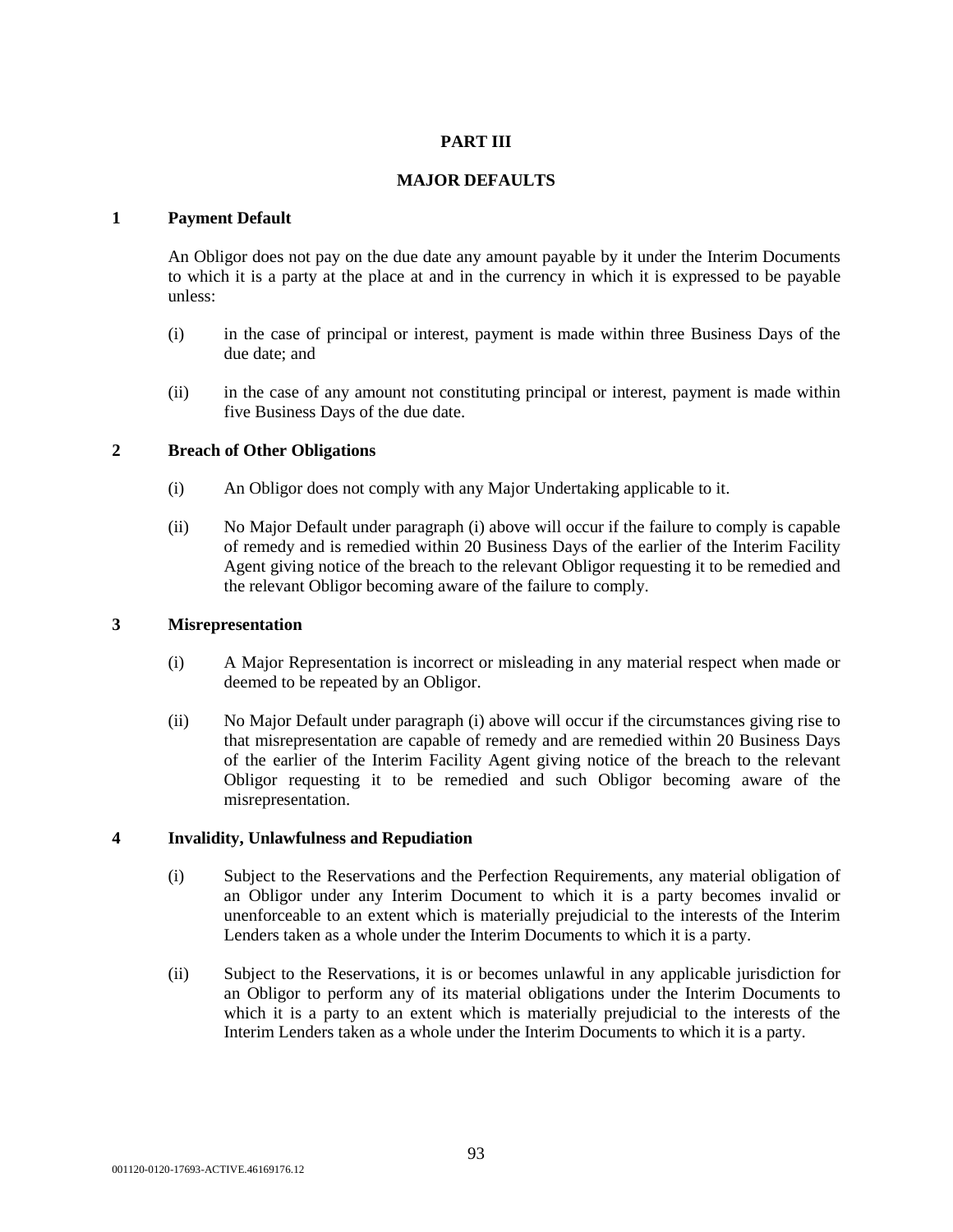# PART III

## MAJOR DEFAULTS

### 1 Payment Default

An Obligor does not pay on the due date any amount payable by it under the Interim Documents to which it is a party at the place at and in the currency in which it is expressed to be payable unless:

(i) in the case of principal or interest, payment is made within three Business Days of the due date; and

(ii) in the case of any amount not constituting principal or interest, payment is made within five Business Days of the due date.

### 2 Breach of Other Obligations

(i) An Obligor does not comply with any Major Undertaking applicable to it.

(ii) No Major Default under paragraph (i) above will occur if the failure to comply is capable of remedy and is remedied within 20 Business Days of the earlier of the Interim Facility Agent giving notice of the breach to the relevant Obligor requesting it to be remedied and the relevant Obligor becoming aware of the failure to comply.

### 3 Misrepresentation

(i) A Major Representation is incorrect or misleading in any material respect when made or deemed to be repeated by an Obligor.

(ii) No Major Default under paragraph (i) above will occur if the circumstances giving rise to that misrepresentation are capable of remedy and are remedied within 20 Business Days of the earlier of the Interim Facility Agent giving notice of the breach to the relevant Obligor requesting it to be remedied and such Obligor becoming aware of the misrepresentation.

### 4 Invalidity, Unlawfulness and Repudiation

(i) Subject to the Reservations and the Perfection Requirements, any material obligation of an Obligor under any Interim Document to which it is a party becomes invalid or unenforceable to an extent which is materially prejudicial to the interests of the Interim Lenders taken as a whole under the Interim Documents to which it is a party.

(ii) Subject to the Reservations, it is or becomes unlawful in any applicable jurisdiction for an Obligor to perform any of its material obligations under the Interim Documents to which it is a party to an extent which is materially prejudicial to the interests of the Interim Lenders taken as a whole under the Interim Documents to which it is a party.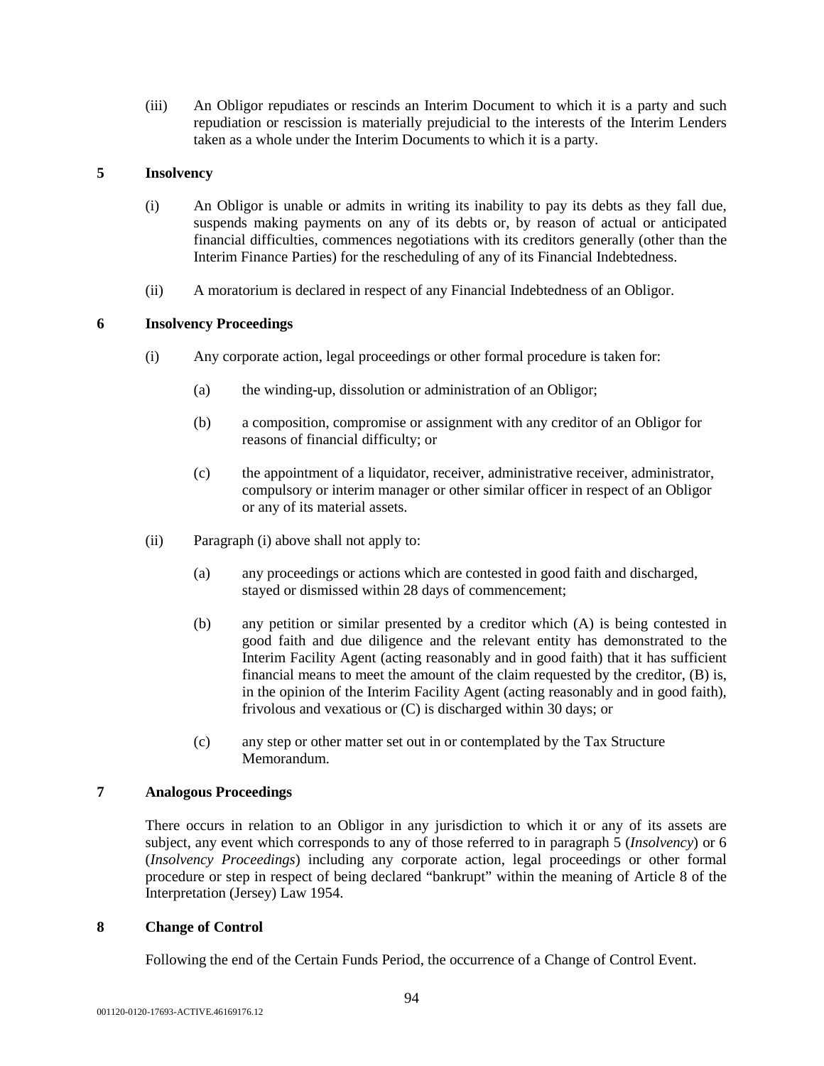(iii) An Obligor repudiates or rescinds an Interim Document to which it is a party and such repudiation or rescission is materially prejudicial to the interests of the Interim Lenders taken as a whole under the Interim Documents to which it is a party.

## 5 Insolvency

(i) An Obligor is unable or admits in writing its inability to pay its debts as they fall due, suspends making payments on any of its debts or, by reason of actual or anticipated financial difficulties, commences negotiations with its creditors generally (other than the Interim Finance Parties) for the rescheduling of any of its Financial Indebtedness.

(ii) A moratorium is declared in respect of any Financial Indebtedness of an Obligor.

## 6 Insolvency Proceedings

(i) Any corporate action, legal proceedings or other formal procedure is taken for:

(a) the winding-up, dissolution or administration of an Obligor;

(b) a composition, compromise or assignment with any creditor of an Obligor for reasons of financial difficulty; or

(c) the appointment of a liquidator, receiver, administrative receiver, administrator, compulsory or interim manager or other similar officer in respect of an Obligor or any of its material assets.

(ii) Paragraph (i) above shall not apply to:

(a) any proceedings or actions which are contested in good faith and discharged, stayed or dismissed within 28 days of commencement;

(b) any petition or similar presented by a creditor which (A) is being contested in good faith and due diligence and the relevant entity has demonstrated to the Interim Facility Agent (acting reasonably and in good faith) that it has sufficient financial means to meet the amount of the claim requested by the creditor, (B) is, in the opinion of the Interim Facility Agent (acting reasonably and in good faith), frivolous and vexatious or (C) is discharged within 30 days; or

(c) any step or other matter set out in or contemplated by the Tax Structure Memorandum.

## 7 Analogous Proceedings

There occurs in relation to an Obligor in any jurisdiction to which it or any of its assets are subject, any event which corresponds to any of those referred to in paragraph 5 (*Insolvency*) or 6 (*Insolvency Proceedings*) including any corporate action, legal proceedings or other formal procedure or step in respect of being declared "bankrupt" within the meaning of Article 8 of the Interpretation (Jersey) Law 1954.

## 8 Change of Control

Following the end of the Certain Funds Period, the occurrence of a Change of Control Event.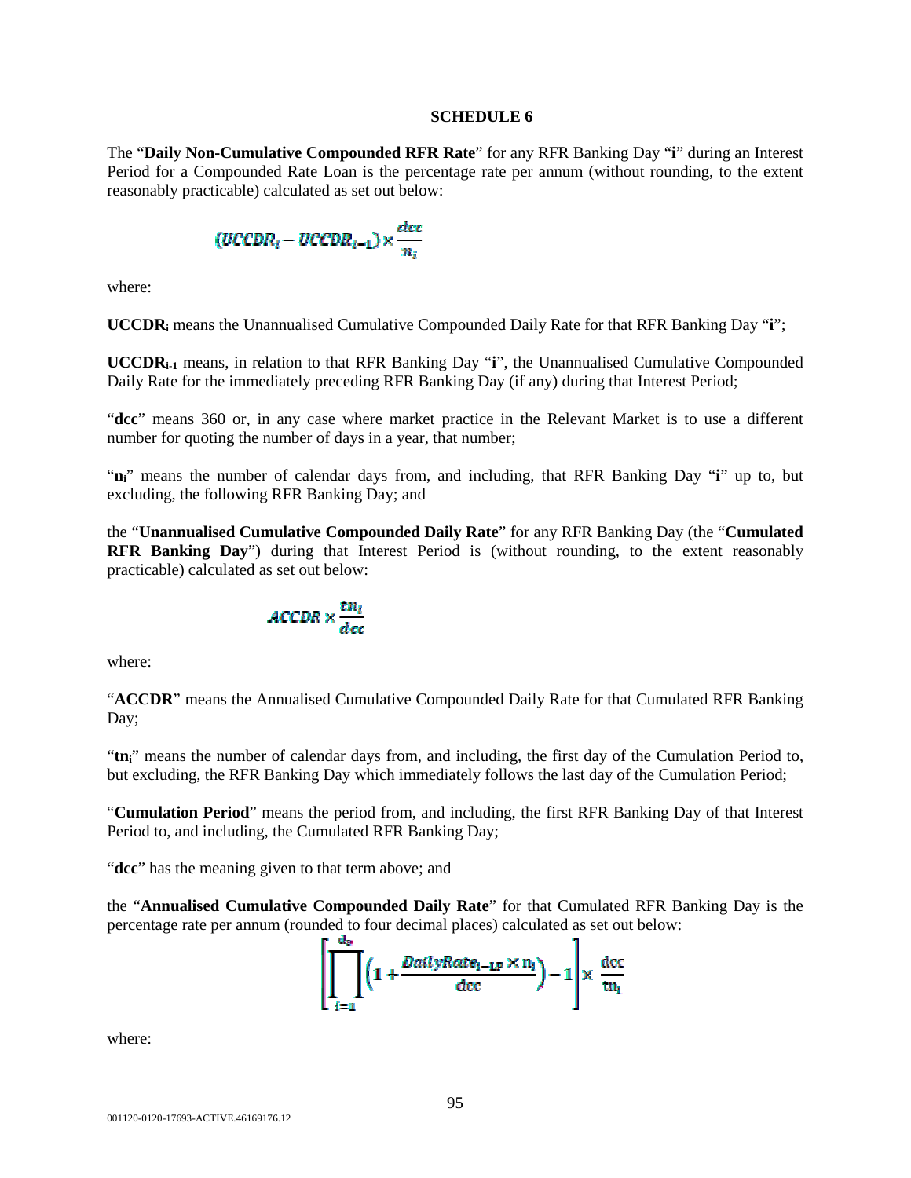## SCHEDULE 6

The "**Daily Non-Cumulative Compounded RFR Rate**" for any RFR Banking Day "**i**" during an Interest Period for a Compounded Rate Loan is the percentage rate per annum (without rounding, to the extent reasonably practicable) calculated as set out below:

$$(UCCDR_i - UCCDR_{i-1}) \times \frac{dcc}{n_i}$$

where:

**$UCCDR_i$** means the Unannualised Cumulative Compounded Daily Rate for that RFR Banking Day "**i**";

**$UCCDR_{i-1}$** means, in relation to that RFR Banking Day "**i**", the Unannualised Cumulative Compounded Daily Rate for the immediately preceding RFR Banking Day (if any) during that Interest Period;

"**dcc**" means 360 or, in any case where market practice in the Relevant Market is to use a different number for quoting the number of days in a year, that number;

"**$n_i$**" means the number of calendar days from, and including, that RFR Banking Day "**i**" up to, but excluding, the following RFR Banking Day; and

the "**Unannualised Cumulative Compounded Daily Rate**" for any RFR Banking Day (the "**Cumulated RFR Banking Day**") during that Interest Period is (without rounding, to the extent reasonably practicable) calculated as set out below:

$$ACCDR \times \frac{tn_i}{dcc}$$

where:

"**ACCDR**" means the Annualised Cumulative Compounded Daily Rate for that Cumulated RFR Banking Day;

"**$tn_i$**" means the number of calendar days from, and including, the first day of the Cumulation Period to, but excluding, the RFR Banking Day which immediately follows the last day of the Cumulation Period;

"**Cumulation Period**" means the period from, and including, the first RFR Banking Day of that Interest Period to, and including, the Cumulated RFR Banking Day;

"**dcc**" has the meaning given to that term above; and

the "**Annualised Cumulative Compounded Daily Rate**" for that Cumulated RFR Banking Day is the percentage rate per annum (rounded to four decimal places) calculated as set out below:

$$\left[\prod_{i=1}^{d_0}\left(1 + \frac{DailyRate_{i-LP} \times n_i}{dcc}\right) - 1\right] \times \frac{dcc}{tn_i}$$

where: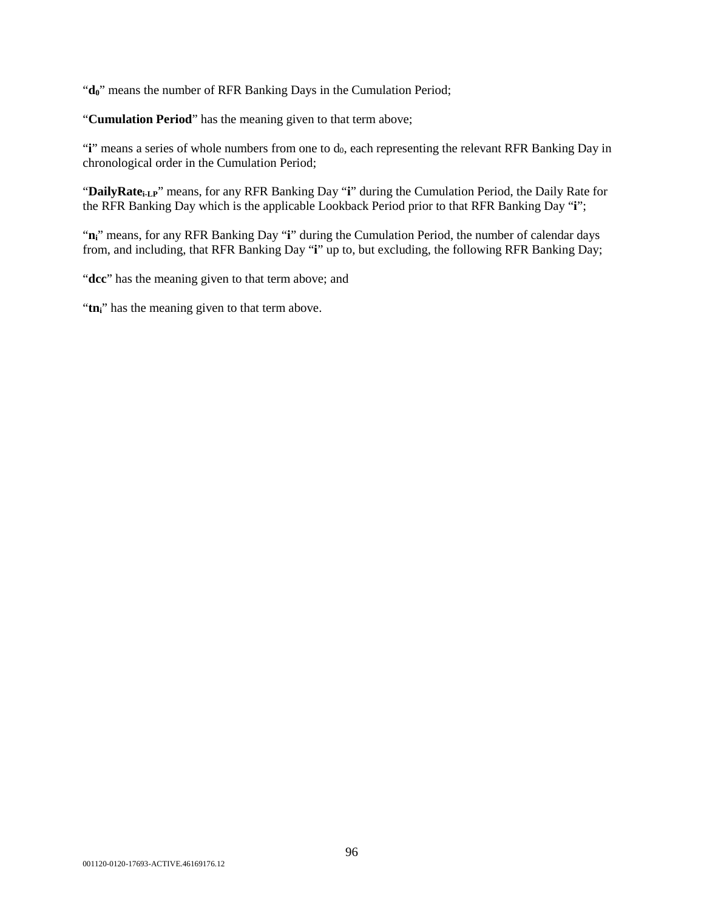"$d_0$" means the number of RFR Banking Days in the Cumulation Period;

"**Cumulation Period**" has the meaning given to that term above;

"**i**" means a series of whole numbers from one to $d_0$, each representing the relevant RFR Banking Day in chronological order in the Cumulation Period;

"$\mathbf{DailyRate_{i-LP}}$" means, for any RFR Banking Day "**i**" during the Cumulation Period, the Daily Rate for the RFR Banking Day which is the applicable Lookback Period prior to that RFR Banking Day "**i**";

"$\mathbf{n_i}$" means, for any RFR Banking Day "**i**" during the Cumulation Period, the number of calendar days from, and including, that RFR Banking Day "**i**" up to, but excluding, the following RFR Banking Day;

"**dcc**" has the meaning given to that term above; and

"$\mathbf{tn_i}$" has the meaning given to that term above.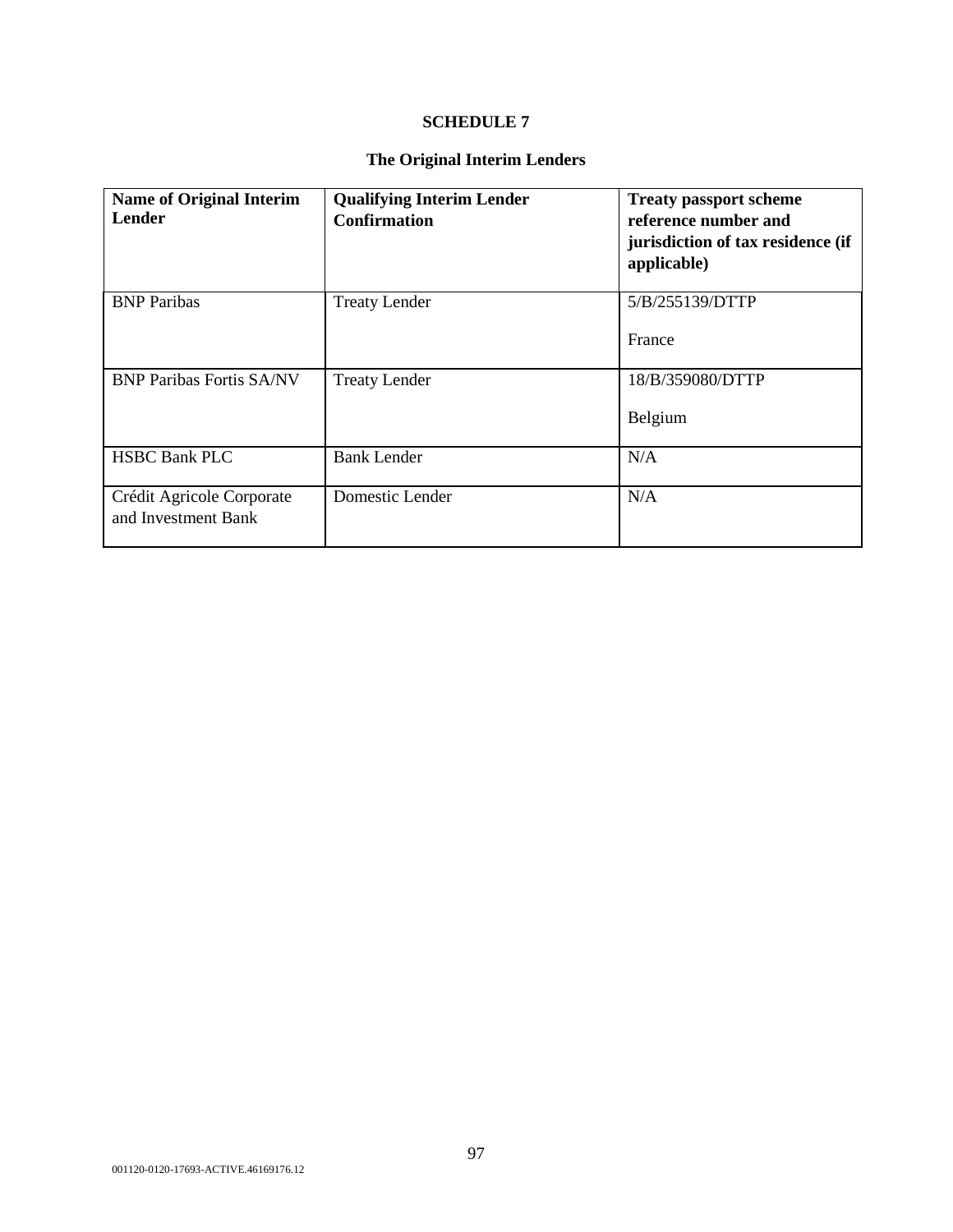# SCHEDULE 7

## The Original Interim Lenders

| Name of Original Interim Lender | Qualifying Interim Lender Confirmation | Treaty passport scheme reference number and jurisdiction of tax residence (if applicable) |
|---|---|---|
| BNP Paribas | Treaty Lender | 5/B/255139/DTTP<br><br>France |
| BNP Paribas Fortis SA/NV | Treaty Lender | 18/B/359080/DTTP<br><br>Belgium |
| HSBC Bank PLC | Bank Lender | N/A |
| Crédit Agricole Corporate and Investment Bank | Domestic Lender | N/A |

001120-0120-17693-ACTIVE.46169176.12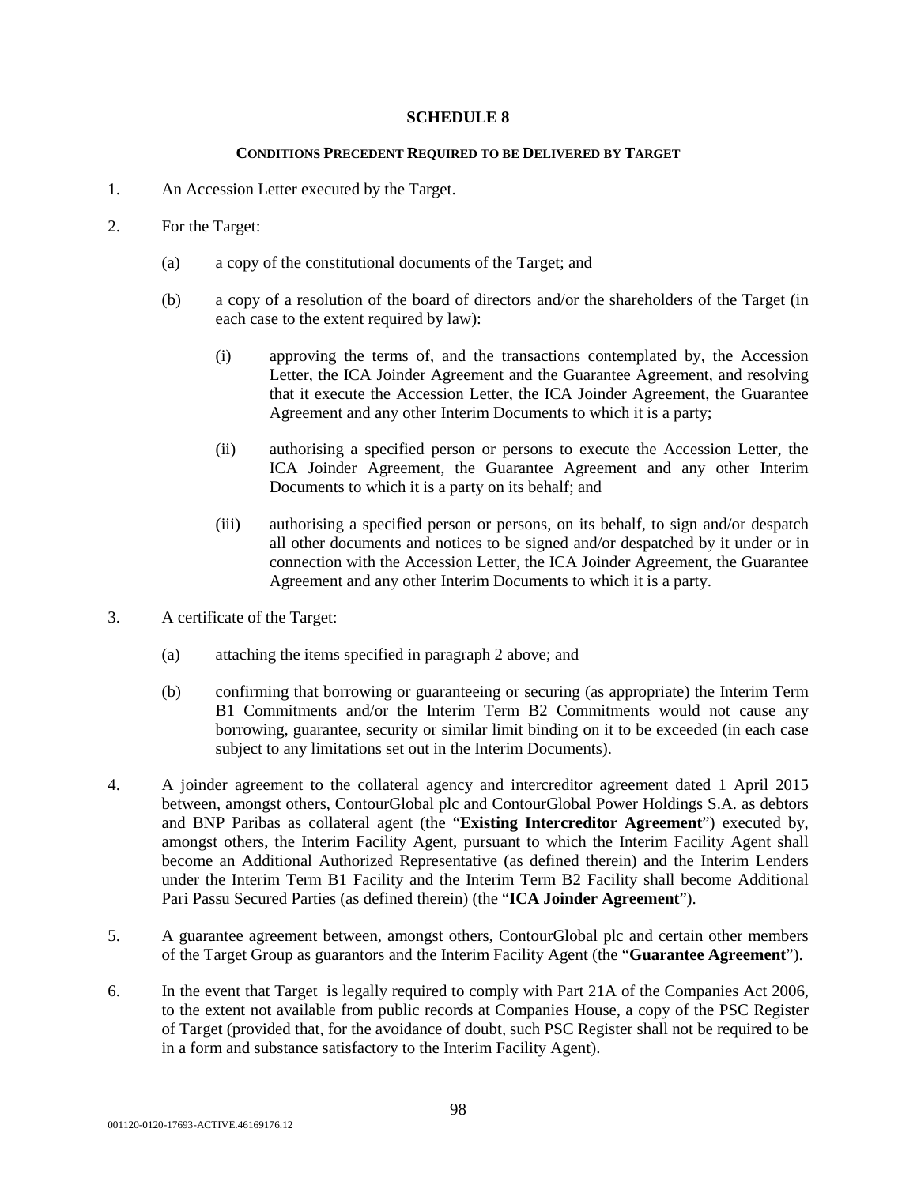# SCHEDULE 8

## CONDITIONS PRECEDENT REQUIRED TO BE DELIVERED BY TARGET

1. An Accession Letter executed by the Target.

2. For the Target:

   (a) a copy of the constitutional documents of the Target; and

   (b) a copy of a resolution of the board of directors and/or the shareholders of the Target (in each case to the extent required by law):

      (i) approving the terms of, and the transactions contemplated by, the Accession Letter, the ICA Joinder Agreement and the Guarantee Agreement, and resolving that it execute the Accession Letter, the ICA Joinder Agreement, the Guarantee Agreement and any other Interim Documents to which it is a party;

      (ii) authorising a specified person or persons to execute the Accession Letter, the ICA Joinder Agreement, the Guarantee Agreement and any other Interim Documents to which it is a party on its behalf; and

      (iii) authorising a specified person or persons, on its behalf, to sign and/or despatch all other documents and notices to be signed and/or despatched by it under or in connection with the Accession Letter, the ICA Joinder Agreement, the Guarantee Agreement and any other Interim Documents to which it is a party.

3. A certificate of the Target:

   (a) attaching the items specified in paragraph 2 above; and

   (b) confirming that borrowing or guaranteeing or securing (as appropriate) the Interim Term B1 Commitments and/or the Interim Term B2 Commitments would not cause any borrowing, guarantee, security or similar limit binding on it to be exceeded (in each case subject to any limitations set out in the Interim Documents).

4. A joinder agreement to the collateral agency and intercreditor agreement dated 1 April 2015 between, amongst others, ContourGlobal plc and ContourGlobal Power Holdings S.A. as debtors and BNP Paribas as collateral agent (the "**Existing Intercreditor Agreement**") executed by, amongst others, the Interim Facility Agent, pursuant to which the Interim Facility Agent shall become an Additional Authorized Representative (as defined therein) and the Interim Lenders under the Interim Term B1 Facility and the Interim Term B2 Facility shall become Additional Pari Passu Secured Parties (as defined therein) (the "**ICA Joinder Agreement**").

5. A guarantee agreement between, amongst others, ContourGlobal plc and certain other members of the Target Group as guarantors and the Interim Facility Agent (the "**Guarantee Agreement**").

6. In the event that Target is legally required to comply with Part 21A of the Companies Act 2006, to the extent not available from public records at Companies House, a copy of the PSC Register of Target (provided that, for the avoidance of doubt, such PSC Register shall not be required to be in a form and substance satisfactory to the Interim Facility Agent).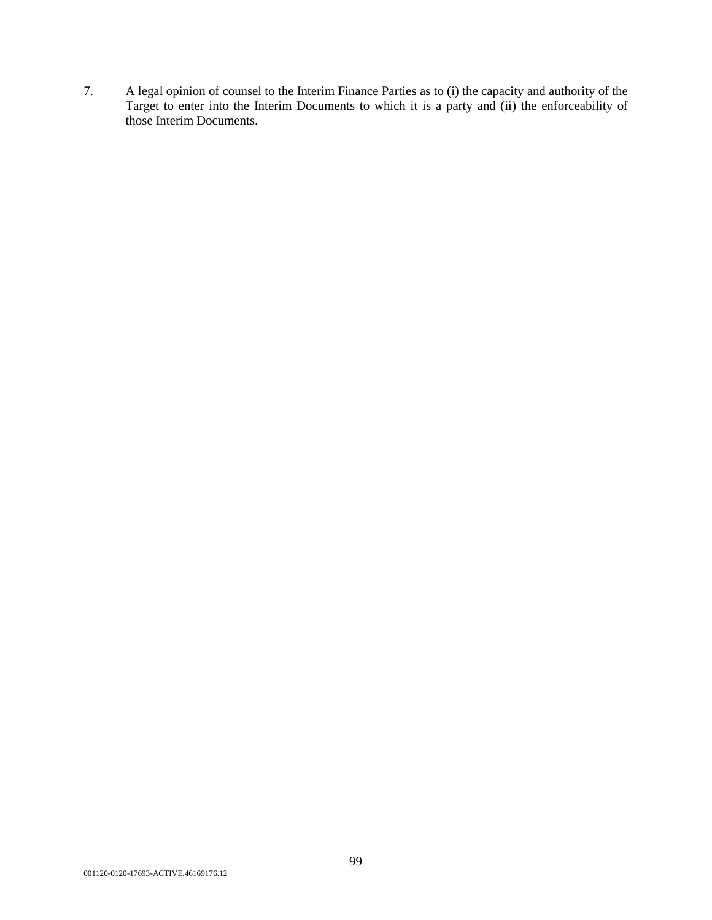7. A legal opinion of counsel to the Interim Finance Parties as to (i) the capacity and authority of the Target to enter into the Interim Documents to which it is a party and (ii) the enforceability of those Interim Documents.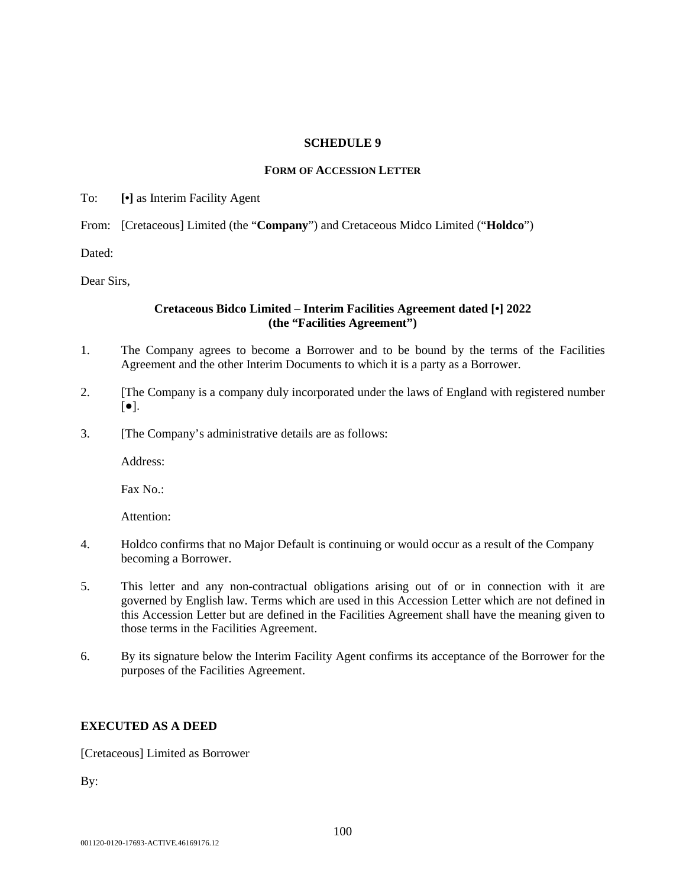## SCHEDULE 9

### FORM OF ACCESSION LETTER

To: **[•]** as Interim Facility Agent

From: [Cretaceous] Limited (the "**Company**") and Cretaceous Midco Limited ("**Holdco**")

Dated:

Dear Sirs,

**Cretaceous Bidco Limited – Interim Facilities Agreement dated [•] 2022 (the "Facilities Agreement")**

1. The Company agrees to become a Borrower and to be bound by the terms of the Facilities Agreement and the other Interim Documents to which it is a party as a Borrower.

2. [The Company is a company duly incorporated under the laws of England with registered number [●].

3. [The Company's administrative details are as follows:

   Address:

   Fax No.:

   Attention:

4. Holdco confirms that no Major Default is continuing or would occur as a result of the Company becoming a Borrower.

5. This letter and any non-contractual obligations arising out of or in connection with it are governed by English law. Terms which are used in this Accession Letter which are not defined in this Accession Letter but are defined in the Facilities Agreement shall have the meaning given to those terms in the Facilities Agreement.

6. By its signature below the Interim Facility Agent confirms its acceptance of the Borrower for the purposes of the Facilities Agreement.

**EXECUTED AS A DEED**

[Cretaceous] Limited as Borrower

By:

001120-0120-17693-ACTIVE.46169176.12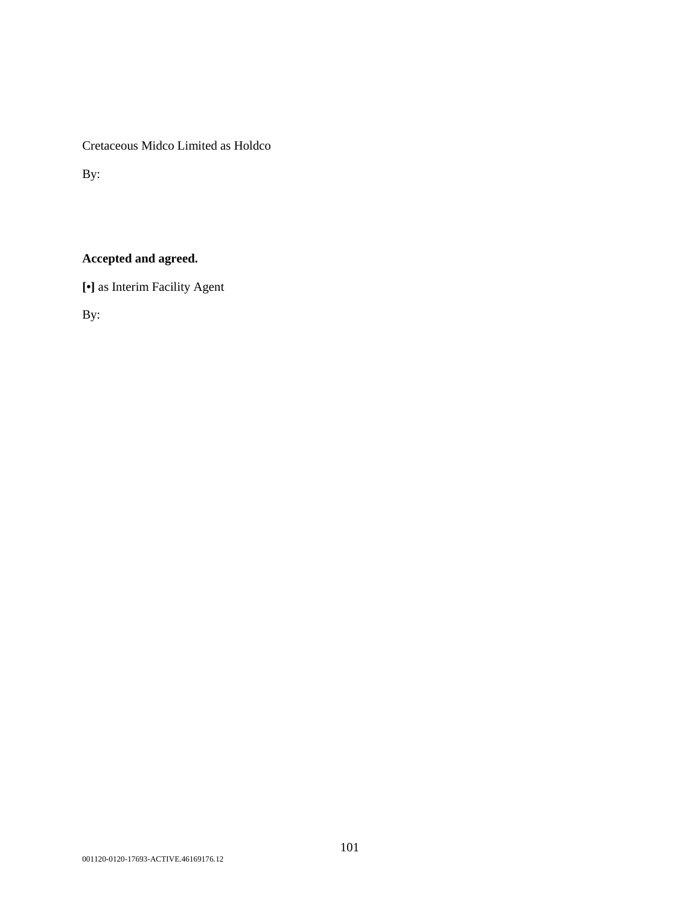Cretaceous Midco Limited as Holdco

By:

**Accepted and agreed.**

**[•]** as Interim Facility Agent

By: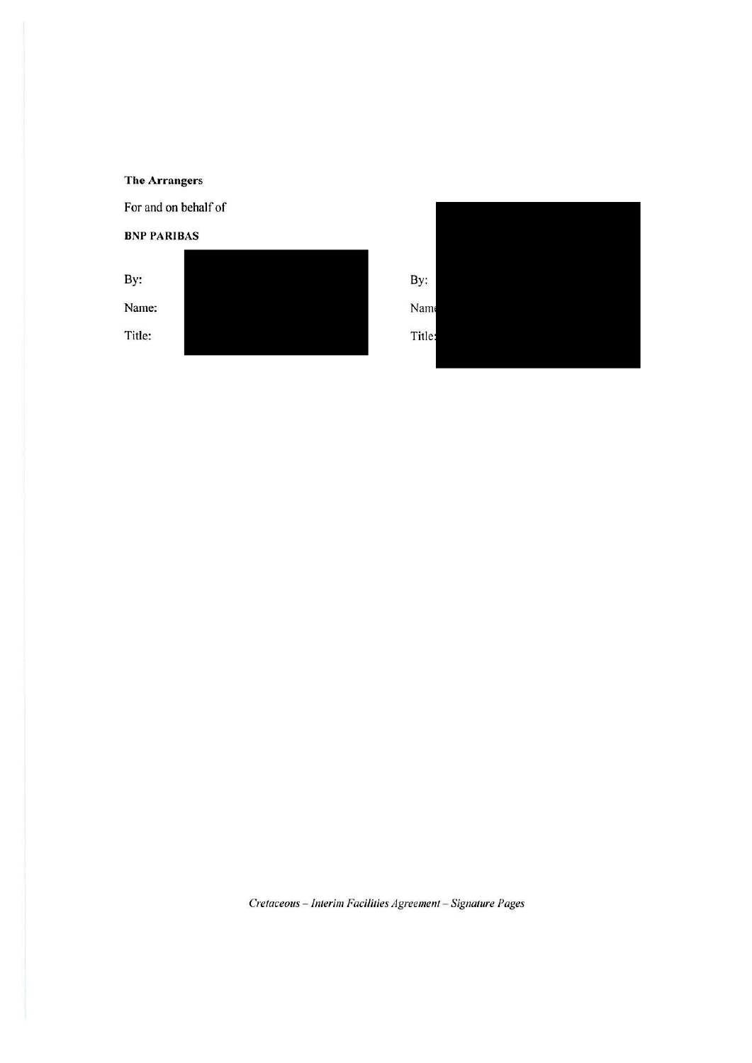**The Arrangers**

For and on behalf of

**BNP PARIBAS**

By:

Name:

Title:

By:

Name:

Title:

*Cretaceous – Interim Facilities Agreement – Signature Pages*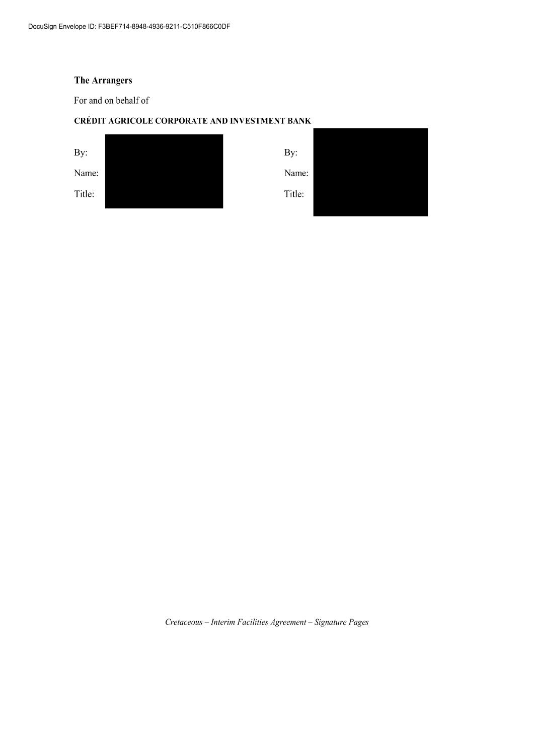**The Arrangers**

For and on behalf of

**CRÉDIT AGRICOLE CORPORATE AND INVESTMENT BANK**

By:

Name:

Title:

By:

Name:

Title: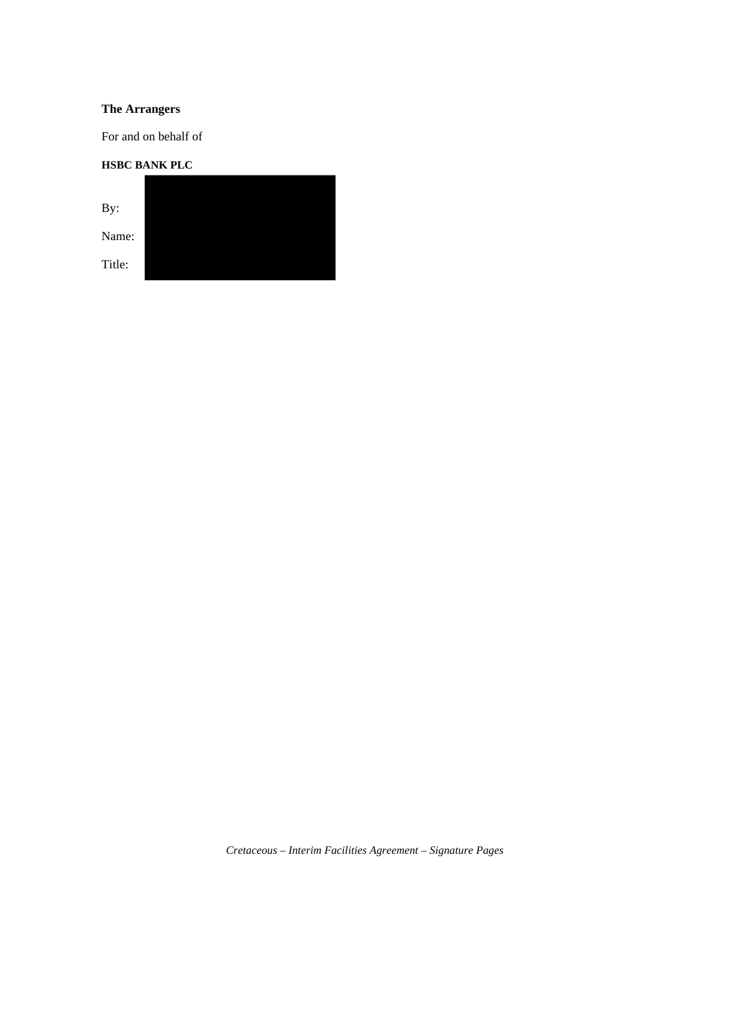**The Arrangers**

For and on behalf of

**HSBC BANK PLC**

By:

Name:

Title:

*Cretaceous – Interim Facilities Agreement – Signature Pages*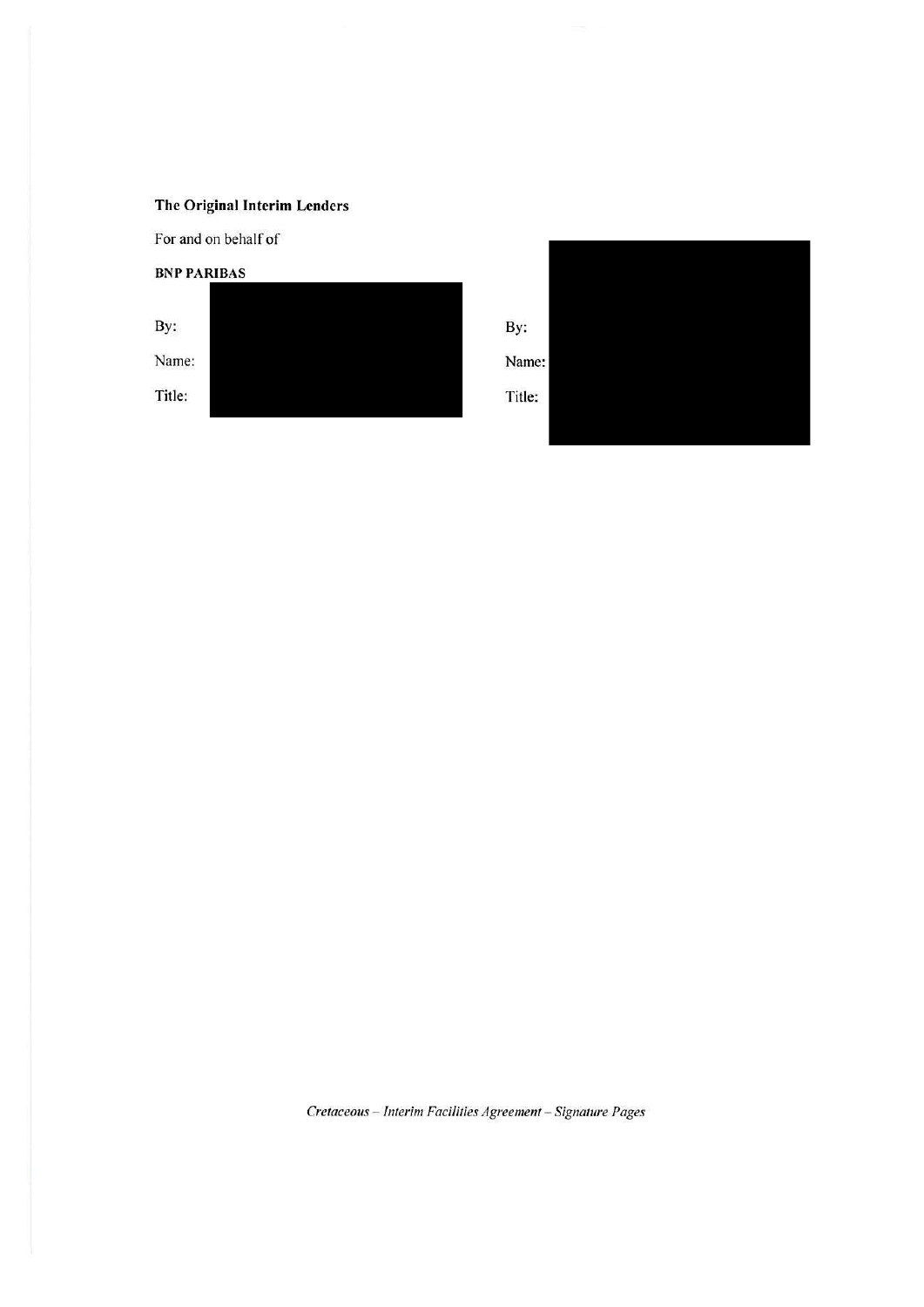**The Original Interim Lenders**

For and on behalf of

**BNP PARIBAS**

By:

Name:

Title:

By:

Name:

Title:

*Cretaceous – Interim Facilities Agreement – Signature Pages*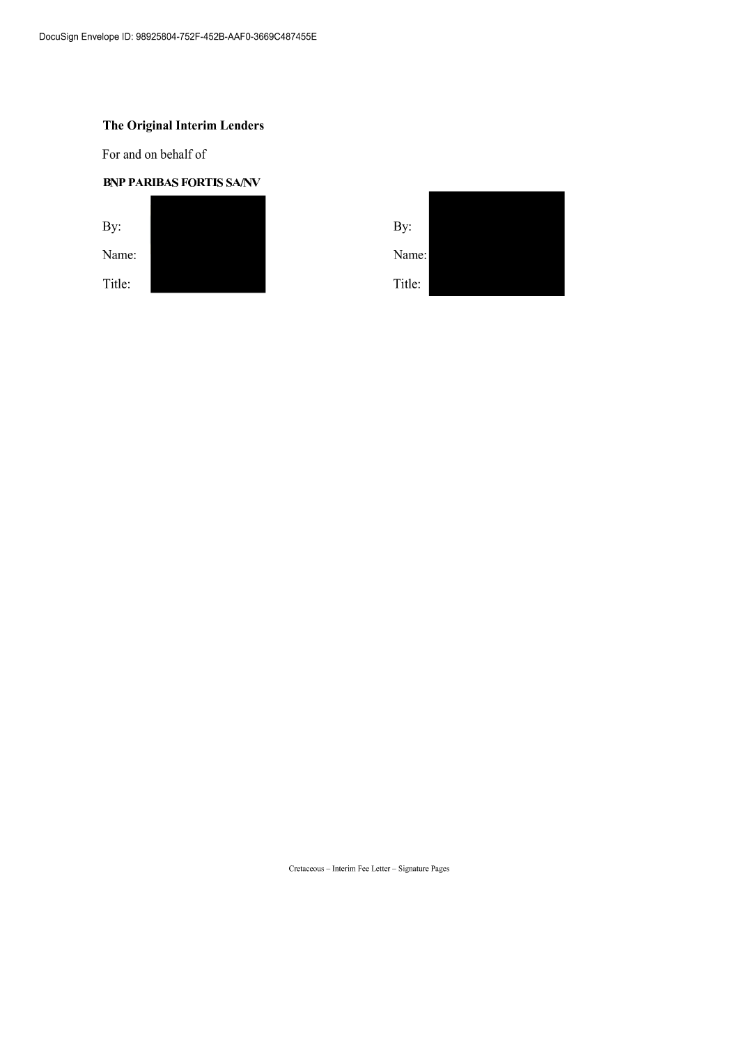**The Original Interim Lenders**

For and on behalf of

**BNP PARIBAS FORTIS SA/NV**

By:

Name:

Title:

By:

Name:

Title: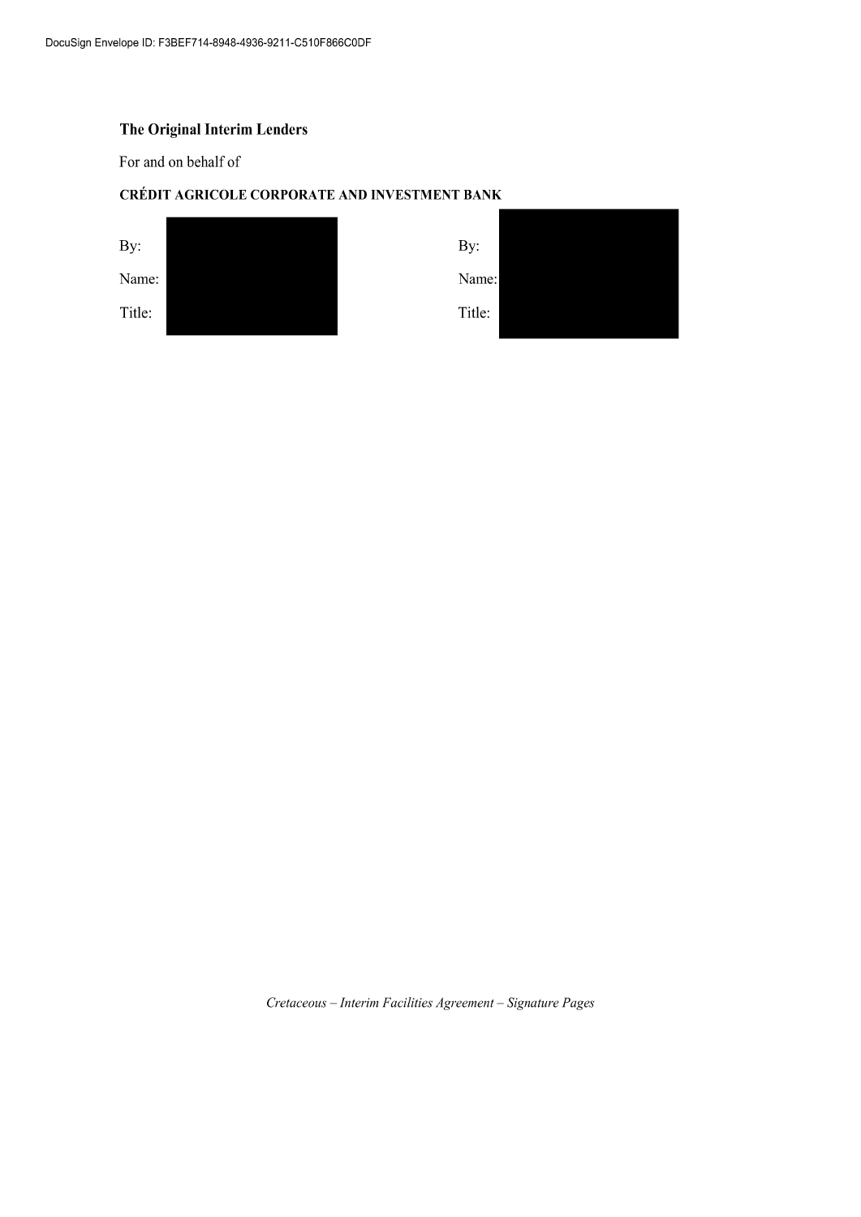**The Original Interim Lenders**

For and on behalf of

**CRÉDIT AGRICOLE CORPORATE AND INVESTMENT BANK**

By:

Name:

Title:

By:

Name:

Title:

*Cretaceous – Interim Facilities Agreement – Signature Pages*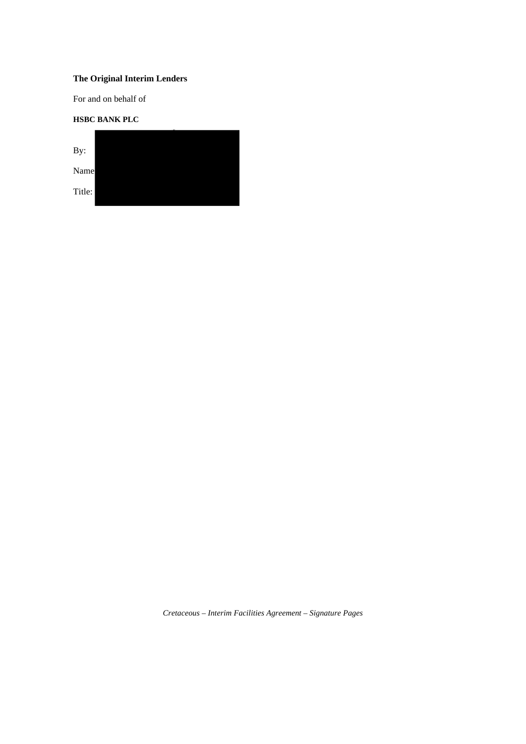**The Original Interim Lenders**

For and on behalf of

**HSBC BANK PLC**

By:

Name

Title: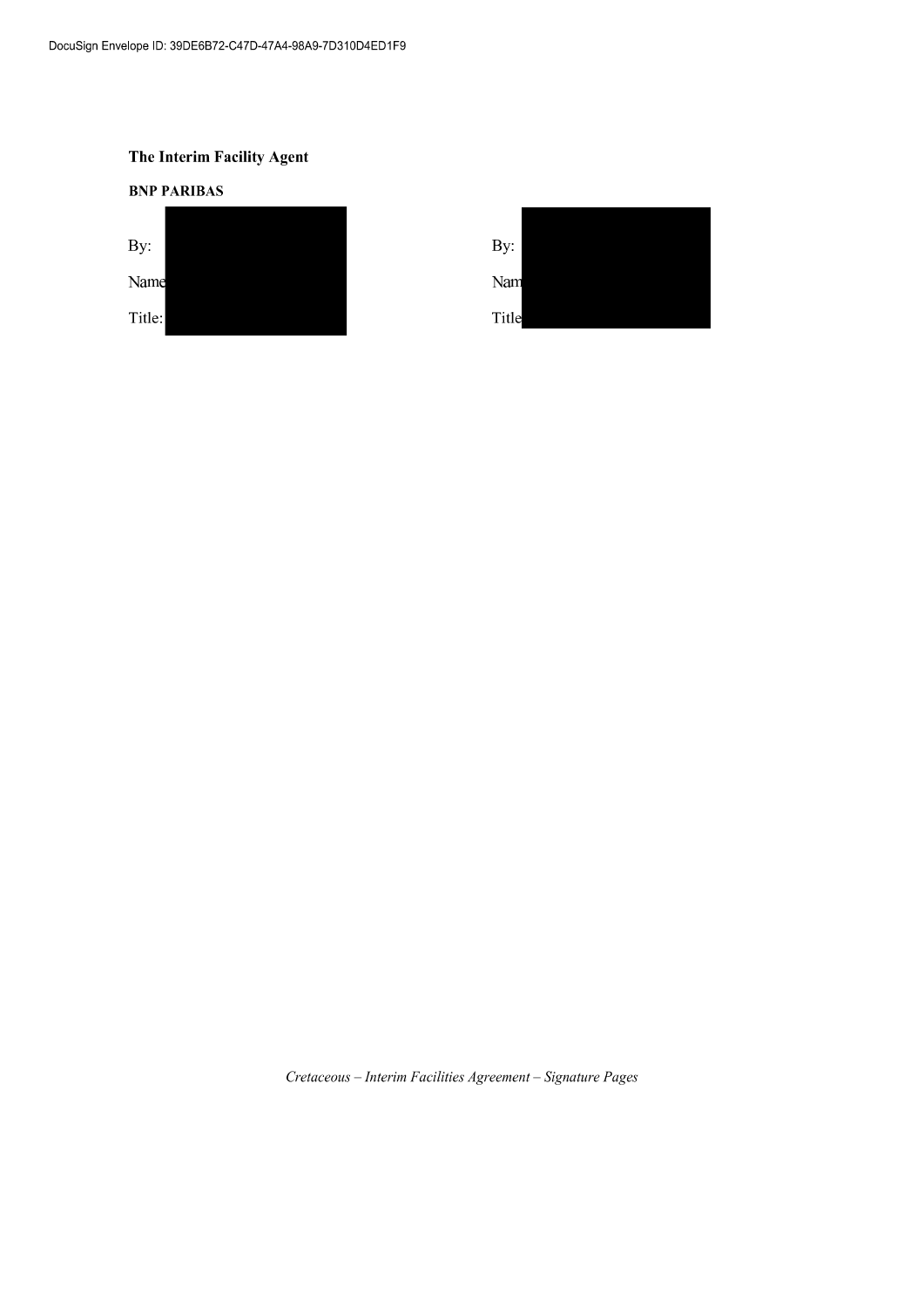**The Interim Facility Agent**

**BNP PARIBAS**

By:

Name:

Title:

By:

Name:

Title:

*Cretaceous – Interim Facilities Agreement – Signature Pages*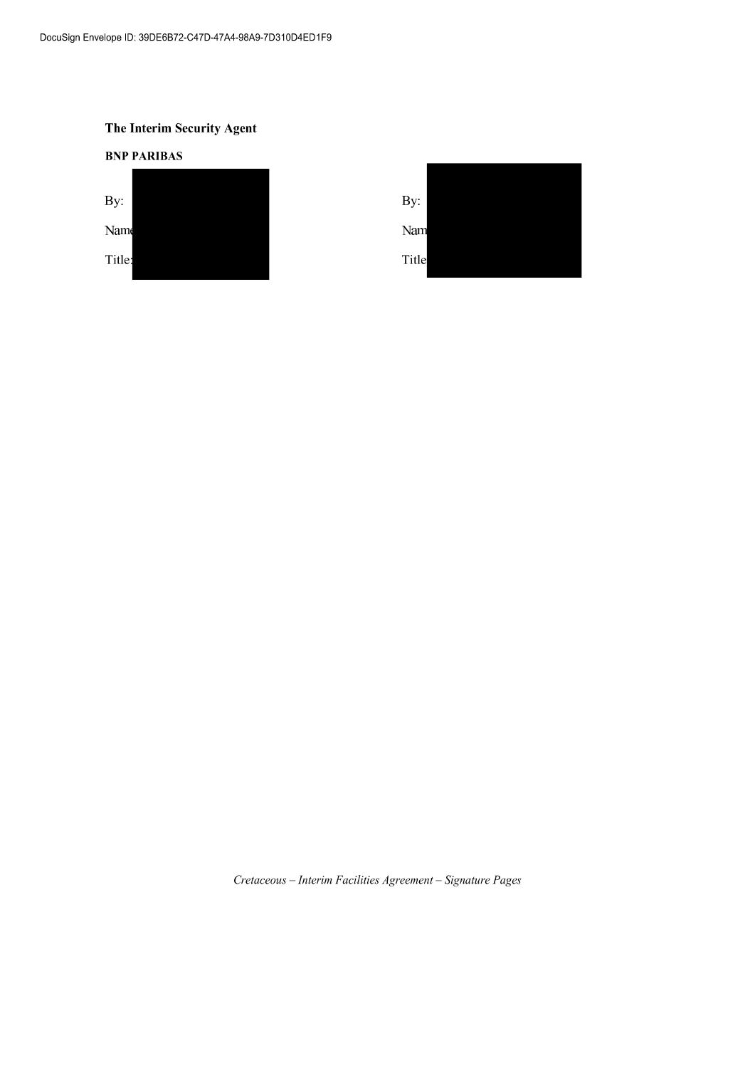**The Interim Security Agent**

**BNP PARIBAS**

By:

Name

Title:

By:

Nam

Title

*Cretaceous – Interim Facilities Agreement – Signature Pages*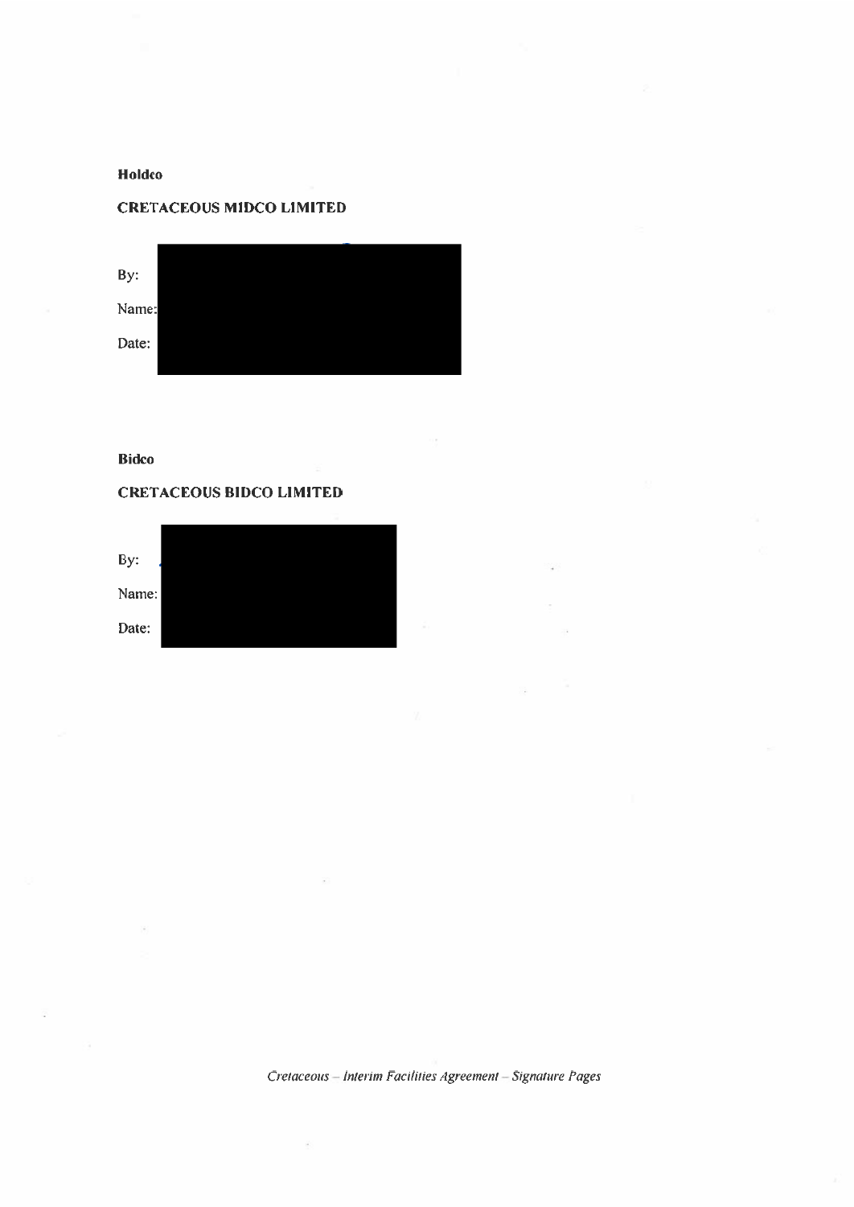**Holdco**

**CRETACEOUS MIDCO LIMITED**

By:

Name:

Date:

**Bidco**

**CRETACEOUS BIDCO LIMITED**

By:

Name:

Date:

*Cretaceous – Interim Facilities Agreement – Signature Pages*